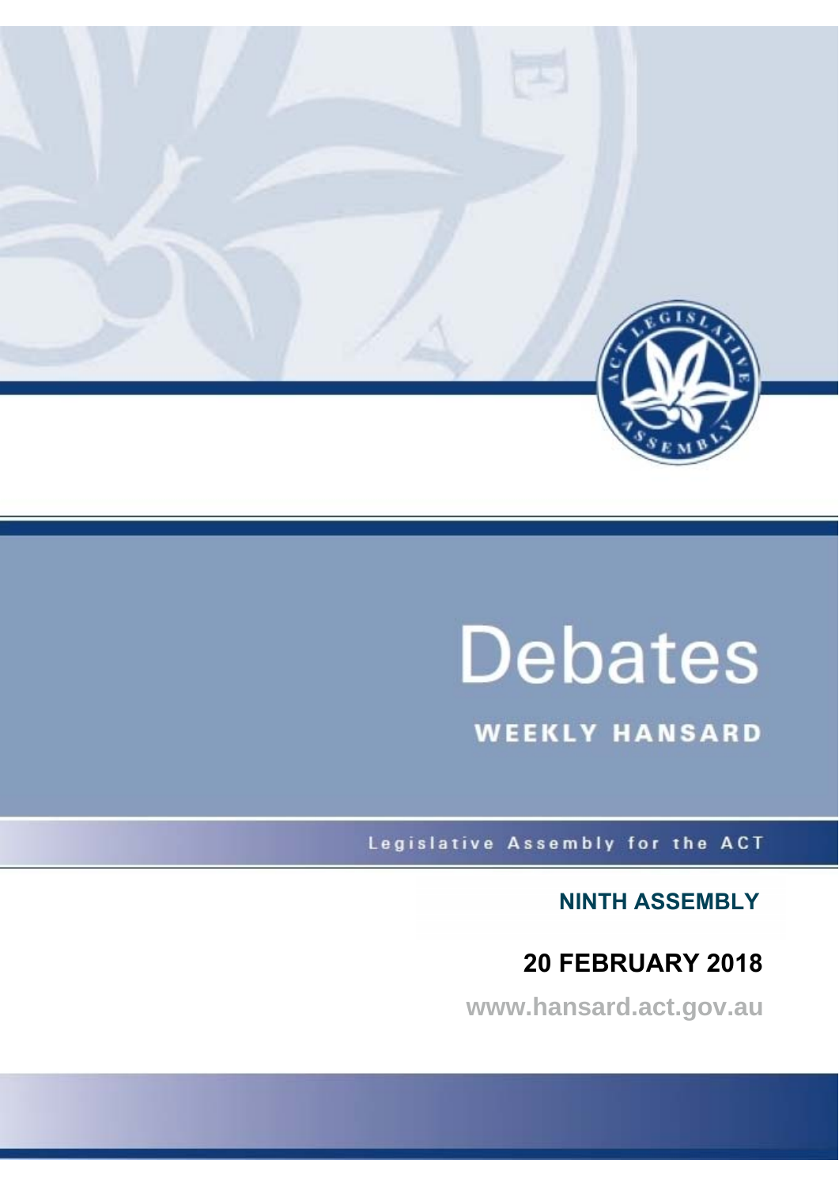# Debates

## WEEKLY HANSARD

Legislative Assembly for the ACT

**NINTH ASSEMBLY**

**20 FEBRUARY 2018**

www.hansard.act.gov.au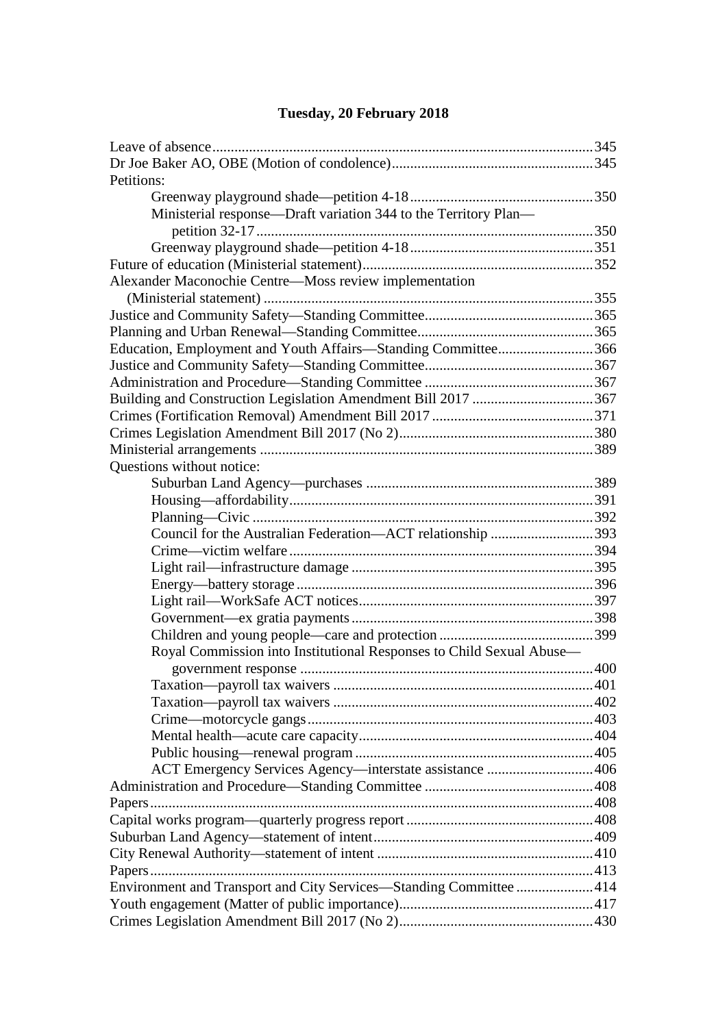## Tuesday, 20 February 2018

Leave of absence ........ 345
Dr Joe Baker AO, OBE (Motion of condolence) ........ 345
Petitions:
- Greenway playground shade—petition 4-18 ........ 350
- Ministerial response—Draft variation 344 to the Territory Plan—petition 32-17 ........ 350
- Greenway playground shade—petition 4-18 ........ 351

Future of education (Ministerial statement) ........ 352
Alexander Maconochie Centre—Moss review implementation (Ministerial statement) ........ 355
Justice and Community Safety—Standing Committee ........ 365
Planning and Urban Renewal—Standing Committee ........ 365
Education, Employment and Youth Affairs—Standing Committee ........ 366
Justice and Community Safety—Standing Committee ........ 367
Administration and Procedure—Standing Committee ........ 367
Building and Construction Legislation Amendment Bill 2017 ........ 367
Crimes (Fortification Removal) Amendment Bill 2017 ........ 371
Crimes Legislation Amendment Bill 2017 (No 2) ........ 380
Ministerial arrangements ........ 389
Questions without notice:
- Suburban Land Agency—purchases ........ 389
- Housing—affordability ........ 391
- Planning—Civic ........ 392
- Council for the Australian Federation—ACT relationship ........ 393
- Crime—victim welfare ........ 394
- Light rail—infrastructure damage ........ 395
- Energy—battery storage ........ 396
- Light rail—WorkSafe ACT notices ........ 397
- Government—ex gratia payments ........ 398
- Children and young people—care and protection ........ 399
- Royal Commission into Institutional Responses to Child Sexual Abuse—government response ........ 400
- Taxation—payroll tax waivers ........ 401
- Taxation—payroll tax waivers ........ 402
- Crime—motorcycle gangs ........ 403
- Mental health—acute care capacity ........ 404
- Public housing—renewal program ........ 405
- ACT Emergency Services Agency—interstate assistance ........ 406

Administration and Procedure—Standing Committee ........ 408
Papers ........ 408
Capital works program—quarterly progress report ........ 408
Suburban Land Agency—statement of intent ........ 409
City Renewal Authority—statement of intent ........ 410
Papers ........ 413
Environment and Transport and City Services—Standing Committee ........ 414
Youth engagement (Matter of public importance) ........ 417
Crimes Legislation Amendment Bill 2017 (No 2) ........ 430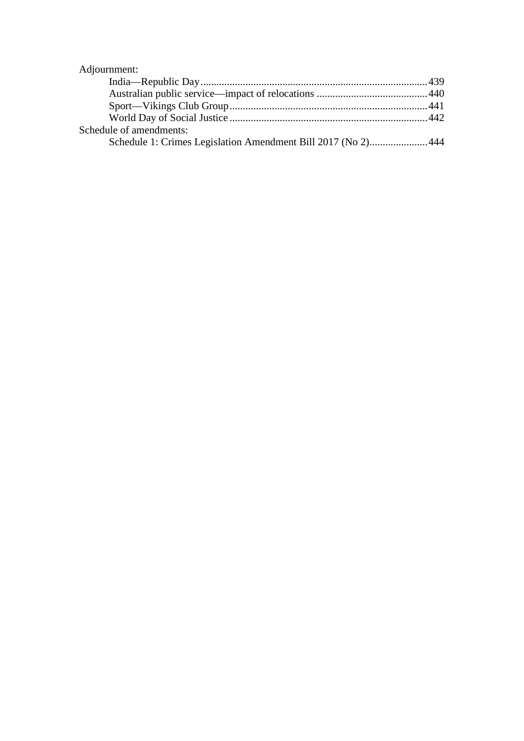Adjournment:

- India—Republic Day....439
- Australian public service—impact of relocations....440
- Sport—Vikings Club Group....441
- World Day of Social Justice....442

Schedule of amendments:

- Schedule 1: Crimes Legislation Amendment Bill 2017 (No 2)....444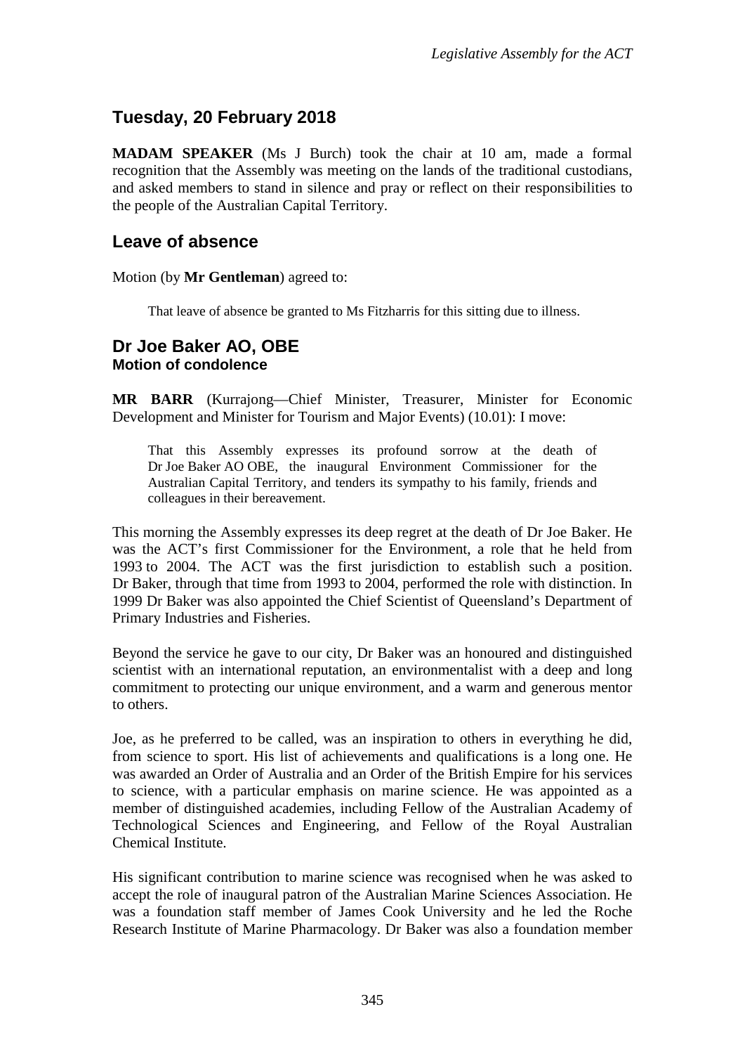## Tuesday, 20 February 2018

**MADAM SPEAKER** (Ms J Burch) took the chair at 10 am, made a formal recognition that the Assembly was meeting on the lands of the traditional custodians, and asked members to stand in silence and pray or reflect on their responsibilities to the people of the Australian Capital Territory.

## Leave of absence

Motion (by **Mr Gentleman**) agreed to:

> That leave of absence be granted to Ms Fitzharris for this sitting due to illness.

## Dr Joe Baker AO, OBE
### Motion of condolence

**MR BARR** (Kurrajong—Chief Minister, Treasurer, Minister for Economic Development and Minister for Tourism and Major Events) (10.01): I move:

> That this Assembly expresses its profound sorrow at the death of Dr Joe Baker AO OBE, the inaugural Environment Commissioner for the Australian Capital Territory, and tenders its sympathy to his family, friends and colleagues in their bereavement.

This morning the Assembly expresses its deep regret at the death of Dr Joe Baker. He was the ACT's first Commissioner for the Environment, a role that he held from 1993 to 2004. The ACT was the first jurisdiction to establish such a position. Dr Baker, through that time from 1993 to 2004, performed the role with distinction. In 1999 Dr Baker was also appointed the Chief Scientist of Queensland's Department of Primary Industries and Fisheries.

Beyond the service he gave to our city, Dr Baker was an honoured and distinguished scientist with an international reputation, an environmentalist with a deep and long commitment to protecting our unique environment, and a warm and generous mentor to others.

Joe, as he preferred to be called, was an inspiration to others in everything he did, from science to sport. His list of achievements and qualifications is a long one. He was awarded an Order of Australia and an Order of the British Empire for his services to science, with a particular emphasis on marine science. He was appointed as a member of distinguished academies, including Fellow of the Australian Academy of Technological Sciences and Engineering, and Fellow of the Royal Australian Chemical Institute.

His significant contribution to marine science was recognised when he was asked to accept the role of inaugural patron of the Australian Marine Sciences Association. He was a foundation staff member of James Cook University and he led the Roche Research Institute of Marine Pharmacology. Dr Baker was also a foundation member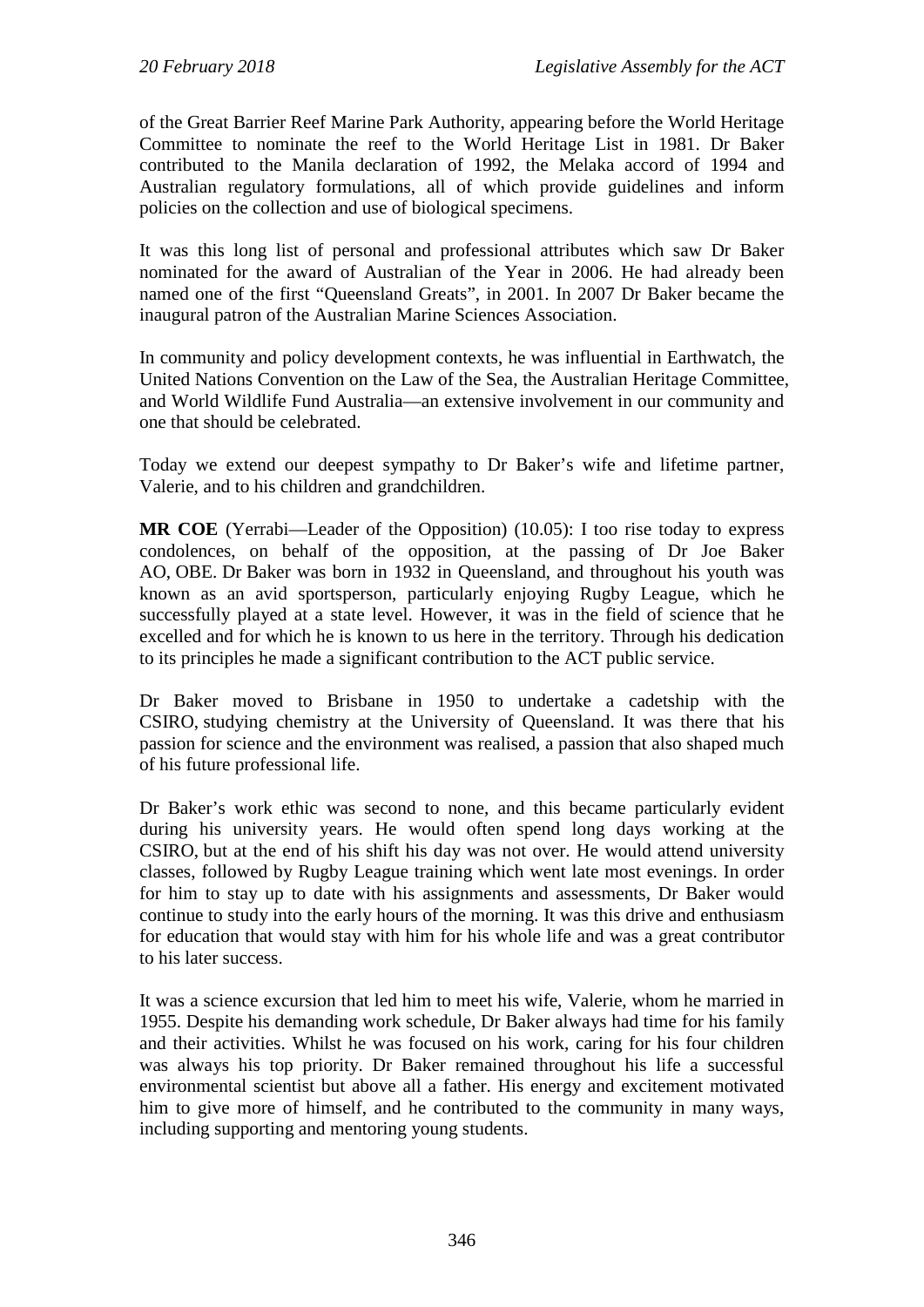of the Great Barrier Reef Marine Park Authority, appearing before the World Heritage Committee to nominate the reef to the World Heritage List in 1981. Dr Baker contributed to the Manila declaration of 1992, the Melaka accord of 1994 and Australian regulatory formulations, all of which provide guidelines and inform policies on the collection and use of biological specimens.

It was this long list of personal and professional attributes which saw Dr Baker nominated for the award of Australian of the Year in 2006. He had already been named one of the first "Queensland Greats", in 2001. In 2007 Dr Baker became the inaugural patron of the Australian Marine Sciences Association.

In community and policy development contexts, he was influential in Earthwatch, the United Nations Convention on the Law of the Sea, the Australian Heritage Committee, and World Wildlife Fund Australia—an extensive involvement in our community and one that should be celebrated.

Today we extend our deepest sympathy to Dr Baker's wife and lifetime partner, Valerie, and to his children and grandchildren.

**MR COE** (Yerrabi—Leader of the Opposition) (10.05): I too rise today to express condolences, on behalf of the opposition, at the passing of Dr Joe Baker AO, OBE. Dr Baker was born in 1932 in Queensland, and throughout his youth was known as an avid sportsperson, particularly enjoying Rugby League, which he successfully played at a state level. However, it was in the field of science that he excelled and for which he is known to us here in the territory. Through his dedication to its principles he made a significant contribution to the ACT public service.

Dr Baker moved to Brisbane in 1950 to undertake a cadetship with the CSIRO, studying chemistry at the University of Queensland. It was there that his passion for science and the environment was realised, a passion that also shaped much of his future professional life.

Dr Baker's work ethic was second to none, and this became particularly evident during his university years. He would often spend long days working at the CSIRO, but at the end of his shift his day was not over. He would attend university classes, followed by Rugby League training which went late most evenings. In order for him to stay up to date with his assignments and assessments, Dr Baker would continue to study into the early hours of the morning. It was this drive and enthusiasm for education that would stay with him for his whole life and was a great contributor to his later success.

It was a science excursion that led him to meet his wife, Valerie, whom he married in 1955. Despite his demanding work schedule, Dr Baker always had time for his family and their activities. Whilst he was focused on his work, caring for his four children was always his top priority. Dr Baker remained throughout his life a successful environmental scientist but above all a father. His energy and excitement motivated him to give more of himself, and he contributed to the community in many ways, including supporting and mentoring young students.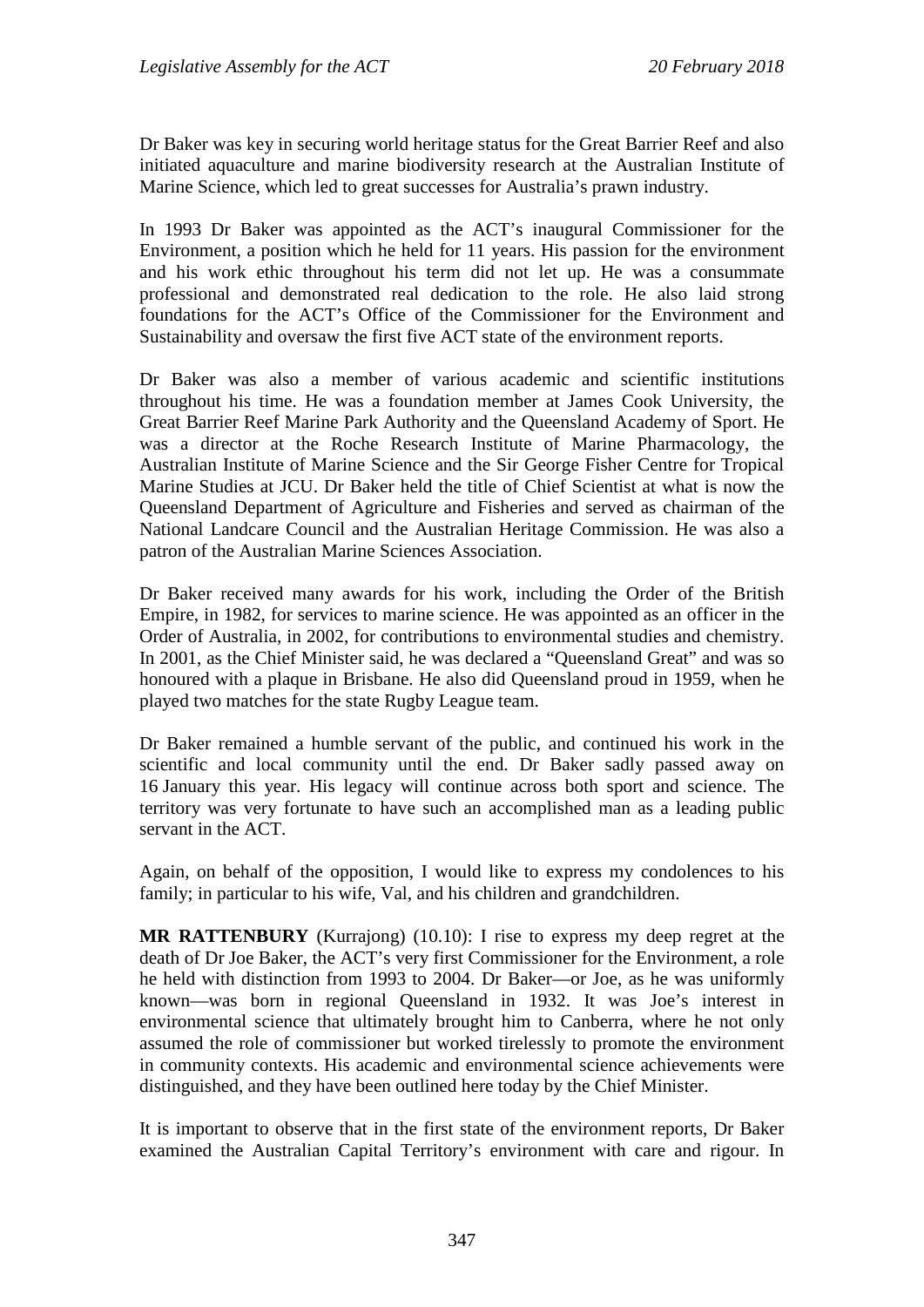Dr Baker was key in securing world heritage status for the Great Barrier Reef and also initiated aquaculture and marine biodiversity research at the Australian Institute of Marine Science, which led to great successes for Australia's prawn industry.

In 1993 Dr Baker was appointed as the ACT's inaugural Commissioner for the Environment, a position which he held for 11 years. His passion for the environment and his work ethic throughout his term did not let up. He was a consummate professional and demonstrated real dedication to the role. He also laid strong foundations for the ACT's Office of the Commissioner for the Environment and Sustainability and oversaw the first five ACT state of the environment reports.

Dr Baker was also a member of various academic and scientific institutions throughout his time. He was a foundation member at James Cook University, the Great Barrier Reef Marine Park Authority and the Queensland Academy of Sport. He was a director at the Roche Research Institute of Marine Pharmacology, the Australian Institute of Marine Science and the Sir George Fisher Centre for Tropical Marine Studies at JCU. Dr Baker held the title of Chief Scientist at what is now the Queensland Department of Agriculture and Fisheries and served as chairman of the National Landcare Council and the Australian Heritage Commission. He was also a patron of the Australian Marine Sciences Association.

Dr Baker received many awards for his work, including the Order of the British Empire, in 1982, for services to marine science. He was appointed as an officer in the Order of Australia, in 2002, for contributions to environmental studies and chemistry. In 2001, as the Chief Minister said, he was declared a "Queensland Great" and was so honoured with a plaque in Brisbane. He also did Queensland proud in 1959, when he played two matches for the state Rugby League team.

Dr Baker remained a humble servant of the public, and continued his work in the scientific and local community until the end. Dr Baker sadly passed away on 16 January this year. His legacy will continue across both sport and science. The territory was very fortunate to have such an accomplished man as a leading public servant in the ACT.

Again, on behalf of the opposition, I would like to express my condolences to his family; in particular to his wife, Val, and his children and grandchildren.

**MR RATTENBURY** (Kurrajong) (10.10): I rise to express my deep regret at the death of Dr Joe Baker, the ACT's very first Commissioner for the Environment, a role he held with distinction from 1993 to 2004. Dr Baker—or Joe, as he was uniformly known—was born in regional Queensland in 1932. It was Joe's interest in environmental science that ultimately brought him to Canberra, where he not only assumed the role of commissioner but worked tirelessly to promote the environment in community contexts. His academic and environmental science achievements were distinguished, and they have been outlined here today by the Chief Minister.

It is important to observe that in the first state of the environment reports, Dr Baker examined the Australian Capital Territory's environment with care and rigour. In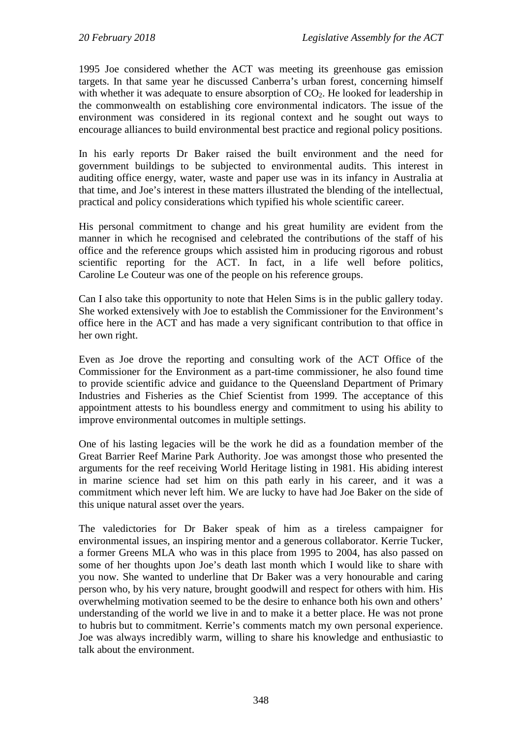1995 Joe considered whether the ACT was meeting its greenhouse gas emission targets. In that same year he discussed Canberra's urban forest, concerning himself with whether it was adequate to ensure absorption of $CO_2$. He looked for leadership in the commonwealth on establishing core environmental indicators. The issue of the environment was considered in its regional context and he sought out ways to encourage alliances to build environmental best practice and regional policy positions.

In his early reports Dr Baker raised the built environment and the need for government buildings to be subjected to environmental audits. This interest in auditing office energy, water, waste and paper use was in its infancy in Australia at that time, and Joe's interest in these matters illustrated the blending of the intellectual, practical and policy considerations which typified his whole scientific career.

His personal commitment to change and his great humility are evident from the manner in which he recognised and celebrated the contributions of the staff of his office and the reference groups which assisted him in producing rigorous and robust scientific reporting for the ACT. In fact, in a life well before politics, Caroline Le Couteur was one of the people on his reference groups.

Can I also take this opportunity to note that Helen Sims is in the public gallery today. She worked extensively with Joe to establish the Commissioner for the Environment's office here in the ACT and has made a very significant contribution to that office in her own right.

Even as Joe drove the reporting and consulting work of the ACT Office of the Commissioner for the Environment as a part-time commissioner, he also found time to provide scientific advice and guidance to the Queensland Department of Primary Industries and Fisheries as the Chief Scientist from 1999. The acceptance of this appointment attests to his boundless energy and commitment to using his ability to improve environmental outcomes in multiple settings.

One of his lasting legacies will be the work he did as a foundation member of the Great Barrier Reef Marine Park Authority. Joe was amongst those who presented the arguments for the reef receiving World Heritage listing in 1981. His abiding interest in marine science had set him on this path early in his career, and it was a commitment which never left him. We are lucky to have had Joe Baker on the side of this unique natural asset over the years.

The valedictories for Dr Baker speak of him as a tireless campaigner for environmental issues, an inspiring mentor and a generous collaborator. Kerrie Tucker, a former Greens MLA who was in this place from 1995 to 2004, has also passed on some of her thoughts upon Joe's death last month which I would like to share with you now. She wanted to underline that Dr Baker was a very honourable and caring person who, by his very nature, brought goodwill and respect for others with him. His overwhelming motivation seemed to be the desire to enhance both his own and others' understanding of the world we live in and to make it a better place. He was not prone to hubris but to commitment. Kerrie's comments match my own personal experience. Joe was always incredibly warm, willing to share his knowledge and enthusiastic to talk about the environment.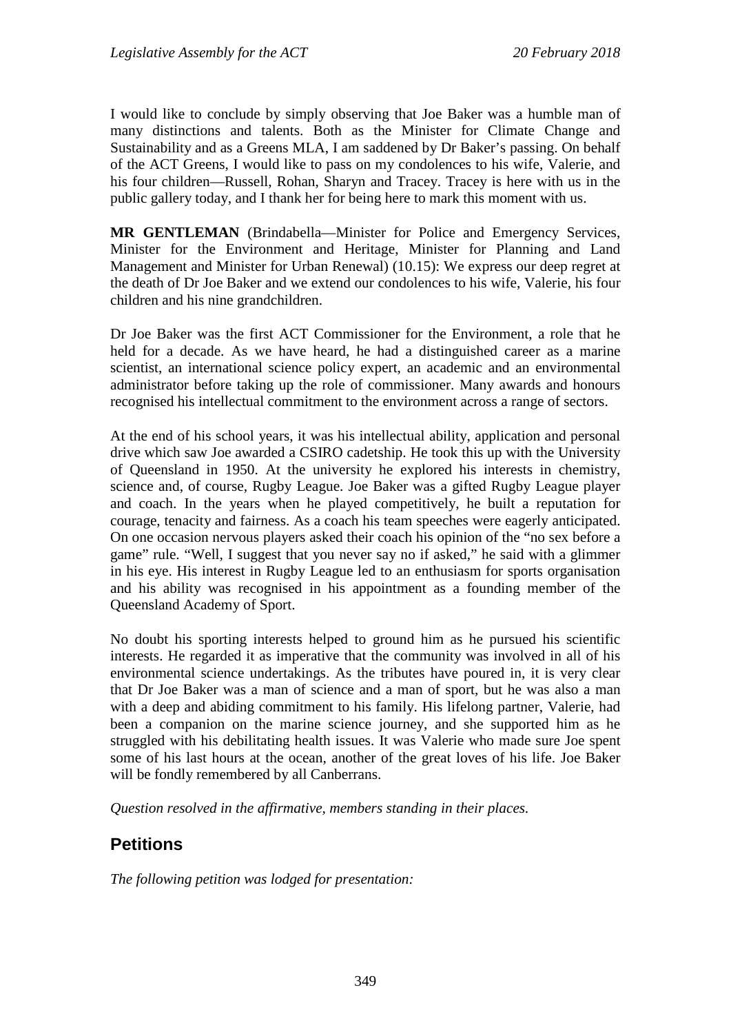I would like to conclude by simply observing that Joe Baker was a humble man of many distinctions and talents. Both as the Minister for Climate Change and Sustainability and as a Greens MLA, I am saddened by Dr Baker's passing. On behalf of the ACT Greens, I would like to pass on my condolences to his wife, Valerie, and his four children—Russell, Rohan, Sharyn and Tracey. Tracey is here with us in the public gallery today, and I thank her for being here to mark this moment with us.

**MR GENTLEMAN** (Brindabella—Minister for Police and Emergency Services, Minister for the Environment and Heritage, Minister for Planning and Land Management and Minister for Urban Renewal) (10.15): We express our deep regret at the death of Dr Joe Baker and we extend our condolences to his wife, Valerie, his four children and his nine grandchildren.

Dr Joe Baker was the first ACT Commissioner for the Environment, a role that he held for a decade. As we have heard, he had a distinguished career as a marine scientist, an international science policy expert, an academic and an environmental administrator before taking up the role of commissioner. Many awards and honours recognised his intellectual commitment to the environment across a range of sectors.

At the end of his school years, it was his intellectual ability, application and personal drive which saw Joe awarded a CSIRO cadetship. He took this up with the University of Queensland in 1950. At the university he explored his interests in chemistry, science and, of course, Rugby League. Joe Baker was a gifted Rugby League player and coach. In the years when he played competitively, he built a reputation for courage, tenacity and fairness. As a coach his team speeches were eagerly anticipated. On one occasion nervous players asked their coach his opinion of the "no sex before a game" rule. "Well, I suggest that you never say no if asked," he said with a glimmer in his eye. His interest in Rugby League led to an enthusiasm for sports organisation and his ability was recognised in his appointment as a founding member of the Queensland Academy of Sport.

No doubt his sporting interests helped to ground him as he pursued his scientific interests. He regarded it as imperative that the community was involved in all of his environmental science undertakings. As the tributes have poured in, it is very clear that Dr Joe Baker was a man of science and a man of sport, but he was also a man with a deep and abiding commitment to his family. His lifelong partner, Valerie, had been a companion on the marine science journey, and she supported him as he struggled with his debilitating health issues. It was Valerie who made sure Joe spent some of his last hours at the ocean, another of the great loves of his life. Joe Baker will be fondly remembered by all Canberrans.

*Question resolved in the affirmative, members standing in their places.*

## Petitions

*The following petition was lodged for presentation:*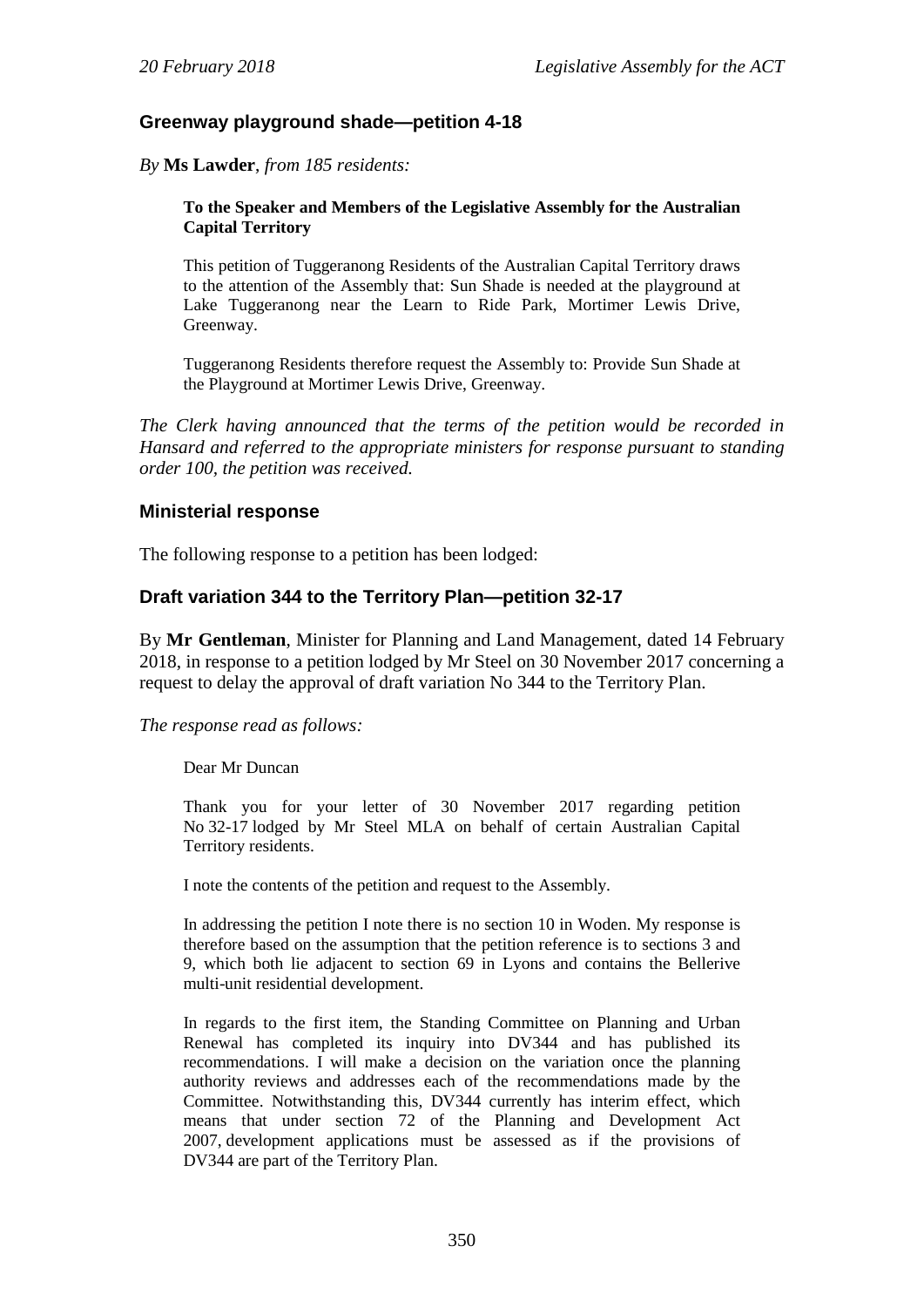### Greenway playground shade—petition 4-18

*By* **Ms Lawder**, *from 185 residents:*

> **To the Speaker and Members of the Legislative Assembly for the Australian Capital Territory**
>
> This petition of Tuggeranong Residents of the Australian Capital Territory draws to the attention of the Assembly that: Sun Shade is needed at the playground at Lake Tuggeranong near the Learn to Ride Park, Mortimer Lewis Drive, Greenway.
>
> Tuggeranong Residents therefore request the Assembly to: Provide Sun Shade at the Playground at Mortimer Lewis Drive, Greenway.

*The Clerk having announced that the terms of the petition would be recorded in Hansard and referred to the appropriate ministers for response pursuant to standing order 100, the petition was received.*

### Ministerial response

The following response to a petition has been lodged:

### Draft variation 344 to the Territory Plan—petition 32-17

By **Mr Gentleman**, Minister for Planning and Land Management, dated 14 February 2018, in response to a petition lodged by Mr Steel on 30 November 2017 concerning a request to delay the approval of draft variation No 344 to the Territory Plan.

*The response read as follows:*

> Dear Mr Duncan
>
> Thank you for your letter of 30 November 2017 regarding petition No 32-17 lodged by Mr Steel MLA on behalf of certain Australian Capital Territory residents.
>
> I note the contents of the petition and request to the Assembly.
>
> In addressing the petition I note there is no section 10 in Woden. My response is therefore based on the assumption that the petition reference is to sections 3 and 9, which both lie adjacent to section 69 in Lyons and contains the Bellerive multi-unit residential development.
>
> In regards to the first item, the Standing Committee on Planning and Urban Renewal has completed its inquiry into DV344 and has published its recommendations. I will make a decision on the variation once the planning authority reviews and addresses each of the recommendations made by the Committee. Notwithstanding this, DV344 currently has interim effect, which means that under section 72 of the Planning and Development Act 2007, development applications must be assessed as if the provisions of DV344 are part of the Territory Plan.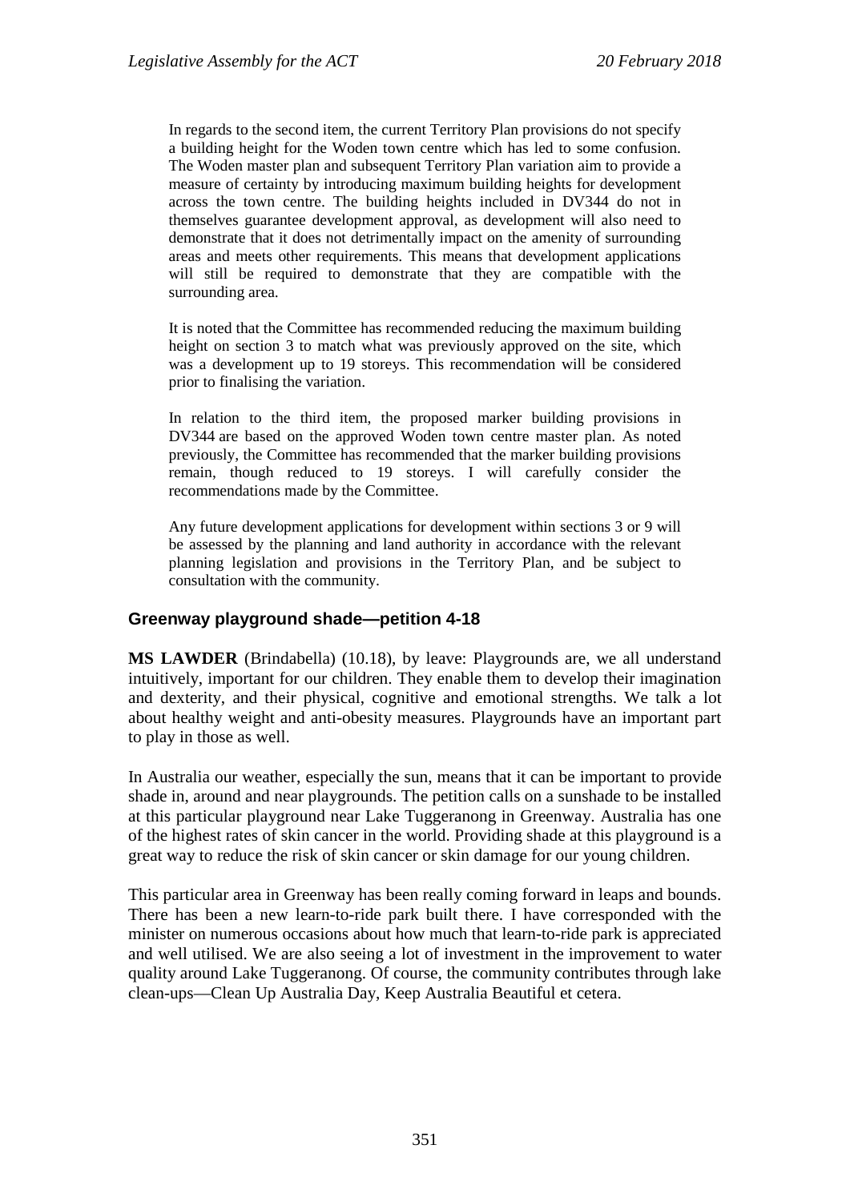In regards to the second item, the current Territory Plan provisions do not specify a building height for the Woden town centre which has led to some confusion. The Woden master plan and subsequent Territory Plan variation aim to provide a measure of certainty by introducing maximum building heights for development across the town centre. The building heights included in DV344 do not in themselves guarantee development approval, as development will also need to demonstrate that it does not detrimentally impact on the amenity of surrounding areas and meets other requirements. This means that development applications will still be required to demonstrate that they are compatible with the surrounding area.

It is noted that the Committee has recommended reducing the maximum building height on section 3 to match what was previously approved on the site, which was a development up to 19 storeys. This recommendation will be considered prior to finalising the variation.

In relation to the third item, the proposed marker building provisions in DV344 are based on the approved Woden town centre master plan. As noted previously, the Committee has recommended that the marker building provisions remain, though reduced to 19 storeys. I will carefully consider the recommendations made by the Committee.

Any future development applications for development within sections 3 or 9 will be assessed by the planning and land authority in accordance with the relevant planning legislation and provisions in the Territory Plan, and be subject to consultation with the community.

## Greenway playground shade—petition 4-18

**MS LAWDER** (Brindabella) (10.18), by leave: Playgrounds are, we all understand intuitively, important for our children. They enable them to develop their imagination and dexterity, and their physical, cognitive and emotional strengths. We talk a lot about healthy weight and anti-obesity measures. Playgrounds have an important part to play in those as well.

In Australia our weather, especially the sun, means that it can be important to provide shade in, around and near playgrounds. The petition calls on a sunshade to be installed at this particular playground near Lake Tuggeranong in Greenway. Australia has one of the highest rates of skin cancer in the world. Providing shade at this playground is a great way to reduce the risk of skin cancer or skin damage for our young children.

This particular area in Greenway has been really coming forward in leaps and bounds. There has been a new learn-to-ride park built there. I have corresponded with the minister on numerous occasions about how much that learn-to-ride park is appreciated and well utilised. We are also seeing a lot of investment in the improvement to water quality around Lake Tuggeranong. Of course, the community contributes through lake clean-ups—Clean Up Australia Day, Keep Australia Beautiful et cetera.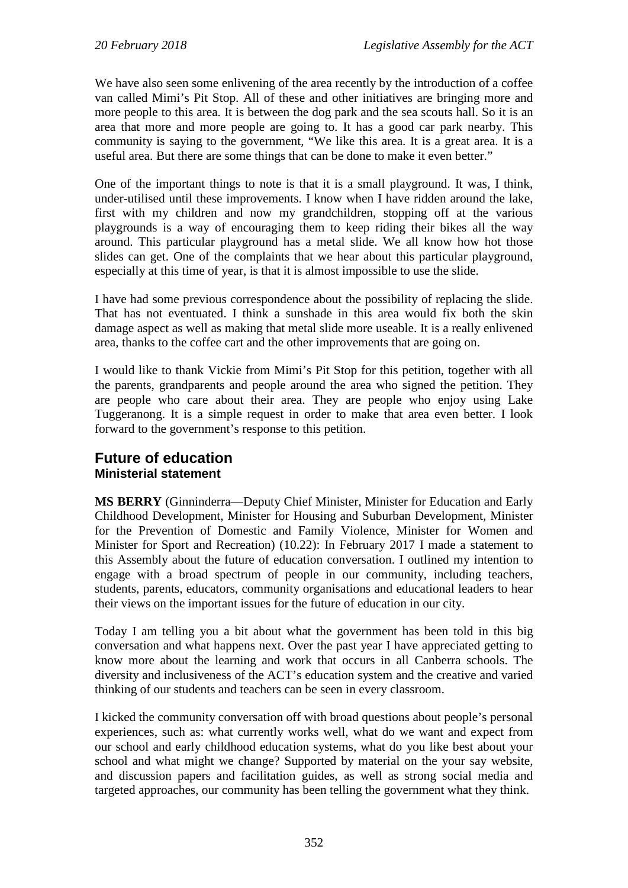We have also seen some enlivening of the area recently by the introduction of a coffee van called Mimi's Pit Stop. All of these and other initiatives are bringing more and more people to this area. It is between the dog park and the sea scouts hall. So it is an area that more and more people are going to. It has a good car park nearby. This community is saying to the government, "We like this area. It is a great area. It is a useful area. But there are some things that can be done to make it even better."

One of the important things to note is that it is a small playground. It was, I think, under-utilised until these improvements. I know when I have ridden around the lake, first with my children and now my grandchildren, stopping off at the various playgrounds is a way of encouraging them to keep riding their bikes all the way around. This particular playground has a metal slide. We all know how hot those slides can get. One of the complaints that we hear about this particular playground, especially at this time of year, is that it is almost impossible to use the slide.

I have had some previous correspondence about the possibility of replacing the slide. That has not eventuated. I think a sunshade in this area would fix both the skin damage aspect as well as making that metal slide more useable. It is a really enlivened area, thanks to the coffee cart and the other improvements that are going on.

I would like to thank Vickie from Mimi's Pit Stop for this petition, together with all the parents, grandparents and people around the area who signed the petition. They are people who care about their area. They are people who enjoy using Lake Tuggeranong. It is a simple request in order to make that area even better. I look forward to the government's response to this petition.

## Future of education

### Ministerial statement

**MS BERRY** (Ginninderra—Deputy Chief Minister, Minister for Education and Early Childhood Development, Minister for Housing and Suburban Development, Minister for the Prevention of Domestic and Family Violence, Minister for Women and Minister for Sport and Recreation) (10.22): In February 2017 I made a statement to this Assembly about the future of education conversation. I outlined my intention to engage with a broad spectrum of people in our community, including teachers, students, parents, educators, community organisations and educational leaders to hear their views on the important issues for the future of education in our city.

Today I am telling you a bit about what the government has been told in this big conversation and what happens next. Over the past year I have appreciated getting to know more about the learning and work that occurs in all Canberra schools. The diversity and inclusiveness of the ACT's education system and the creative and varied thinking of our students and teachers can be seen in every classroom.

I kicked the community conversation off with broad questions about people's personal experiences, such as: what currently works well, what do we want and expect from our school and early childhood education systems, what do you like best about your school and what might we change? Supported by material on the your say website, and discussion papers and facilitation guides, as well as strong social media and targeted approaches, our community has been telling the government what they think.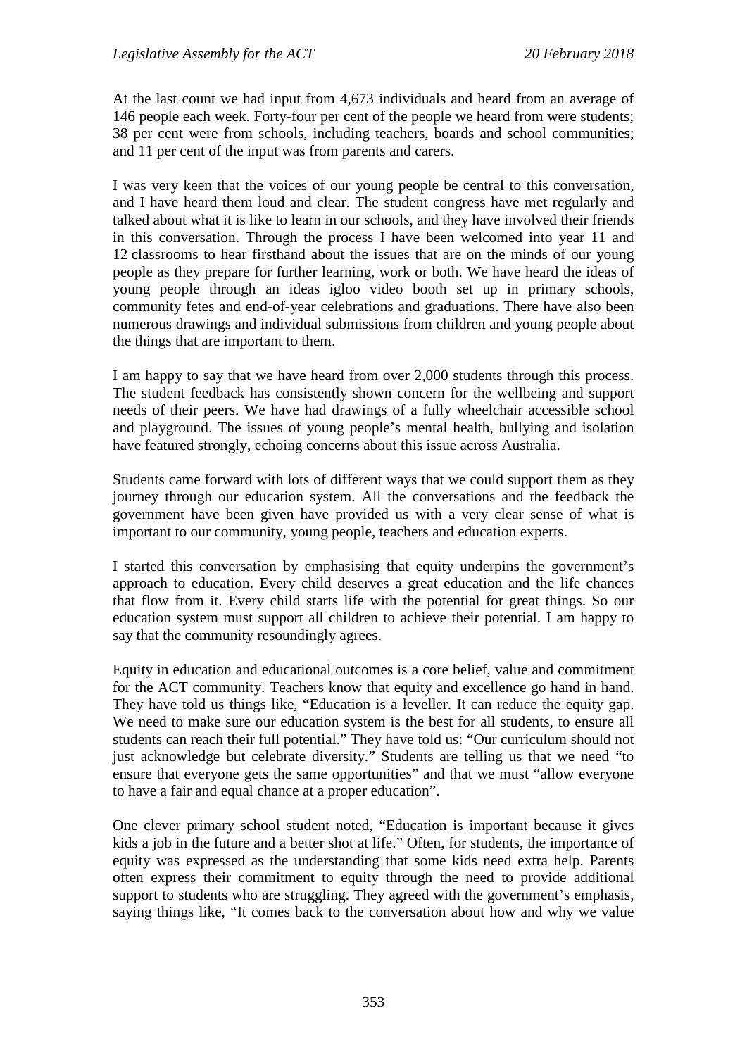At the last count we had input from 4,673 individuals and heard from an average of 146 people each week. Forty-four per cent of the people we heard from were students; 38 per cent were from schools, including teachers, boards and school communities; and 11 per cent of the input was from parents and carers.

I was very keen that the voices of our young people be central to this conversation, and I have heard them loud and clear. The student congress have met regularly and talked about what it is like to learn in our schools, and they have involved their friends in this conversation. Through the process I have been welcomed into year 11 and 12 classrooms to hear firsthand about the issues that are on the minds of our young people as they prepare for further learning, work or both. We have heard the ideas of young people through an ideas igloo video booth set up in primary schools, community fetes and end-of-year celebrations and graduations. There have also been numerous drawings and individual submissions from children and young people about the things that are important to them.

I am happy to say that we have heard from over 2,000 students through this process. The student feedback has consistently shown concern for the wellbeing and support needs of their peers. We have had drawings of a fully wheelchair accessible school and playground. The issues of young people's mental health, bullying and isolation have featured strongly, echoing concerns about this issue across Australia.

Students came forward with lots of different ways that we could support them as they journey through our education system. All the conversations and the feedback the government have been given have provided us with a very clear sense of what is important to our community, young people, teachers and education experts.

I started this conversation by emphasising that equity underpins the government's approach to education. Every child deserves a great education and the life chances that flow from it. Every child starts life with the potential for great things. So our education system must support all children to achieve their potential. I am happy to say that the community resoundingly agrees.

Equity in education and educational outcomes is a core belief, value and commitment for the ACT community. Teachers know that equity and excellence go hand in hand. They have told us things like, "Education is a leveller. It can reduce the equity gap. We need to make sure our education system is the best for all students, to ensure all students can reach their full potential." They have told us: "Our curriculum should not just acknowledge but celebrate diversity." Students are telling us that we need "to ensure that everyone gets the same opportunities" and that we must "allow everyone to have a fair and equal chance at a proper education".

One clever primary school student noted, "Education is important because it gives kids a job in the future and a better shot at life." Often, for students, the importance of equity was expressed as the understanding that some kids need extra help. Parents often express their commitment to equity through the need to provide additional support to students who are struggling. They agreed with the government's emphasis, saying things like, "It comes back to the conversation about how and why we value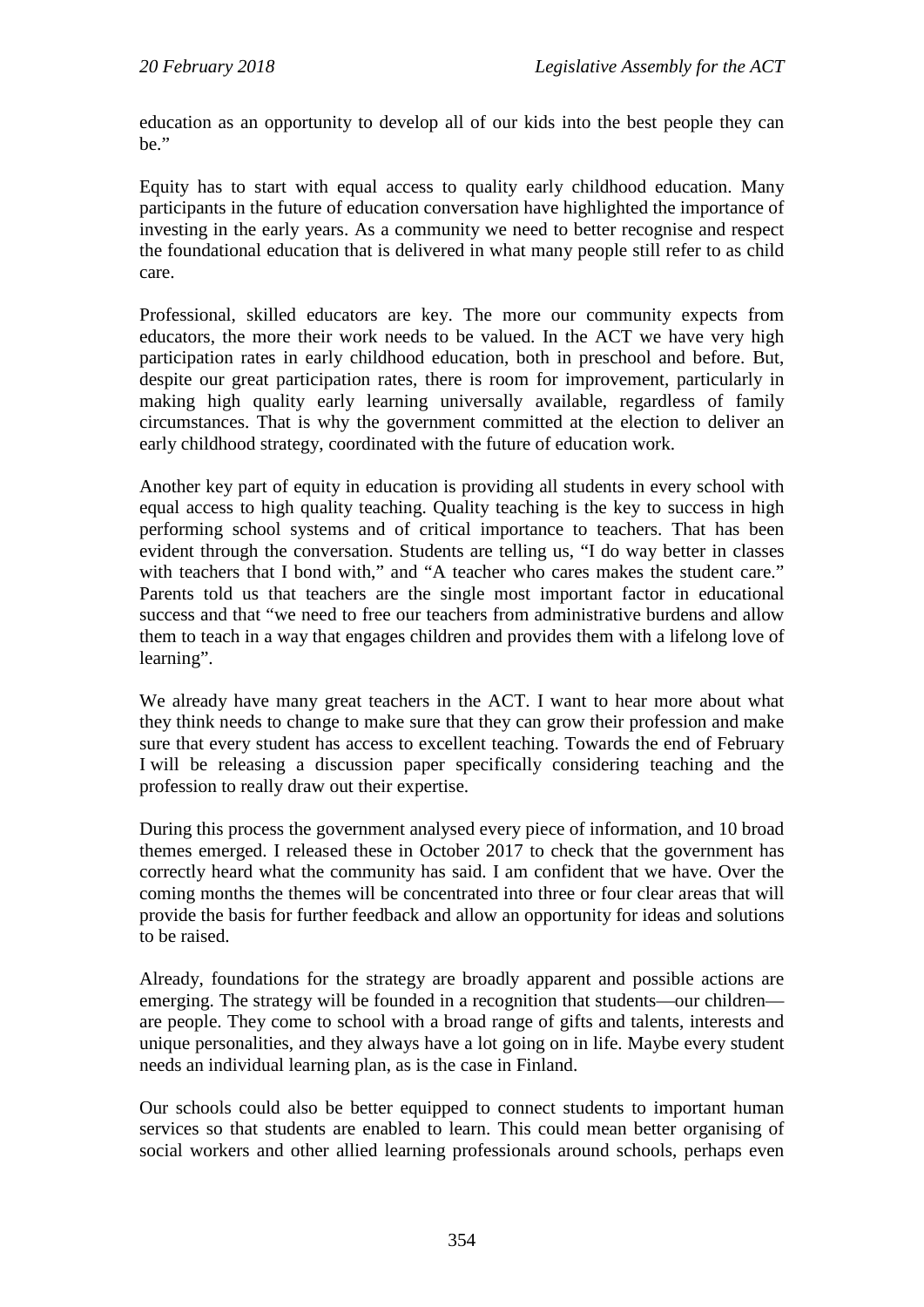education as an opportunity to develop all of our kids into the best people they can be."

Equity has to start with equal access to quality early childhood education. Many participants in the future of education conversation have highlighted the importance of investing in the early years. As a community we need to better recognise and respect the foundational education that is delivered in what many people still refer to as child care.

Professional, skilled educators are key. The more our community expects from educators, the more their work needs to be valued. In the ACT we have very high participation rates in early childhood education, both in preschool and before. But, despite our great participation rates, there is room for improvement, particularly in making high quality early learning universally available, regardless of family circumstances. That is why the government committed at the election to deliver an early childhood strategy, coordinated with the future of education work.

Another key part of equity in education is providing all students in every school with equal access to high quality teaching. Quality teaching is the key to success in high performing school systems and of critical importance to teachers. That has been evident through the conversation. Students are telling us, "I do way better in classes with teachers that I bond with," and "A teacher who cares makes the student care." Parents told us that teachers are the single most important factor in educational success and that "we need to free our teachers from administrative burdens and allow them to teach in a way that engages children and provides them with a lifelong love of learning".

We already have many great teachers in the ACT. I want to hear more about what they think needs to change to make sure that they can grow their profession and make sure that every student has access to excellent teaching. Towards the end of February I will be releasing a discussion paper specifically considering teaching and the profession to really draw out their expertise.

During this process the government analysed every piece of information, and 10 broad themes emerged. I released these in October 2017 to check that the government has correctly heard what the community has said. I am confident that we have. Over the coming months the themes will be concentrated into three or four clear areas that will provide the basis for further feedback and allow an opportunity for ideas and solutions to be raised.

Already, foundations for the strategy are broadly apparent and possible actions are emerging. The strategy will be founded in a recognition that students—our children—are people. They come to school with a broad range of gifts and talents, interests and unique personalities, and they always have a lot going on in life. Maybe every student needs an individual learning plan, as is the case in Finland.

Our schools could also be better equipped to connect students to important human services so that students are enabled to learn. This could mean better organising of social workers and other allied learning professionals around schools, perhaps even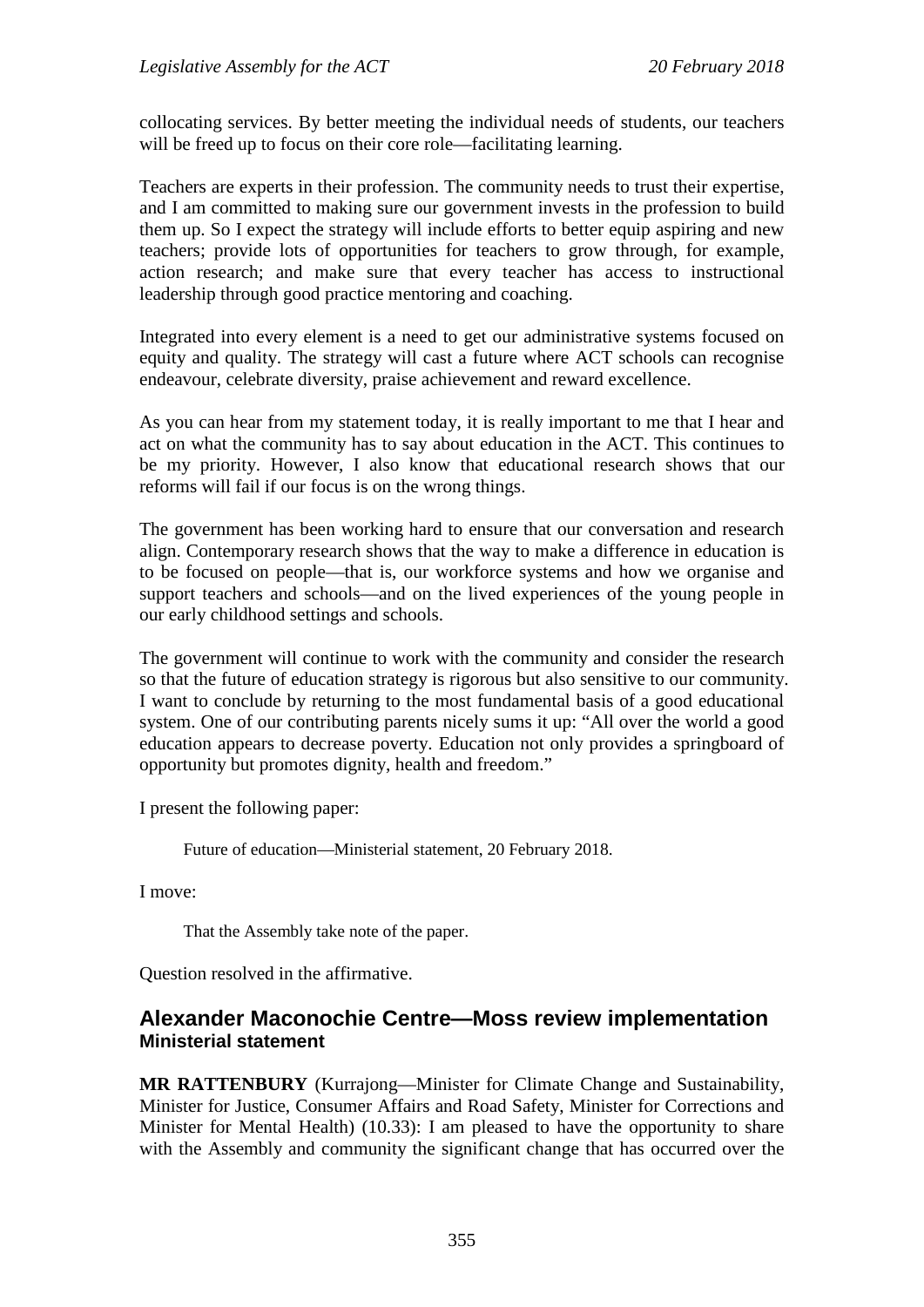collocating services. By better meeting the individual needs of students, our teachers will be freed up to focus on their core role—facilitating learning.

Teachers are experts in their profession. The community needs to trust their expertise, and I am committed to making sure our government invests in the profession to build them up. So I expect the strategy will include efforts to better equip aspiring and new teachers; provide lots of opportunities for teachers to grow through, for example, action research; and make sure that every teacher has access to instructional leadership through good practice mentoring and coaching.

Integrated into every element is a need to get our administrative systems focused on equity and quality. The strategy will cast a future where ACT schools can recognise endeavour, celebrate diversity, praise achievement and reward excellence.

As you can hear from my statement today, it is really important to me that I hear and act on what the community has to say about education in the ACT. This continues to be my priority. However, I also know that educational research shows that our reforms will fail if our focus is on the wrong things.

The government has been working hard to ensure that our conversation and research align. Contemporary research shows that the way to make a difference in education is to be focused on people—that is, our workforce systems and how we organise and support teachers and schools—and on the lived experiences of the young people in our early childhood settings and schools.

The government will continue to work with the community and consider the research so that the future of education strategy is rigorous but also sensitive to our community. I want to conclude by returning to the most fundamental basis of a good educational system. One of our contributing parents nicely sums it up: "All over the world a good education appears to decrease poverty. Education not only provides a springboard of opportunity but promotes dignity, health and freedom."

I present the following paper:

> Future of education—Ministerial statement, 20 February 2018.

I move:

> That the Assembly take note of the paper.

Question resolved in the affirmative.

## Alexander Maconochie Centre—Moss review implementation
### Ministerial statement

**MR RATTENBURY** (Kurrajong—Minister for Climate Change and Sustainability, Minister for Justice, Consumer Affairs and Road Safety, Minister for Corrections and Minister for Mental Health) (10.33): I am pleased to have the opportunity to share with the Assembly and community the significant change that has occurred over the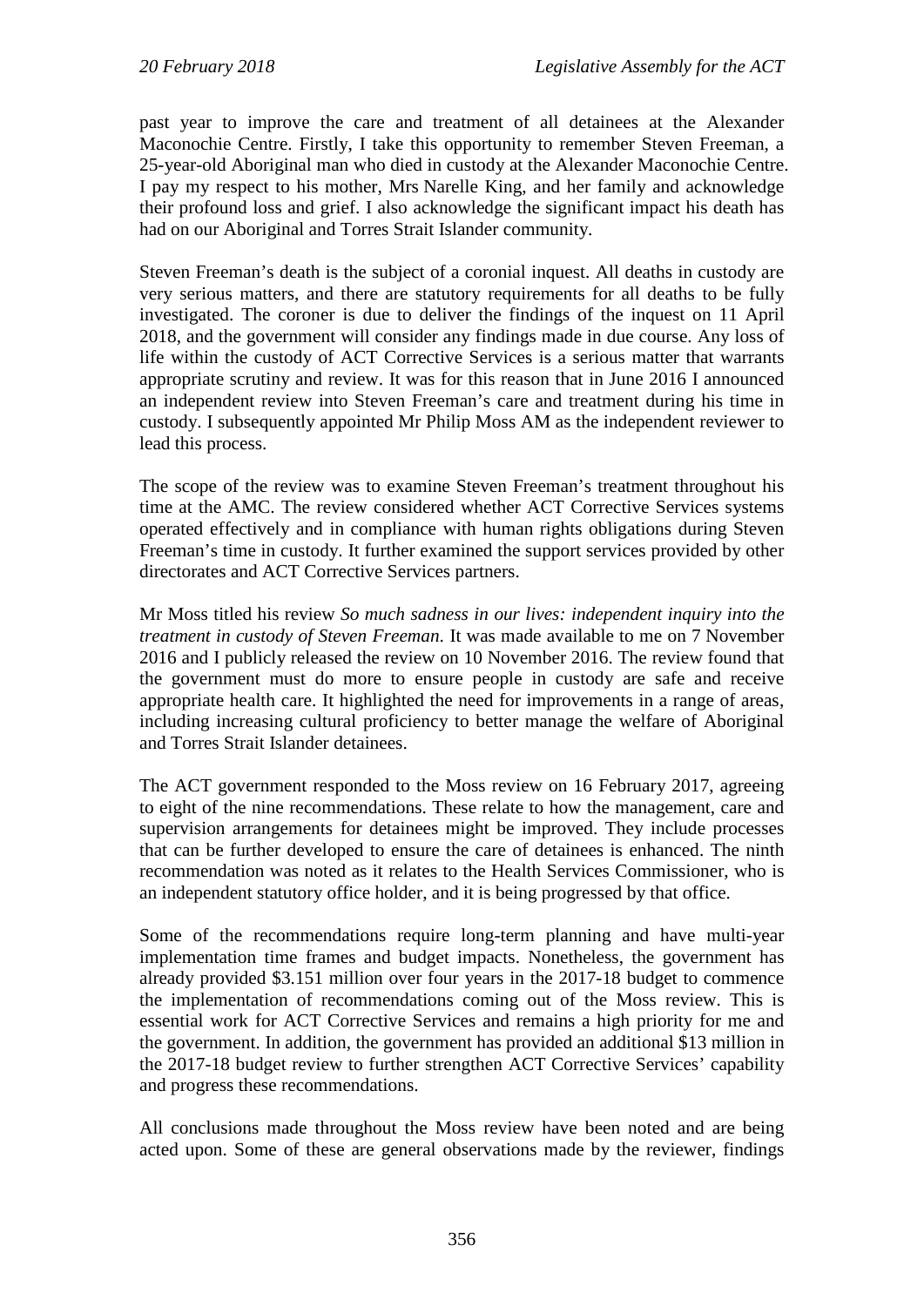past year to improve the care and treatment of all detainees at the Alexander Maconochie Centre. Firstly, I take this opportunity to remember Steven Freeman, a 25-year-old Aboriginal man who died in custody at the Alexander Maconochie Centre. I pay my respect to his mother, Mrs Narelle King, and her family and acknowledge their profound loss and grief. I also acknowledge the significant impact his death has had on our Aboriginal and Torres Strait Islander community.

Steven Freeman's death is the subject of a coronial inquest. All deaths in custody are very serious matters, and there are statutory requirements for all deaths to be fully investigated. The coroner is due to deliver the findings of the inquest on 11 April 2018, and the government will consider any findings made in due course. Any loss of life within the custody of ACT Corrective Services is a serious matter that warrants appropriate scrutiny and review. It was for this reason that in June 2016 I announced an independent review into Steven Freeman's care and treatment during his time in custody. I subsequently appointed Mr Philip Moss AM as the independent reviewer to lead this process.

The scope of the review was to examine Steven Freeman's treatment throughout his time at the AMC. The review considered whether ACT Corrective Services systems operated effectively and in compliance with human rights obligations during Steven Freeman's time in custody. It further examined the support services provided by other directorates and ACT Corrective Services partners.

Mr Moss titled his review *So much sadness in our lives: independent inquiry into the treatment in custody of Steven Freeman*. It was made available to me on 7 November 2016 and I publicly released the review on 10 November 2016. The review found that the government must do more to ensure people in custody are safe and receive appropriate health care. It highlighted the need for improvements in a range of areas, including increasing cultural proficiency to better manage the welfare of Aboriginal and Torres Strait Islander detainees.

The ACT government responded to the Moss review on 16 February 2017, agreeing to eight of the nine recommendations. These relate to how the management, care and supervision arrangements for detainees might be improved. They include processes that can be further developed to ensure the care of detainees is enhanced. The ninth recommendation was noted as it relates to the Health Services Commissioner, who is an independent statutory office holder, and it is being progressed by that office.

Some of the recommendations require long-term planning and have multi-year implementation time frames and budget impacts. Nonetheless, the government has already provided $3.151 million over four years in the 2017-18 budget to commence the implementation of recommendations coming out of the Moss review. This is essential work for ACT Corrective Services and remains a high priority for me and the government. In addition, the government has provided an additional $13 million in the 2017-18 budget review to further strengthen ACT Corrective Services' capability and progress these recommendations.

All conclusions made throughout the Moss review have been noted and are being acted upon. Some of these are general observations made by the reviewer, findings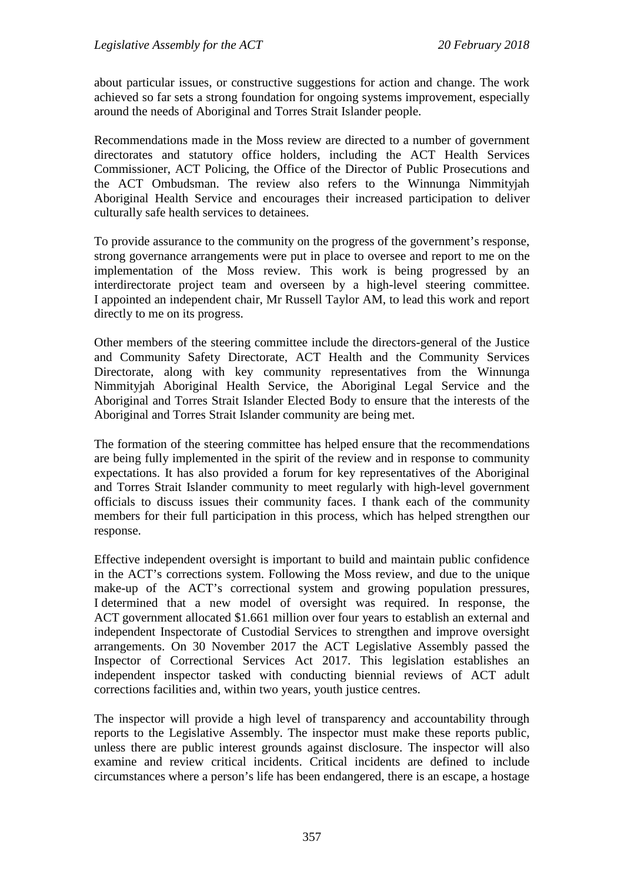about particular issues, or constructive suggestions for action and change. The work achieved so far sets a strong foundation for ongoing systems improvement, especially around the needs of Aboriginal and Torres Strait Islander people.

Recommendations made in the Moss review are directed to a number of government directorates and statutory office holders, including the ACT Health Services Commissioner, ACT Policing, the Office of the Director of Public Prosecutions and the ACT Ombudsman. The review also refers to the Winnunga Nimmityjah Aboriginal Health Service and encourages their increased participation to deliver culturally safe health services to detainees.

To provide assurance to the community on the progress of the government's response, strong governance arrangements were put in place to oversee and report to me on the implementation of the Moss review. This work is being progressed by an interdirectorate project team and overseen by a high-level steering committee. I appointed an independent chair, Mr Russell Taylor AM, to lead this work and report directly to me on its progress.

Other members of the steering committee include the directors-general of the Justice and Community Safety Directorate, ACT Health and the Community Services Directorate, along with key community representatives from the Winnunga Nimmityjah Aboriginal Health Service, the Aboriginal Legal Service and the Aboriginal and Torres Strait Islander Elected Body to ensure that the interests of the Aboriginal and Torres Strait Islander community are being met.

The formation of the steering committee has helped ensure that the recommendations are being fully implemented in the spirit of the review and in response to community expectations. It has also provided a forum for key representatives of the Aboriginal and Torres Strait Islander community to meet regularly with high-level government officials to discuss issues their community faces. I thank each of the community members for their full participation in this process, which has helped strengthen our response.

Effective independent oversight is important to build and maintain public confidence in the ACT's corrections system. Following the Moss review, and due to the unique make-up of the ACT's correctional system and growing population pressures, I determined that a new model of oversight was required. In response, the ACT government allocated $1.661 million over four years to establish an external and independent Inspectorate of Custodial Services to strengthen and improve oversight arrangements. On 30 November 2017 the ACT Legislative Assembly passed the Inspector of Correctional Services Act 2017. This legislation establishes an independent inspector tasked with conducting biennial reviews of ACT adult corrections facilities and, within two years, youth justice centres.

The inspector will provide a high level of transparency and accountability through reports to the Legislative Assembly. The inspector must make these reports public, unless there are public interest grounds against disclosure. The inspector will also examine and review critical incidents. Critical incidents are defined to include circumstances where a person's life has been endangered, there is an escape, a hostage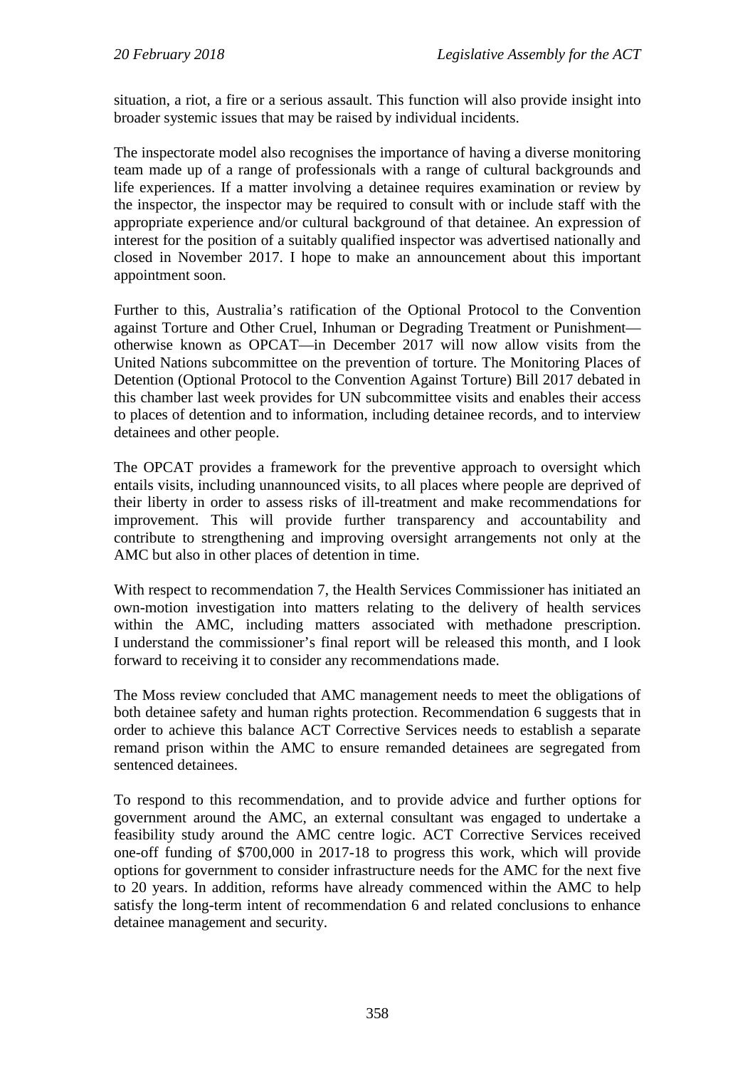situation, a riot, a fire or a serious assault. This function will also provide insight into broader systemic issues that may be raised by individual incidents.

The inspectorate model also recognises the importance of having a diverse monitoring team made up of a range of professionals with a range of cultural backgrounds and life experiences. If a matter involving a detainee requires examination or review by the inspector, the inspector may be required to consult with or include staff with the appropriate experience and/or cultural background of that detainee. An expression of interest for the position of a suitably qualified inspector was advertised nationally and closed in November 2017. I hope to make an announcement about this important appointment soon.

Further to this, Australia's ratification of the Optional Protocol to the Convention against Torture and Other Cruel, Inhuman or Degrading Treatment or Punishment—otherwise known as OPCAT—in December 2017 will now allow visits from the United Nations subcommittee on the prevention of torture. The Monitoring Places of Detention (Optional Protocol to the Convention Against Torture) Bill 2017 debated in this chamber last week provides for UN subcommittee visits and enables their access to places of detention and to information, including detainee records, and to interview detainees and other people.

The OPCAT provides a framework for the preventive approach to oversight which entails visits, including unannounced visits, to all places where people are deprived of their liberty in order to assess risks of ill-treatment and make recommendations for improvement. This will provide further transparency and accountability and contribute to strengthening and improving oversight arrangements not only at the AMC but also in other places of detention in time.

With respect to recommendation 7, the Health Services Commissioner has initiated an own-motion investigation into matters relating to the delivery of health services within the AMC, including matters associated with methadone prescription. I understand the commissioner's final report will be released this month, and I look forward to receiving it to consider any recommendations made.

The Moss review concluded that AMC management needs to meet the obligations of both detainee safety and human rights protection. Recommendation 6 suggests that in order to achieve this balance ACT Corrective Services needs to establish a separate remand prison within the AMC to ensure remanded detainees are segregated from sentenced detainees.

To respond to this recommendation, and to provide advice and further options for government around the AMC, an external consultant was engaged to undertake a feasibility study around the AMC centre logic. ACT Corrective Services received one-off funding of $700,000 in 2017-18 to progress this work, which will provide options for government to consider infrastructure needs for the AMC for the next five to 20 years. In addition, reforms have already commenced within the AMC to help satisfy the long-term intent of recommendation 6 and related conclusions to enhance detainee management and security.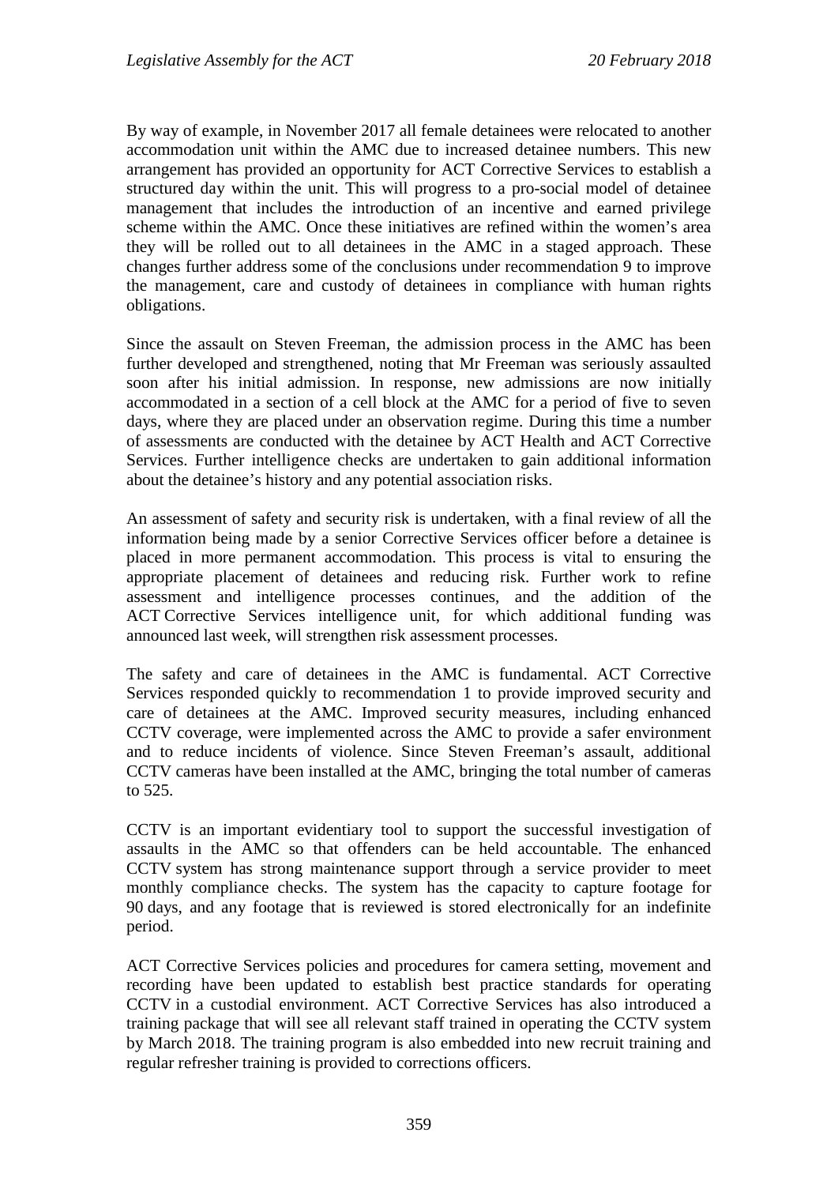By way of example, in November 2017 all female detainees were relocated to another accommodation unit within the AMC due to increased detainee numbers. This new arrangement has provided an opportunity for ACT Corrective Services to establish a structured day within the unit. This will progress to a pro-social model of detainee management that includes the introduction of an incentive and earned privilege scheme within the AMC. Once these initiatives are refined within the women's area they will be rolled out to all detainees in the AMC in a staged approach. These changes further address some of the conclusions under recommendation 9 to improve the management, care and custody of detainees in compliance with human rights obligations.

Since the assault on Steven Freeman, the admission process in the AMC has been further developed and strengthened, noting that Mr Freeman was seriously assaulted soon after his initial admission. In response, new admissions are now initially accommodated in a section of a cell block at the AMC for a period of five to seven days, where they are placed under an observation regime. During this time a number of assessments are conducted with the detainee by ACT Health and ACT Corrective Services. Further intelligence checks are undertaken to gain additional information about the detainee's history and any potential association risks.

An assessment of safety and security risk is undertaken, with a final review of all the information being made by a senior Corrective Services officer before a detainee is placed in more permanent accommodation. This process is vital to ensuring the appropriate placement of detainees and reducing risk. Further work to refine assessment and intelligence processes continues, and the addition of the ACT Corrective Services intelligence unit, for which additional funding was announced last week, will strengthen risk assessment processes.

The safety and care of detainees in the AMC is fundamental. ACT Corrective Services responded quickly to recommendation 1 to provide improved security and care of detainees at the AMC. Improved security measures, including enhanced CCTV coverage, were implemented across the AMC to provide a safer environment and to reduce incidents of violence. Since Steven Freeman's assault, additional CCTV cameras have been installed at the AMC, bringing the total number of cameras to 525.

CCTV is an important evidentiary tool to support the successful investigation of assaults in the AMC so that offenders can be held accountable. The enhanced CCTV system has strong maintenance support through a service provider to meet monthly compliance checks. The system has the capacity to capture footage for 90 days, and any footage that is reviewed is stored electronically for an indefinite period.

ACT Corrective Services policies and procedures for camera setting, movement and recording have been updated to establish best practice standards for operating CCTV in a custodial environment. ACT Corrective Services has also introduced a training package that will see all relevant staff trained in operating the CCTV system by March 2018. The training program is also embedded into new recruit training and regular refresher training is provided to corrections officers.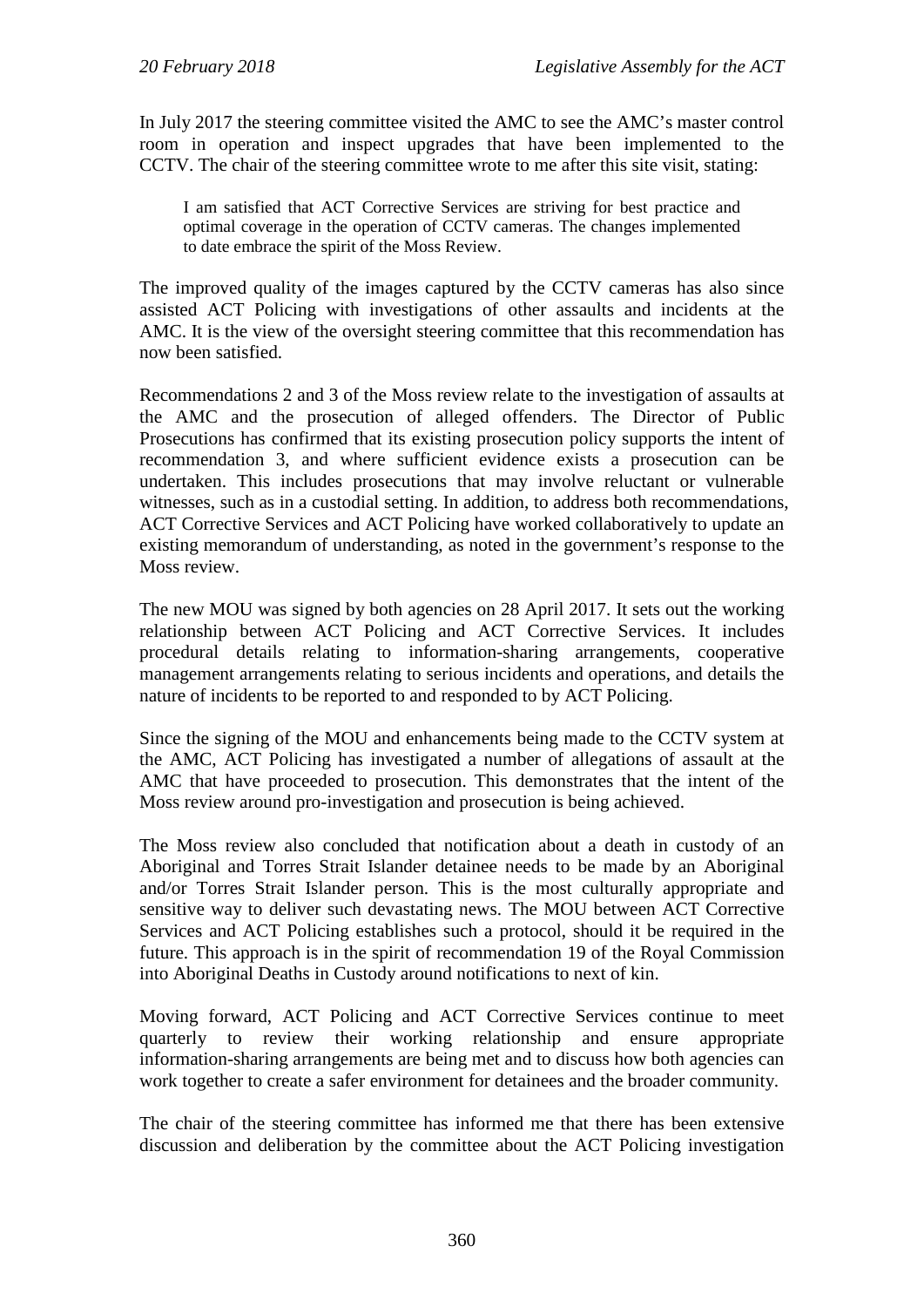In July 2017 the steering committee visited the AMC to see the AMC's master control room in operation and inspect upgrades that have been implemented to the CCTV. The chair of the steering committee wrote to me after this site visit, stating:

> I am satisfied that ACT Corrective Services are striving for best practice and optimal coverage in the operation of CCTV cameras. The changes implemented to date embrace the spirit of the Moss Review.

The improved quality of the images captured by the CCTV cameras has also since assisted ACT Policing with investigations of other assaults and incidents at the AMC. It is the view of the oversight steering committee that this recommendation has now been satisfied.

Recommendations 2 and 3 of the Moss review relate to the investigation of assaults at the AMC and the prosecution of alleged offenders. The Director of Public Prosecutions has confirmed that its existing prosecution policy supports the intent of recommendation 3, and where sufficient evidence exists a prosecution can be undertaken. This includes prosecutions that may involve reluctant or vulnerable witnesses, such as in a custodial setting. In addition, to address both recommendations, ACT Corrective Services and ACT Policing have worked collaboratively to update an existing memorandum of understanding, as noted in the government's response to the Moss review.

The new MOU was signed by both agencies on 28 April 2017. It sets out the working relationship between ACT Policing and ACT Corrective Services. It includes procedural details relating to information-sharing arrangements, cooperative management arrangements relating to serious incidents and operations, and details the nature of incidents to be reported to and responded to by ACT Policing.

Since the signing of the MOU and enhancements being made to the CCTV system at the AMC, ACT Policing has investigated a number of allegations of assault at the AMC that have proceeded to prosecution. This demonstrates that the intent of the Moss review around pro-investigation and prosecution is being achieved.

The Moss review also concluded that notification about a death in custody of an Aboriginal and Torres Strait Islander detainee needs to be made by an Aboriginal and/or Torres Strait Islander person. This is the most culturally appropriate and sensitive way to deliver such devastating news. The MOU between ACT Corrective Services and ACT Policing establishes such a protocol, should it be required in the future. This approach is in the spirit of recommendation 19 of the Royal Commission into Aboriginal Deaths in Custody around notifications to next of kin.

Moving forward, ACT Policing and ACT Corrective Services continue to meet quarterly to review their working relationship and ensure appropriate information-sharing arrangements are being met and to discuss how both agencies can work together to create a safer environment for detainees and the broader community.

The chair of the steering committee has informed me that there has been extensive discussion and deliberation by the committee about the ACT Policing investigation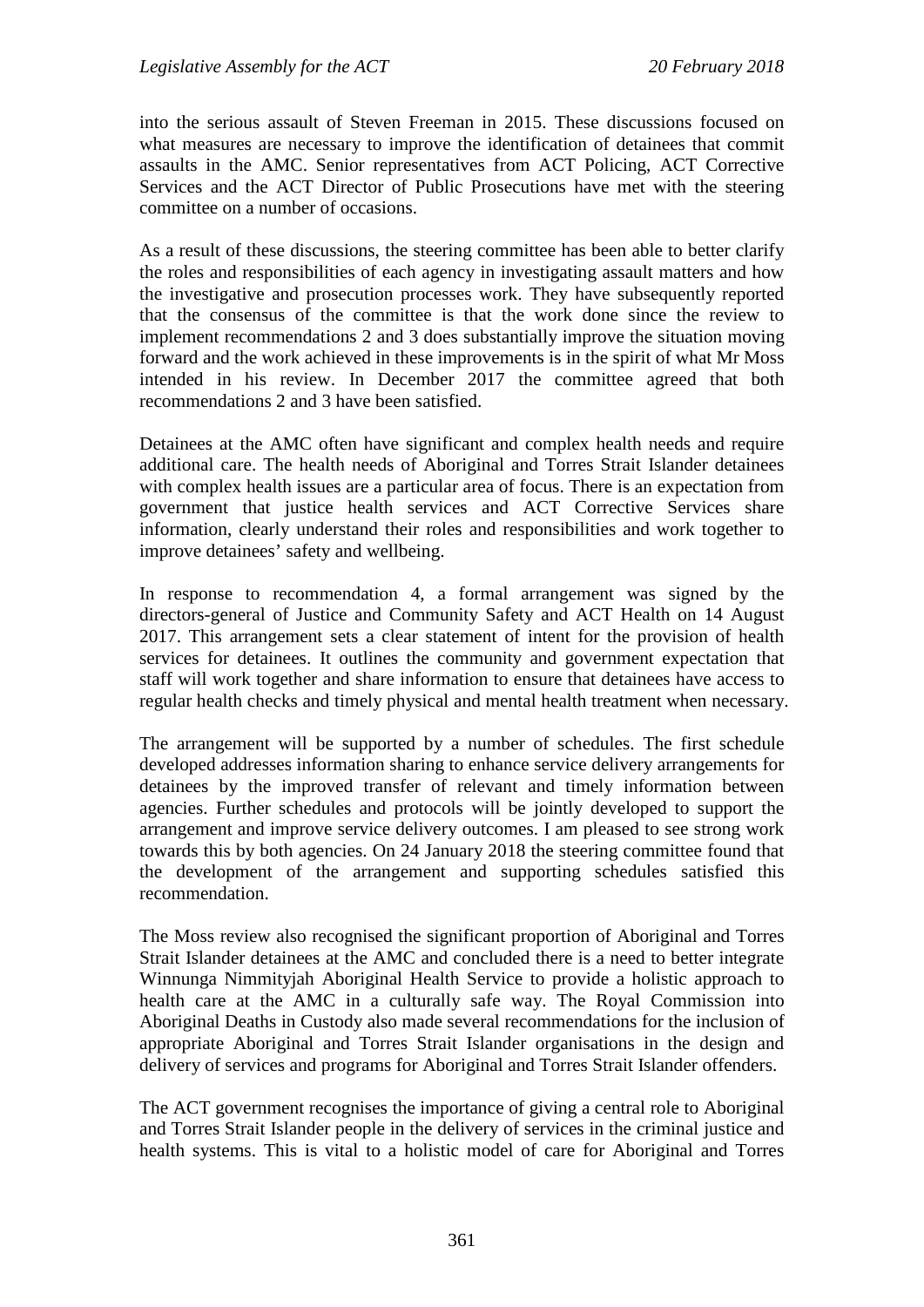into the serious assault of Steven Freeman in 2015. These discussions focused on what measures are necessary to improve the identification of detainees that commit assaults in the AMC. Senior representatives from ACT Policing, ACT Corrective Services and the ACT Director of Public Prosecutions have met with the steering committee on a number of occasions.

As a result of these discussions, the steering committee has been able to better clarify the roles and responsibilities of each agency in investigating assault matters and how the investigative and prosecution processes work. They have subsequently reported that the consensus of the committee is that the work done since the review to implement recommendations 2 and 3 does substantially improve the situation moving forward and the work achieved in these improvements is in the spirit of what Mr Moss intended in his review. In December 2017 the committee agreed that both recommendations 2 and 3 have been satisfied.

Detainees at the AMC often have significant and complex health needs and require additional care. The health needs of Aboriginal and Torres Strait Islander detainees with complex health issues are a particular area of focus. There is an expectation from government that justice health services and ACT Corrective Services share information, clearly understand their roles and responsibilities and work together to improve detainees' safety and wellbeing.

In response to recommendation 4, a formal arrangement was signed by the directors-general of Justice and Community Safety and ACT Health on 14 August 2017. This arrangement sets a clear statement of intent for the provision of health services for detainees. It outlines the community and government expectation that staff will work together and share information to ensure that detainees have access to regular health checks and timely physical and mental health treatment when necessary.

The arrangement will be supported by a number of schedules. The first schedule developed addresses information sharing to enhance service delivery arrangements for detainees by the improved transfer of relevant and timely information between agencies. Further schedules and protocols will be jointly developed to support the arrangement and improve service delivery outcomes. I am pleased to see strong work towards this by both agencies. On 24 January 2018 the steering committee found that the development of the arrangement and supporting schedules satisfied this recommendation.

The Moss review also recognised the significant proportion of Aboriginal and Torres Strait Islander detainees at the AMC and concluded there is a need to better integrate Winnunga Nimmityjah Aboriginal Health Service to provide a holistic approach to health care at the AMC in a culturally safe way. The Royal Commission into Aboriginal Deaths in Custody also made several recommendations for the inclusion of appropriate Aboriginal and Torres Strait Islander organisations in the design and delivery of services and programs for Aboriginal and Torres Strait Islander offenders.

The ACT government recognises the importance of giving a central role to Aboriginal and Torres Strait Islander people in the delivery of services in the criminal justice and health systems. This is vital to a holistic model of care for Aboriginal and Torres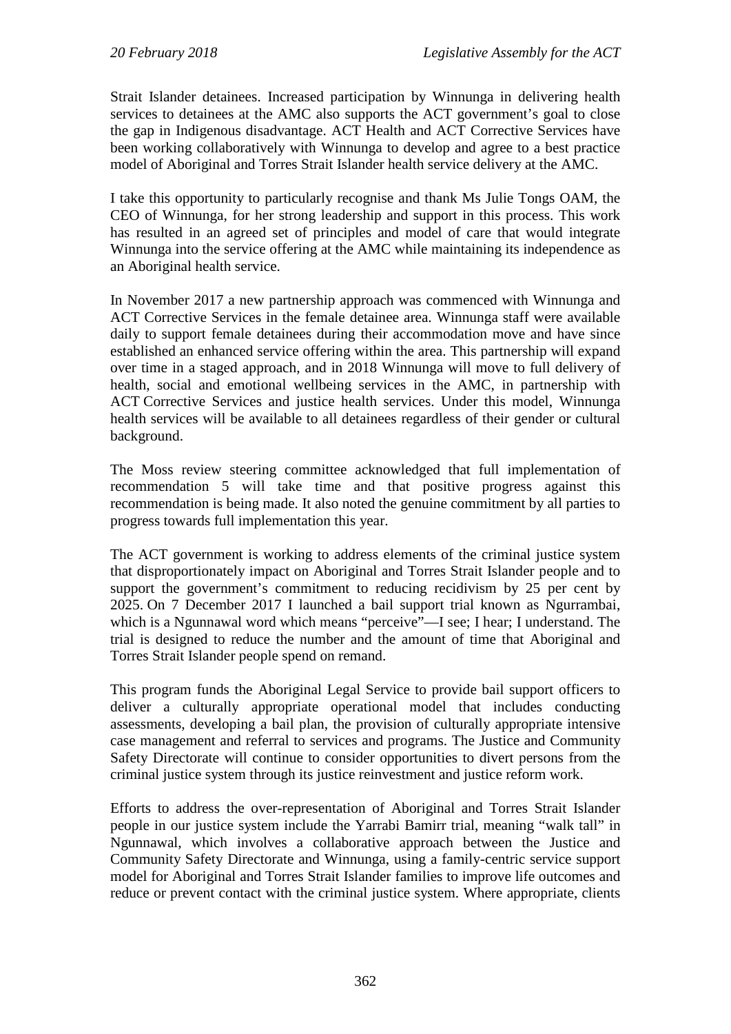Strait Islander detainees. Increased participation by Winnunga in delivering health services to detainees at the AMC also supports the ACT government's goal to close the gap in Indigenous disadvantage. ACT Health and ACT Corrective Services have been working collaboratively with Winnunga to develop and agree to a best practice model of Aboriginal and Torres Strait Islander health service delivery at the AMC.

I take this opportunity to particularly recognise and thank Ms Julie Tongs OAM, the CEO of Winnunga, for her strong leadership and support in this process. This work has resulted in an agreed set of principles and model of care that would integrate Winnunga into the service offering at the AMC while maintaining its independence as an Aboriginal health service.

In November 2017 a new partnership approach was commenced with Winnunga and ACT Corrective Services in the female detainee area. Winnunga staff were available daily to support female detainees during their accommodation move and have since established an enhanced service offering within the area. This partnership will expand over time in a staged approach, and in 2018 Winnunga will move to full delivery of health, social and emotional wellbeing services in the AMC, in partnership with ACT Corrective Services and justice health services. Under this model, Winnunga health services will be available to all detainees regardless of their gender or cultural background.

The Moss review steering committee acknowledged that full implementation of recommendation 5 will take time and that positive progress against this recommendation is being made. It also noted the genuine commitment by all parties to progress towards full implementation this year.

The ACT government is working to address elements of the criminal justice system that disproportionately impact on Aboriginal and Torres Strait Islander people and to support the government's commitment to reducing recidivism by 25 per cent by 2025. On 7 December 2017 I launched a bail support trial known as Ngurrambai, which is a Ngunnawal word which means "perceive"—I see; I hear; I understand. The trial is designed to reduce the number and the amount of time that Aboriginal and Torres Strait Islander people spend on remand.

This program funds the Aboriginal Legal Service to provide bail support officers to deliver a culturally appropriate operational model that includes conducting assessments, developing a bail plan, the provision of culturally appropriate intensive case management and referral to services and programs. The Justice and Community Safety Directorate will continue to consider opportunities to divert persons from the criminal justice system through its justice reinvestment and justice reform work.

Efforts to address the over-representation of Aboriginal and Torres Strait Islander people in our justice system include the Yarrabi Bamirr trial, meaning "walk tall" in Ngunnawal, which involves a collaborative approach between the Justice and Community Safety Directorate and Winnunga, using a family-centric service support model for Aboriginal and Torres Strait Islander families to improve life outcomes and reduce or prevent contact with the criminal justice system. Where appropriate, clients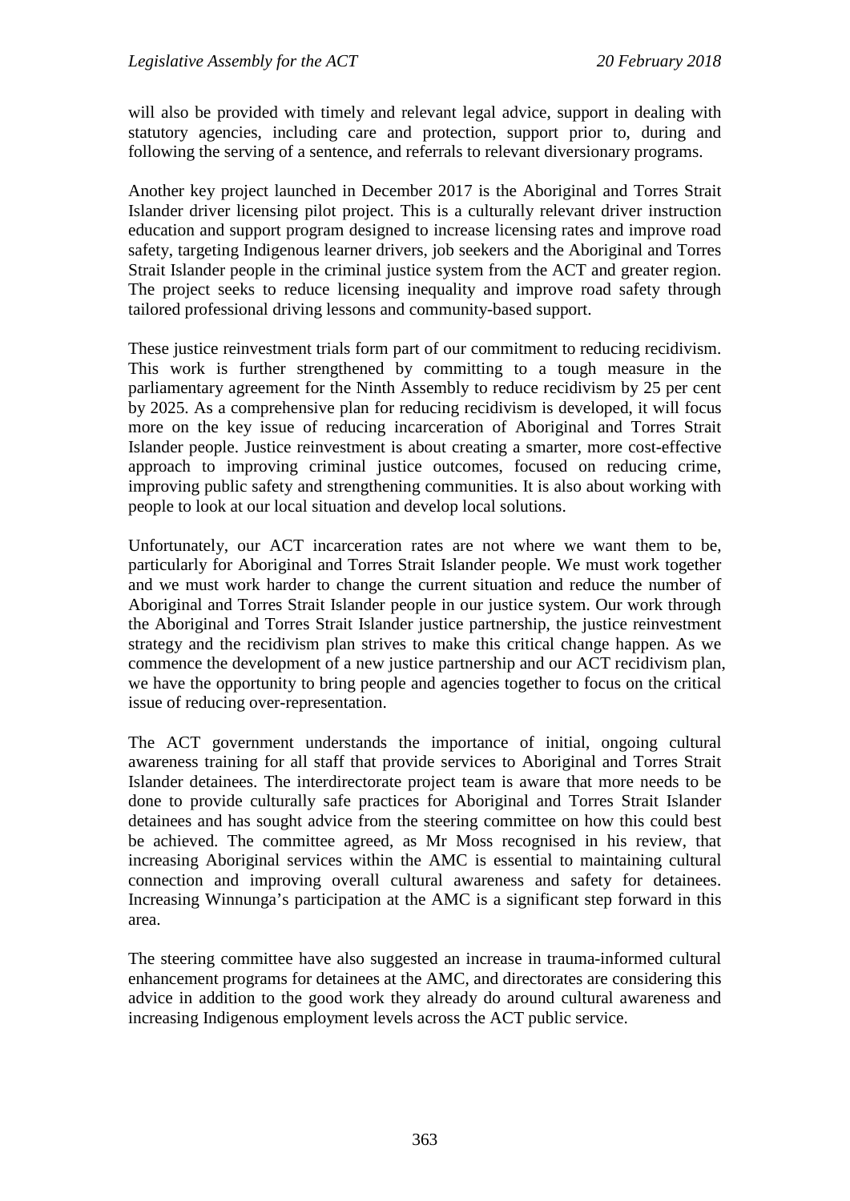will also be provided with timely and relevant legal advice, support in dealing with statutory agencies, including care and protection, support prior to, during and following the serving of a sentence, and referrals to relevant diversionary programs.

Another key project launched in December 2017 is the Aboriginal and Torres Strait Islander driver licensing pilot project. This is a culturally relevant driver instruction education and support program designed to increase licensing rates and improve road safety, targeting Indigenous learner drivers, job seekers and the Aboriginal and Torres Strait Islander people in the criminal justice system from the ACT and greater region. The project seeks to reduce licensing inequality and improve road safety through tailored professional driving lessons and community-based support.

These justice reinvestment trials form part of our commitment to reducing recidivism. This work is further strengthened by committing to a tough measure in the parliamentary agreement for the Ninth Assembly to reduce recidivism by 25 per cent by 2025. As a comprehensive plan for reducing recidivism is developed, it will focus more on the key issue of reducing incarceration of Aboriginal and Torres Strait Islander people. Justice reinvestment is about creating a smarter, more cost-effective approach to improving criminal justice outcomes, focused on reducing crime, improving public safety and strengthening communities. It is also about working with people to look at our local situation and develop local solutions.

Unfortunately, our ACT incarceration rates are not where we want them to be, particularly for Aboriginal and Torres Strait Islander people. We must work together and we must work harder to change the current situation and reduce the number of Aboriginal and Torres Strait Islander people in our justice system. Our work through the Aboriginal and Torres Strait Islander justice partnership, the justice reinvestment strategy and the recidivism plan strives to make this critical change happen. As we commence the development of a new justice partnership and our ACT recidivism plan, we have the opportunity to bring people and agencies together to focus on the critical issue of reducing over-representation.

The ACT government understands the importance of initial, ongoing cultural awareness training for all staff that provide services to Aboriginal and Torres Strait Islander detainees. The interdirectorate project team is aware that more needs to be done to provide culturally safe practices for Aboriginal and Torres Strait Islander detainees and has sought advice from the steering committee on how this could best be achieved. The committee agreed, as Mr Moss recognised in his review, that increasing Aboriginal services within the AMC is essential to maintaining cultural connection and improving overall cultural awareness and safety for detainees. Increasing Winnunga's participation at the AMC is a significant step forward in this area.

The steering committee have also suggested an increase in trauma-informed cultural enhancement programs for detainees at the AMC, and directorates are considering this advice in addition to the good work they already do around cultural awareness and increasing Indigenous employment levels across the ACT public service.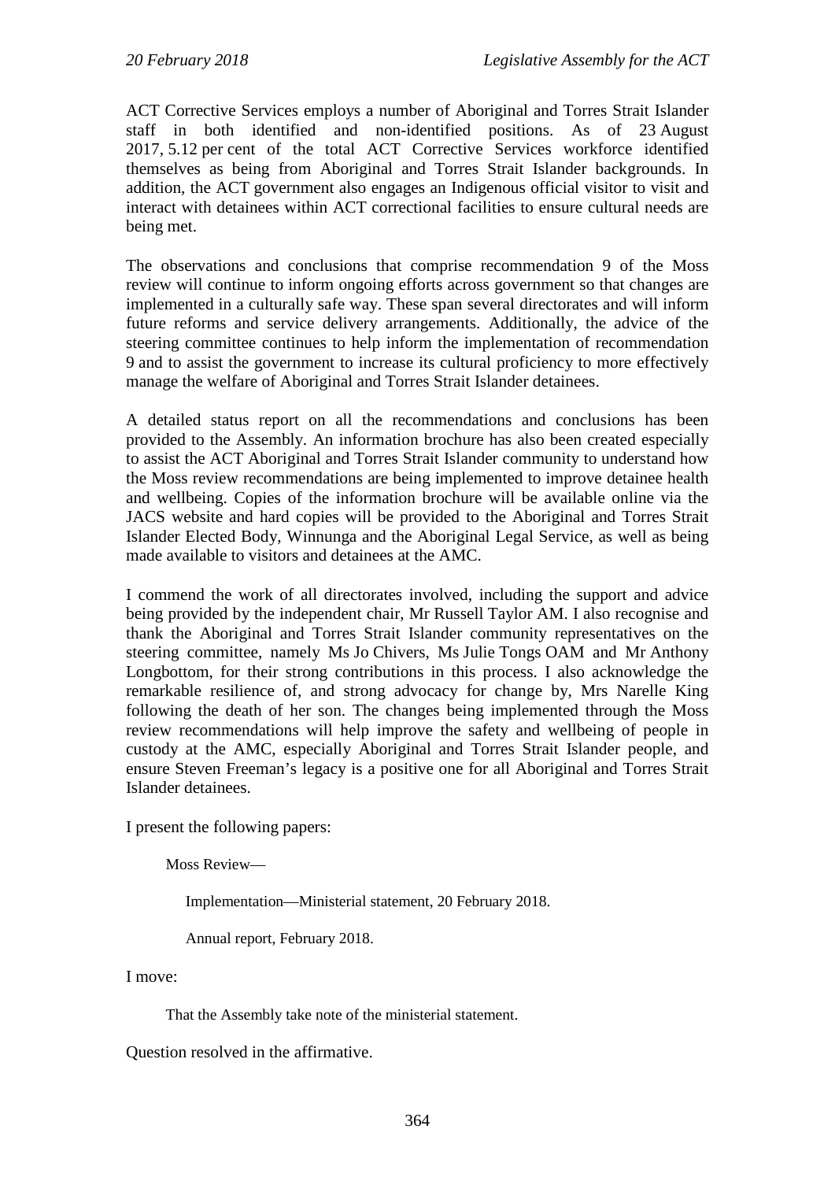ACT Corrective Services employs a number of Aboriginal and Torres Strait Islander staff in both identified and non-identified positions. As of 23 August 2017, 5.12 per cent of the total ACT Corrective Services workforce identified themselves as being from Aboriginal and Torres Strait Islander backgrounds. In addition, the ACT government also engages an Indigenous official visitor to visit and interact with detainees within ACT correctional facilities to ensure cultural needs are being met.

The observations and conclusions that comprise recommendation 9 of the Moss review will continue to inform ongoing efforts across government so that changes are implemented in a culturally safe way. These span several directorates and will inform future reforms and service delivery arrangements. Additionally, the advice of the steering committee continues to help inform the implementation of recommendation 9 and to assist the government to increase its cultural proficiency to more effectively manage the welfare of Aboriginal and Torres Strait Islander detainees.

A detailed status report on all the recommendations and conclusions has been provided to the Assembly. An information brochure has also been created especially to assist the ACT Aboriginal and Torres Strait Islander community to understand how the Moss review recommendations are being implemented to improve detainee health and wellbeing. Copies of the information brochure will be available online via the JACS website and hard copies will be provided to the Aboriginal and Torres Strait Islander Elected Body, Winnunga and the Aboriginal Legal Service, as well as being made available to visitors and detainees at the AMC.

I commend the work of all directorates involved, including the support and advice being provided by the independent chair, Mr Russell Taylor AM. I also recognise and thank the Aboriginal and Torres Strait Islander community representatives on the steering committee, namely Ms Jo Chivers, Ms Julie Tongs OAM and Mr Anthony Longbottom, for their strong contributions in this process. I also acknowledge the remarkable resilience of, and strong advocacy for change by, Mrs Narelle King following the death of her son. The changes being implemented through the Moss review recommendations will help improve the safety and wellbeing of people in custody at the AMC, especially Aboriginal and Torres Strait Islander people, and ensure Steven Freeman's legacy is a positive one for all Aboriginal and Torres Strait Islander detainees.

I present the following papers:

Moss Review—

Implementation—Ministerial statement, 20 February 2018.

Annual report, February 2018.

I move:

That the Assembly take note of the ministerial statement.

Question resolved in the affirmative.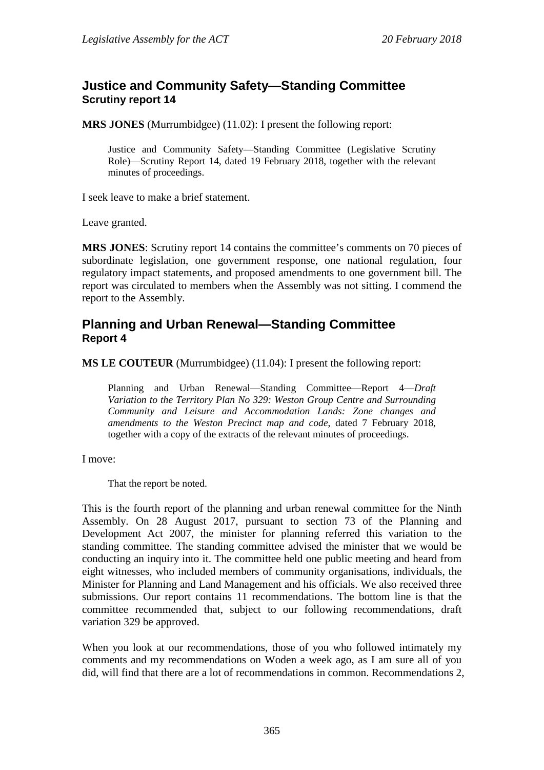## Justice and Community Safety—Standing Committee
### Scrutiny report 14

**MRS JONES** (Murrumbidgee) (11.02): I present the following report:

> Justice and Community Safety—Standing Committee (Legislative Scrutiny Role)—Scrutiny Report 14, dated 19 February 2018, together with the relevant minutes of proceedings.

I seek leave to make a brief statement.

Leave granted.

**MRS JONES**: Scrutiny report 14 contains the committee's comments on 70 pieces of subordinate legislation, one government response, one national regulation, four regulatory impact statements, and proposed amendments to one government bill. The report was circulated to members when the Assembly was not sitting. I commend the report to the Assembly.

## Planning and Urban Renewal—Standing Committee
### Report 4

**MS LE COUTEUR** (Murrumbidgee) (11.04): I present the following report:

> Planning and Urban Renewal—Standing Committee—Report 4—*Draft Variation to the Territory Plan No 329: Weston Group Centre and Surrounding Community and Leisure and Accommodation Lands: Zone changes and amendments to the Weston Precinct map and code*, dated 7 February 2018, together with a copy of the extracts of the relevant minutes of proceedings.

I move:

> That the report be noted.

This is the fourth report of the planning and urban renewal committee for the Ninth Assembly. On 28 August 2017, pursuant to section 73 of the Planning and Development Act 2007, the minister for planning referred this variation to the standing committee. The standing committee advised the minister that we would be conducting an inquiry into it. The committee held one public meeting and heard from eight witnesses, who included members of community organisations, individuals, the Minister for Planning and Land Management and his officials. We also received three submissions. Our report contains 11 recommendations. The bottom line is that the committee recommended that, subject to our following recommendations, draft variation 329 be approved.

When you look at our recommendations, those of you who followed intimately my comments and my recommendations on Woden a week ago, as I am sure all of you did, will find that there are a lot of recommendations in common. Recommendations 2,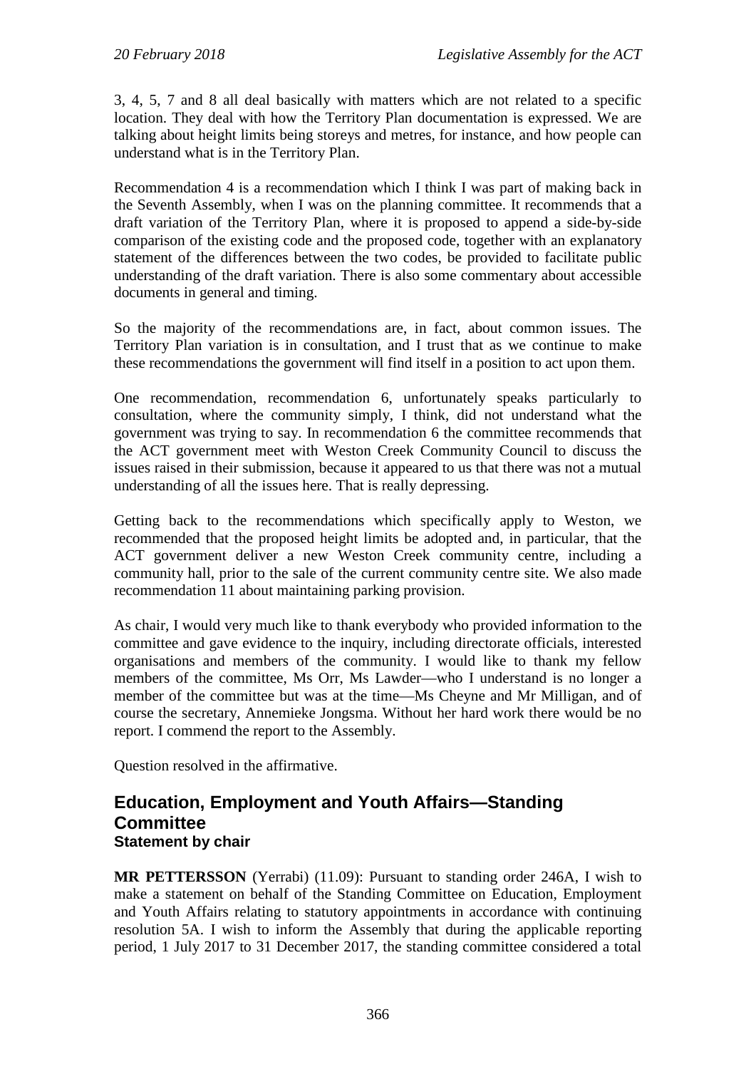3, 4, 5, 7 and 8 all deal basically with matters which are not related to a specific location. They deal with how the Territory Plan documentation is expressed. We are talking about height limits being storeys and metres, for instance, and how people can understand what is in the Territory Plan.

Recommendation 4 is a recommendation which I think I was part of making back in the Seventh Assembly, when I was on the planning committee. It recommends that a draft variation of the Territory Plan, where it is proposed to append a side-by-side comparison of the existing code and the proposed code, together with an explanatory statement of the differences between the two codes, be provided to facilitate public understanding of the draft variation. There is also some commentary about accessible documents in general and timing.

So the majority of the recommendations are, in fact, about common issues. The Territory Plan variation is in consultation, and I trust that as we continue to make these recommendations the government will find itself in a position to act upon them.

One recommendation, recommendation 6, unfortunately speaks particularly to consultation, where the community simply, I think, did not understand what the government was trying to say. In recommendation 6 the committee recommends that the ACT government meet with Weston Creek Community Council to discuss the issues raised in their submission, because it appeared to us that there was not a mutual understanding of all the issues here. That is really depressing.

Getting back to the recommendations which specifically apply to Weston, we recommended that the proposed height limits be adopted and, in particular, that the ACT government deliver a new Weston Creek community centre, including a community hall, prior to the sale of the current community centre site. We also made recommendation 11 about maintaining parking provision.

As chair, I would very much like to thank everybody who provided information to the committee and gave evidence to the inquiry, including directorate officials, interested organisations and members of the community. I would like to thank my fellow members of the committee, Ms Orr, Ms Lawder—who I understand is no longer a member of the committee but was at the time—Ms Cheyne and Mr Milligan, and of course the secretary, Annemieke Jongsma. Without her hard work there would be no report. I commend the report to the Assembly.

Question resolved in the affirmative.

## Education, Employment and Youth Affairs—Standing Committee
### Statement by chair

**MR PETTERSSON** (Yerrabi) (11.09): Pursuant to standing order 246A, I wish to make a statement on behalf of the Standing Committee on Education, Employment and Youth Affairs relating to statutory appointments in accordance with continuing resolution 5A. I wish to inform the Assembly that during the applicable reporting period, 1 July 2017 to 31 December 2017, the standing committee considered a total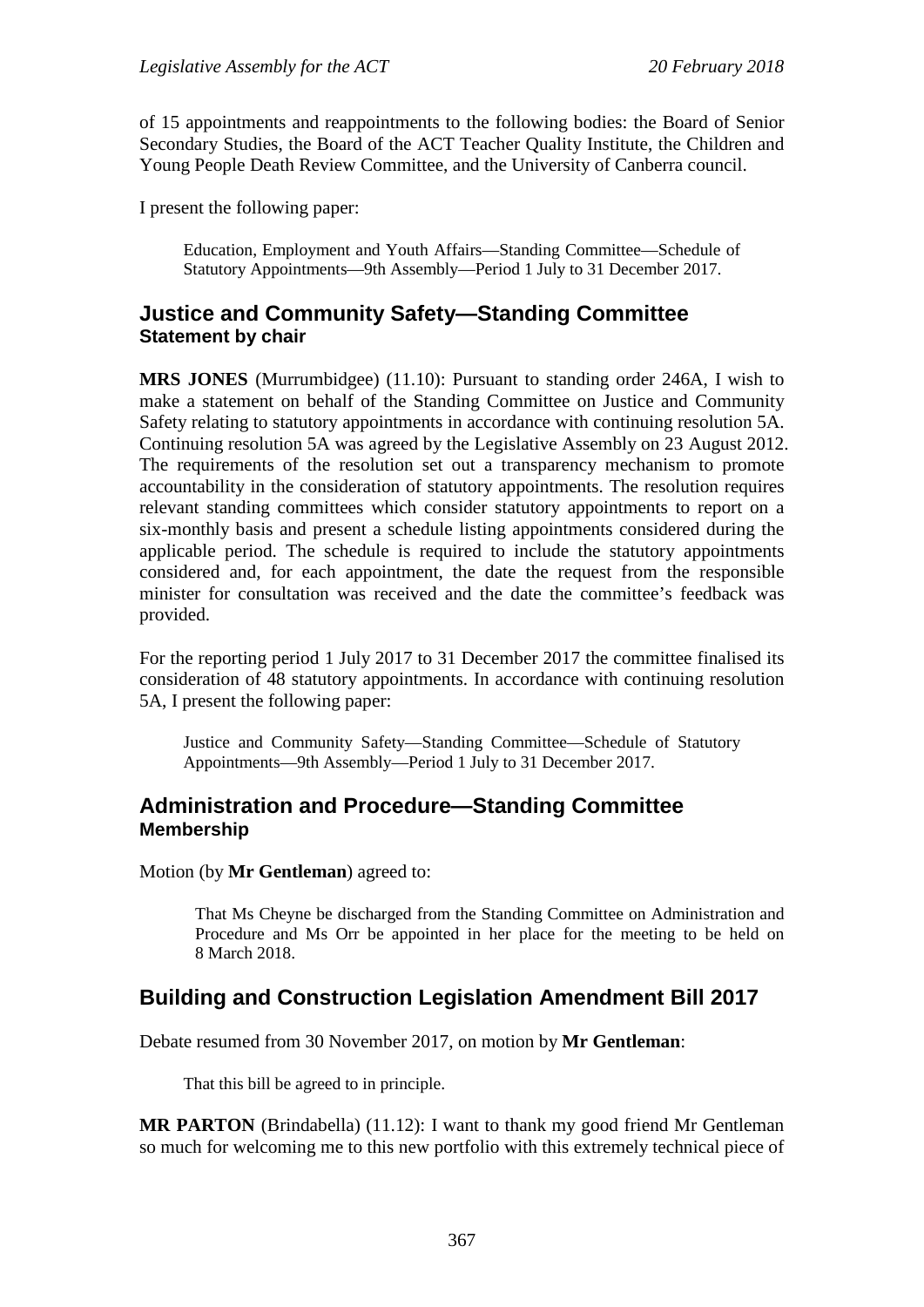of 15 appointments and reappointments to the following bodies: the Board of Senior Secondary Studies, the Board of the ACT Teacher Quality Institute, the Children and Young People Death Review Committee, and the University of Canberra council.

I present the following paper:

> Education, Employment and Youth Affairs—Standing Committee—Schedule of Statutory Appointments—9th Assembly—Period 1 July to 31 December 2017.

## Justice and Community Safety—Standing Committee

### Statement by chair

**MRS JONES** (Murrumbidgee) (11.10): Pursuant to standing order 246A, I wish to make a statement on behalf of the Standing Committee on Justice and Community Safety relating to statutory appointments in accordance with continuing resolution 5A. Continuing resolution 5A was agreed by the Legislative Assembly on 23 August 2012. The requirements of the resolution set out a transparency mechanism to promote accountability in the consideration of statutory appointments. The resolution requires relevant standing committees which consider statutory appointments to report on a six-monthly basis and present a schedule listing appointments considered during the applicable period. The schedule is required to include the statutory appointments considered and, for each appointment, the date the request from the responsible minister for consultation was received and the date the committee's feedback was provided.

For the reporting period 1 July 2017 to 31 December 2017 the committee finalised its consideration of 48 statutory appointments. In accordance with continuing resolution 5A, I present the following paper:

> Justice and Community Safety—Standing Committee—Schedule of Statutory Appointments—9th Assembly—Period 1 July to 31 December 2017.

## Administration and Procedure—Standing Committee

### Membership

Motion (by **Mr Gentleman**) agreed to:

> That Ms Cheyne be discharged from the Standing Committee on Administration and Procedure and Ms Orr be appointed in her place for the meeting to be held on 8 March 2018.

## Building and Construction Legislation Amendment Bill 2017

Debate resumed from 30 November 2017, on motion by **Mr Gentleman**:

> That this bill be agreed to in principle.

**MR PARTON** (Brindabella) (11.12): I want to thank my good friend Mr Gentleman so much for welcoming me to this new portfolio with this extremely technical piece of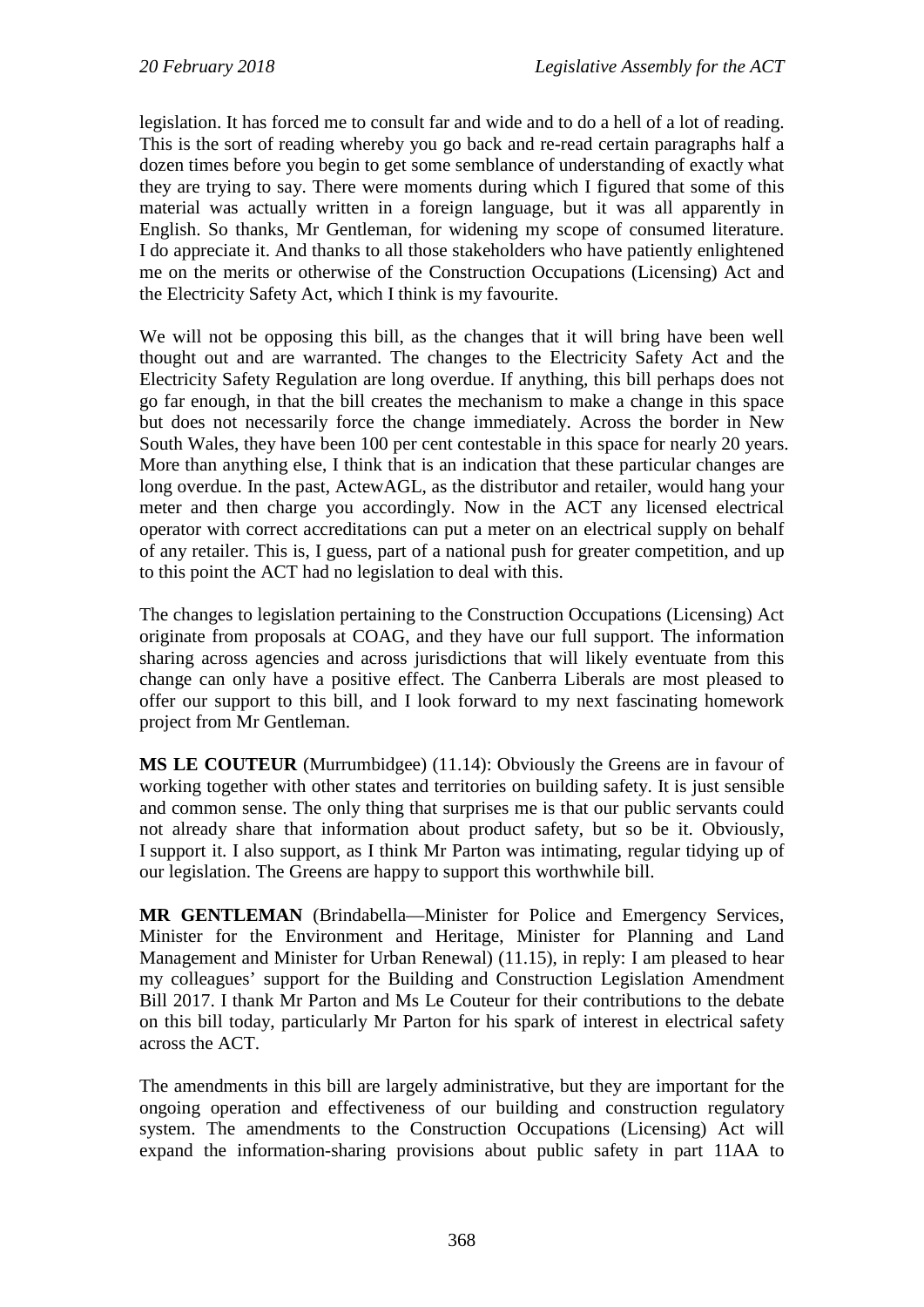legislation. It has forced me to consult far and wide and to do a hell of a lot of reading. This is the sort of reading whereby you go back and re-read certain paragraphs half a dozen times before you begin to get some semblance of understanding of exactly what they are trying to say. There were moments during which I figured that some of this material was actually written in a foreign language, but it was all apparently in English. So thanks, Mr Gentleman, for widening my scope of consumed literature. I do appreciate it. And thanks to all those stakeholders who have patiently enlightened me on the merits or otherwise of the Construction Occupations (Licensing) Act and the Electricity Safety Act, which I think is my favourite.

We will not be opposing this bill, as the changes that it will bring have been well thought out and are warranted. The changes to the Electricity Safety Act and the Electricity Safety Regulation are long overdue. If anything, this bill perhaps does not go far enough, in that the bill creates the mechanism to make a change in this space but does not necessarily force the change immediately. Across the border in New South Wales, they have been 100 per cent contestable in this space for nearly 20 years. More than anything else, I think that is an indication that these particular changes are long overdue. In the past, ActewAGL, as the distributor and retailer, would hang your meter and then charge you accordingly. Now in the ACT any licensed electrical operator with correct accreditations can put a meter on an electrical supply on behalf of any retailer. This is, I guess, part of a national push for greater competition, and up to this point the ACT had no legislation to deal with this.

The changes to legislation pertaining to the Construction Occupations (Licensing) Act originate from proposals at COAG, and they have our full support. The information sharing across agencies and across jurisdictions that will likely eventuate from this change can only have a positive effect. The Canberra Liberals are most pleased to offer our support to this bill, and I look forward to my next fascinating homework project from Mr Gentleman.

**MS LE COUTEUR** (Murrumbidgee) (11.14): Obviously the Greens are in favour of working together with other states and territories on building safety. It is just sensible and common sense. The only thing that surprises me is that our public servants could not already share that information about product safety, but so be it. Obviously, I support it. I also support, as I think Mr Parton was intimating, regular tidying up of our legislation. The Greens are happy to support this worthwhile bill.

**MR GENTLEMAN** (Brindabella—Minister for Police and Emergency Services, Minister for the Environment and Heritage, Minister for Planning and Land Management and Minister for Urban Renewal) (11.15), in reply: I am pleased to hear my colleagues' support for the Building and Construction Legislation Amendment Bill 2017. I thank Mr Parton and Ms Le Couteur for their contributions to the debate on this bill today, particularly Mr Parton for his spark of interest in electrical safety across the ACT.

The amendments in this bill are largely administrative, but they are important for the ongoing operation and effectiveness of our building and construction regulatory system. The amendments to the Construction Occupations (Licensing) Act will expand the information-sharing provisions about public safety in part 11AA to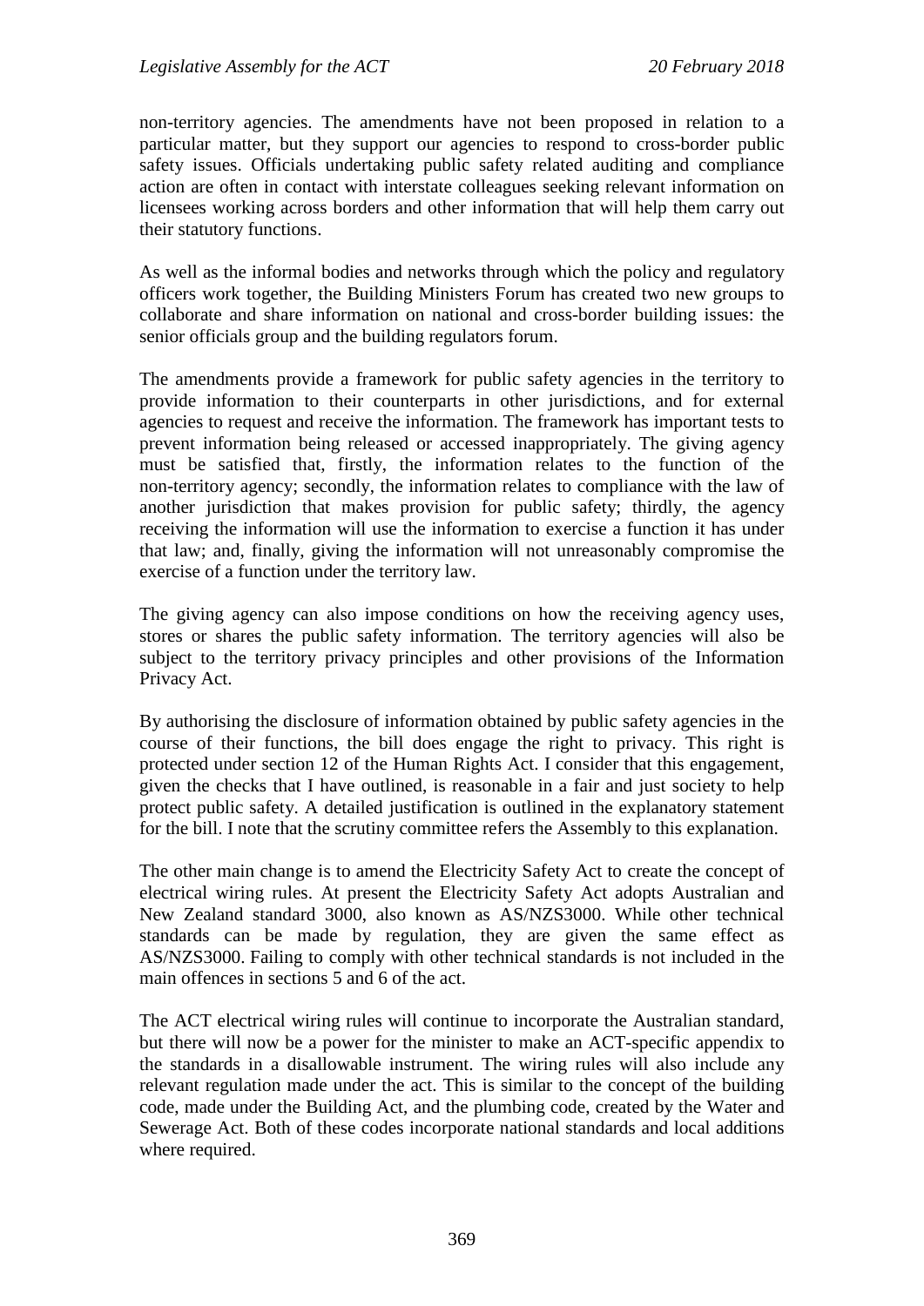non-territory agencies. The amendments have not been proposed in relation to a particular matter, but they support our agencies to respond to cross-border public safety issues. Officials undertaking public safety related auditing and compliance action are often in contact with interstate colleagues seeking relevant information on licensees working across borders and other information that will help them carry out their statutory functions.

As well as the informal bodies and networks through which the policy and regulatory officers work together, the Building Ministers Forum has created two new groups to collaborate and share information on national and cross-border building issues: the senior officials group and the building regulators forum.

The amendments provide a framework for public safety agencies in the territory to provide information to their counterparts in other jurisdictions, and for external agencies to request and receive the information. The framework has important tests to prevent information being released or accessed inappropriately. The giving agency must be satisfied that, firstly, the information relates to the function of the non-territory agency; secondly, the information relates to compliance with the law of another jurisdiction that makes provision for public safety; thirdly, the agency receiving the information will use the information to exercise a function it has under that law; and, finally, giving the information will not unreasonably compromise the exercise of a function under the territory law.

The giving agency can also impose conditions on how the receiving agency uses, stores or shares the public safety information. The territory agencies will also be subject to the territory privacy principles and other provisions of the Information Privacy Act.

By authorising the disclosure of information obtained by public safety agencies in the course of their functions, the bill does engage the right to privacy. This right is protected under section 12 of the Human Rights Act. I consider that this engagement, given the checks that I have outlined, is reasonable in a fair and just society to help protect public safety. A detailed justification is outlined in the explanatory statement for the bill. I note that the scrutiny committee refers the Assembly to this explanation.

The other main change is to amend the Electricity Safety Act to create the concept of electrical wiring rules. At present the Electricity Safety Act adopts Australian and New Zealand standard 3000, also known as AS/NZS3000. While other technical standards can be made by regulation, they are given the same effect as AS/NZS3000. Failing to comply with other technical standards is not included in the main offences in sections 5 and 6 of the act.

The ACT electrical wiring rules will continue to incorporate the Australian standard, but there will now be a power for the minister to make an ACT-specific appendix to the standards in a disallowable instrument. The wiring rules will also include any relevant regulation made under the act. This is similar to the concept of the building code, made under the Building Act, and the plumbing code, created by the Water and Sewerage Act. Both of these codes incorporate national standards and local additions where required.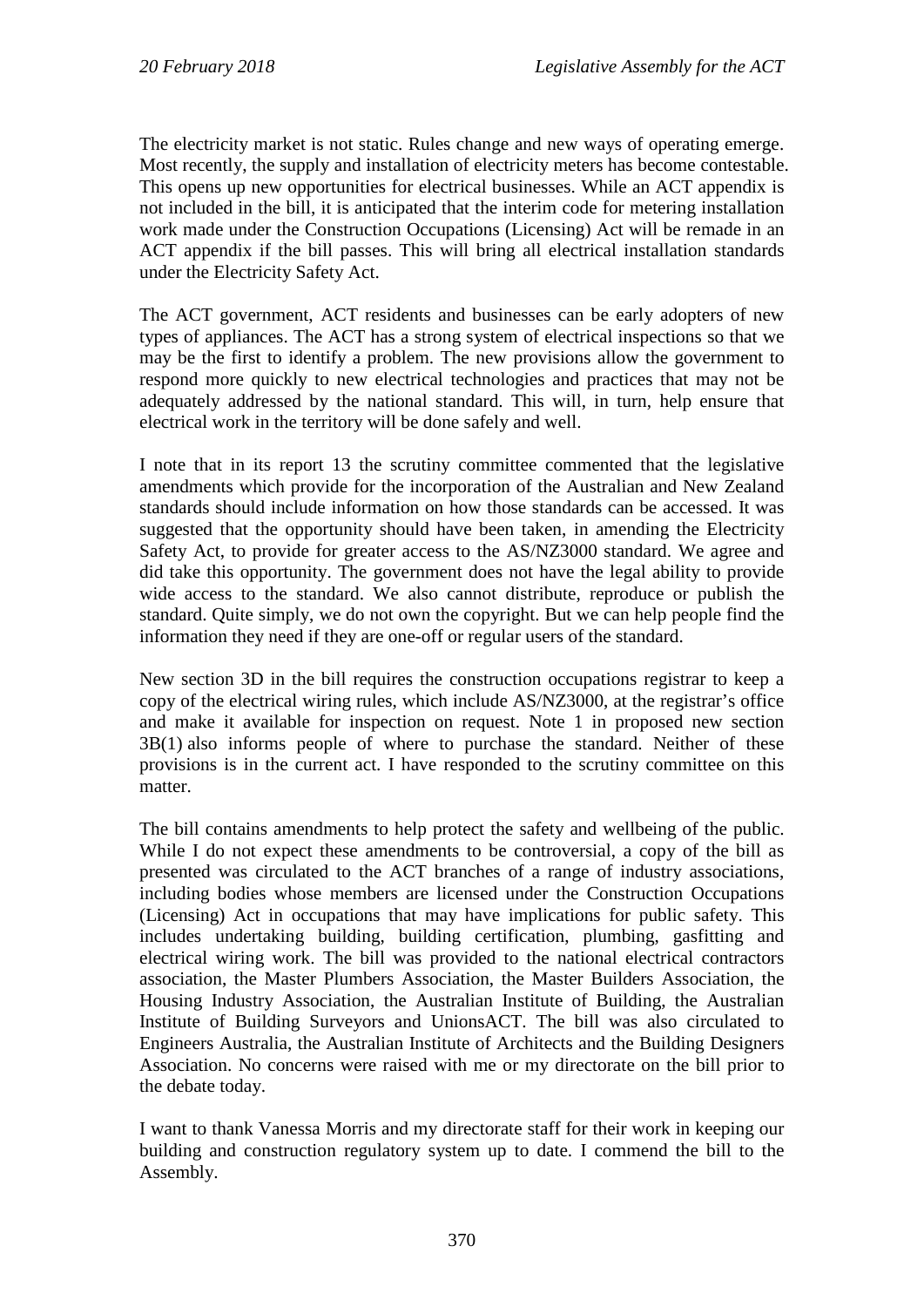The electricity market is not static. Rules change and new ways of operating emerge. Most recently, the supply and installation of electricity meters has become contestable. This opens up new opportunities for electrical businesses. While an ACT appendix is not included in the bill, it is anticipated that the interim code for metering installation work made under the Construction Occupations (Licensing) Act will be remade in an ACT appendix if the bill passes. This will bring all electrical installation standards under the Electricity Safety Act.

The ACT government, ACT residents and businesses can be early adopters of new types of appliances. The ACT has a strong system of electrical inspections so that we may be the first to identify a problem. The new provisions allow the government to respond more quickly to new electrical technologies and practices that may not be adequately addressed by the national standard. This will, in turn, help ensure that electrical work in the territory will be done safely and well.

I note that in its report 13 the scrutiny committee commented that the legislative amendments which provide for the incorporation of the Australian and New Zealand standards should include information on how those standards can be accessed. It was suggested that the opportunity should have been taken, in amending the Electricity Safety Act, to provide for greater access to the AS/NZ3000 standard. We agree and did take this opportunity. The government does not have the legal ability to provide wide access to the standard. We also cannot distribute, reproduce or publish the standard. Quite simply, we do not own the copyright. But we can help people find the information they need if they are one-off or regular users of the standard.

New section 3D in the bill requires the construction occupations registrar to keep a copy of the electrical wiring rules, which include AS/NZ3000, at the registrar's office and make it available for inspection on request. Note 1 in proposed new section 3B(1) also informs people of where to purchase the standard. Neither of these provisions is in the current act. I have responded to the scrutiny committee on this matter.

The bill contains amendments to help protect the safety and wellbeing of the public. While I do not expect these amendments to be controversial, a copy of the bill as presented was circulated to the ACT branches of a range of industry associations, including bodies whose members are licensed under the Construction Occupations (Licensing) Act in occupations that may have implications for public safety. This includes undertaking building, building certification, plumbing, gasfitting and electrical wiring work. The bill was provided to the national electrical contractors association, the Master Plumbers Association, the Master Builders Association, the Housing Industry Association, the Australian Institute of Building, the Australian Institute of Building Surveyors and UnionsACT. The bill was also circulated to Engineers Australia, the Australian Institute of Architects and the Building Designers Association. No concerns were raised with me or my directorate on the bill prior to the debate today.

I want to thank Vanessa Morris and my directorate staff for their work in keeping our building and construction regulatory system up to date. I commend the bill to the Assembly.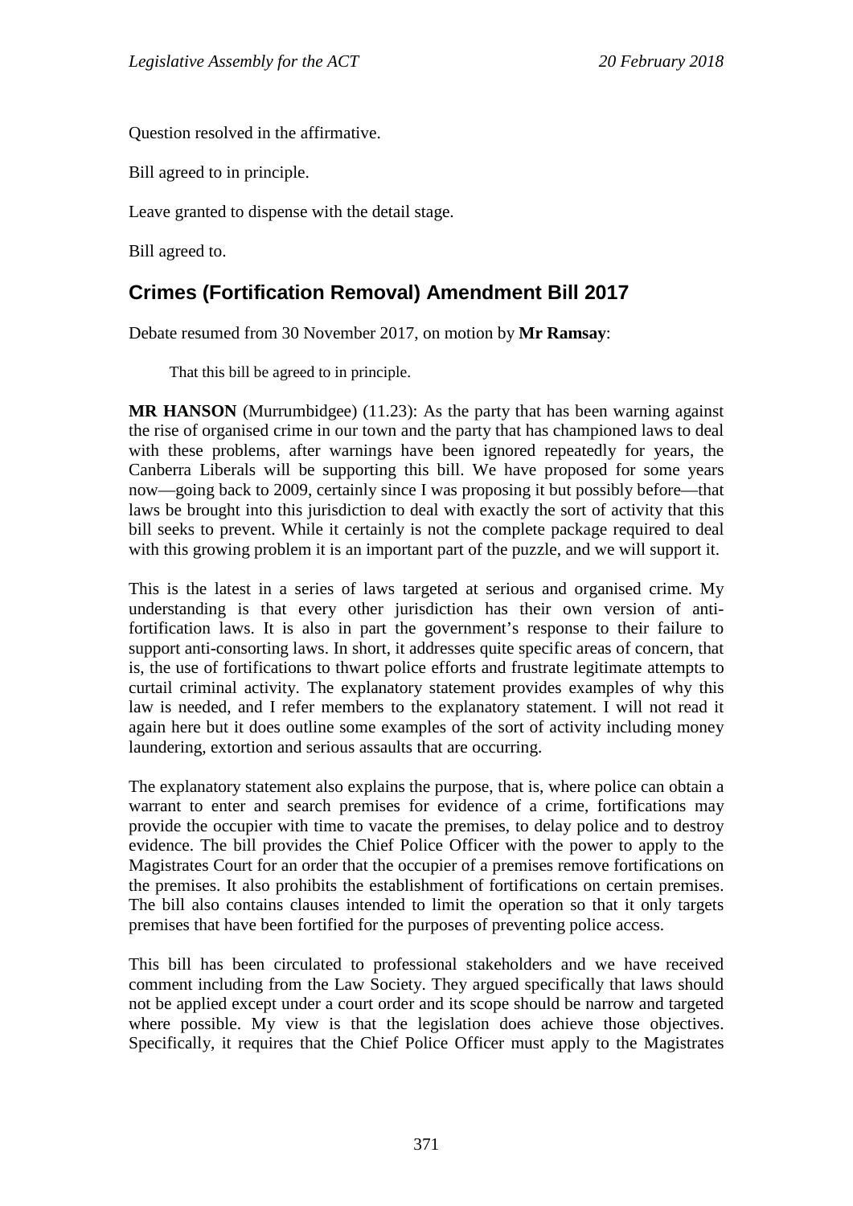Question resolved in the affirmative.

Bill agreed to in principle.

Leave granted to dispense with the detail stage.

Bill agreed to.

## Crimes (Fortification Removal) Amendment Bill 2017

Debate resumed from 30 November 2017, on motion by **Mr Ramsay**:

> That this bill be agreed to in principle.

**MR HANSON** (Murrumbidgee) (11.23): As the party that has been warning against the rise of organised crime in our town and the party that has championed laws to deal with these problems, after warnings have been ignored repeatedly for years, the Canberra Liberals will be supporting this bill. We have proposed for some years now—going back to 2009, certainly since I was proposing it but possibly before—that laws be brought into this jurisdiction to deal with exactly the sort of activity that this bill seeks to prevent. While it certainly is not the complete package required to deal with this growing problem it is an important part of the puzzle, and we will support it.

This is the latest in a series of laws targeted at serious and organised crime. My understanding is that every other jurisdiction has their own version of anti-fortification laws. It is also in part the government's response to their failure to support anti-consorting laws. In short, it addresses quite specific areas of concern, that is, the use of fortifications to thwart police efforts and frustrate legitimate attempts to curtail criminal activity. The explanatory statement provides examples of why this law is needed, and I refer members to the explanatory statement. I will not read it again here but it does outline some examples of the sort of activity including money laundering, extortion and serious assaults that are occurring.

The explanatory statement also explains the purpose, that is, where police can obtain a warrant to enter and search premises for evidence of a crime, fortifications may provide the occupier with time to vacate the premises, to delay police and to destroy evidence. The bill provides the Chief Police Officer with the power to apply to the Magistrates Court for an order that the occupier of a premises remove fortifications on the premises. It also prohibits the establishment of fortifications on certain premises. The bill also contains clauses intended to limit the operation so that it only targets premises that have been fortified for the purposes of preventing police access.

This bill has been circulated to professional stakeholders and we have received comment including from the Law Society. They argued specifically that laws should not be applied except under a court order and its scope should be narrow and targeted where possible. My view is that the legislation does achieve those objectives. Specifically, it requires that the Chief Police Officer must apply to the Magistrates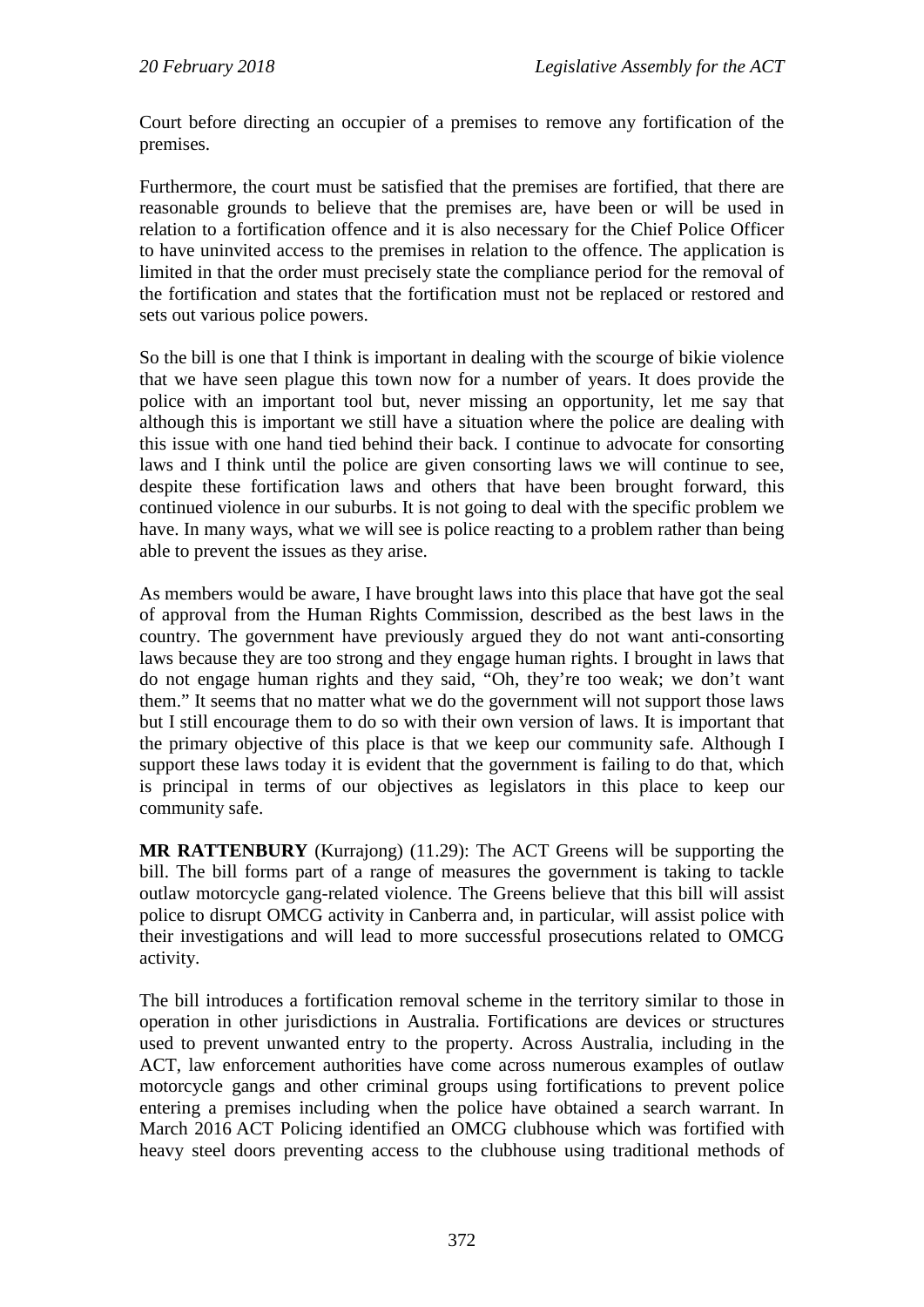Court before directing an occupier of a premises to remove any fortification of the premises.

Furthermore, the court must be satisfied that the premises are fortified, that there are reasonable grounds to believe that the premises are, have been or will be used in relation to a fortification offence and it is also necessary for the Chief Police Officer to have uninvited access to the premises in relation to the offence. The application is limited in that the order must precisely state the compliance period for the removal of the fortification and states that the fortification must not be replaced or restored and sets out various police powers.

So the bill is one that I think is important in dealing with the scourge of bikie violence that we have seen plague this town now for a number of years. It does provide the police with an important tool but, never missing an opportunity, let me say that although this is important we still have a situation where the police are dealing with this issue with one hand tied behind their back. I continue to advocate for consorting laws and I think until the police are given consorting laws we will continue to see, despite these fortification laws and others that have been brought forward, this continued violence in our suburbs. It is not going to deal with the specific problem we have. In many ways, what we will see is police reacting to a problem rather than being able to prevent the issues as they arise.

As members would be aware, I have brought laws into this place that have got the seal of approval from the Human Rights Commission, described as the best laws in the country. The government have previously argued they do not want anti-consorting laws because they are too strong and they engage human rights. I brought in laws that do not engage human rights and they said, "Oh, they're too weak; we don't want them." It seems that no matter what we do the government will not support those laws but I still encourage them to do so with their own version of laws. It is important that the primary objective of this place is that we keep our community safe. Although I support these laws today it is evident that the government is failing to do that, which is principal in terms of our objectives as legislators in this place to keep our community safe.

**MR RATTENBURY** (Kurrajong) (11.29): The ACT Greens will be supporting the bill. The bill forms part of a range of measures the government is taking to tackle outlaw motorcycle gang-related violence. The Greens believe that this bill will assist police to disrupt OMCG activity in Canberra and, in particular, will assist police with their investigations and will lead to more successful prosecutions related to OMCG activity.

The bill introduces a fortification removal scheme in the territory similar to those in operation in other jurisdictions in Australia. Fortifications are devices or structures used to prevent unwanted entry to the property. Across Australia, including in the ACT, law enforcement authorities have come across numerous examples of outlaw motorcycle gangs and other criminal groups using fortifications to prevent police entering a premises including when the police have obtained a search warrant. In March 2016 ACT Policing identified an OMCG clubhouse which was fortified with heavy steel doors preventing access to the clubhouse using traditional methods of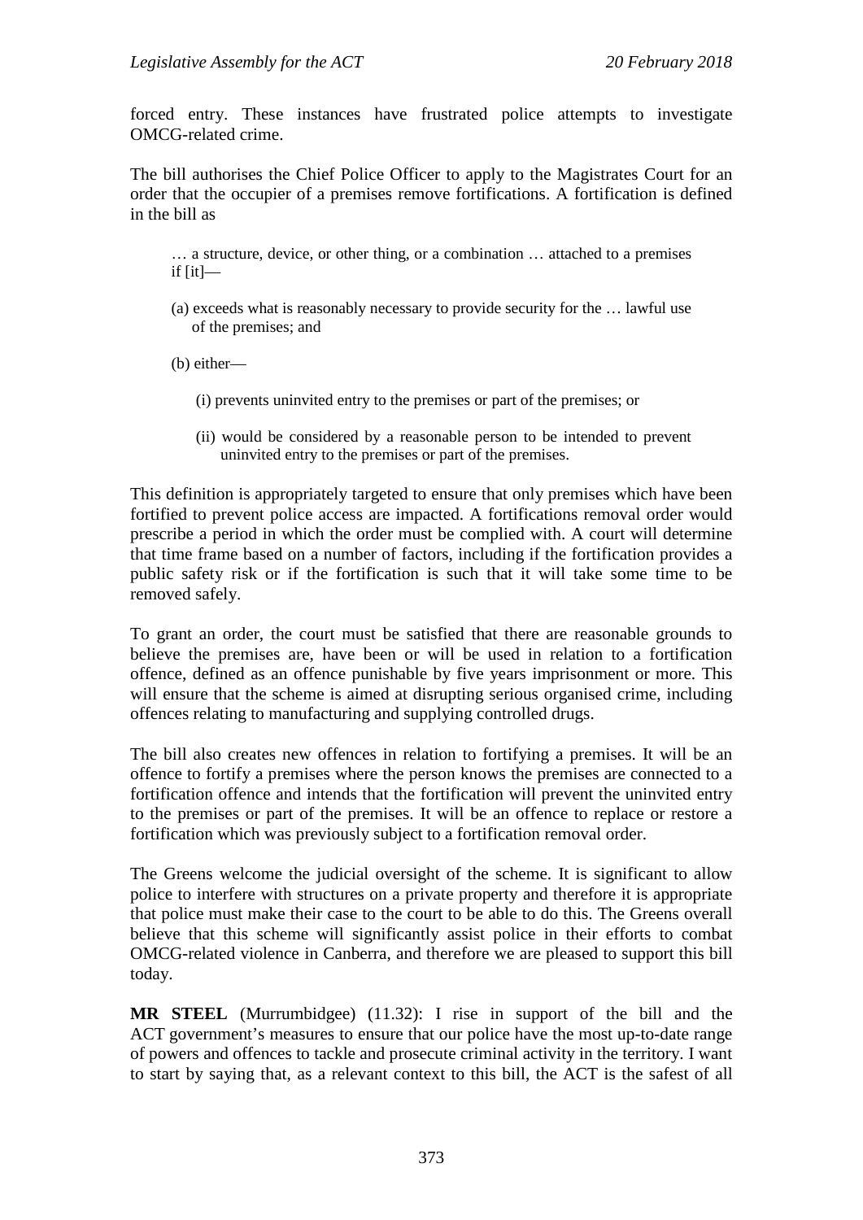forced entry. These instances have frustrated police attempts to investigate OMCG-related crime.

The bill authorises the Chief Police Officer to apply to the Magistrates Court for an order that the occupier of a premises remove fortifications. A fortification is defined in the bill as

> … a structure, device, or other thing, or a combination … attached to a premises if [it]—
>
> (a) exceeds what is reasonably necessary to provide security for the … lawful use of the premises; and
>
> (b) either—
>
> (i) prevents uninvited entry to the premises or part of the premises; or
>
> (ii) would be considered by a reasonable person to be intended to prevent uninvited entry to the premises or part of the premises.

This definition is appropriately targeted to ensure that only premises which have been fortified to prevent police access are impacted. A fortifications removal order would prescribe a period in which the order must be complied with. A court will determine that time frame based on a number of factors, including if the fortification provides a public safety risk or if the fortification is such that it will take some time to be removed safely.

To grant an order, the court must be satisfied that there are reasonable grounds to believe the premises are, have been or will be used in relation to a fortification offence, defined as an offence punishable by five years imprisonment or more. This will ensure that the scheme is aimed at disrupting serious organised crime, including offences relating to manufacturing and supplying controlled drugs.

The bill also creates new offences in relation to fortifying a premises. It will be an offence to fortify a premises where the person knows the premises are connected to a fortification offence and intends that the fortification will prevent the uninvited entry to the premises or part of the premises. It will be an offence to replace or restore a fortification which was previously subject to a fortification removal order.

The Greens welcome the judicial oversight of the scheme. It is significant to allow police to interfere with structures on a private property and therefore it is appropriate that police must make their case to the court to be able to do this. The Greens overall believe that this scheme will significantly assist police in their efforts to combat OMCG-related violence in Canberra, and therefore we are pleased to support this bill today.

**MR STEEL** (Murrumbidgee) (11.32): I rise in support of the bill and the ACT government's measures to ensure that our police have the most up-to-date range of powers and offences to tackle and prosecute criminal activity in the territory. I want to start by saying that, as a relevant context to this bill, the ACT is the safest of all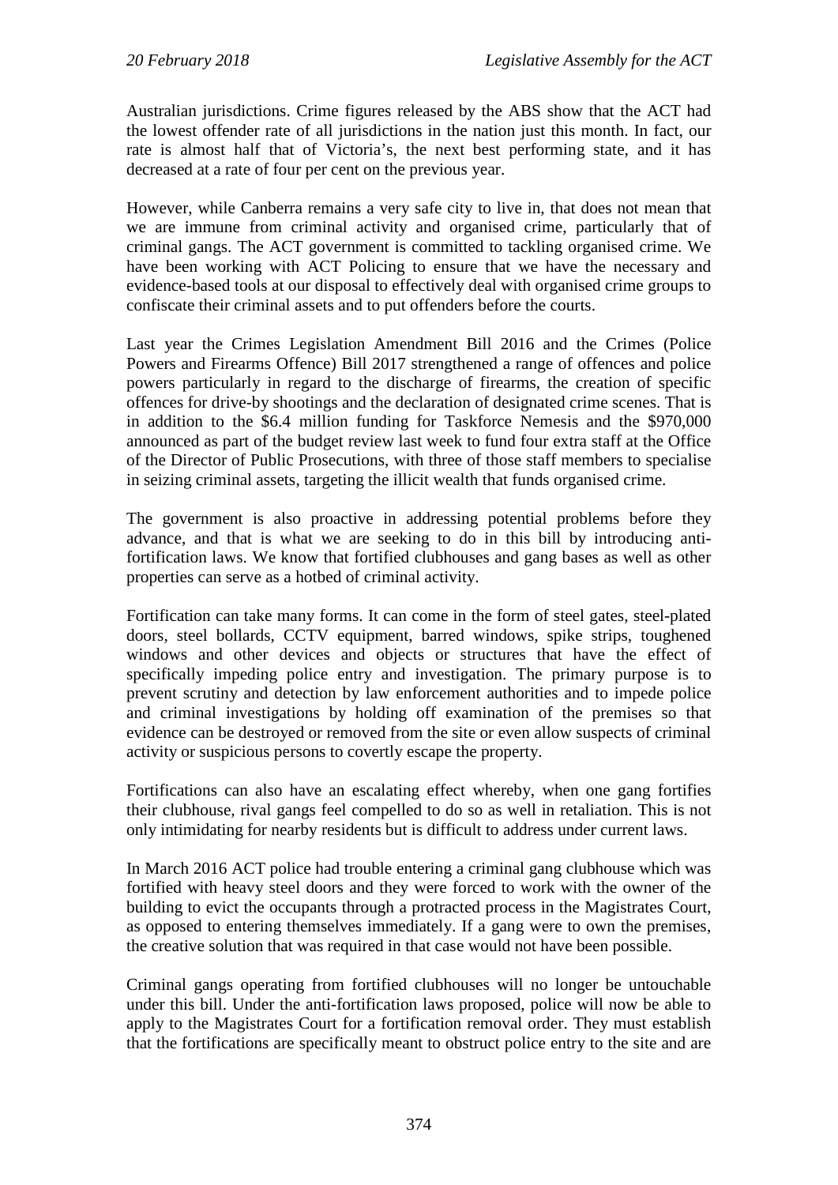Australian jurisdictions. Crime figures released by the ABS show that the ACT had the lowest offender rate of all jurisdictions in the nation just this month. In fact, our rate is almost half that of Victoria's, the next best performing state, and it has decreased at a rate of four per cent on the previous year.

However, while Canberra remains a very safe city to live in, that does not mean that we are immune from criminal activity and organised crime, particularly that of criminal gangs. The ACT government is committed to tackling organised crime. We have been working with ACT Policing to ensure that we have the necessary and evidence-based tools at our disposal to effectively deal with organised crime groups to confiscate their criminal assets and to put offenders before the courts.

Last year the Crimes Legislation Amendment Bill 2016 and the Crimes (Police Powers and Firearms Offence) Bill 2017 strengthened a range of offences and police powers particularly in regard to the discharge of firearms, the creation of specific offences for drive-by shootings and the declaration of designated crime scenes. That is in addition to the $6.4 million funding for Taskforce Nemesis and the $970,000 announced as part of the budget review last week to fund four extra staff at the Office of the Director of Public Prosecutions, with three of those staff members to specialise in seizing criminal assets, targeting the illicit wealth that funds organised crime.

The government is also proactive in addressing potential problems before they advance, and that is what we are seeking to do in this bill by introducing anti-fortification laws. We know that fortified clubhouses and gang bases as well as other properties can serve as a hotbed of criminal activity.

Fortification can take many forms. It can come in the form of steel gates, steel-plated doors, steel bollards, CCTV equipment, barred windows, spike strips, toughened windows and other devices and objects or structures that have the effect of specifically impeding police entry and investigation. The primary purpose is to prevent scrutiny and detection by law enforcement authorities and to impede police and criminal investigations by holding off examination of the premises so that evidence can be destroyed or removed from the site or even allow suspects of criminal activity or suspicious persons to covertly escape the property.

Fortifications can also have an escalating effect whereby, when one gang fortifies their clubhouse, rival gangs feel compelled to do so as well in retaliation. This is not only intimidating for nearby residents but is difficult to address under current laws.

In March 2016 ACT police had trouble entering a criminal gang clubhouse which was fortified with heavy steel doors and they were forced to work with the owner of the building to evict the occupants through a protracted process in the Magistrates Court, as opposed to entering themselves immediately. If a gang were to own the premises, the creative solution that was required in that case would not have been possible.

Criminal gangs operating from fortified clubhouses will no longer be untouchable under this bill. Under the anti-fortification laws proposed, police will now be able to apply to the Magistrates Court for a fortification removal order. They must establish that the fortifications are specifically meant to obstruct police entry to the site and are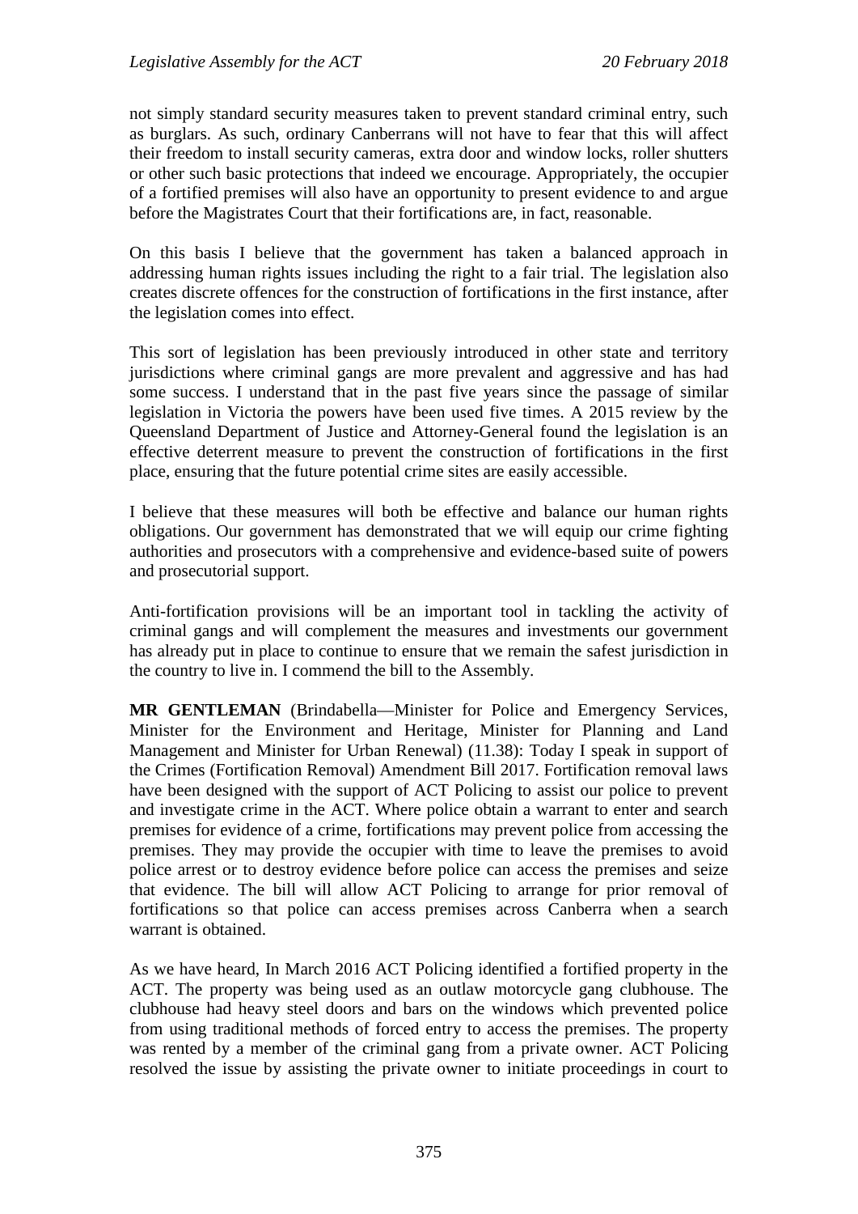not simply standard security measures taken to prevent standard criminal entry, such as burglars. As such, ordinary Canberrans will not have to fear that this will affect their freedom to install security cameras, extra door and window locks, roller shutters or other such basic protections that indeed we encourage. Appropriately, the occupier of a fortified premises will also have an opportunity to present evidence to and argue before the Magistrates Court that their fortifications are, in fact, reasonable.

On this basis I believe that the government has taken a balanced approach in addressing human rights issues including the right to a fair trial. The legislation also creates discrete offences for the construction of fortifications in the first instance, after the legislation comes into effect.

This sort of legislation has been previously introduced in other state and territory jurisdictions where criminal gangs are more prevalent and aggressive and has had some success. I understand that in the past five years since the passage of similar legislation in Victoria the powers have been used five times. A 2015 review by the Queensland Department of Justice and Attorney-General found the legislation is an effective deterrent measure to prevent the construction of fortifications in the first place, ensuring that the future potential crime sites are easily accessible.

I believe that these measures will both be effective and balance our human rights obligations. Our government has demonstrated that we will equip our crime fighting authorities and prosecutors with a comprehensive and evidence-based suite of powers and prosecutorial support.

Anti-fortification provisions will be an important tool in tackling the activity of criminal gangs and will complement the measures and investments our government has already put in place to continue to ensure that we remain the safest jurisdiction in the country to live in. I commend the bill to the Assembly.

**MR GENTLEMAN** (Brindabella—Minister for Police and Emergency Services, Minister for the Environment and Heritage, Minister for Planning and Land Management and Minister for Urban Renewal) (11.38): Today I speak in support of the Crimes (Fortification Removal) Amendment Bill 2017. Fortification removal laws have been designed with the support of ACT Policing to assist our police to prevent and investigate crime in the ACT. Where police obtain a warrant to enter and search premises for evidence of a crime, fortifications may prevent police from accessing the premises. They may provide the occupier with time to leave the premises to avoid police arrest or to destroy evidence before police can access the premises and seize that evidence. The bill will allow ACT Policing to arrange for prior removal of fortifications so that police can access premises across Canberra when a search warrant is obtained.

As we have heard, In March 2016 ACT Policing identified a fortified property in the ACT. The property was being used as an outlaw motorcycle gang clubhouse. The clubhouse had heavy steel doors and bars on the windows which prevented police from using traditional methods of forced entry to access the premises. The property was rented by a member of the criminal gang from a private owner. ACT Policing resolved the issue by assisting the private owner to initiate proceedings in court to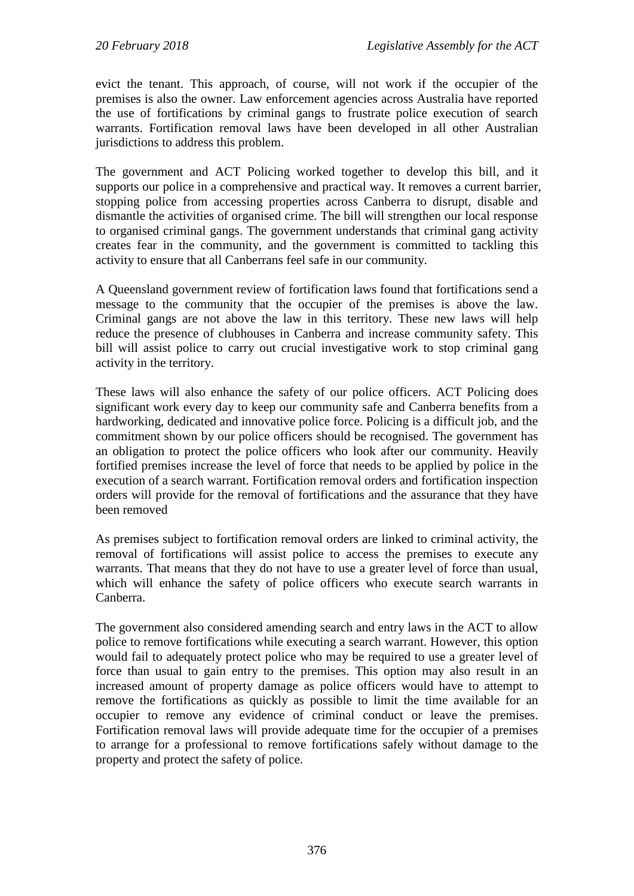evict the tenant. This approach, of course, will not work if the occupier of the premises is also the owner. Law enforcement agencies across Australia have reported the use of fortifications by criminal gangs to frustrate police execution of search warrants. Fortification removal laws have been developed in all other Australian jurisdictions to address this problem.

The government and ACT Policing worked together to develop this bill, and it supports our police in a comprehensive and practical way. It removes a current barrier, stopping police from accessing properties across Canberra to disrupt, disable and dismantle the activities of organised crime. The bill will strengthen our local response to organised criminal gangs. The government understands that criminal gang activity creates fear in the community, and the government is committed to tackling this activity to ensure that all Canberrans feel safe in our community.

A Queensland government review of fortification laws found that fortifications send a message to the community that the occupier of the premises is above the law. Criminal gangs are not above the law in this territory. These new laws will help reduce the presence of clubhouses in Canberra and increase community safety. This bill will assist police to carry out crucial investigative work to stop criminal gang activity in the territory.

These laws will also enhance the safety of our police officers. ACT Policing does significant work every day to keep our community safe and Canberra benefits from a hardworking, dedicated and innovative police force. Policing is a difficult job, and the commitment shown by our police officers should be recognised. The government has an obligation to protect the police officers who look after our community. Heavily fortified premises increase the level of force that needs to be applied by police in the execution of a search warrant. Fortification removal orders and fortification inspection orders will provide for the removal of fortifications and the assurance that they have been removed

As premises subject to fortification removal orders are linked to criminal activity, the removal of fortifications will assist police to access the premises to execute any warrants. That means that they do not have to use a greater level of force than usual, which will enhance the safety of police officers who execute search warrants in Canberra.

The government also considered amending search and entry laws in the ACT to allow police to remove fortifications while executing a search warrant. However, this option would fail to adequately protect police who may be required to use a greater level of force than usual to gain entry to the premises. This option may also result in an increased amount of property damage as police officers would have to attempt to remove the fortifications as quickly as possible to limit the time available for an occupier to remove any evidence of criminal conduct or leave the premises. Fortification removal laws will provide adequate time for the occupier of a premises to arrange for a professional to remove fortifications safely without damage to the property and protect the safety of police.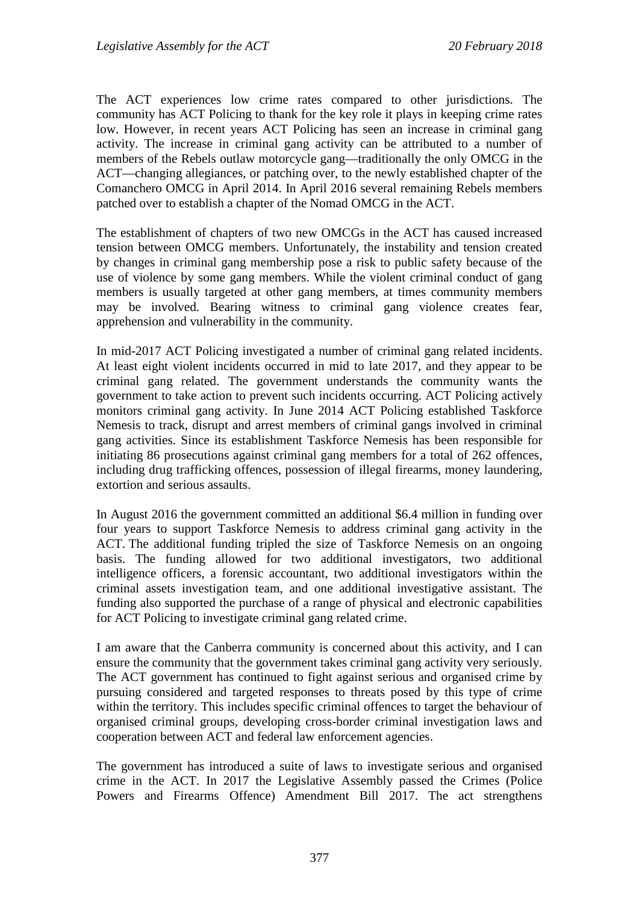The ACT experiences low crime rates compared to other jurisdictions. The community has ACT Policing to thank for the key role it plays in keeping crime rates low. However, in recent years ACT Policing has seen an increase in criminal gang activity. The increase in criminal gang activity can be attributed to a number of members of the Rebels outlaw motorcycle gang—traditionally the only OMCG in the ACT—changing allegiances, or patching over, to the newly established chapter of the Comanchero OMCG in April 2014. In April 2016 several remaining Rebels members patched over to establish a chapter of the Nomad OMCG in the ACT.

The establishment of chapters of two new OMCGs in the ACT has caused increased tension between OMCG members. Unfortunately, the instability and tension created by changes in criminal gang membership pose a risk to public safety because of the use of violence by some gang members. While the violent criminal conduct of gang members is usually targeted at other gang members, at times community members may be involved. Bearing witness to criminal gang violence creates fear, apprehension and vulnerability in the community.

In mid-2017 ACT Policing investigated a number of criminal gang related incidents. At least eight violent incidents occurred in mid to late 2017, and they appear to be criminal gang related. The government understands the community wants the government to take action to prevent such incidents occurring. ACT Policing actively monitors criminal gang activity. In June 2014 ACT Policing established Taskforce Nemesis to track, disrupt and arrest members of criminal gangs involved in criminal gang activities. Since its establishment Taskforce Nemesis has been responsible for initiating 86 prosecutions against criminal gang members for a total of 262 offences, including drug trafficking offences, possession of illegal firearms, money laundering, extortion and serious assaults.

In August 2016 the government committed an additional $6.4 million in funding over four years to support Taskforce Nemesis to address criminal gang activity in the ACT. The additional funding tripled the size of Taskforce Nemesis on an ongoing basis. The funding allowed for two additional investigators, two additional intelligence officers, a forensic accountant, two additional investigators within the criminal assets investigation team, and one additional investigative assistant. The funding also supported the purchase of a range of physical and electronic capabilities for ACT Policing to investigate criminal gang related crime.

I am aware that the Canberra community is concerned about this activity, and I can ensure the community that the government takes criminal gang activity very seriously. The ACT government has continued to fight against serious and organised crime by pursuing considered and targeted responses to threats posed by this type of crime within the territory. This includes specific criminal offences to target the behaviour of organised criminal groups, developing cross-border criminal investigation laws and cooperation between ACT and federal law enforcement agencies.

The government has introduced a suite of laws to investigate serious and organised crime in the ACT. In 2017 the Legislative Assembly passed the Crimes (Police Powers and Firearms Offence) Amendment Bill 2017. The act strengthens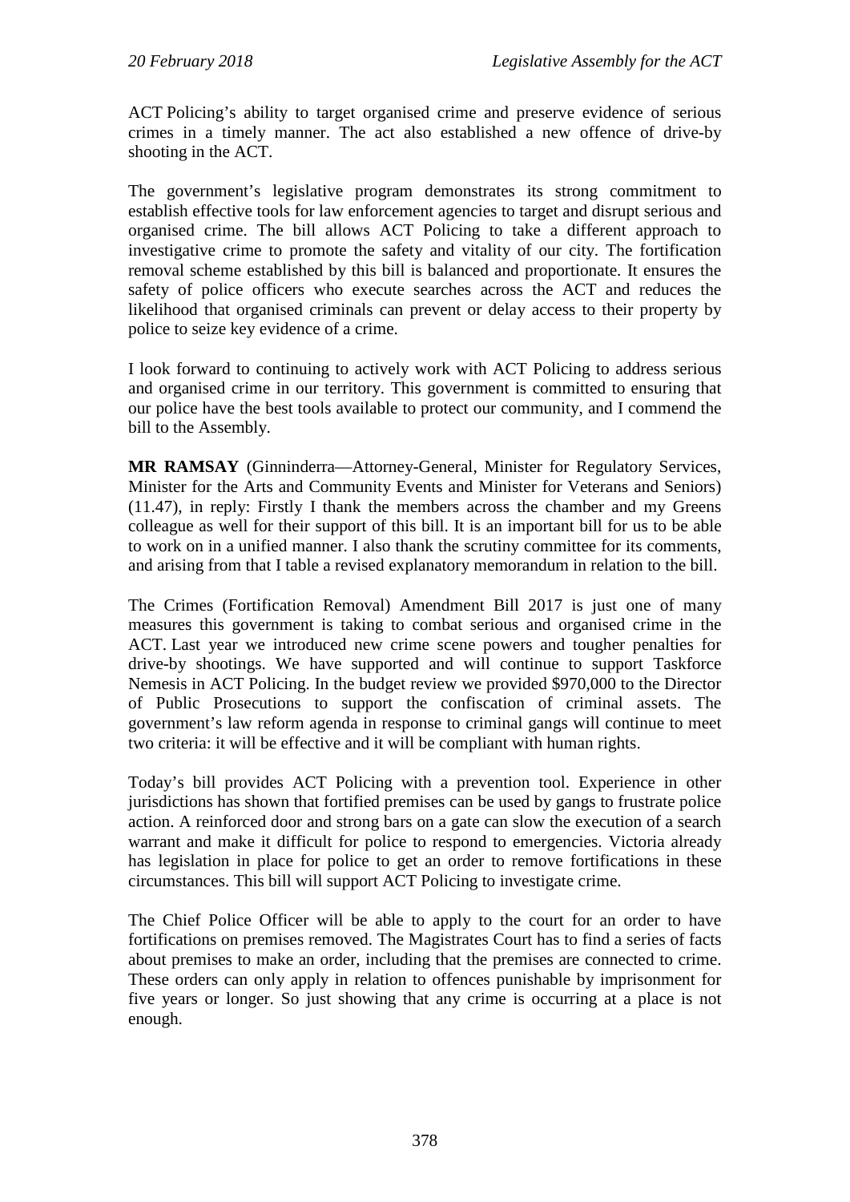ACT Policing's ability to target organised crime and preserve evidence of serious crimes in a timely manner. The act also established a new offence of drive-by shooting in the ACT.

The government's legislative program demonstrates its strong commitment to establish effective tools for law enforcement agencies to target and disrupt serious and organised crime. The bill allows ACT Policing to take a different approach to investigative crime to promote the safety and vitality of our city. The fortification removal scheme established by this bill is balanced and proportionate. It ensures the safety of police officers who execute searches across the ACT and reduces the likelihood that organised criminals can prevent or delay access to their property by police to seize key evidence of a crime.

I look forward to continuing to actively work with ACT Policing to address serious and organised crime in our territory. This government is committed to ensuring that our police have the best tools available to protect our community, and I commend the bill to the Assembly.

**MR RAMSAY** (Ginninderra—Attorney-General, Minister for Regulatory Services, Minister for the Arts and Community Events and Minister for Veterans and Seniors) (11.47), in reply: Firstly I thank the members across the chamber and my Greens colleague as well for their support of this bill. It is an important bill for us to be able to work on in a unified manner. I also thank the scrutiny committee for its comments, and arising from that I table a revised explanatory memorandum in relation to the bill.

The Crimes (Fortification Removal) Amendment Bill 2017 is just one of many measures this government is taking to combat serious and organised crime in the ACT. Last year we introduced new crime scene powers and tougher penalties for drive-by shootings. We have supported and will continue to support Taskforce Nemesis in ACT Policing. In the budget review we provided $970,000 to the Director of Public Prosecutions to support the confiscation of criminal assets. The government's law reform agenda in response to criminal gangs will continue to meet two criteria: it will be effective and it will be compliant with human rights.

Today's bill provides ACT Policing with a prevention tool. Experience in other jurisdictions has shown that fortified premises can be used by gangs to frustrate police action. A reinforced door and strong bars on a gate can slow the execution of a search warrant and make it difficult for police to respond to emergencies. Victoria already has legislation in place for police to get an order to remove fortifications in these circumstances. This bill will support ACT Policing to investigate crime.

The Chief Police Officer will be able to apply to the court for an order to have fortifications on premises removed. The Magistrates Court has to find a series of facts about premises to make an order, including that the premises are connected to crime. These orders can only apply in relation to offences punishable by imprisonment for five years or longer. So just showing that any crime is occurring at a place is not enough.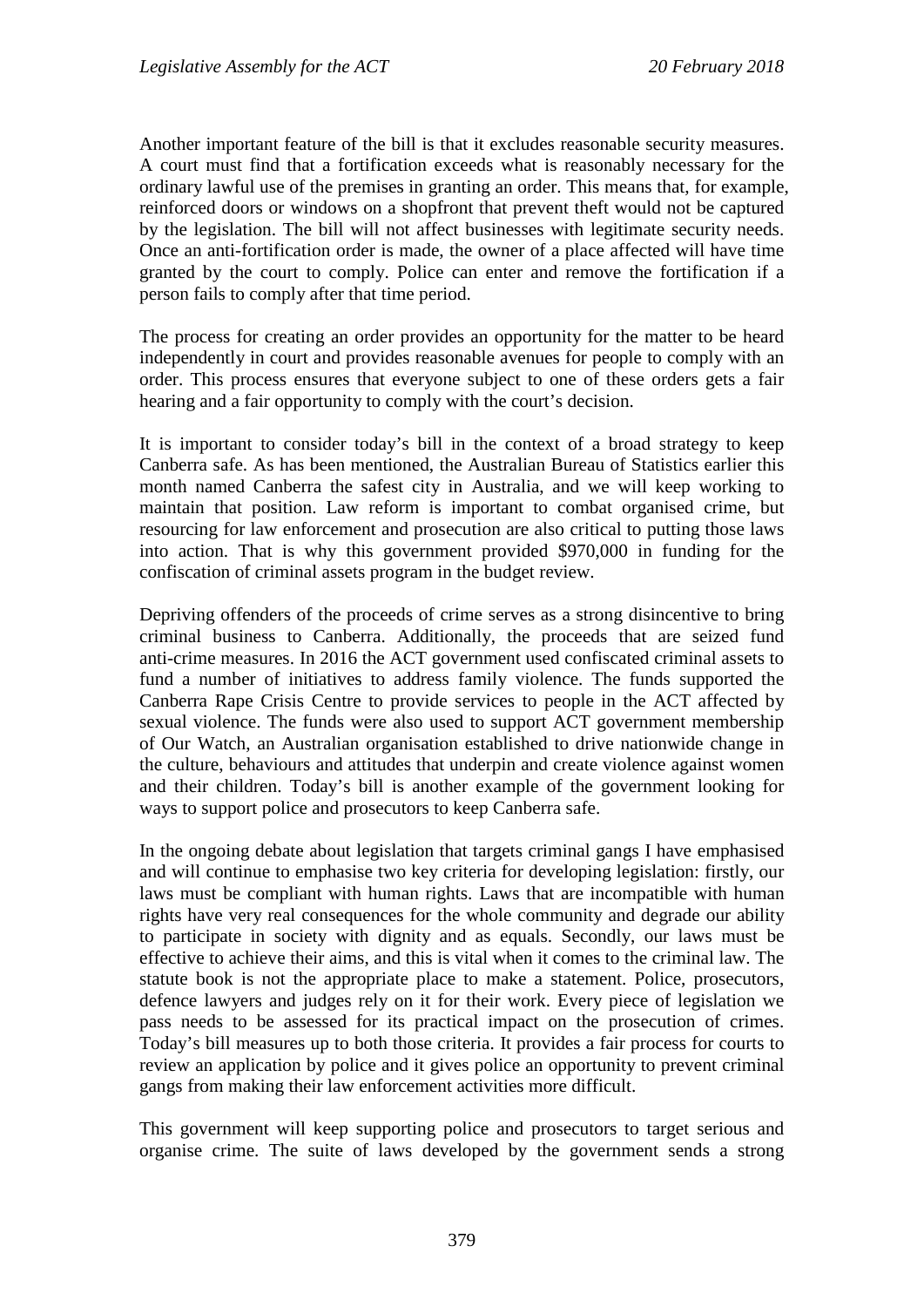Another important feature of the bill is that it excludes reasonable security measures. A court must find that a fortification exceeds what is reasonably necessary for the ordinary lawful use of the premises in granting an order. This means that, for example, reinforced doors or windows on a shopfront that prevent theft would not be captured by the legislation. The bill will not affect businesses with legitimate security needs. Once an anti-fortification order is made, the owner of a place affected will have time granted by the court to comply. Police can enter and remove the fortification if a person fails to comply after that time period.

The process for creating an order provides an opportunity for the matter to be heard independently in court and provides reasonable avenues for people to comply with an order. This process ensures that everyone subject to one of these orders gets a fair hearing and a fair opportunity to comply with the court's decision.

It is important to consider today's bill in the context of a broad strategy to keep Canberra safe. As has been mentioned, the Australian Bureau of Statistics earlier this month named Canberra the safest city in Australia, and we will keep working to maintain that position. Law reform is important to combat organised crime, but resourcing for law enforcement and prosecution are also critical to putting those laws into action. That is why this government provided $970,000 in funding for the confiscation of criminal assets program in the budget review.

Depriving offenders of the proceeds of crime serves as a strong disincentive to bring criminal business to Canberra. Additionally, the proceeds that are seized fund anti-crime measures. In 2016 the ACT government used confiscated criminal assets to fund a number of initiatives to address family violence. The funds supported the Canberra Rape Crisis Centre to provide services to people in the ACT affected by sexual violence. The funds were also used to support ACT government membership of Our Watch, an Australian organisation established to drive nationwide change in the culture, behaviours and attitudes that underpin and create violence against women and their children. Today's bill is another example of the government looking for ways to support police and prosecutors to keep Canberra safe.

In the ongoing debate about legislation that targets criminal gangs I have emphasised and will continue to emphasise two key criteria for developing legislation: firstly, our laws must be compliant with human rights. Laws that are incompatible with human rights have very real consequences for the whole community and degrade our ability to participate in society with dignity and as equals. Secondly, our laws must be effective to achieve their aims, and this is vital when it comes to the criminal law. The statute book is not the appropriate place to make a statement. Police, prosecutors, defence lawyers and judges rely on it for their work. Every piece of legislation we pass needs to be assessed for its practical impact on the prosecution of crimes. Today's bill measures up to both those criteria. It provides a fair process for courts to review an application by police and it gives police an opportunity to prevent criminal gangs from making their law enforcement activities more difficult.

This government will keep supporting police and prosecutors to target serious and organise crime. The suite of laws developed by the government sends a strong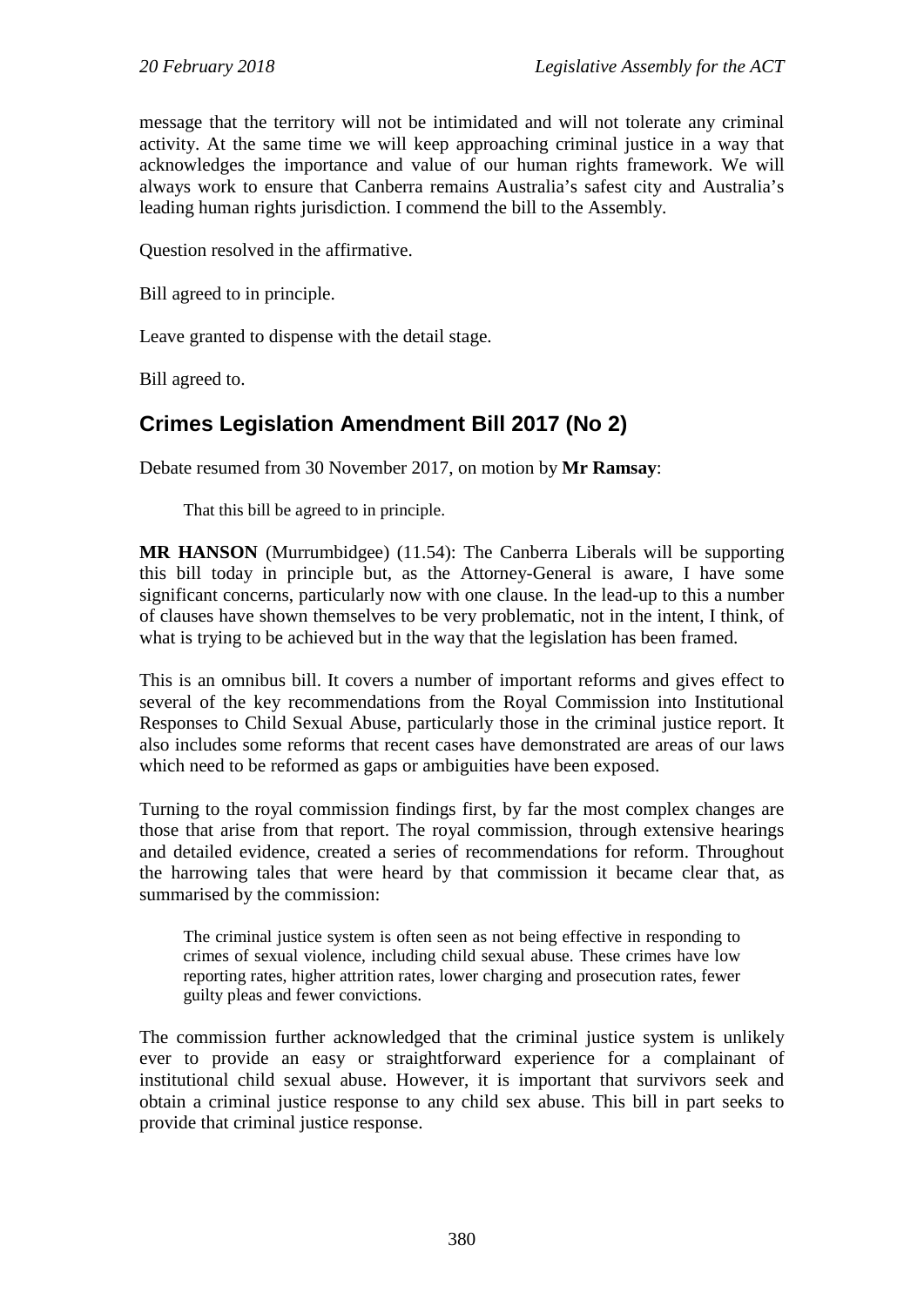message that the territory will not be intimidated and will not tolerate any criminal activity. At the same time we will keep approaching criminal justice in a way that acknowledges the importance and value of our human rights framework. We will always work to ensure that Canberra remains Australia's safest city and Australia's leading human rights jurisdiction. I commend the bill to the Assembly.

Question resolved in the affirmative.

Bill agreed to in principle.

Leave granted to dispense with the detail stage.

Bill agreed to.

## Crimes Legislation Amendment Bill 2017 (No 2)

Debate resumed from 30 November 2017, on motion by **Mr Ramsay**:

> That this bill be agreed to in principle.

**MR HANSON** (Murrumbidgee) (11.54): The Canberra Liberals will be supporting this bill today in principle but, as the Attorney-General is aware, I have some significant concerns, particularly now with one clause. In the lead-up to this a number of clauses have shown themselves to be very problematic, not in the intent, I think, of what is trying to be achieved but in the way that the legislation has been framed.

This is an omnibus bill. It covers a number of important reforms and gives effect to several of the key recommendations from the Royal Commission into Institutional Responses to Child Sexual Abuse, particularly those in the criminal justice report. It also includes some reforms that recent cases have demonstrated are areas of our laws which need to be reformed as gaps or ambiguities have been exposed.

Turning to the royal commission findings first, by far the most complex changes are those that arise from that report. The royal commission, through extensive hearings and detailed evidence, created a series of recommendations for reform. Throughout the harrowing tales that were heard by that commission it became clear that, as summarised by the commission:

> The criminal justice system is often seen as not being effective in responding to crimes of sexual violence, including child sexual abuse. These crimes have low reporting rates, higher attrition rates, lower charging and prosecution rates, fewer guilty pleas and fewer convictions.

The commission further acknowledged that the criminal justice system is unlikely ever to provide an easy or straightforward experience for a complainant of institutional child sexual abuse. However, it is important that survivors seek and obtain a criminal justice response to any child sex abuse. This bill in part seeks to provide that criminal justice response.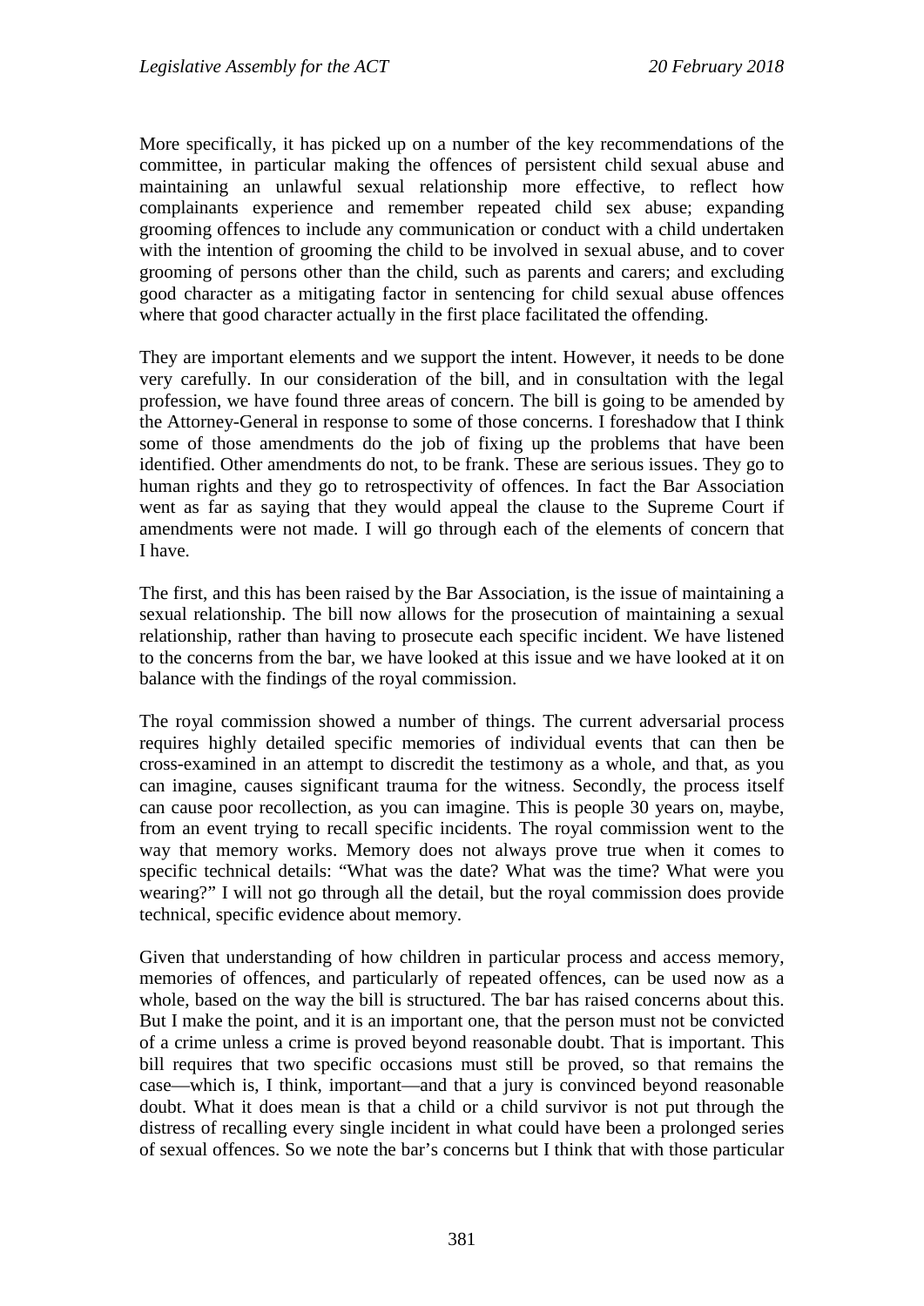More specifically, it has picked up on a number of the key recommendations of the committee, in particular making the offences of persistent child sexual abuse and maintaining an unlawful sexual relationship more effective, to reflect how complainants experience and remember repeated child sex abuse; expanding grooming offences to include any communication or conduct with a child undertaken with the intention of grooming the child to be involved in sexual abuse, and to cover grooming of persons other than the child, such as parents and carers; and excluding good character as a mitigating factor in sentencing for child sexual abuse offences where that good character actually in the first place facilitated the offending.

They are important elements and we support the intent. However, it needs to be done very carefully. In our consideration of the bill, and in consultation with the legal profession, we have found three areas of concern. The bill is going to be amended by the Attorney-General in response to some of those concerns. I foreshadow that I think some of those amendments do the job of fixing up the problems that have been identified. Other amendments do not, to be frank. These are serious issues. They go to human rights and they go to retrospectivity of offences. In fact the Bar Association went as far as saying that they would appeal the clause to the Supreme Court if amendments were not made. I will go through each of the elements of concern that I have.

The first, and this has been raised by the Bar Association, is the issue of maintaining a sexual relationship. The bill now allows for the prosecution of maintaining a sexual relationship, rather than having to prosecute each specific incident. We have listened to the concerns from the bar, we have looked at this issue and we have looked at it on balance with the findings of the royal commission.

The royal commission showed a number of things. The current adversarial process requires highly detailed specific memories of individual events that can then be cross-examined in an attempt to discredit the testimony as a whole, and that, as you can imagine, causes significant trauma for the witness. Secondly, the process itself can cause poor recollection, as you can imagine. This is people 30 years on, maybe, from an event trying to recall specific incidents. The royal commission went to the way that memory works. Memory does not always prove true when it comes to specific technical details: "What was the date? What was the time? What were you wearing?" I will not go through all the detail, but the royal commission does provide technical, specific evidence about memory.

Given that understanding of how children in particular process and access memory, memories of offences, and particularly of repeated offences, can be used now as a whole, based on the way the bill is structured. The bar has raised concerns about this. But I make the point, and it is an important one, that the person must not be convicted of a crime unless a crime is proved beyond reasonable doubt. That is important. This bill requires that two specific occasions must still be proved, so that remains the case—which is, I think, important—and that a jury is convinced beyond reasonable doubt. What it does mean is that a child or a child survivor is not put through the distress of recalling every single incident in what could have been a prolonged series of sexual offences. So we note the bar's concerns but I think that with those particular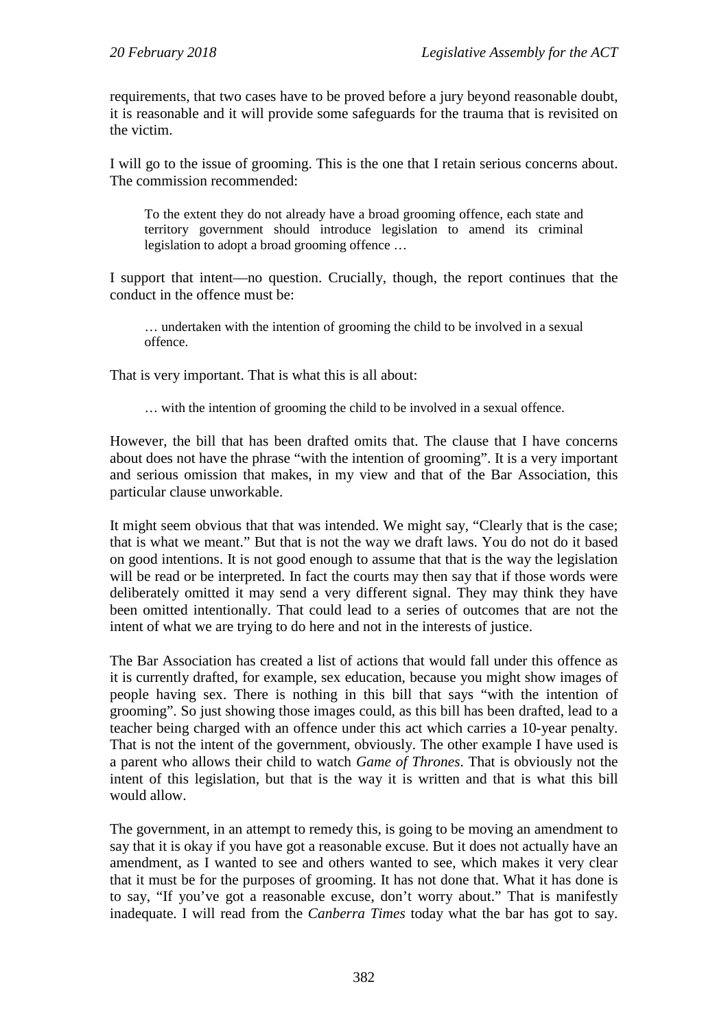requirements, that two cases have to be proved before a jury beyond reasonable doubt, it is reasonable and it will provide some safeguards for the trauma that is revisited on the victim.

I will go to the issue of grooming. This is the one that I retain serious concerns about. The commission recommended:

> To the extent they do not already have a broad grooming offence, each state and territory government should introduce legislation to amend its criminal legislation to adopt a broad grooming offence …

I support that intent—no question. Crucially, though, the report continues that the conduct in the offence must be:

> … undertaken with the intention of grooming the child to be involved in a sexual offence.

That is very important. That is what this is all about:

> … with the intention of grooming the child to be involved in a sexual offence.

However, the bill that has been drafted omits that. The clause that I have concerns about does not have the phrase "with the intention of grooming". It is a very important and serious omission that makes, in my view and that of the Bar Association, this particular clause unworkable.

It might seem obvious that that was intended. We might say, "Clearly that is the case; that is what we meant." But that is not the way we draft laws. You do not do it based on good intentions. It is not good enough to assume that that is the way the legislation will be read or be interpreted. In fact the courts may then say that if those words were deliberately omitted it may send a very different signal. They may think they have been omitted intentionally. That could lead to a series of outcomes that are not the intent of what we are trying to do here and not in the interests of justice.

The Bar Association has created a list of actions that would fall under this offence as it is currently drafted, for example, sex education, because you might show images of people having sex. There is nothing in this bill that says "with the intention of grooming". So just showing those images could, as this bill has been drafted, lead to a teacher being charged with an offence under this act which carries a 10-year penalty. That is not the intent of the government, obviously. The other example I have used is a parent who allows their child to watch *Game of Thrones*. That is obviously not the intent of this legislation, but that is the way it is written and that is what this bill would allow.

The government, in an attempt to remedy this, is going to be moving an amendment to say that it is okay if you have got a reasonable excuse. But it does not actually have an amendment, as I wanted to see and others wanted to see, which makes it very clear that it must be for the purposes of grooming. It has not done that. What it has done is to say, "If you've got a reasonable excuse, don't worry about." That is manifestly inadequate. I will read from the *Canberra Times* today what the bar has got to say.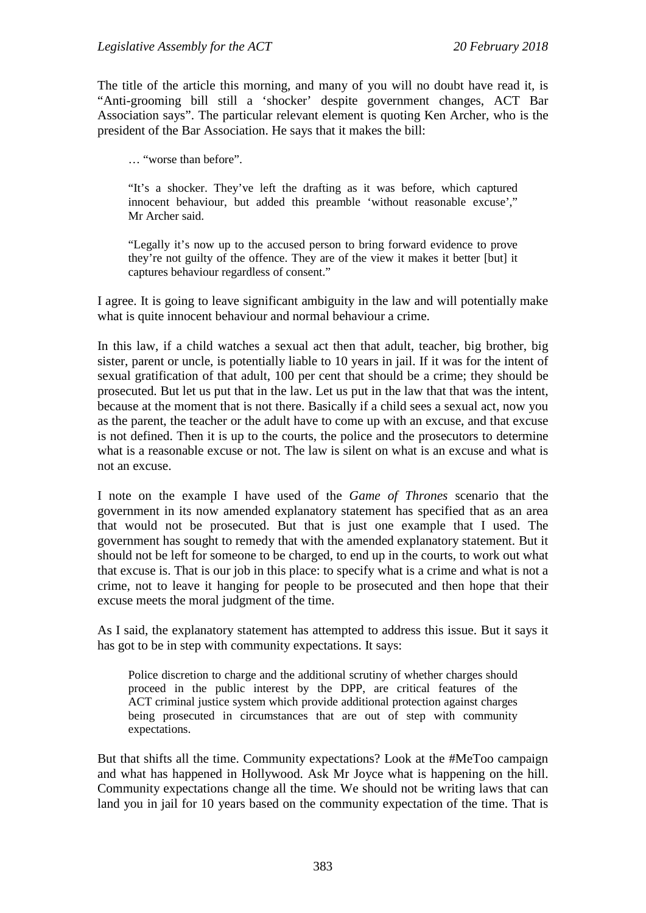The title of the article this morning, and many of you will no doubt have read it, is "Anti-grooming bill still a 'shocker' despite government changes, ACT Bar Association says". The particular relevant element is quoting Ken Archer, who is the president of the Bar Association. He says that it makes the bill:

> … "worse than before".
>
> "It's a shocker. They've left the drafting as it was before, which captured innocent behaviour, but added this preamble 'without reasonable excuse'," Mr Archer said.
>
> "Legally it's now up to the accused person to bring forward evidence to prove they're not guilty of the offence. They are of the view it makes it better [but] it captures behaviour regardless of consent."

I agree. It is going to leave significant ambiguity in the law and will potentially make what is quite innocent behaviour and normal behaviour a crime.

In this law, if a child watches a sexual act then that adult, teacher, big brother, big sister, parent or uncle, is potentially liable to 10 years in jail. If it was for the intent of sexual gratification of that adult, 100 per cent that should be a crime; they should be prosecuted. But let us put that in the law. Let us put in the law that that was the intent, because at the moment that is not there. Basically if a child sees a sexual act, now you as the parent, the teacher or the adult have to come up with an excuse, and that excuse is not defined. Then it is up to the courts, the police and the prosecutors to determine what is a reasonable excuse or not. The law is silent on what is an excuse and what is not an excuse.

I note on the example I have used of the *Game of Thrones* scenario that the government in its now amended explanatory statement has specified that as an area that would not be prosecuted. But that is just one example that I used. The government has sought to remedy that with the amended explanatory statement. But it should not be left for someone to be charged, to end up in the courts, to work out what that excuse is. That is our job in this place: to specify what is a crime and what is not a crime, not to leave it hanging for people to be prosecuted and then hope that their excuse meets the moral judgment of the time.

As I said, the explanatory statement has attempted to address this issue. But it says it has got to be in step with community expectations. It says:

> Police discretion to charge and the additional scrutiny of whether charges should proceed in the public interest by the DPP, are critical features of the ACT criminal justice system which provide additional protection against charges being prosecuted in circumstances that are out of step with community expectations.

But that shifts all the time. Community expectations? Look at the #MeToo campaign and what has happened in Hollywood. Ask Mr Joyce what is happening on the hill. Community expectations change all the time. We should not be writing laws that can land you in jail for 10 years based on the community expectation of the time. That is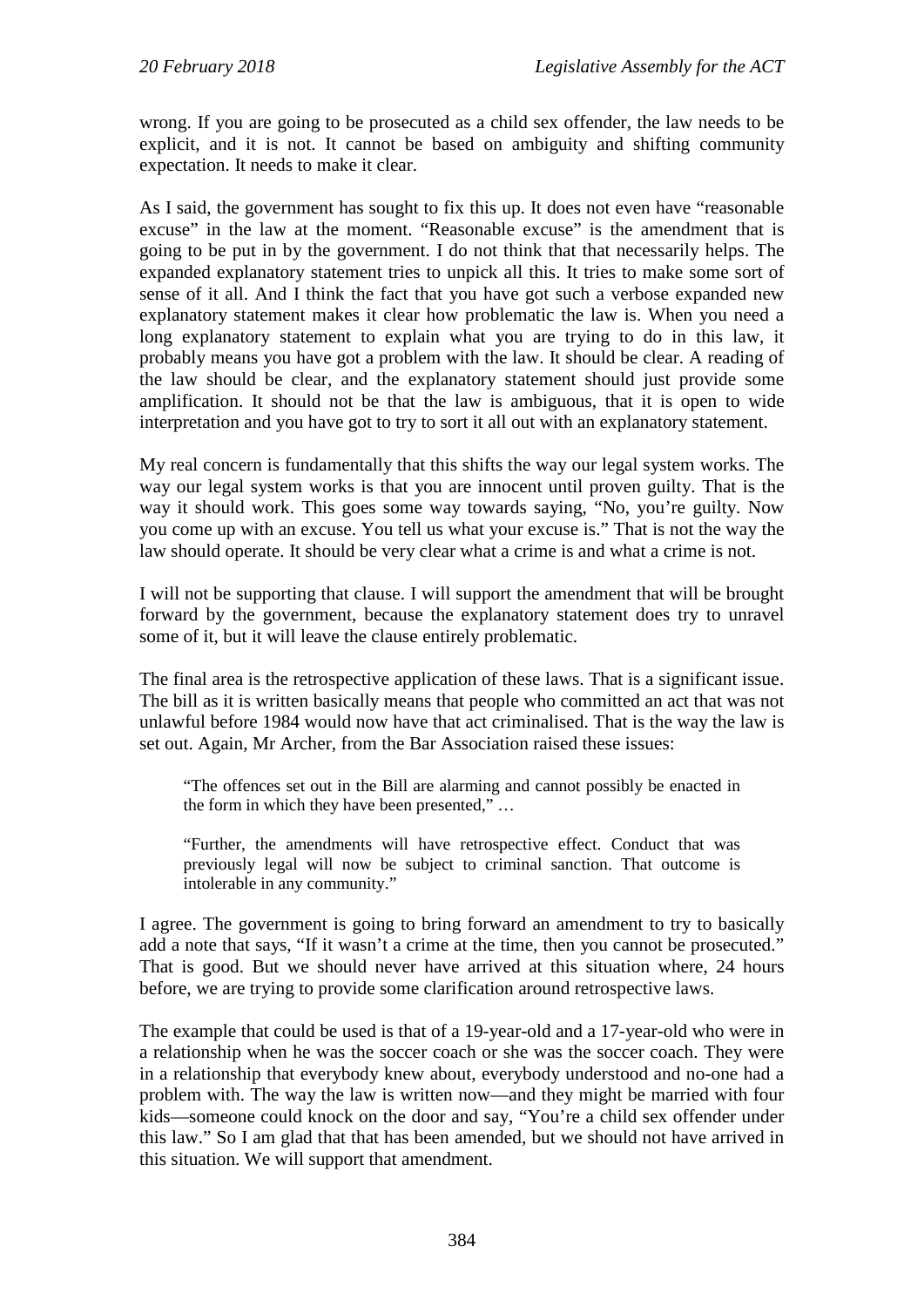wrong. If you are going to be prosecuted as a child sex offender, the law needs to be explicit, and it is not. It cannot be based on ambiguity and shifting community expectation. It needs to make it clear.

As I said, the government has sought to fix this up. It does not even have "reasonable excuse" in the law at the moment. "Reasonable excuse" is the amendment that is going to be put in by the government. I do not think that that necessarily helps. The expanded explanatory statement tries to unpick all this. It tries to make some sort of sense of it all. And I think the fact that you have got such a verbose expanded new explanatory statement makes it clear how problematic the law is. When you need a long explanatory statement to explain what you are trying to do in this law, it probably means you have got a problem with the law. It should be clear. A reading of the law should be clear, and the explanatory statement should just provide some amplification. It should not be that the law is ambiguous, that it is open to wide interpretation and you have got to try to sort it all out with an explanatory statement.

My real concern is fundamentally that this shifts the way our legal system works. The way our legal system works is that you are innocent until proven guilty. That is the way it should work. This goes some way towards saying, "No, you're guilty. Now you come up with an excuse. You tell us what your excuse is." That is not the way the law should operate. It should be very clear what a crime is and what a crime is not.

I will not be supporting that clause. I will support the amendment that will be brought forward by the government, because the explanatory statement does try to unravel some of it, but it will leave the clause entirely problematic.

The final area is the retrospective application of these laws. That is a significant issue. The bill as it is written basically means that people who committed an act that was not unlawful before 1984 would now have that act criminalised. That is the way the law is set out. Again, Mr Archer, from the Bar Association raised these issues:

> "The offences set out in the Bill are alarming and cannot possibly be enacted in the form in which they have been presented," …
>
> "Further, the amendments will have retrospective effect. Conduct that was previously legal will now be subject to criminal sanction. That outcome is intolerable in any community."

I agree. The government is going to bring forward an amendment to try to basically add a note that says, "If it wasn't a crime at the time, then you cannot be prosecuted." That is good. But we should never have arrived at this situation where, 24 hours before, we are trying to provide some clarification around retrospective laws.

The example that could be used is that of a 19-year-old and a 17-year-old who were in a relationship when he was the soccer coach or she was the soccer coach. They were in a relationship that everybody knew about, everybody understood and no-one had a problem with. The way the law is written now—and they might be married with four kids—someone could knock on the door and say, "You're a child sex offender under this law." So I am glad that that has been amended, but we should not have arrived in this situation. We will support that amendment.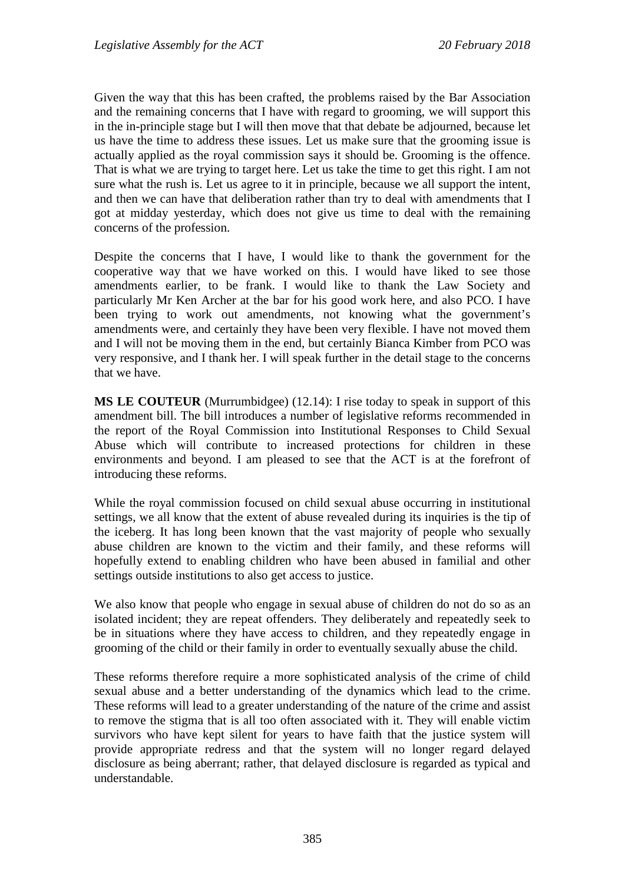Given the way that this has been crafted, the problems raised by the Bar Association and the remaining concerns that I have with regard to grooming, we will support this in the in-principle stage but I will then move that that debate be adjourned, because let us have the time to address these issues. Let us make sure that the grooming issue is actually applied as the royal commission says it should be. Grooming is the offence. That is what we are trying to target here. Let us take the time to get this right. I am not sure what the rush is. Let us agree to it in principle, because we all support the intent, and then we can have that deliberation rather than try to deal with amendments that I got at midday yesterday, which does not give us time to deal with the remaining concerns of the profession.

Despite the concerns that I have, I would like to thank the government for the cooperative way that we have worked on this. I would have liked to see those amendments earlier, to be frank. I would like to thank the Law Society and particularly Mr Ken Archer at the bar for his good work here, and also PCO. I have been trying to work out amendments, not knowing what the government's amendments were, and certainly they have been very flexible. I have not moved them and I will not be moving them in the end, but certainly Bianca Kimber from PCO was very responsive, and I thank her. I will speak further in the detail stage to the concerns that we have.

**MS LE COUTEUR** (Murrumbidgee) (12.14): I rise today to speak in support of this amendment bill. The bill introduces a number of legislative reforms recommended in the report of the Royal Commission into Institutional Responses to Child Sexual Abuse which will contribute to increased protections for children in these environments and beyond. I am pleased to see that the ACT is at the forefront of introducing these reforms.

While the royal commission focused on child sexual abuse occurring in institutional settings, we all know that the extent of abuse revealed during its inquiries is the tip of the iceberg. It has long been known that the vast majority of people who sexually abuse children are known to the victim and their family, and these reforms will hopefully extend to enabling children who have been abused in familial and other settings outside institutions to also get access to justice.

We also know that people who engage in sexual abuse of children do not do so as an isolated incident; they are repeat offenders. They deliberately and repeatedly seek to be in situations where they have access to children, and they repeatedly engage in grooming of the child or their family in order to eventually sexually abuse the child.

These reforms therefore require a more sophisticated analysis of the crime of child sexual abuse and a better understanding of the dynamics which lead to the crime. These reforms will lead to a greater understanding of the nature of the crime and assist to remove the stigma that is all too often associated with it. They will enable victim survivors who have kept silent for years to have faith that the justice system will provide appropriate redress and that the system will no longer regard delayed disclosure as being aberrant; rather, that delayed disclosure is regarded as typical and understandable.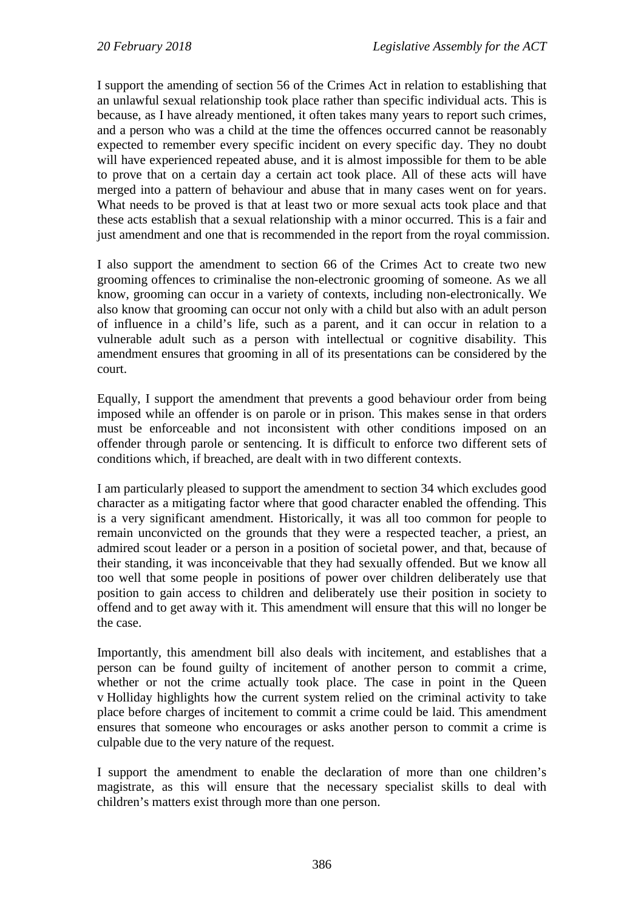I support the amending of section 56 of the Crimes Act in relation to establishing that an unlawful sexual relationship took place rather than specific individual acts. This is because, as I have already mentioned, it often takes many years to report such crimes, and a person who was a child at the time the offences occurred cannot be reasonably expected to remember every specific incident on every specific day. They no doubt will have experienced repeated abuse, and it is almost impossible for them to be able to prove that on a certain day a certain act took place. All of these acts will have merged into a pattern of behaviour and abuse that in many cases went on for years. What needs to be proved is that at least two or more sexual acts took place and that these acts establish that a sexual relationship with a minor occurred. This is a fair and just amendment and one that is recommended in the report from the royal commission.

I also support the amendment to section 66 of the Crimes Act to create two new grooming offences to criminalise the non-electronic grooming of someone. As we all know, grooming can occur in a variety of contexts, including non-electronically. We also know that grooming can occur not only with a child but also with an adult person of influence in a child's life, such as a parent, and it can occur in relation to a vulnerable adult such as a person with intellectual or cognitive disability. This amendment ensures that grooming in all of its presentations can be considered by the court.

Equally, I support the amendment that prevents a good behaviour order from being imposed while an offender is on parole or in prison. This makes sense in that orders must be enforceable and not inconsistent with other conditions imposed on an offender through parole or sentencing. It is difficult to enforce two different sets of conditions which, if breached, are dealt with in two different contexts.

I am particularly pleased to support the amendment to section 34 which excludes good character as a mitigating factor where that good character enabled the offending. This is a very significant amendment. Historically, it was all too common for people to remain unconvicted on the grounds that they were a respected teacher, a priest, an admired scout leader or a person in a position of societal power, and that, because of their standing, it was inconceivable that they had sexually offended. But we know all too well that some people in positions of power over children deliberately use that position to gain access to children and deliberately use their position in society to offend and to get away with it. This amendment will ensure that this will no longer be the case.

Importantly, this amendment bill also deals with incitement, and establishes that a person can be found guilty of incitement of another person to commit a crime, whether or not the crime actually took place. The case in point in the Queen v Holliday highlights how the current system relied on the criminal activity to take place before charges of incitement to commit a crime could be laid. This amendment ensures that someone who encourages or asks another person to commit a crime is culpable due to the very nature of the request.

I support the amendment to enable the declaration of more than one children's magistrate, as this will ensure that the necessary specialist skills to deal with children's matters exist through more than one person.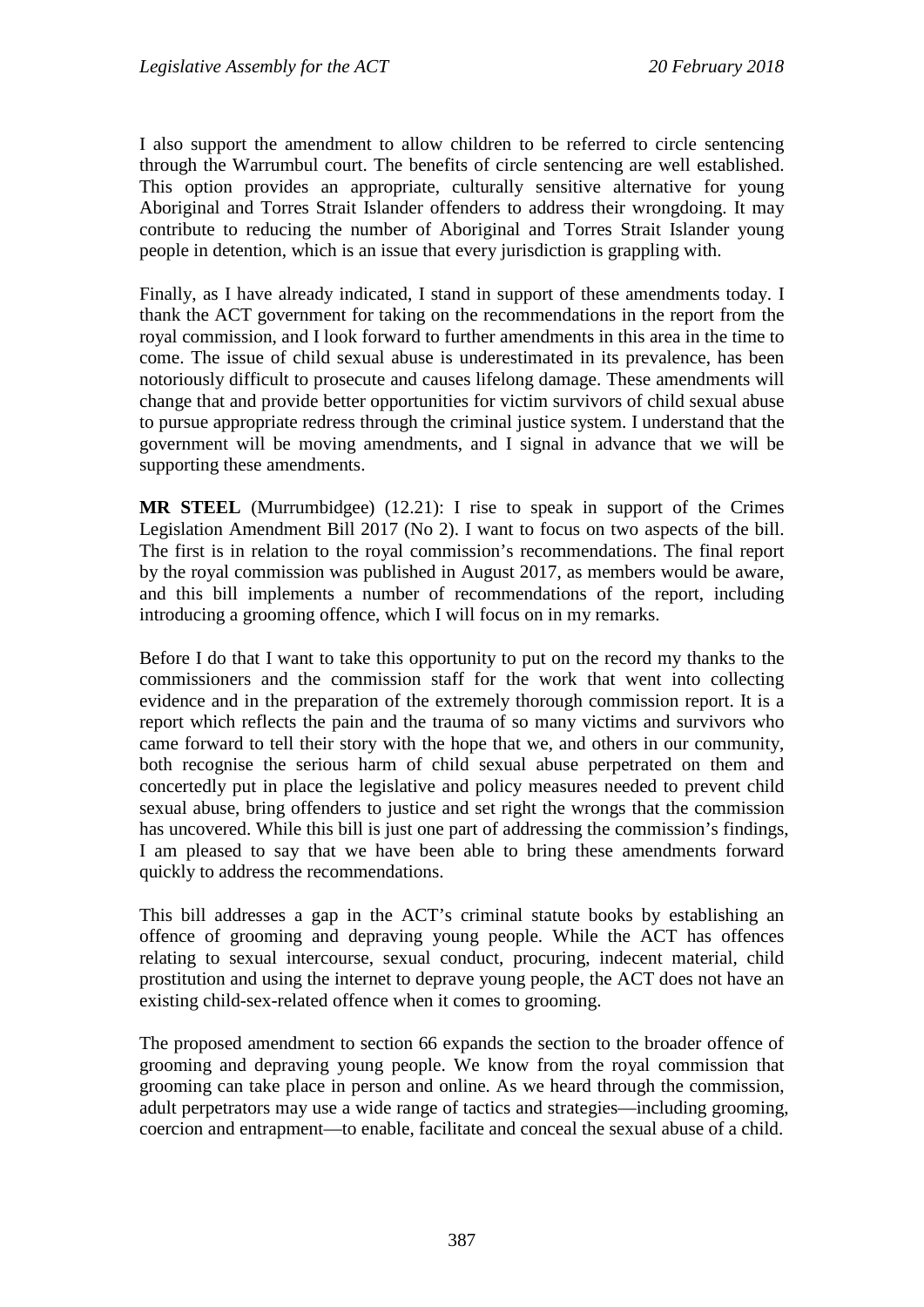I also support the amendment to allow children to be referred to circle sentencing through the Warrumbul court. The benefits of circle sentencing are well established. This option provides an appropriate, culturally sensitive alternative for young Aboriginal and Torres Strait Islander offenders to address their wrongdoing. It may contribute to reducing the number of Aboriginal and Torres Strait Islander young people in detention, which is an issue that every jurisdiction is grappling with.

Finally, as I have already indicated, I stand in support of these amendments today. I thank the ACT government for taking on the recommendations in the report from the royal commission, and I look forward to further amendments in this area in the time to come. The issue of child sexual abuse is underestimated in its prevalence, has been notoriously difficult to prosecute and causes lifelong damage. These amendments will change that and provide better opportunities for victim survivors of child sexual abuse to pursue appropriate redress through the criminal justice system. I understand that the government will be moving amendments, and I signal in advance that we will be supporting these amendments.

**MR STEEL** (Murrumbidgee) (12.21): I rise to speak in support of the Crimes Legislation Amendment Bill 2017 (No 2). I want to focus on two aspects of the bill. The first is in relation to the royal commission's recommendations. The final report by the royal commission was published in August 2017, as members would be aware, and this bill implements a number of recommendations of the report, including introducing a grooming offence, which I will focus on in my remarks.

Before I do that I want to take this opportunity to put on the record my thanks to the commissioners and the commission staff for the work that went into collecting evidence and in the preparation of the extremely thorough commission report. It is a report which reflects the pain and the trauma of so many victims and survivors who came forward to tell their story with the hope that we, and others in our community, both recognise the serious harm of child sexual abuse perpetrated on them and concertedly put in place the legislative and policy measures needed to prevent child sexual abuse, bring offenders to justice and set right the wrongs that the commission has uncovered. While this bill is just one part of addressing the commission's findings, I am pleased to say that we have been able to bring these amendments forward quickly to address the recommendations.

This bill addresses a gap in the ACT's criminal statute books by establishing an offence of grooming and depraving young people. While the ACT has offences relating to sexual intercourse, sexual conduct, procuring, indecent material, child prostitution and using the internet to deprave young people, the ACT does not have an existing child-sex-related offence when it comes to grooming.

The proposed amendment to section 66 expands the section to the broader offence of grooming and depraving young people. We know from the royal commission that grooming can take place in person and online. As we heard through the commission, adult perpetrators may use a wide range of tactics and strategies—including grooming, coercion and entrapment—to enable, facilitate and conceal the sexual abuse of a child.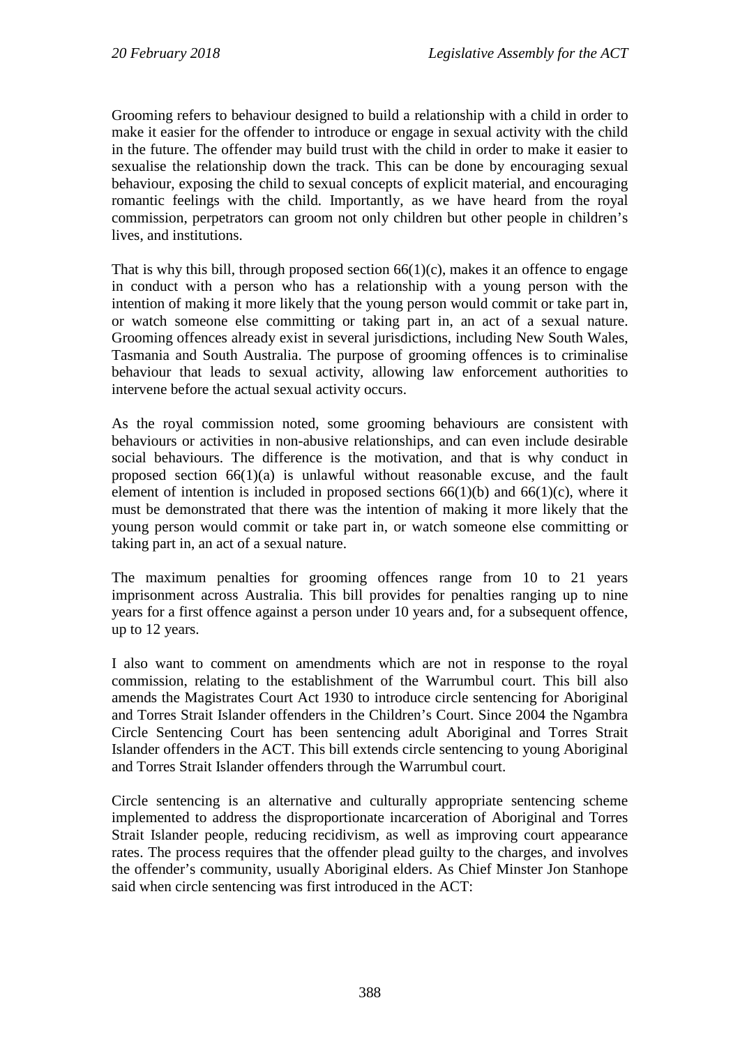Grooming refers to behaviour designed to build a relationship with a child in order to make it easier for the offender to introduce or engage in sexual activity with the child in the future. The offender may build trust with the child in order to make it easier to sexualise the relationship down the track. This can be done by encouraging sexual behaviour, exposing the child to sexual concepts of explicit material, and encouraging romantic feelings with the child. Importantly, as we have heard from the royal commission, perpetrators can groom not only children but other people in children's lives, and institutions.

That is why this bill, through proposed section 66(1)(c), makes it an offence to engage in conduct with a person who has a relationship with a young person with the intention of making it more likely that the young person would commit or take part in, or watch someone else committing or taking part in, an act of a sexual nature. Grooming offences already exist in several jurisdictions, including New South Wales, Tasmania and South Australia. The purpose of grooming offences is to criminalise behaviour that leads to sexual activity, allowing law enforcement authorities to intervene before the actual sexual activity occurs.

As the royal commission noted, some grooming behaviours are consistent with behaviours or activities in non-abusive relationships, and can even include desirable social behaviours. The difference is the motivation, and that is why conduct in proposed section 66(1)(a) is unlawful without reasonable excuse, and the fault element of intention is included in proposed sections 66(1)(b) and 66(1)(c), where it must be demonstrated that there was the intention of making it more likely that the young person would commit or take part in, or watch someone else committing or taking part in, an act of a sexual nature.

The maximum penalties for grooming offences range from 10 to 21 years imprisonment across Australia. This bill provides for penalties ranging up to nine years for a first offence against a person under 10 years and, for a subsequent offence, up to 12 years.

I also want to comment on amendments which are not in response to the royal commission, relating to the establishment of the Warrumbul court. This bill also amends the Magistrates Court Act 1930 to introduce circle sentencing for Aboriginal and Torres Strait Islander offenders in the Children's Court. Since 2004 the Ngambra Circle Sentencing Court has been sentencing adult Aboriginal and Torres Strait Islander offenders in the ACT. This bill extends circle sentencing to young Aboriginal and Torres Strait Islander offenders through the Warrumbul court.

Circle sentencing is an alternative and culturally appropriate sentencing scheme implemented to address the disproportionate incarceration of Aboriginal and Torres Strait Islander people, reducing recidivism, as well as improving court appearance rates. The process requires that the offender plead guilty to the charges, and involves the offender's community, usually Aboriginal elders. As Chief Minster Jon Stanhope said when circle sentencing was first introduced in the ACT: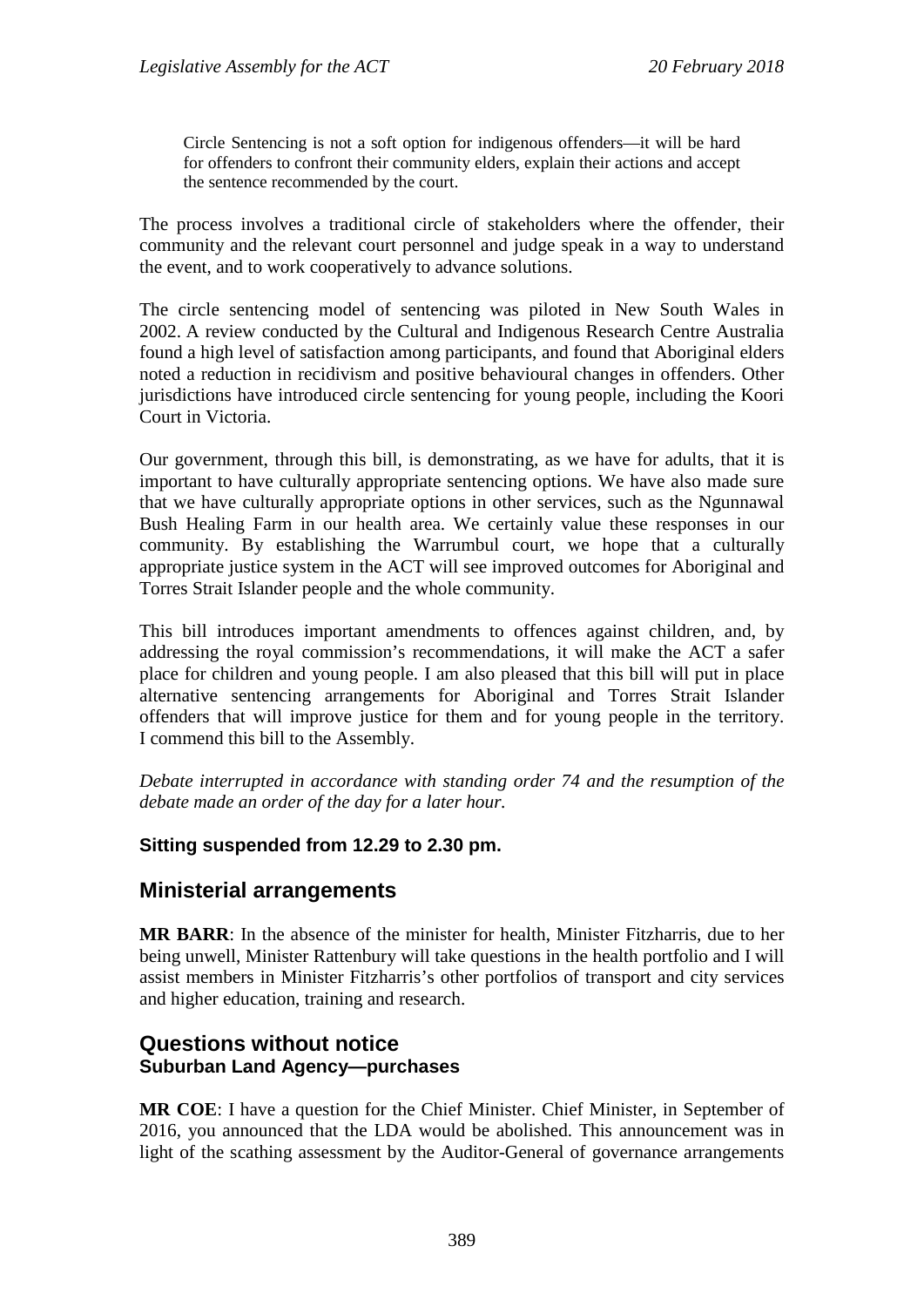> Circle Sentencing is not a soft option for indigenous offenders—it will be hard for offenders to confront their community elders, explain their actions and accept the sentence recommended by the court.

The process involves a traditional circle of stakeholders where the offender, their community and the relevant court personnel and judge speak in a way to understand the event, and to work cooperatively to advance solutions.

The circle sentencing model of sentencing was piloted in New South Wales in 2002. A review conducted by the Cultural and Indigenous Research Centre Australia found a high level of satisfaction among participants, and found that Aboriginal elders noted a reduction in recidivism and positive behavioural changes in offenders. Other jurisdictions have introduced circle sentencing for young people, including the Koori Court in Victoria.

Our government, through this bill, is demonstrating, as we have for adults, that it is important to have culturally appropriate sentencing options. We have also made sure that we have culturally appropriate options in other services, such as the Ngunnawal Bush Healing Farm in our health area. We certainly value these responses in our community. By establishing the Warrumbul court, we hope that a culturally appropriate justice system in the ACT will see improved outcomes for Aboriginal and Torres Strait Islander people and the whole community.

This bill introduces important amendments to offences against children, and, by addressing the royal commission's recommendations, it will make the ACT a safer place for children and young people. I am also pleased that this bill will put in place alternative sentencing arrangements for Aboriginal and Torres Strait Islander offenders that will improve justice for them and for young people in the territory. I commend this bill to the Assembly.

*Debate interrupted in accordance with standing order 74 and the resumption of the debate made an order of the day for a later hour.*

**Sitting suspended from 12.29 to 2.30 pm.**

## Ministerial arrangements

**MR BARR**: In the absence of the minister for health, Minister Fitzharris, due to her being unwell, Minister Rattenbury will take questions in the health portfolio and I will assist members in Minister Fitzharris's other portfolios of transport and city services and higher education, training and research.

## Questions without notice

### Suburban Land Agency—purchases

**MR COE**: I have a question for the Chief Minister. Chief Minister, in September of 2016, you announced that the LDA would be abolished. This announcement was in light of the scathing assessment by the Auditor-General of governance arrangements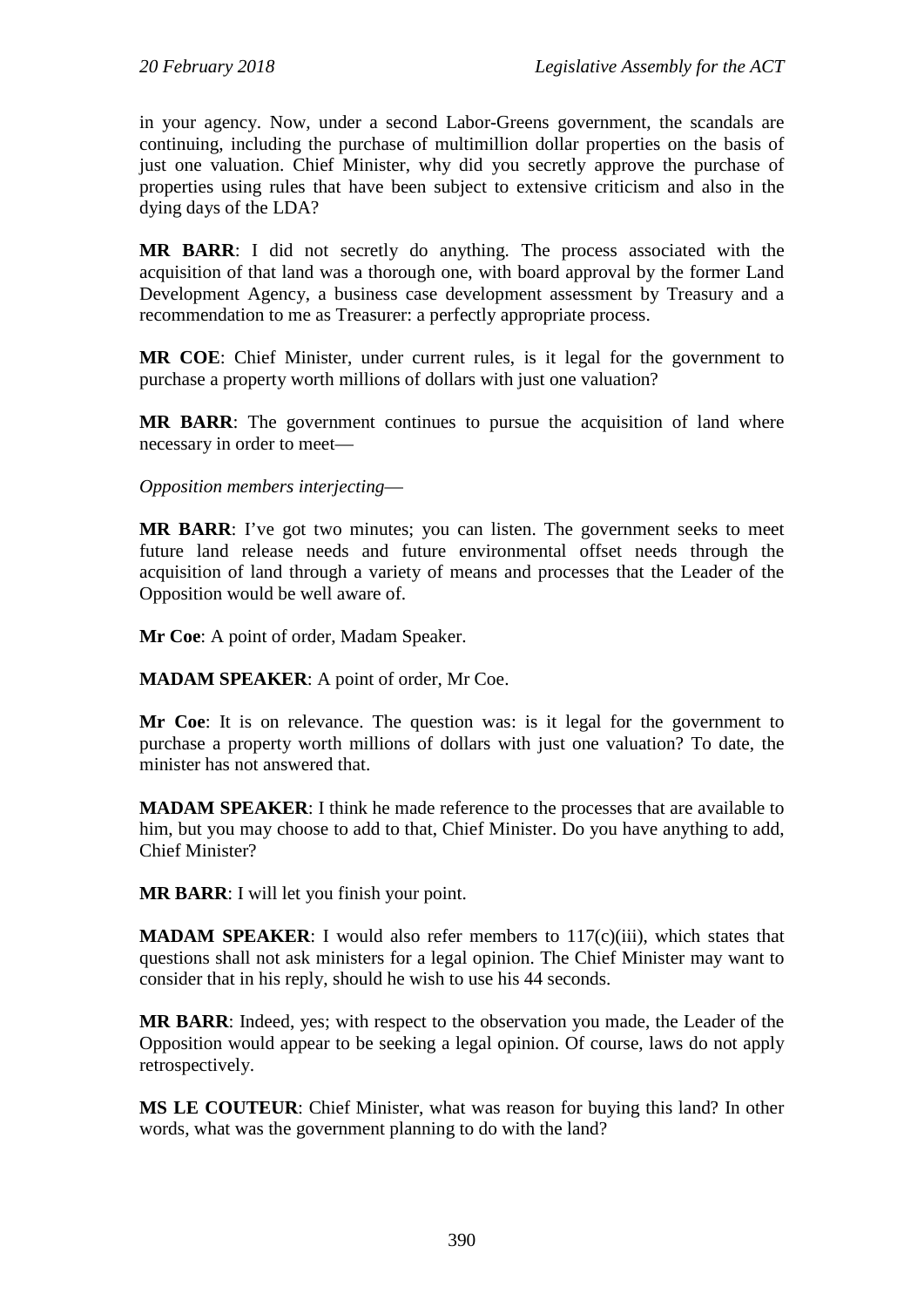in your agency. Now, under a second Labor-Greens government, the scandals are continuing, including the purchase of multimillion dollar properties on the basis of just one valuation. Chief Minister, why did you secretly approve the purchase of properties using rules that have been subject to extensive criticism and also in the dying days of the LDA?

**MR BARR**: I did not secretly do anything. The process associated with the acquisition of that land was a thorough one, with board approval by the former Land Development Agency, a business case development assessment by Treasury and a recommendation to me as Treasurer: a perfectly appropriate process.

**MR COE**: Chief Minister, under current rules, is it legal for the government to purchase a property worth millions of dollars with just one valuation?

**MR BARR**: The government continues to pursue the acquisition of land where necessary in order to meet—

*Opposition members interjecting*—

**MR BARR**: I've got two minutes; you can listen. The government seeks to meet future land release needs and future environmental offset needs through the acquisition of land through a variety of means and processes that the Leader of the Opposition would be well aware of.

**Mr Coe**: A point of order, Madam Speaker.

**MADAM SPEAKER**: A point of order, Mr Coe.

**Mr Coe**: It is on relevance. The question was: is it legal for the government to purchase a property worth millions of dollars with just one valuation? To date, the minister has not answered that.

**MADAM SPEAKER**: I think he made reference to the processes that are available to him, but you may choose to add to that, Chief Minister. Do you have anything to add, Chief Minister?

**MR BARR**: I will let you finish your point.

**MADAM SPEAKER**: I would also refer members to 117(c)(iii), which states that questions shall not ask ministers for a legal opinion. The Chief Minister may want to consider that in his reply, should he wish to use his 44 seconds.

**MR BARR**: Indeed, yes; with respect to the observation you made, the Leader of the Opposition would appear to be seeking a legal opinion. Of course, laws do not apply retrospectively.

**MS LE COUTEUR**: Chief Minister, what was reason for buying this land? In other words, what was the government planning to do with the land?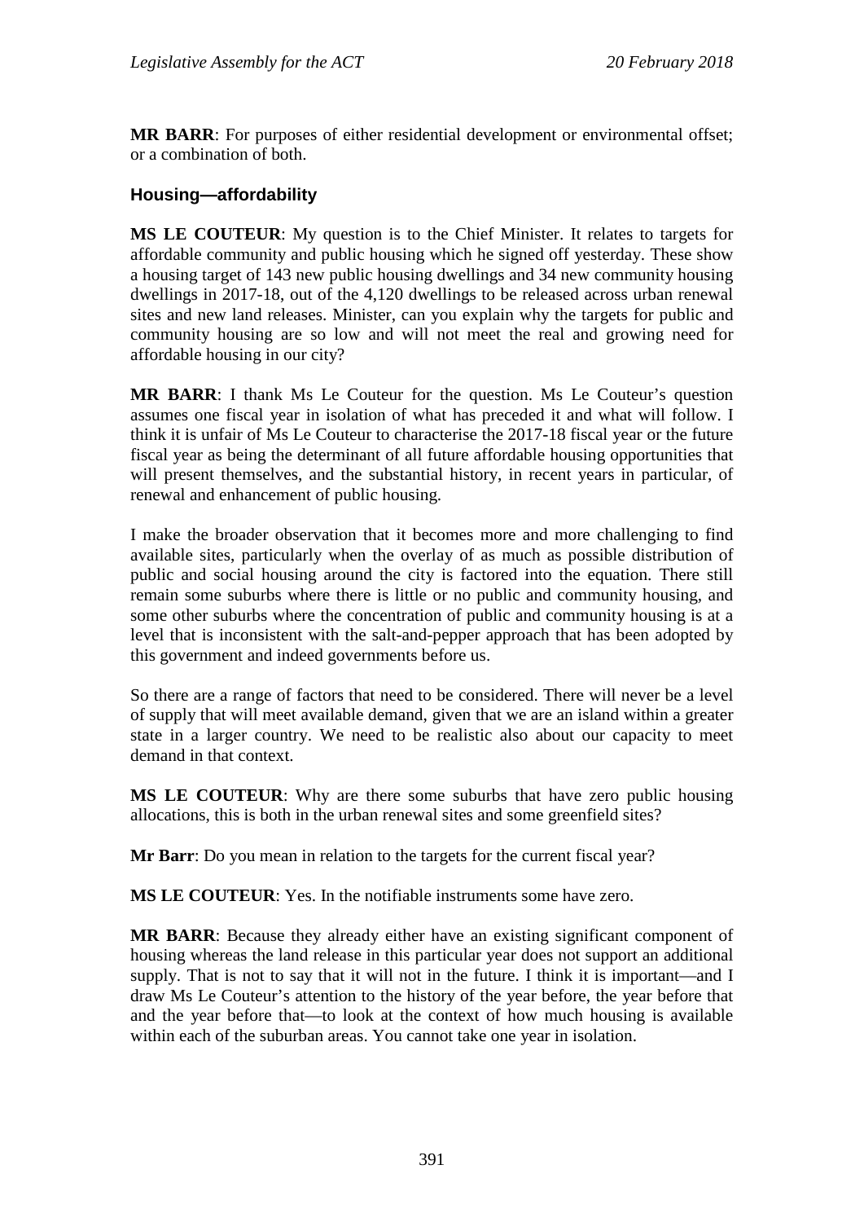**MR BARR**: For purposes of either residential development or environmental offset; or a combination of both.

### Housing—affordability

**MS LE COUTEUR**: My question is to the Chief Minister. It relates to targets for affordable community and public housing which he signed off yesterday. These show a housing target of 143 new public housing dwellings and 34 new community housing dwellings in 2017-18, out of the 4,120 dwellings to be released across urban renewal sites and new land releases. Minister, can you explain why the targets for public and community housing are so low and will not meet the real and growing need for affordable housing in our city?

**MR BARR**: I thank Ms Le Couteur for the question. Ms Le Couteur's question assumes one fiscal year in isolation of what has preceded it and what will follow. I think it is unfair of Ms Le Couteur to characterise the 2017-18 fiscal year or the future fiscal year as being the determinant of all future affordable housing opportunities that will present themselves, and the substantial history, in recent years in particular, of renewal and enhancement of public housing.

I make the broader observation that it becomes more and more challenging to find available sites, particularly when the overlay of as much as possible distribution of public and social housing around the city is factored into the equation. There still remain some suburbs where there is little or no public and community housing, and some other suburbs where the concentration of public and community housing is at a level that is inconsistent with the salt-and-pepper approach that has been adopted by this government and indeed governments before us.

So there are a range of factors that need to be considered. There will never be a level of supply that will meet available demand, given that we are an island within a greater state in a larger country. We need to be realistic also about our capacity to meet demand in that context.

**MS LE COUTEUR**: Why are there some suburbs that have zero public housing allocations, this is both in the urban renewal sites and some greenfield sites?

**Mr Barr**: Do you mean in relation to the targets for the current fiscal year?

**MS LE COUTEUR**: Yes. In the notifiable instruments some have zero.

**MR BARR**: Because they already either have an existing significant component of housing whereas the land release in this particular year does not support an additional supply. That is not to say that it will not in the future. I think it is important—and I draw Ms Le Couteur's attention to the history of the year before, the year before that and the year before that—to look at the context of how much housing is available within each of the suburban areas. You cannot take one year in isolation.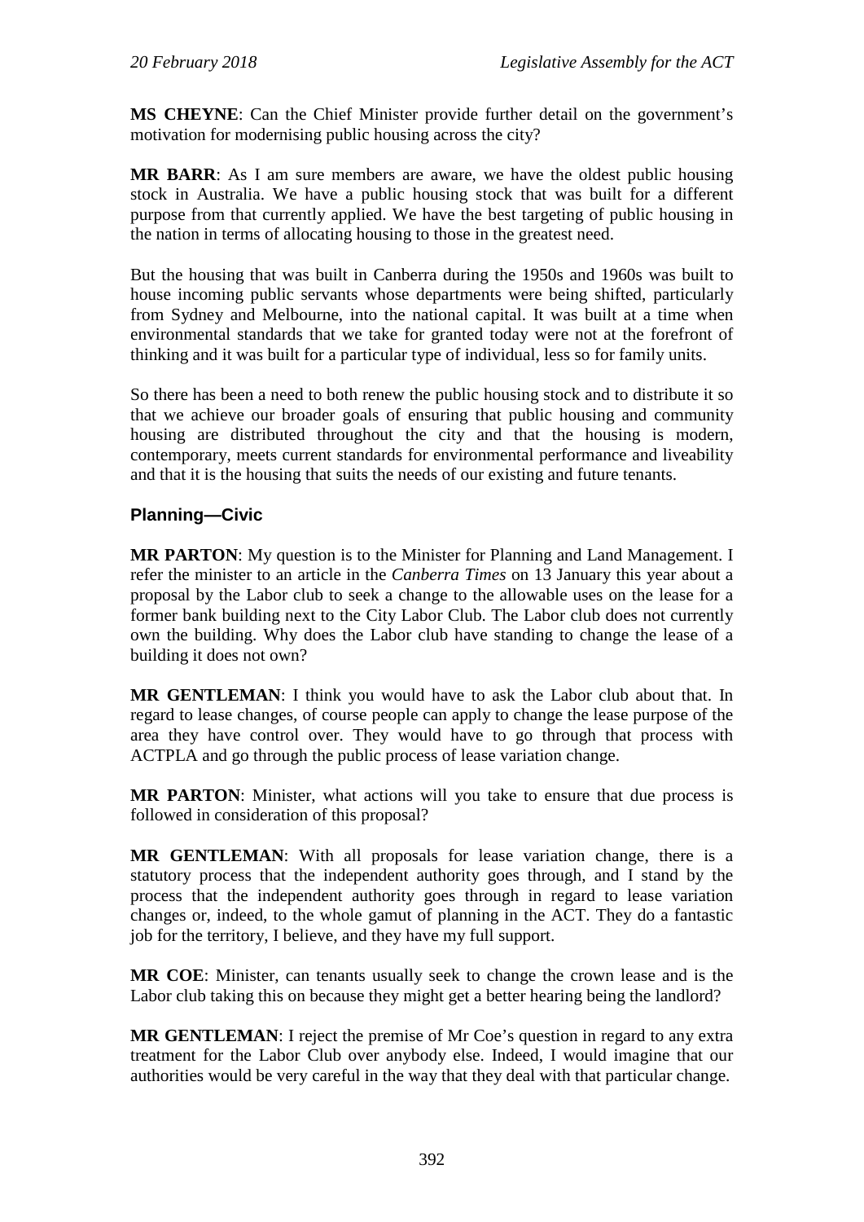**MS CHEYNE**: Can the Chief Minister provide further detail on the government's motivation for modernising public housing across the city?

**MR BARR**: As I am sure members are aware, we have the oldest public housing stock in Australia. We have a public housing stock that was built for a different purpose from that currently applied. We have the best targeting of public housing in the nation in terms of allocating housing to those in the greatest need.

But the housing that was built in Canberra during the 1950s and 1960s was built to house incoming public servants whose departments were being shifted, particularly from Sydney and Melbourne, into the national capital. It was built at a time when environmental standards that we take for granted today were not at the forefront of thinking and it was built for a particular type of individual, less so for family units.

So there has been a need to both renew the public housing stock and to distribute it so that we achieve our broader goals of ensuring that public housing and community housing are distributed throughout the city and that the housing is modern, contemporary, meets current standards for environmental performance and liveability and that it is the housing that suits the needs of our existing and future tenants.

## Planning—Civic

**MR PARTON**: My question is to the Minister for Planning and Land Management. I refer the minister to an article in the *Canberra Times* on 13 January this year about a proposal by the Labor club to seek a change to the allowable uses on the lease for a former bank building next to the City Labor Club. The Labor club does not currently own the building. Why does the Labor club have standing to change the lease of a building it does not own?

**MR GENTLEMAN**: I think you would have to ask the Labor club about that. In regard to lease changes, of course people can apply to change the lease purpose of the area they have control over. They would have to go through that process with ACTPLA and go through the public process of lease variation change.

**MR PARTON**: Minister, what actions will you take to ensure that due process is followed in consideration of this proposal?

**MR GENTLEMAN**: With all proposals for lease variation change, there is a statutory process that the independent authority goes through, and I stand by the process that the independent authority goes through in regard to lease variation changes or, indeed, to the whole gamut of planning in the ACT. They do a fantastic job for the territory, I believe, and they have my full support.

**MR COE**: Minister, can tenants usually seek to change the crown lease and is the Labor club taking this on because they might get a better hearing being the landlord?

**MR GENTLEMAN**: I reject the premise of Mr Coe's question in regard to any extra treatment for the Labor Club over anybody else. Indeed, I would imagine that our authorities would be very careful in the way that they deal with that particular change.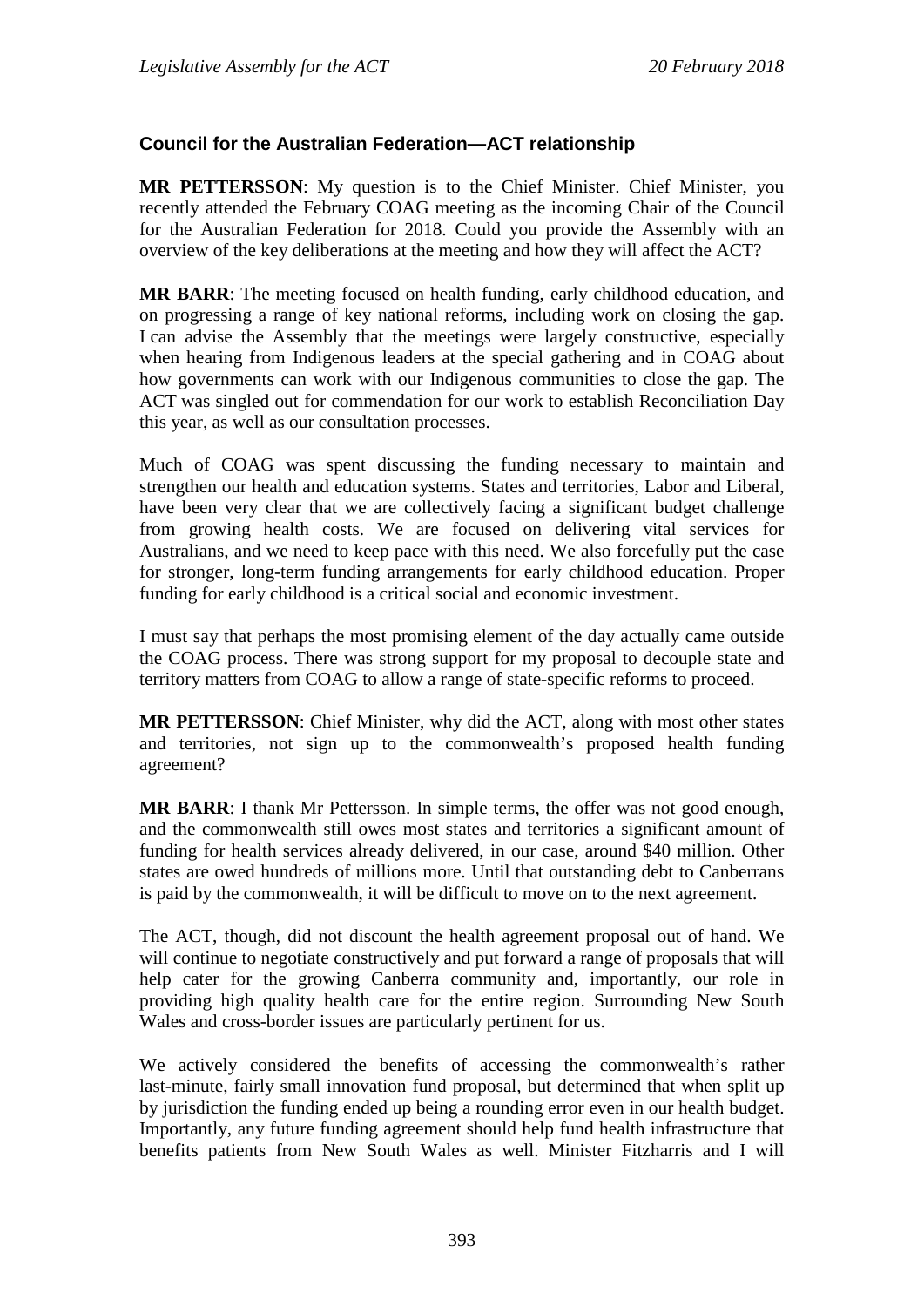### Council for the Australian Federation—ACT relationship

**MR PETTERSSON**: My question is to the Chief Minister. Chief Minister, you recently attended the February COAG meeting as the incoming Chair of the Council for the Australian Federation for 2018. Could you provide the Assembly with an overview of the key deliberations at the meeting and how they will affect the ACT?

**MR BARR**: The meeting focused on health funding, early childhood education, and on progressing a range of key national reforms, including work on closing the gap. I can advise the Assembly that the meetings were largely constructive, especially when hearing from Indigenous leaders at the special gathering and in COAG about how governments can work with our Indigenous communities to close the gap. The ACT was singled out for commendation for our work to establish Reconciliation Day this year, as well as our consultation processes.

Much of COAG was spent discussing the funding necessary to maintain and strengthen our health and education systems. States and territories, Labor and Liberal, have been very clear that we are collectively facing a significant budget challenge from growing health costs. We are focused on delivering vital services for Australians, and we need to keep pace with this need. We also forcefully put the case for stronger, long-term funding arrangements for early childhood education. Proper funding for early childhood is a critical social and economic investment.

I must say that perhaps the most promising element of the day actually came outside the COAG process. There was strong support for my proposal to decouple state and territory matters from COAG to allow a range of state-specific reforms to proceed.

**MR PETTERSSON**: Chief Minister, why did the ACT, along with most other states and territories, not sign up to the commonwealth's proposed health funding agreement?

**MR BARR**: I thank Mr Pettersson. In simple terms, the offer was not good enough, and the commonwealth still owes most states and territories a significant amount of funding for health services already delivered, in our case, around $40 million. Other states are owed hundreds of millions more. Until that outstanding debt to Canberrans is paid by the commonwealth, it will be difficult to move on to the next agreement.

The ACT, though, did not discount the health agreement proposal out of hand. We will continue to negotiate constructively and put forward a range of proposals that will help cater for the growing Canberra community and, importantly, our role in providing high quality health care for the entire region. Surrounding New South Wales and cross-border issues are particularly pertinent for us.

We actively considered the benefits of accessing the commonwealth's rather last-minute, fairly small innovation fund proposal, but determined that when split up by jurisdiction the funding ended up being a rounding error even in our health budget. Importantly, any future funding agreement should help fund health infrastructure that benefits patients from New South Wales as well. Minister Fitzharris and I will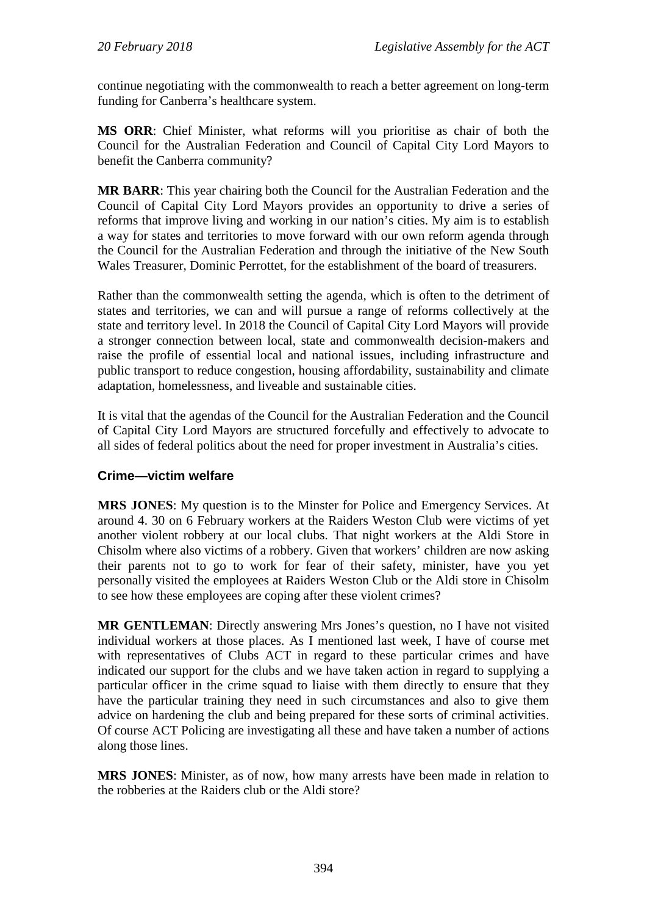continue negotiating with the commonwealth to reach a better agreement on long-term funding for Canberra's healthcare system.

**MS ORR**: Chief Minister, what reforms will you prioritise as chair of both the Council for the Australian Federation and Council of Capital City Lord Mayors to benefit the Canberra community?

**MR BARR**: This year chairing both the Council for the Australian Federation and the Council of Capital City Lord Mayors provides an opportunity to drive a series of reforms that improve living and working in our nation's cities. My aim is to establish a way for states and territories to move forward with our own reform agenda through the Council for the Australian Federation and through the initiative of the New South Wales Treasurer, Dominic Perrottet, for the establishment of the board of treasurers.

Rather than the commonwealth setting the agenda, which is often to the detriment of states and territories, we can and will pursue a range of reforms collectively at the state and territory level. In 2018 the Council of Capital City Lord Mayors will provide a stronger connection between local, state and commonwealth decision-makers and raise the profile of essential local and national issues, including infrastructure and public transport to reduce congestion, housing affordability, sustainability and climate adaptation, homelessness, and liveable and sustainable cities.

It is vital that the agendas of the Council for the Australian Federation and the Council of Capital City Lord Mayors are structured forcefully and effectively to advocate to all sides of federal politics about the need for proper investment in Australia's cities.

### Crime—victim welfare

**MRS JONES**: My question is to the Minster for Police and Emergency Services. At around 4. 30 on 6 February workers at the Raiders Weston Club were victims of yet another violent robbery at our local clubs. That night workers at the Aldi Store in Chisolm where also victims of a robbery. Given that workers' children are now asking their parents not to go to work for fear of their safety, minister, have you yet personally visited the employees at Raiders Weston Club or the Aldi store in Chisolm to see how these employees are coping after these violent crimes?

**MR GENTLEMAN**: Directly answering Mrs Jones's question, no I have not visited individual workers at those places. As I mentioned last week, I have of course met with representatives of Clubs ACT in regard to these particular crimes and have indicated our support for the clubs and we have taken action in regard to supplying a particular officer in the crime squad to liaise with them directly to ensure that they have the particular training they need in such circumstances and also to give them advice on hardening the club and being prepared for these sorts of criminal activities. Of course ACT Policing are investigating all these and have taken a number of actions along those lines.

**MRS JONES**: Minister, as of now, how many arrests have been made in relation to the robberies at the Raiders club or the Aldi store?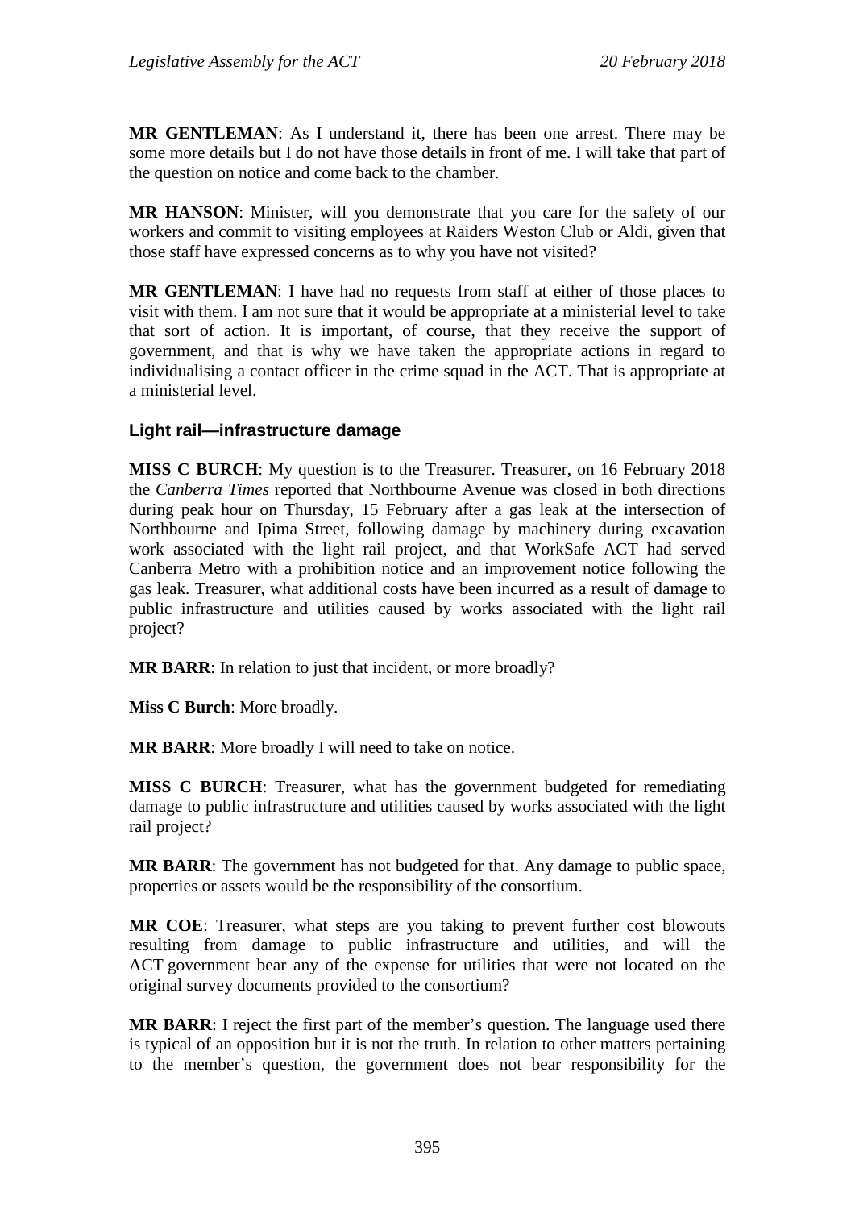**MR GENTLEMAN**: As I understand it, there has been one arrest. There may be some more details but I do not have those details in front of me. I will take that part of the question on notice and come back to the chamber.

**MR HANSON**: Minister, will you demonstrate that you care for the safety of our workers and commit to visiting employees at Raiders Weston Club or Aldi, given that those staff have expressed concerns as to why you have not visited?

**MR GENTLEMAN**: I have had no requests from staff at either of those places to visit with them. I am not sure that it would be appropriate at a ministerial level to take that sort of action. It is important, of course, that they receive the support of government, and that is why we have taken the appropriate actions in regard to individualising a contact officer in the crime squad in the ACT. That is appropriate at a ministerial level.

### Light rail—infrastructure damage

**MISS C BURCH**: My question is to the Treasurer. Treasurer, on 16 February 2018 the *Canberra Times* reported that Northbourne Avenue was closed in both directions during peak hour on Thursday, 15 February after a gas leak at the intersection of Northbourne and Ipima Street, following damage by machinery during excavation work associated with the light rail project, and that WorkSafe ACT had served Canberra Metro with a prohibition notice and an improvement notice following the gas leak. Treasurer, what additional costs have been incurred as a result of damage to public infrastructure and utilities caused by works associated with the light rail project?

**MR BARR**: In relation to just that incident, or more broadly?

**Miss C Burch**: More broadly.

**MR BARR**: More broadly I will need to take on notice.

**MISS C BURCH**: Treasurer, what has the government budgeted for remediating damage to public infrastructure and utilities caused by works associated with the light rail project?

**MR BARR**: The government has not budgeted for that. Any damage to public space, properties or assets would be the responsibility of the consortium.

**MR COE**: Treasurer, what steps are you taking to prevent further cost blowouts resulting from damage to public infrastructure and utilities, and will the ACT government bear any of the expense for utilities that were not located on the original survey documents provided to the consortium?

**MR BARR**: I reject the first part of the member's question. The language used there is typical of an opposition but it is not the truth. In relation to other matters pertaining to the member's question, the government does not bear responsibility for the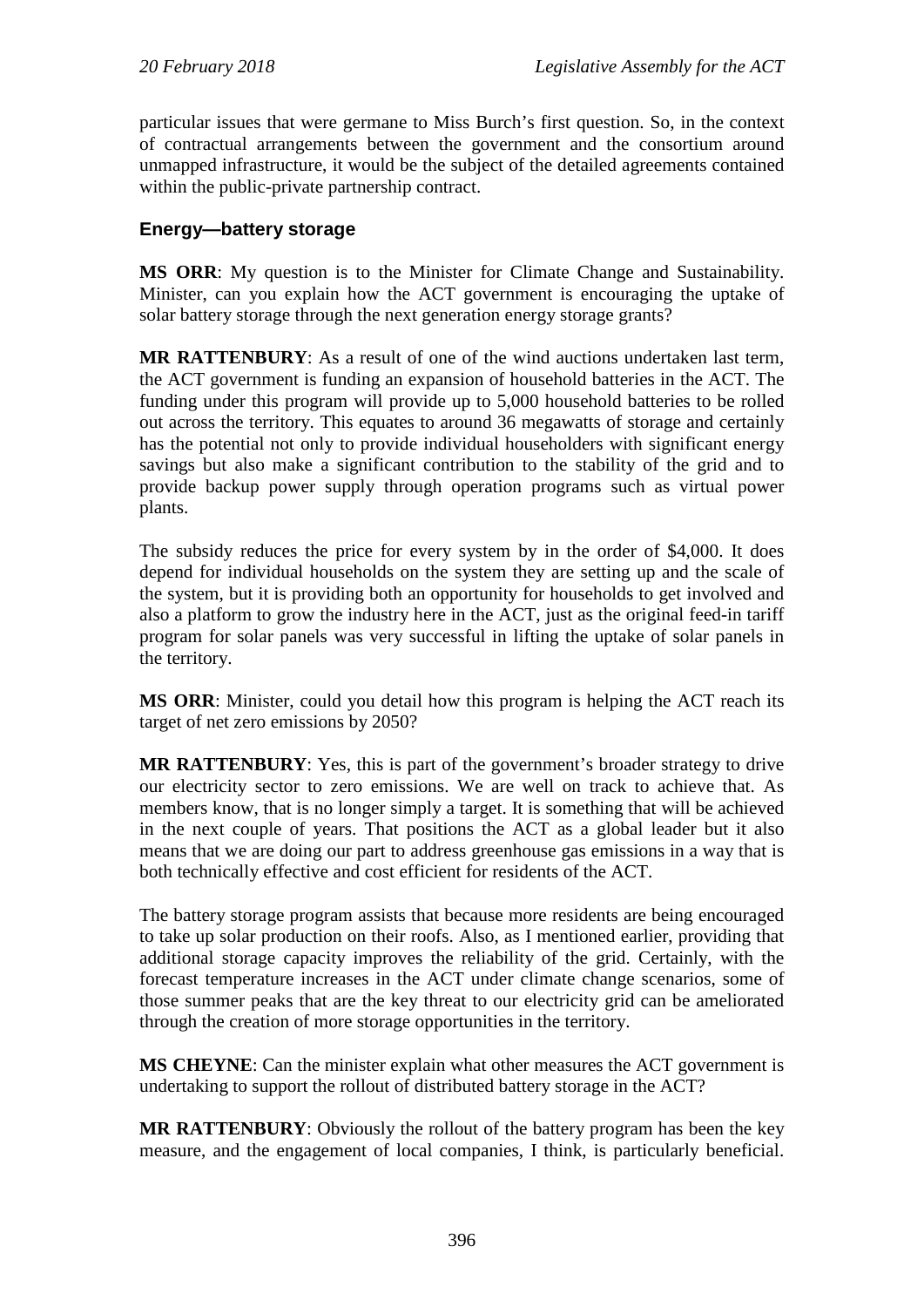particular issues that were germane to Miss Burch's first question. So, in the context of contractual arrangements between the government and the consortium around unmapped infrastructure, it would be the subject of the detailed agreements contained within the public-private partnership contract.

## Energy—battery storage

**MS ORR**: My question is to the Minister for Climate Change and Sustainability. Minister, can you explain how the ACT government is encouraging the uptake of solar battery storage through the next generation energy storage grants?

**MR RATTENBURY**: As a result of one of the wind auctions undertaken last term, the ACT government is funding an expansion of household batteries in the ACT. The funding under this program will provide up to 5,000 household batteries to be rolled out across the territory. This equates to around 36 megawatts of storage and certainly has the potential not only to provide individual householders with significant energy savings but also make a significant contribution to the stability of the grid and to provide backup power supply through operation programs such as virtual power plants.

The subsidy reduces the price for every system by in the order of $4,000. It does depend for individual households on the system they are setting up and the scale of the system, but it is providing both an opportunity for households to get involved and also a platform to grow the industry here in the ACT, just as the original feed-in tariff program for solar panels was very successful in lifting the uptake of solar panels in the territory.

**MS ORR**: Minister, could you detail how this program is helping the ACT reach its target of net zero emissions by 2050?

**MR RATTENBURY**: Yes, this is part of the government's broader strategy to drive our electricity sector to zero emissions. We are well on track to achieve that. As members know, that is no longer simply a target. It is something that will be achieved in the next couple of years. That positions the ACT as a global leader but it also means that we are doing our part to address greenhouse gas emissions in a way that is both technically effective and cost efficient for residents of the ACT.

The battery storage program assists that because more residents are being encouraged to take up solar production on their roofs. Also, as I mentioned earlier, providing that additional storage capacity improves the reliability of the grid. Certainly, with the forecast temperature increases in the ACT under climate change scenarios, some of those summer peaks that are the key threat to our electricity grid can be ameliorated through the creation of more storage opportunities in the territory.

**MS CHEYNE**: Can the minister explain what other measures the ACT government is undertaking to support the rollout of distributed battery storage in the ACT?

**MR RATTENBURY**: Obviously the rollout of the battery program has been the key measure, and the engagement of local companies, I think, is particularly beneficial.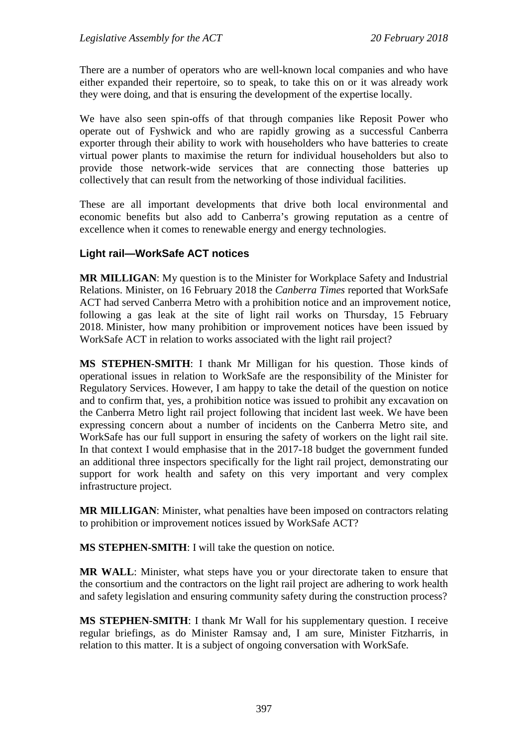There are a number of operators who are well-known local companies and who have either expanded their repertoire, so to speak, to take this on or it was already work they were doing, and that is ensuring the development of the expertise locally.

We have also seen spin-offs of that through companies like Reposit Power who operate out of Fyshwick and who are rapidly growing as a successful Canberra exporter through their ability to work with householders who have batteries to create virtual power plants to maximise the return for individual householders but also to provide those network-wide services that are connecting those batteries up collectively that can result from the networking of those individual facilities.

These are all important developments that drive both local environmental and economic benefits but also add to Canberra's growing reputation as a centre of excellence when it comes to renewable energy and energy technologies.

### Light rail—WorkSafe ACT notices

**MR MILLIGAN**: My question is to the Minister for Workplace Safety and Industrial Relations. Minister, on 16 February 2018 the *Canberra Times* reported that WorkSafe ACT had served Canberra Metro with a prohibition notice and an improvement notice, following a gas leak at the site of light rail works on Thursday, 15 February 2018. Minister, how many prohibition or improvement notices have been issued by WorkSafe ACT in relation to works associated with the light rail project?

**MS STEPHEN-SMITH**: I thank Mr Milligan for his question. Those kinds of operational issues in relation to WorkSafe are the responsibility of the Minister for Regulatory Services. However, I am happy to take the detail of the question on notice and to confirm that, yes, a prohibition notice was issued to prohibit any excavation on the Canberra Metro light rail project following that incident last week. We have been expressing concern about a number of incidents on the Canberra Metro site, and WorkSafe has our full support in ensuring the safety of workers on the light rail site. In that context I would emphasise that in the 2017-18 budget the government funded an additional three inspectors specifically for the light rail project, demonstrating our support for work health and safety on this very important and very complex infrastructure project.

**MR MILLIGAN**: Minister, what penalties have been imposed on contractors relating to prohibition or improvement notices issued by WorkSafe ACT?

**MS STEPHEN-SMITH**: I will take the question on notice.

**MR WALL**: Minister, what steps have you or your directorate taken to ensure that the consortium and the contractors on the light rail project are adhering to work health and safety legislation and ensuring community safety during the construction process?

**MS STEPHEN-SMITH**: I thank Mr Wall for his supplementary question. I receive regular briefings, as do Minister Ramsay and, I am sure, Minister Fitzharris, in relation to this matter. It is a subject of ongoing conversation with WorkSafe.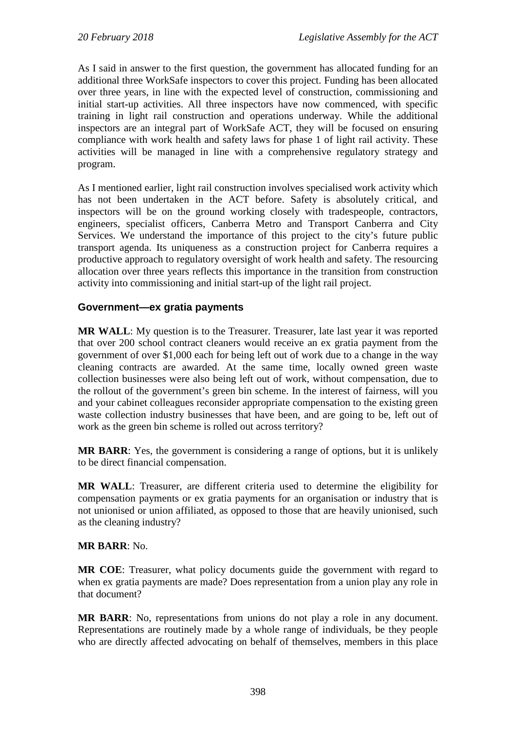As I said in answer to the first question, the government has allocated funding for an additional three WorkSafe inspectors to cover this project. Funding has been allocated over three years, in line with the expected level of construction, commissioning and initial start-up activities. All three inspectors have now commenced, with specific training in light rail construction and operations underway. While the additional inspectors are an integral part of WorkSafe ACT, they will be focused on ensuring compliance with work health and safety laws for phase 1 of light rail activity. These activities will be managed in line with a comprehensive regulatory strategy and program.

As I mentioned earlier, light rail construction involves specialised work activity which has not been undertaken in the ACT before. Safety is absolutely critical, and inspectors will be on the ground working closely with tradespeople, contractors, engineers, specialist officers, Canberra Metro and Transport Canberra and City Services. We understand the importance of this project to the city's future public transport agenda. Its uniqueness as a construction project for Canberra requires a productive approach to regulatory oversight of work health and safety. The resourcing allocation over three years reflects this importance in the transition from construction activity into commissioning and initial start-up of the light rail project.

## Government—ex gratia payments

**MR WALL**: My question is to the Treasurer. Treasurer, late last year it was reported that over 200 school contract cleaners would receive an ex gratia payment from the government of over $1,000 each for being left out of work due to a change in the way cleaning contracts are awarded. At the same time, locally owned green waste collection businesses were also being left out of work, without compensation, due to the rollout of the government's green bin scheme. In the interest of fairness, will you and your cabinet colleagues reconsider appropriate compensation to the existing green waste collection industry businesses that have been, and are going to be, left out of work as the green bin scheme is rolled out across territory?

**MR BARR**: Yes, the government is considering a range of options, but it is unlikely to be direct financial compensation.

**MR WALL**: Treasurer, are different criteria used to determine the eligibility for compensation payments or ex gratia payments for an organisation or industry that is not unionised or union affiliated, as opposed to those that are heavily unionised, such as the cleaning industry?

**MR BARR**: No.

**MR COE**: Treasurer, what policy documents guide the government with regard to when ex gratia payments are made? Does representation from a union play any role in that document?

**MR BARR**: No, representations from unions do not play a role in any document. Representations are routinely made by a whole range of individuals, be they people who are directly affected advocating on behalf of themselves, members in this place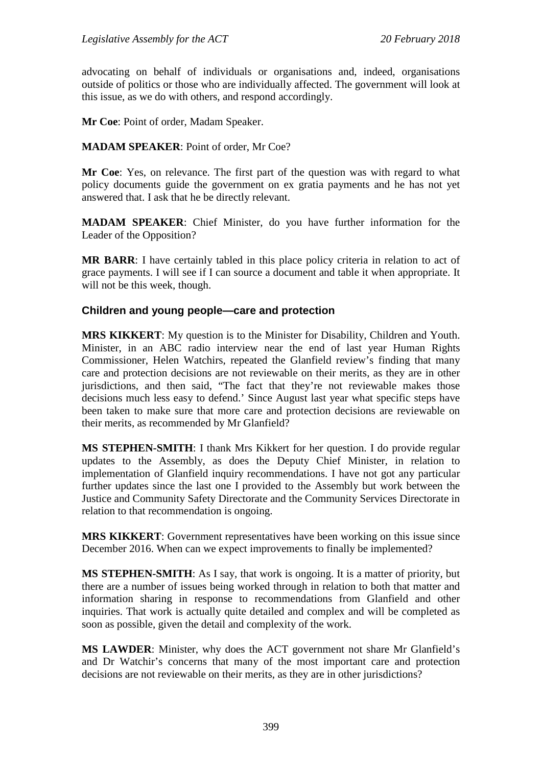advocating on behalf of individuals or organisations and, indeed, organisations outside of politics or those who are individually affected. The government will look at this issue, as we do with others, and respond accordingly.

**Mr Coe**: Point of order, Madam Speaker.

**MADAM SPEAKER**: Point of order, Mr Coe?

**Mr Coe**: Yes, on relevance. The first part of the question was with regard to what policy documents guide the government on ex gratia payments and he has not yet answered that. I ask that he be directly relevant.

**MADAM SPEAKER**: Chief Minister, do you have further information for the Leader of the Opposition?

**MR BARR**: I have certainly tabled in this place policy criteria in relation to act of grace payments. I will see if I can source a document and table it when appropriate. It will not be this week, though.

### Children and young people—care and protection

**MRS KIKKERT**: My question is to the Minister for Disability, Children and Youth. Minister, in an ABC radio interview near the end of last year Human Rights Commissioner, Helen Watchirs, repeated the Glanfield review's finding that many care and protection decisions are not reviewable on their merits, as they are in other jurisdictions, and then said, "The fact that they're not reviewable makes those decisions much less easy to defend.' Since August last year what specific steps have been taken to make sure that more care and protection decisions are reviewable on their merits, as recommended by Mr Glanfield?

**MS STEPHEN-SMITH**: I thank Mrs Kikkert for her question. I do provide regular updates to the Assembly, as does the Deputy Chief Minister, in relation to implementation of Glanfield inquiry recommendations. I have not got any particular further updates since the last one I provided to the Assembly but work between the Justice and Community Safety Directorate and the Community Services Directorate in relation to that recommendation is ongoing.

**MRS KIKKERT**: Government representatives have been working on this issue since December 2016. When can we expect improvements to finally be implemented?

**MS STEPHEN-SMITH**: As I say, that work is ongoing. It is a matter of priority, but there are a number of issues being worked through in relation to both that matter and information sharing in response to recommendations from Glanfield and other inquiries. That work is actually quite detailed and complex and will be completed as soon as possible, given the detail and complexity of the work.

**MS LAWDER**: Minister, why does the ACT government not share Mr Glanfield's and Dr Watchir's concerns that many of the most important care and protection decisions are not reviewable on their merits, as they are in other jurisdictions?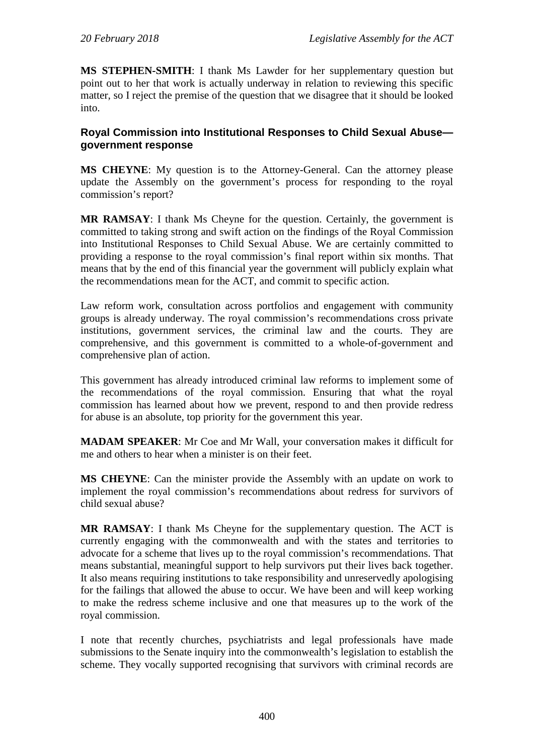**MS STEPHEN-SMITH**: I thank Ms Lawder for her supplementary question but point out to her that work is actually underway in relation to reviewing this specific matter, so I reject the premise of the question that we disagree that it should be looked into.

### Royal Commission into Institutional Responses to Child Sexual Abuse—government response

**MS CHEYNE**: My question is to the Attorney-General. Can the attorney please update the Assembly on the government's process for responding to the royal commission's report?

**MR RAMSAY**: I thank Ms Cheyne for the question. Certainly, the government is committed to taking strong and swift action on the findings of the Royal Commission into Institutional Responses to Child Sexual Abuse. We are certainly committed to providing a response to the royal commission's final report within six months. That means that by the end of this financial year the government will publicly explain what the recommendations mean for the ACT, and commit to specific action.

Law reform work, consultation across portfolios and engagement with community groups is already underway. The royal commission's recommendations cross private institutions, government services, the criminal law and the courts. They are comprehensive, and this government is committed to a whole-of-government and comprehensive plan of action.

This government has already introduced criminal law reforms to implement some of the recommendations of the royal commission. Ensuring that what the royal commission has learned about how we prevent, respond to and then provide redress for abuse is an absolute, top priority for the government this year.

**MADAM SPEAKER**: Mr Coe and Mr Wall, your conversation makes it difficult for me and others to hear when a minister is on their feet.

**MS CHEYNE**: Can the minister provide the Assembly with an update on work to implement the royal commission's recommendations about redress for survivors of child sexual abuse?

**MR RAMSAY**: I thank Ms Cheyne for the supplementary question. The ACT is currently engaging with the commonwealth and with the states and territories to advocate for a scheme that lives up to the royal commission's recommendations. That means substantial, meaningful support to help survivors put their lives back together. It also means requiring institutions to take responsibility and unreservedly apologising for the failings that allowed the abuse to occur. We have been and will keep working to make the redress scheme inclusive and one that measures up to the work of the royal commission.

I note that recently churches, psychiatrists and legal professionals have made submissions to the Senate inquiry into the commonwealth's legislation to establish the scheme. They vocally supported recognising that survivors with criminal records are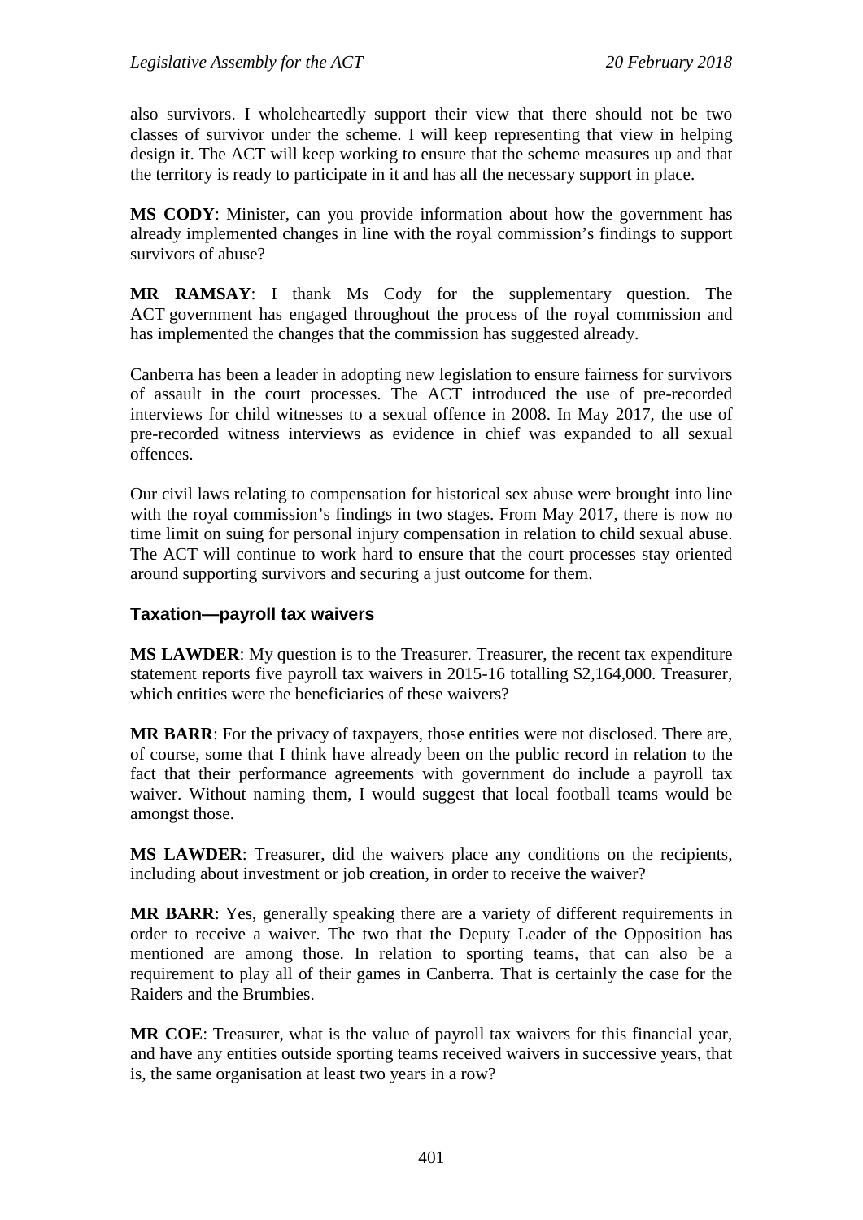also survivors. I wholeheartedly support their view that there should not be two classes of survivor under the scheme. I will keep representing that view in helping design it. The ACT will keep working to ensure that the scheme measures up and that the territory is ready to participate in it and has all the necessary support in place.

**MS CODY**: Minister, can you provide information about how the government has already implemented changes in line with the royal commission's findings to support survivors of abuse?

**MR RAMSAY**: I thank Ms Cody for the supplementary question. The ACT government has engaged throughout the process of the royal commission and has implemented the changes that the commission has suggested already.

Canberra has been a leader in adopting new legislation to ensure fairness for survivors of assault in the court processes. The ACT introduced the use of pre-recorded interviews for child witnesses to a sexual offence in 2008. In May 2017, the use of pre-recorded witness interviews as evidence in chief was expanded to all sexual offences.

Our civil laws relating to compensation for historical sex abuse were brought into line with the royal commission's findings in two stages. From May 2017, there is now no time limit on suing for personal injury compensation in relation to child sexual abuse. The ACT will continue to work hard to ensure that the court processes stay oriented around supporting survivors and securing a just outcome for them.

### Taxation—payroll tax waivers

**MS LAWDER**: My question is to the Treasurer. Treasurer, the recent tax expenditure statement reports five payroll tax waivers in 2015-16 totalling $2,164,000. Treasurer, which entities were the beneficiaries of these waivers?

**MR BARR**: For the privacy of taxpayers, those entities were not disclosed. There are, of course, some that I think have already been on the public record in relation to the fact that their performance agreements with government do include a payroll tax waiver. Without naming them, I would suggest that local football teams would be amongst those.

**MS LAWDER**: Treasurer, did the waivers place any conditions on the recipients, including about investment or job creation, in order to receive the waiver?

**MR BARR**: Yes, generally speaking there are a variety of different requirements in order to receive a waiver. The two that the Deputy Leader of the Opposition has mentioned are among those. In relation to sporting teams, that can also be a requirement to play all of their games in Canberra. That is certainly the case for the Raiders and the Brumbies.

**MR COE**: Treasurer, what is the value of payroll tax waivers for this financial year, and have any entities outside sporting teams received waivers in successive years, that is, the same organisation at least two years in a row?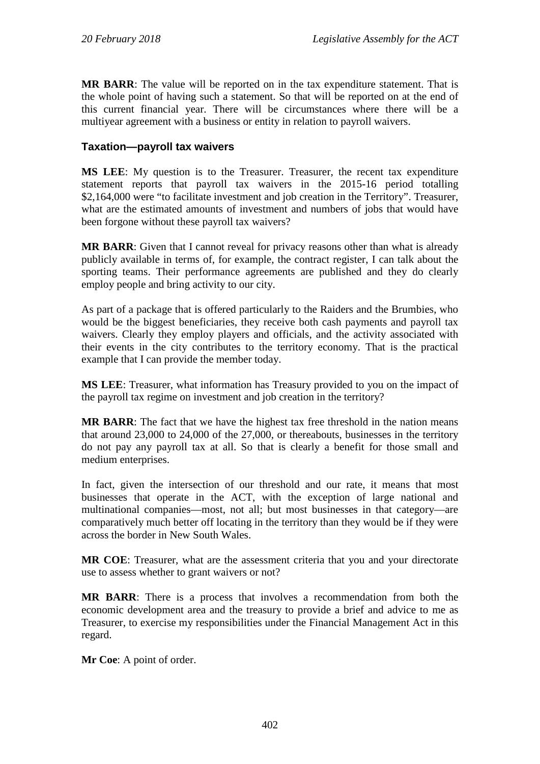**MR BARR**: The value will be reported on in the tax expenditure statement. That is the whole point of having such a statement. So that will be reported on at the end of this current financial year. There will be circumstances where there will be a multiyear agreement with a business or entity in relation to payroll waivers.

### Taxation—payroll tax waivers

**MS LEE**: My question is to the Treasurer. Treasurer, the recent tax expenditure statement reports that payroll tax waivers in the 2015-16 period totalling \$2,164,000 were "to facilitate investment and job creation in the Territory". Treasurer, what are the estimated amounts of investment and numbers of jobs that would have been forgone without these payroll tax waivers?

**MR BARR**: Given that I cannot reveal for privacy reasons other than what is already publicly available in terms of, for example, the contract register, I can talk about the sporting teams. Their performance agreements are published and they do clearly employ people and bring activity to our city.

As part of a package that is offered particularly to the Raiders and the Brumbies, who would be the biggest beneficiaries, they receive both cash payments and payroll tax waivers. Clearly they employ players and officials, and the activity associated with their events in the city contributes to the territory economy. That is the practical example that I can provide the member today.

**MS LEE**: Treasurer, what information has Treasury provided to you on the impact of the payroll tax regime on investment and job creation in the territory?

**MR BARR**: The fact that we have the highest tax free threshold in the nation means that around 23,000 to 24,000 of the 27,000, or thereabouts, businesses in the territory do not pay any payroll tax at all. So that is clearly a benefit for those small and medium enterprises.

In fact, given the intersection of our threshold and our rate, it means that most businesses that operate in the ACT, with the exception of large national and multinational companies—most, not all; but most businesses in that category—are comparatively much better off locating in the territory than they would be if they were across the border in New South Wales.

**MR COE**: Treasurer, what are the assessment criteria that you and your directorate use to assess whether to grant waivers or not?

**MR BARR**: There is a process that involves a recommendation from both the economic development area and the treasury to provide a brief and advice to me as Treasurer, to exercise my responsibilities under the Financial Management Act in this regard.

**Mr Coe**: A point of order.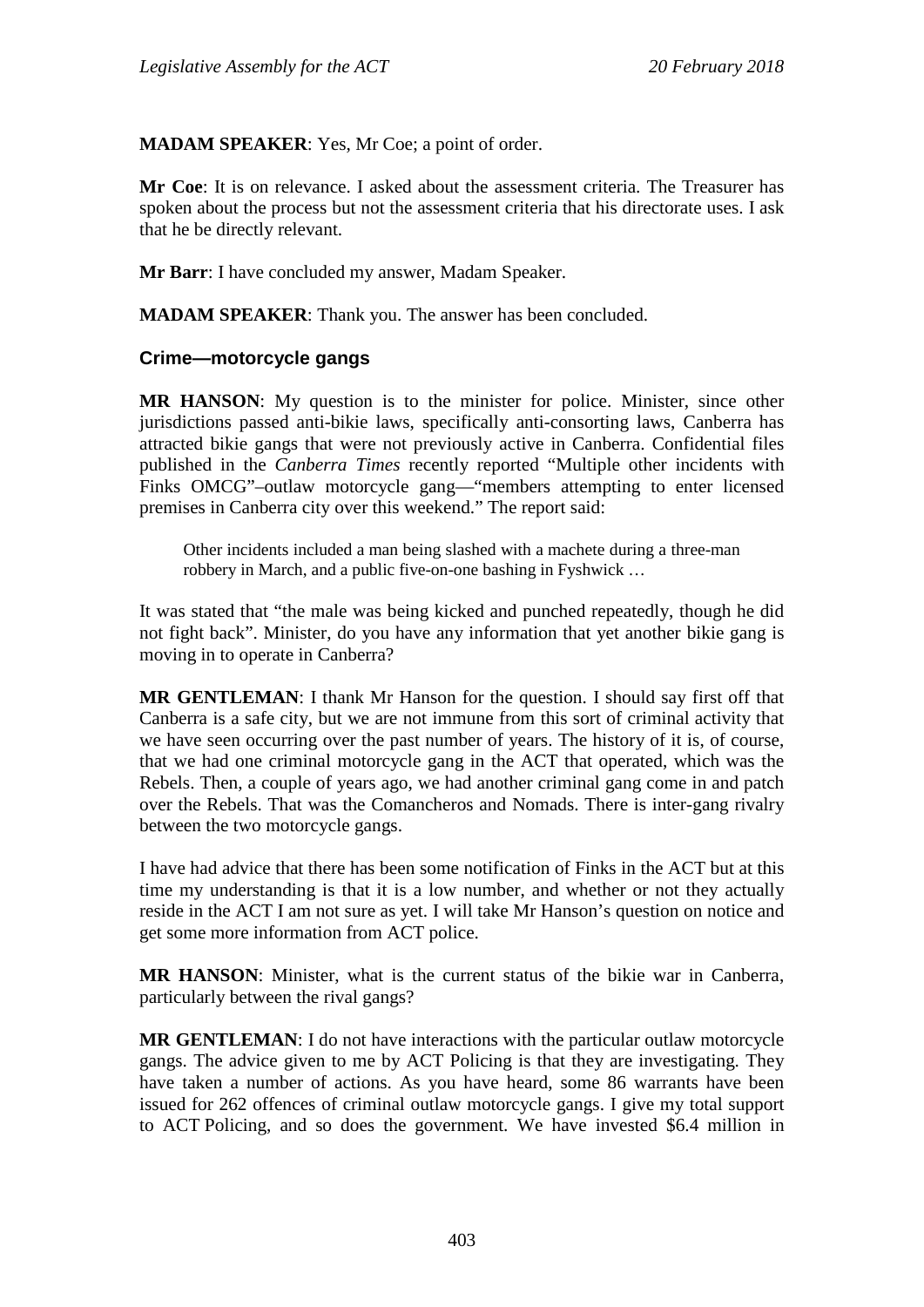**MADAM SPEAKER**: Yes, Mr Coe; a point of order.

**Mr Coe**: It is on relevance. I asked about the assessment criteria. The Treasurer has spoken about the process but not the assessment criteria that his directorate uses. I ask that he be directly relevant.

**Mr Barr**: I have concluded my answer, Madam Speaker.

**MADAM SPEAKER**: Thank you. The answer has been concluded.

### Crime—motorcycle gangs

**MR HANSON**: My question is to the minister for police. Minister, since other jurisdictions passed anti-bikie laws, specifically anti-consorting laws, Canberra has attracted bikie gangs that were not previously active in Canberra. Confidential files published in the *Canberra Times* recently reported "Multiple other incidents with Finks OMCG"–outlaw motorcycle gang—"members attempting to enter licensed premises in Canberra city over this weekend." The report said:

> Other incidents included a man being slashed with a machete during a three-man robbery in March, and a public five-on-one bashing in Fyshwick …

It was stated that "the male was being kicked and punched repeatedly, though he did not fight back". Minister, do you have any information that yet another bikie gang is moving in to operate in Canberra?

**MR GENTLEMAN**: I thank Mr Hanson for the question. I should say first off that Canberra is a safe city, but we are not immune from this sort of criminal activity that we have seen occurring over the past number of years. The history of it is, of course, that we had one criminal motorcycle gang in the ACT that operated, which was the Rebels. Then, a couple of years ago, we had another criminal gang come in and patch over the Rebels. That was the Comancheros and Nomads. There is inter-gang rivalry between the two motorcycle gangs.

I have had advice that there has been some notification of Finks in the ACT but at this time my understanding is that it is a low number, and whether or not they actually reside in the ACT I am not sure as yet. I will take Mr Hanson's question on notice and get some more information from ACT police.

**MR HANSON**: Minister, what is the current status of the bikie war in Canberra, particularly between the rival gangs?

**MR GENTLEMAN**: I do not have interactions with the particular outlaw motorcycle gangs. The advice given to me by ACT Policing is that they are investigating. They have taken a number of actions. As you have heard, some 86 warrants have been issued for 262 offences of criminal outlaw motorcycle gangs. I give my total support to ACT Policing, and so does the government. We have invested \$6.4 million in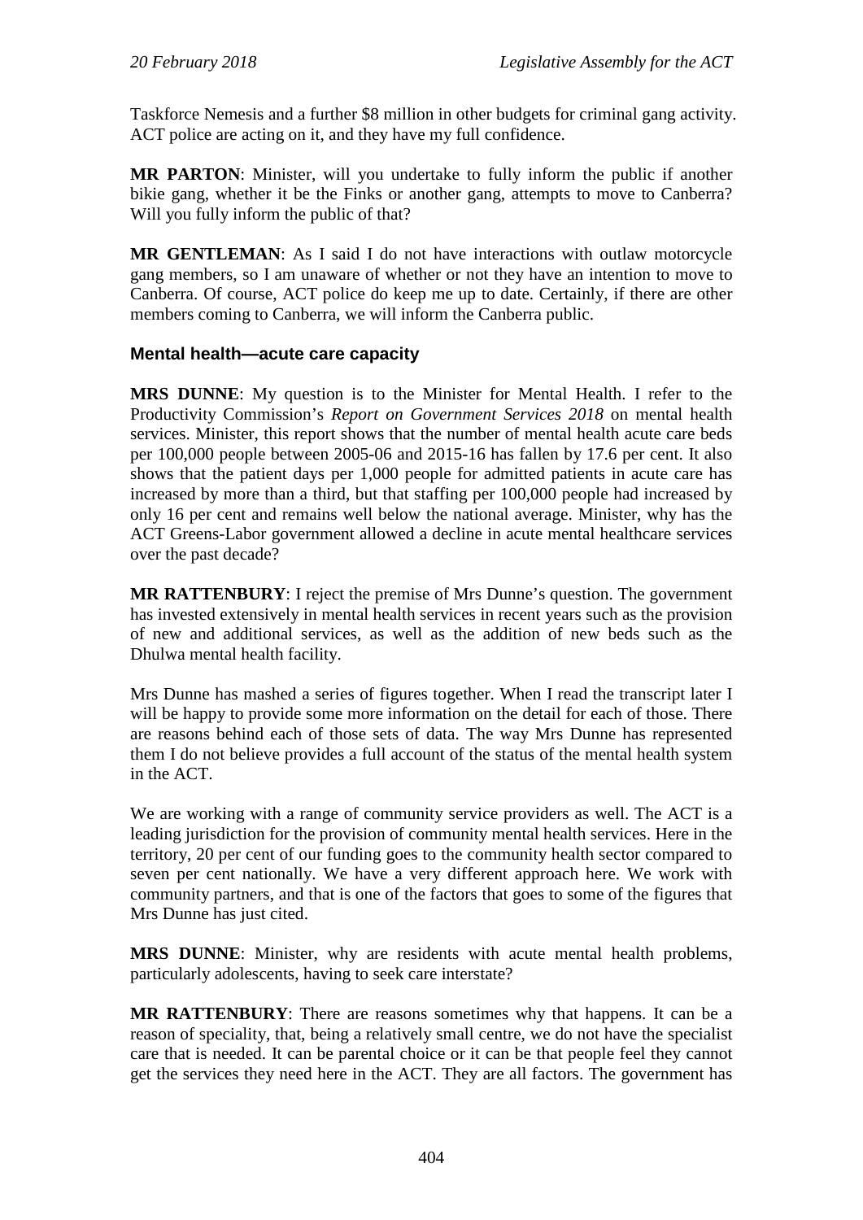Taskforce Nemesis and a further $8 million in other budgets for criminal gang activity. ACT police are acting on it, and they have my full confidence.

**MR PARTON**: Minister, will you undertake to fully inform the public if another bikie gang, whether it be the Finks or another gang, attempts to move to Canberra? Will you fully inform the public of that?

**MR GENTLEMAN**: As I said I do not have interactions with outlaw motorcycle gang members, so I am unaware of whether or not they have an intention to move to Canberra. Of course, ACT police do keep me up to date. Certainly, if there are other members coming to Canberra, we will inform the Canberra public.

### Mental health—acute care capacity

**MRS DUNNE**: My question is to the Minister for Mental Health. I refer to the Productivity Commission's *Report on Government Services 2018* on mental health services. Minister, this report shows that the number of mental health acute care beds per 100,000 people between 2005-06 and 2015-16 has fallen by 17.6 per cent. It also shows that the patient days per 1,000 people for admitted patients in acute care has increased by more than a third, but that staffing per 100,000 people had increased by only 16 per cent and remains well below the national average. Minister, why has the ACT Greens-Labor government allowed a decline in acute mental healthcare services over the past decade?

**MR RATTENBURY**: I reject the premise of Mrs Dunne's question. The government has invested extensively in mental health services in recent years such as the provision of new and additional services, as well as the addition of new beds such as the Dhulwa mental health facility.

Mrs Dunne has mashed a series of figures together. When I read the transcript later I will be happy to provide some more information on the detail for each of those. There are reasons behind each of those sets of data. The way Mrs Dunne has represented them I do not believe provides a full account of the status of the mental health system in the ACT.

We are working with a range of community service providers as well. The ACT is a leading jurisdiction for the provision of community mental health services. Here in the territory, 20 per cent of our funding goes to the community health sector compared to seven per cent nationally. We have a very different approach here. We work with community partners, and that is one of the factors that goes to some of the figures that Mrs Dunne has just cited.

**MRS DUNNE**: Minister, why are residents with acute mental health problems, particularly adolescents, having to seek care interstate?

**MR RATTENBURY**: There are reasons sometimes why that happens. It can be a reason of speciality, that, being a relatively small centre, we do not have the specialist care that is needed. It can be parental choice or it can be that people feel they cannot get the services they need here in the ACT. They are all factors. The government has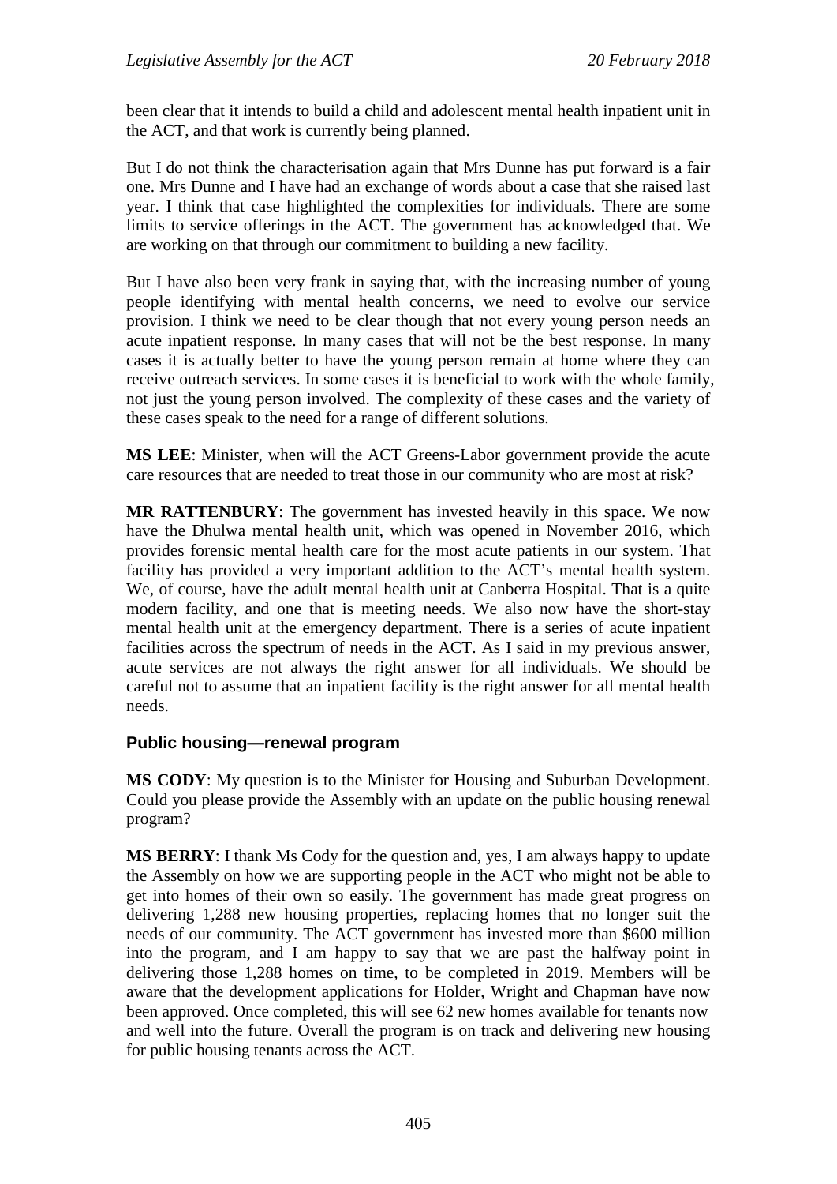been clear that it intends to build a child and adolescent mental health inpatient unit in the ACT, and that work is currently being planned.

But I do not think the characterisation again that Mrs Dunne has put forward is a fair one. Mrs Dunne and I have had an exchange of words about a case that she raised last year. I think that case highlighted the complexities for individuals. There are some limits to service offerings in the ACT. The government has acknowledged that. We are working on that through our commitment to building a new facility.

But I have also been very frank in saying that, with the increasing number of young people identifying with mental health concerns, we need to evolve our service provision. I think we need to be clear though that not every young person needs an acute inpatient response. In many cases that will not be the best response. In many cases it is actually better to have the young person remain at home where they can receive outreach services. In some cases it is beneficial to work with the whole family, not just the young person involved. The complexity of these cases and the variety of these cases speak to the need for a range of different solutions.

**MS LEE**: Minister, when will the ACT Greens-Labor government provide the acute care resources that are needed to treat those in our community who are most at risk?

**MR RATTENBURY**: The government has invested heavily in this space. We now have the Dhulwa mental health unit, which was opened in November 2016, which provides forensic mental health care for the most acute patients in our system. That facility has provided a very important addition to the ACT's mental health system. We, of course, have the adult mental health unit at Canberra Hospital. That is a quite modern facility, and one that is meeting needs. We also now have the short-stay mental health unit at the emergency department. There is a series of acute inpatient facilities across the spectrum of needs in the ACT. As I said in my previous answer, acute services are not always the right answer for all individuals. We should be careful not to assume that an inpatient facility is the right answer for all mental health needs.

### Public housing—renewal program

**MS CODY**: My question is to the Minister for Housing and Suburban Development. Could you please provide the Assembly with an update on the public housing renewal program?

**MS BERRY**: I thank Ms Cody for the question and, yes, I am always happy to update the Assembly on how we are supporting people in the ACT who might not be able to get into homes of their own so easily. The government has made great progress on delivering 1,288 new housing properties, replacing homes that no longer suit the needs of our community. The ACT government has invested more than $600 million into the program, and I am happy to say that we are past the halfway point in delivering those 1,288 homes on time, to be completed in 2019. Members will be aware that the development applications for Holder, Wright and Chapman have now been approved. Once completed, this will see 62 new homes available for tenants now and well into the future. Overall the program is on track and delivering new housing for public housing tenants across the ACT.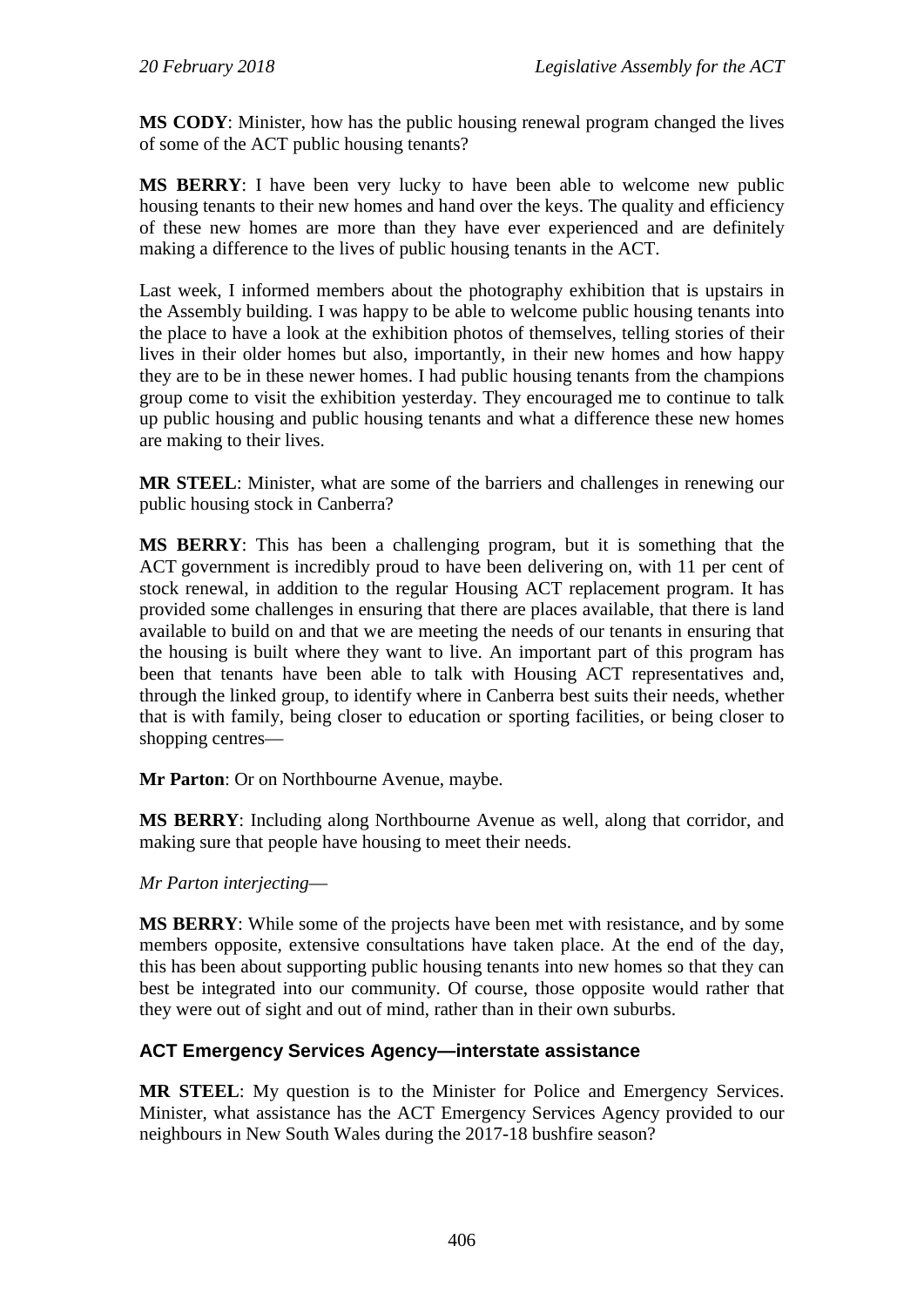**MS CODY**: Minister, how has the public housing renewal program changed the lives of some of the ACT public housing tenants?

**MS BERRY**: I have been very lucky to have been able to welcome new public housing tenants to their new homes and hand over the keys. The quality and efficiency of these new homes are more than they have ever experienced and are definitely making a difference to the lives of public housing tenants in the ACT.

Last week, I informed members about the photography exhibition that is upstairs in the Assembly building. I was happy to be able to welcome public housing tenants into the place to have a look at the exhibition photos of themselves, telling stories of their lives in their older homes but also, importantly, in their new homes and how happy they are to be in these newer homes. I had public housing tenants from the champions group come to visit the exhibition yesterday. They encouraged me to continue to talk up public housing and public housing tenants and what a difference these new homes are making to their lives.

**MR STEEL**: Minister, what are some of the barriers and challenges in renewing our public housing stock in Canberra?

**MS BERRY**: This has been a challenging program, but it is something that the ACT government is incredibly proud to have been delivering on, with 11 per cent of stock renewal, in addition to the regular Housing ACT replacement program. It has provided some challenges in ensuring that there are places available, that there is land available to build on and that we are meeting the needs of our tenants in ensuring that the housing is built where they want to live. An important part of this program has been that tenants have been able to talk with Housing ACT representatives and, through the linked group, to identify where in Canberra best suits their needs, whether that is with family, being closer to education or sporting facilities, or being closer to shopping centres—

**Mr Parton**: Or on Northbourne Avenue, maybe.

**MS BERRY**: Including along Northbourne Avenue as well, along that corridor, and making sure that people have housing to meet their needs.

*Mr Parton interjecting*—

**MS BERRY**: While some of the projects have been met with resistance, and by some members opposite, extensive consultations have taken place. At the end of the day, this has been about supporting public housing tenants into new homes so that they can best be integrated into our community. Of course, those opposite would rather that they were out of sight and out of mind, rather than in their own suburbs.

## ACT Emergency Services Agency—interstate assistance

**MR STEEL**: My question is to the Minister for Police and Emergency Services. Minister, what assistance has the ACT Emergency Services Agency provided to our neighbours in New South Wales during the 2017-18 bushfire season?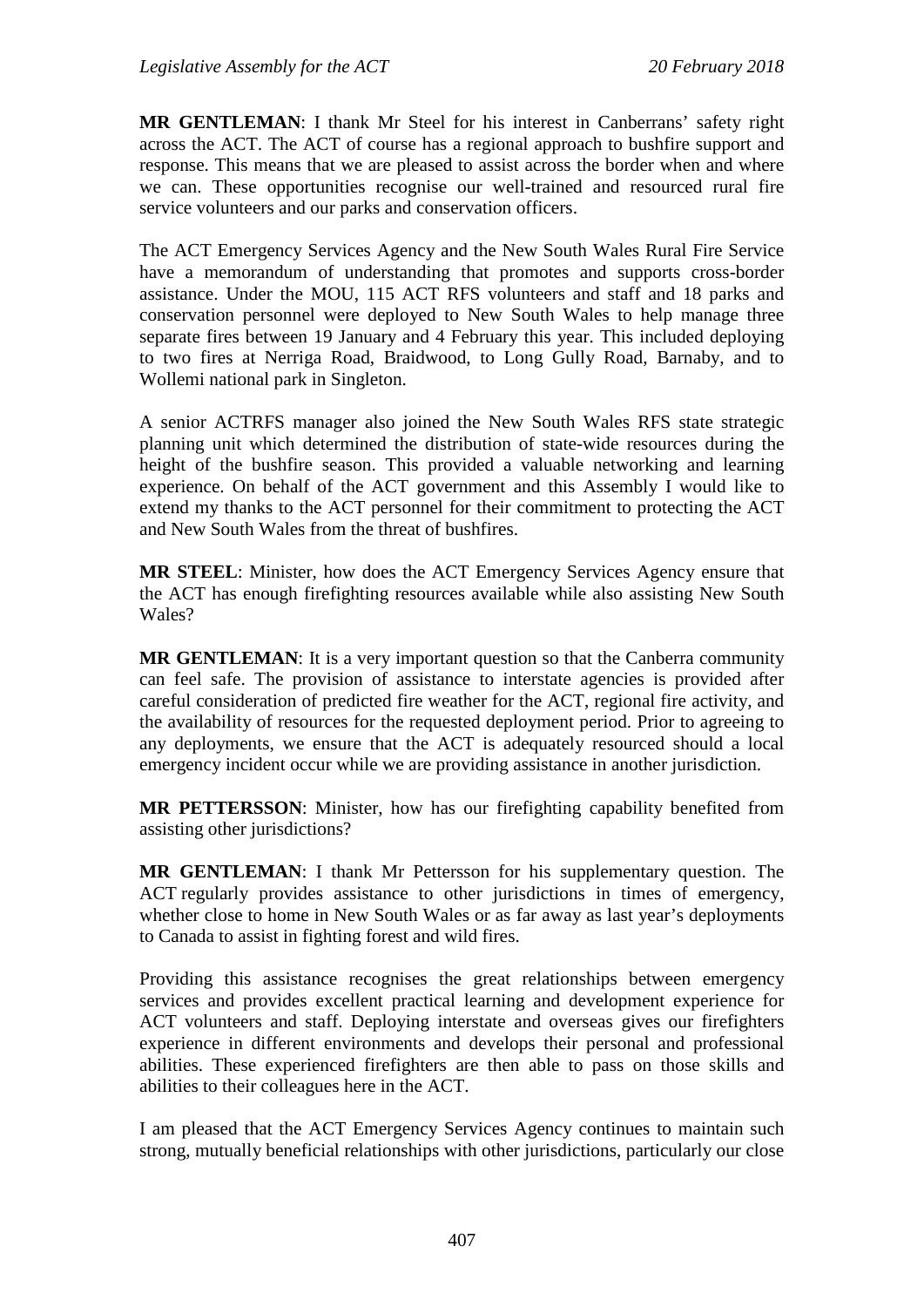**MR GENTLEMAN**: I thank Mr Steel for his interest in Canberrans' safety right across the ACT. The ACT of course has a regional approach to bushfire support and response. This means that we are pleased to assist across the border when and where we can. These opportunities recognise our well-trained and resourced rural fire service volunteers and our parks and conservation officers.

The ACT Emergency Services Agency and the New South Wales Rural Fire Service have a memorandum of understanding that promotes and supports cross-border assistance. Under the MOU, 115 ACT RFS volunteers and staff and 18 parks and conservation personnel were deployed to New South Wales to help manage three separate fires between 19 January and 4 February this year. This included deploying to two fires at Nerriga Road, Braidwood, to Long Gully Road, Barnaby, and to Wollemi national park in Singleton.

A senior ACTRFS manager also joined the New South Wales RFS state strategic planning unit which determined the distribution of state-wide resources during the height of the bushfire season. This provided a valuable networking and learning experience. On behalf of the ACT government and this Assembly I would like to extend my thanks to the ACT personnel for their commitment to protecting the ACT and New South Wales from the threat of bushfires.

**MR STEEL**: Minister, how does the ACT Emergency Services Agency ensure that the ACT has enough firefighting resources available while also assisting New South Wales?

**MR GENTLEMAN**: It is a very important question so that the Canberra community can feel safe. The provision of assistance to interstate agencies is provided after careful consideration of predicted fire weather for the ACT, regional fire activity, and the availability of resources for the requested deployment period. Prior to agreeing to any deployments, we ensure that the ACT is adequately resourced should a local emergency incident occur while we are providing assistance in another jurisdiction.

**MR PETTERSSON**: Minister, how has our firefighting capability benefited from assisting other jurisdictions?

**MR GENTLEMAN**: I thank Mr Pettersson for his supplementary question. The ACT regularly provides assistance to other jurisdictions in times of emergency, whether close to home in New South Wales or as far away as last year's deployments to Canada to assist in fighting forest and wild fires.

Providing this assistance recognises the great relationships between emergency services and provides excellent practical learning and development experience for ACT volunteers and staff. Deploying interstate and overseas gives our firefighters experience in different environments and develops their personal and professional abilities. These experienced firefighters are then able to pass on those skills and abilities to their colleagues here in the ACT.

I am pleased that the ACT Emergency Services Agency continues to maintain such strong, mutually beneficial relationships with other jurisdictions, particularly our close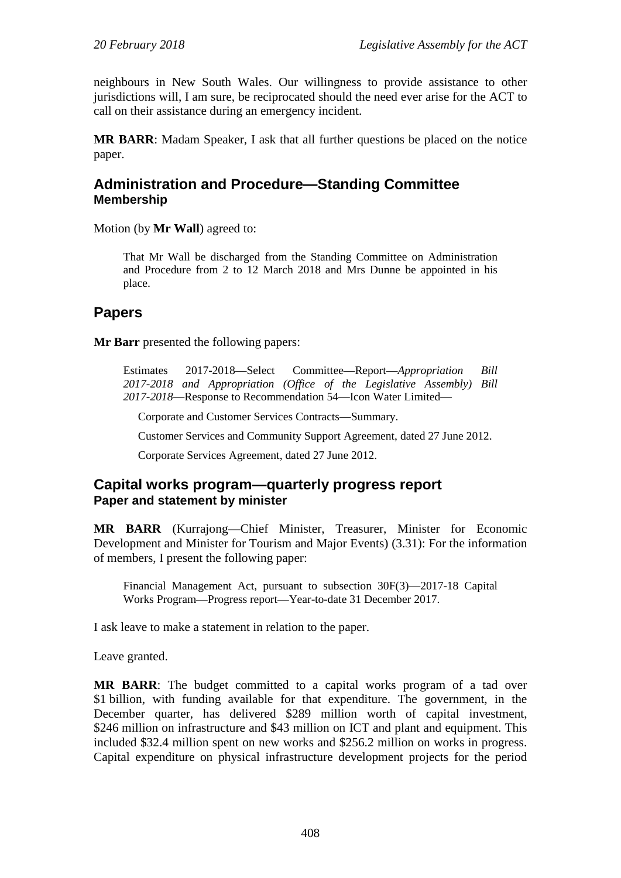neighbours in New South Wales. Our willingness to provide assistance to other jurisdictions will, I am sure, be reciprocated should the need ever arise for the ACT to call on their assistance during an emergency incident.

**MR BARR**: Madam Speaker, I ask that all further questions be placed on the notice paper.

## Administration and Procedure—Standing Committee

### Membership

Motion (by **Mr Wall**) agreed to:

> That Mr Wall be discharged from the Standing Committee on Administration and Procedure from 2 to 12 March 2018 and Mrs Dunne be appointed in his place.

## Papers

**Mr Barr** presented the following papers:

> Estimates 2017-2018—Select Committee—Report—*Appropriation Bill 2017-2018 and Appropriation (Office of the Legislative Assembly) Bill 2017-2018*—Response to Recommendation 54—Icon Water Limited—
>
> Corporate and Customer Services Contracts—Summary.
>
> Customer Services and Community Support Agreement, dated 27 June 2012.
>
> Corporate Services Agreement, dated 27 June 2012.

## Capital works program—quarterly progress report

### Paper and statement by minister

**MR BARR** (Kurrajong—Chief Minister, Treasurer, Minister for Economic Development and Minister for Tourism and Major Events) (3.31): For the information of members, I present the following paper:

> Financial Management Act, pursuant to subsection 30F(3)—2017-18 Capital Works Program—Progress report—Year-to-date 31 December 2017.

I ask leave to make a statement in relation to the paper.

Leave granted.

**MR BARR**: The budget committed to a capital works program of a tad over $1 billion, with funding available for that expenditure. The government, in the December quarter, has delivered $289 million worth of capital investment, $246 million on infrastructure and $43 million on ICT and plant and equipment. This included $32.4 million spent on new works and $256.2 million on works in progress. Capital expenditure on physical infrastructure development projects for the period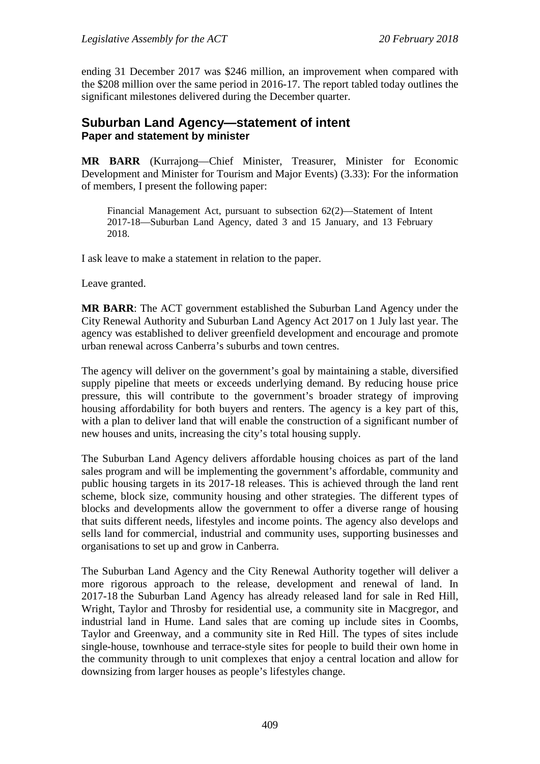ending 31 December 2017 was $246 million, an improvement when compared with the $208 million over the same period in 2016-17. The report tabled today outlines the significant milestones delivered during the December quarter.

## Suburban Land Agency—statement of intent
### Paper and statement by minister

**MR BARR** (Kurrajong—Chief Minister, Treasurer, Minister for Economic Development and Minister for Tourism and Major Events) (3.33): For the information of members, I present the following paper:

> Financial Management Act, pursuant to subsection 62(2)—Statement of Intent 2017-18—Suburban Land Agency, dated 3 and 15 January, and 13 February 2018.

I ask leave to make a statement in relation to the paper.

Leave granted.

**MR BARR**: The ACT government established the Suburban Land Agency under the City Renewal Authority and Suburban Land Agency Act 2017 on 1 July last year. The agency was established to deliver greenfield development and encourage and promote urban renewal across Canberra's suburbs and town centres.

The agency will deliver on the government's goal by maintaining a stable, diversified supply pipeline that meets or exceeds underlying demand. By reducing house price pressure, this will contribute to the government's broader strategy of improving housing affordability for both buyers and renters. The agency is a key part of this, with a plan to deliver land that will enable the construction of a significant number of new houses and units, increasing the city's total housing supply.

The Suburban Land Agency delivers affordable housing choices as part of the land sales program and will be implementing the government's affordable, community and public housing targets in its 2017-18 releases. This is achieved through the land rent scheme, block size, community housing and other strategies. The different types of blocks and developments allow the government to offer a diverse range of housing that suits different needs, lifestyles and income points. The agency also develops and sells land for commercial, industrial and community uses, supporting businesses and organisations to set up and grow in Canberra.

The Suburban Land Agency and the City Renewal Authority together will deliver a more rigorous approach to the release, development and renewal of land. In 2017-18 the Suburban Land Agency has already released land for sale in Red Hill, Wright, Taylor and Throsby for residential use, a community site in Macgregor, and industrial land in Hume. Land sales that are coming up include sites in Coombs, Taylor and Greenway, and a community site in Red Hill. The types of sites include single-house, townhouse and terrace-style sites for people to build their own home in the community through to unit complexes that enjoy a central location and allow for downsizing from larger houses as people's lifestyles change.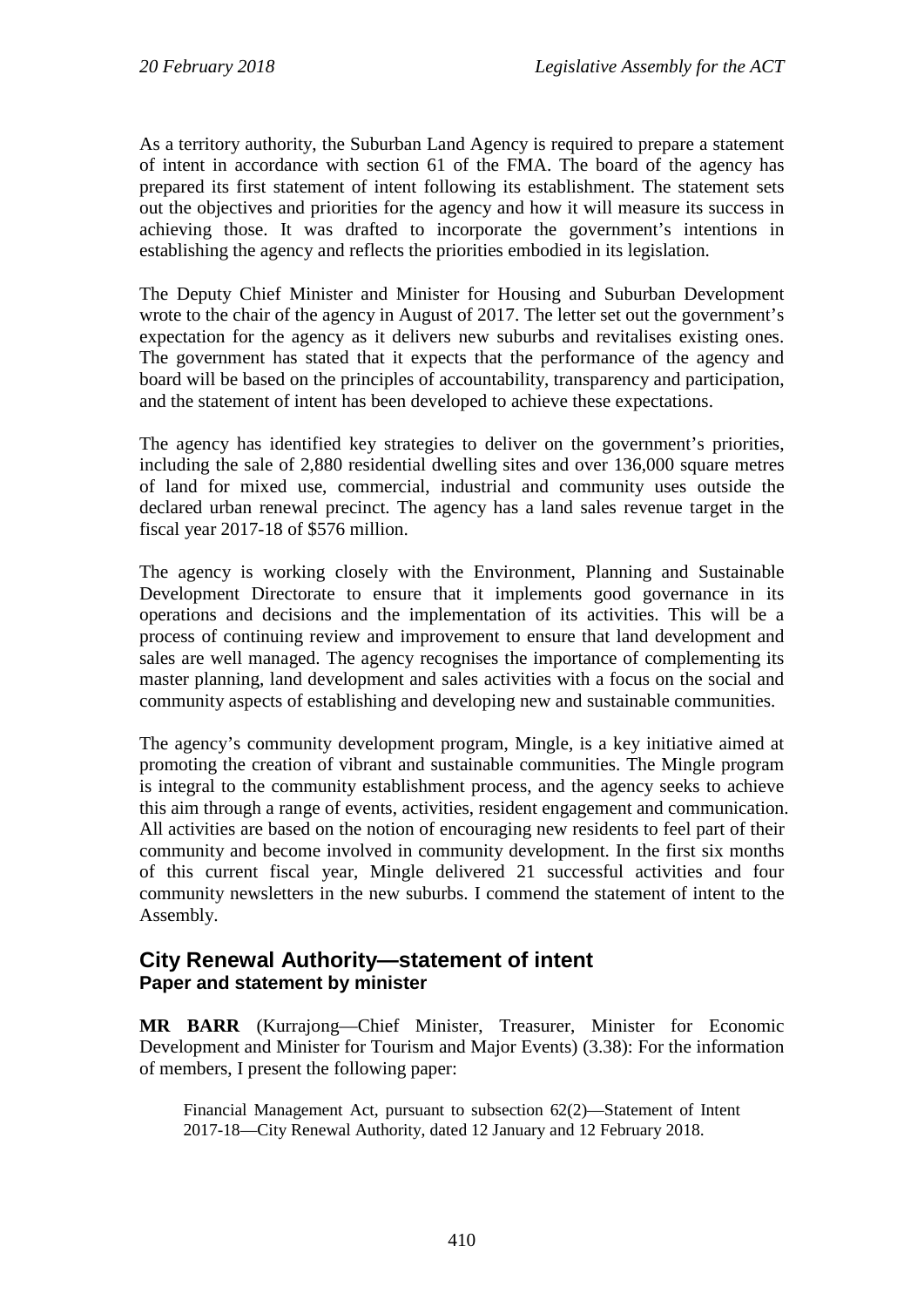As a territory authority, the Suburban Land Agency is required to prepare a statement of intent in accordance with section 61 of the FMA. The board of the agency has prepared its first statement of intent following its establishment. The statement sets out the objectives and priorities for the agency and how it will measure its success in achieving those. It was drafted to incorporate the government's intentions in establishing the agency and reflects the priorities embodied in its legislation.

The Deputy Chief Minister and Minister for Housing and Suburban Development wrote to the chair of the agency in August of 2017. The letter set out the government's expectation for the agency as it delivers new suburbs and revitalises existing ones. The government has stated that it expects that the performance of the agency and board will be based on the principles of accountability, transparency and participation, and the statement of intent has been developed to achieve these expectations.

The agency has identified key strategies to deliver on the government's priorities, including the sale of 2,880 residential dwelling sites and over 136,000 square metres of land for mixed use, commercial, industrial and community uses outside the declared urban renewal precinct. The agency has a land sales revenue target in the fiscal year 2017-18 of $576 million.

The agency is working closely with the Environment, Planning and Sustainable Development Directorate to ensure that it implements good governance in its operations and decisions and the implementation of its activities. This will be a process of continuing review and improvement to ensure that land development and sales are well managed. The agency recognises the importance of complementing its master planning, land development and sales activities with a focus on the social and community aspects of establishing and developing new and sustainable communities.

The agency's community development program, Mingle, is a key initiative aimed at promoting the creation of vibrant and sustainable communities. The Mingle program is integral to the community establishment process, and the agency seeks to achieve this aim through a range of events, activities, resident engagement and communication. All activities are based on the notion of encouraging new residents to feel part of their community and become involved in community development. In the first six months of this current fiscal year, Mingle delivered 21 successful activities and four community newsletters in the new suburbs. I commend the statement of intent to the Assembly.

## City Renewal Authority—statement of intent
### Paper and statement by minister

**MR BARR** (Kurrajong—Chief Minister, Treasurer, Minister for Economic Development and Minister for Tourism and Major Events) (3.38): For the information of members, I present the following paper:

> Financial Management Act, pursuant to subsection 62(2)—Statement of Intent 2017-18—City Renewal Authority, dated 12 January and 12 February 2018.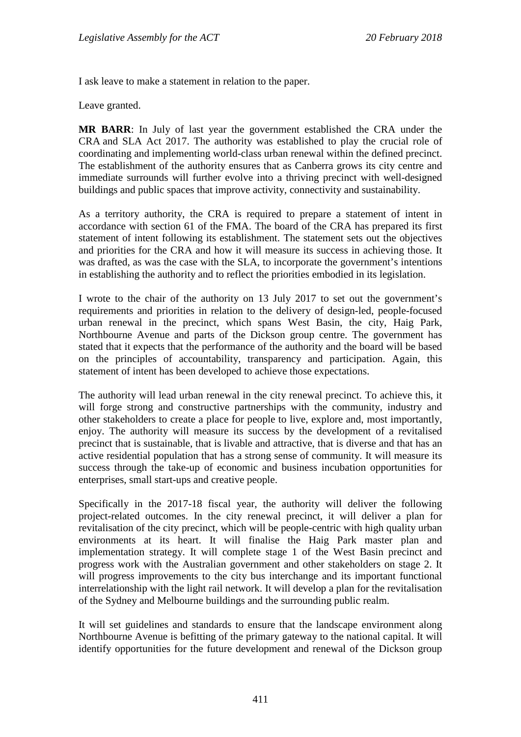I ask leave to make a statement in relation to the paper.

Leave granted.

**MR BARR**: In July of last year the government established the CRA under the CRA and SLA Act 2017. The authority was established to play the crucial role of coordinating and implementing world-class urban renewal within the defined precinct. The establishment of the authority ensures that as Canberra grows its city centre and immediate surrounds will further evolve into a thriving precinct with well-designed buildings and public spaces that improve activity, connectivity and sustainability.

As a territory authority, the CRA is required to prepare a statement of intent in accordance with section 61 of the FMA. The board of the CRA has prepared its first statement of intent following its establishment. The statement sets out the objectives and priorities for the CRA and how it will measure its success in achieving those. It was drafted, as was the case with the SLA, to incorporate the government's intentions in establishing the authority and to reflect the priorities embodied in its legislation.

I wrote to the chair of the authority on 13 July 2017 to set out the government's requirements and priorities in relation to the delivery of design-led, people-focused urban renewal in the precinct, which spans West Basin, the city, Haig Park, Northbourne Avenue and parts of the Dickson group centre. The government has stated that it expects that the performance of the authority and the board will be based on the principles of accountability, transparency and participation. Again, this statement of intent has been developed to achieve those expectations.

The authority will lead urban renewal in the city renewal precinct. To achieve this, it will forge strong and constructive partnerships with the community, industry and other stakeholders to create a place for people to live, explore and, most importantly, enjoy. The authority will measure its success by the development of a revitalised precinct that is sustainable, that is livable and attractive, that is diverse and that has an active residential population that has a strong sense of community. It will measure its success through the take-up of economic and business incubation opportunities for enterprises, small start-ups and creative people.

Specifically in the 2017-18 fiscal year, the authority will deliver the following project-related outcomes. In the city renewal precinct, it will deliver a plan for revitalisation of the city precinct, which will be people-centric with high quality urban environments at its heart. It will finalise the Haig Park master plan and implementation strategy. It will complete stage 1 of the West Basin precinct and progress work with the Australian government and other stakeholders on stage 2. It will progress improvements to the city bus interchange and its important functional interrelationship with the light rail network. It will develop a plan for the revitalisation of the Sydney and Melbourne buildings and the surrounding public realm.

It will set guidelines and standards to ensure that the landscape environment along Northbourne Avenue is befitting of the primary gateway to the national capital. It will identify opportunities for the future development and renewal of the Dickson group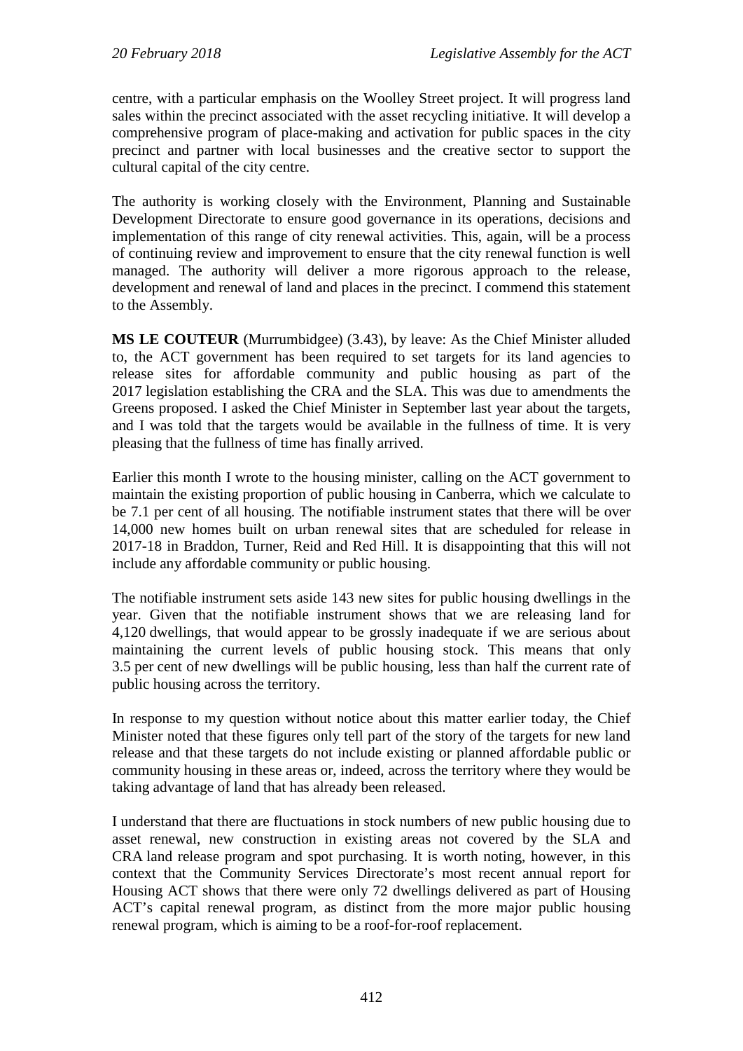centre, with a particular emphasis on the Woolley Street project. It will progress land sales within the precinct associated with the asset recycling initiative. It will develop a comprehensive program of place-making and activation for public spaces in the city precinct and partner with local businesses and the creative sector to support the cultural capital of the city centre.

The authority is working closely with the Environment, Planning and Sustainable Development Directorate to ensure good governance in its operations, decisions and implementation of this range of city renewal activities. This, again, will be a process of continuing review and improvement to ensure that the city renewal function is well managed. The authority will deliver a more rigorous approach to the release, development and renewal of land and places in the precinct. I commend this statement to the Assembly.

**MS LE COUTEUR** (Murrumbidgee) (3.43), by leave: As the Chief Minister alluded to, the ACT government has been required to set targets for its land agencies to release sites for affordable community and public housing as part of the 2017 legislation establishing the CRA and the SLA. This was due to amendments the Greens proposed. I asked the Chief Minister in September last year about the targets, and I was told that the targets would be available in the fullness of time. It is very pleasing that the fullness of time has finally arrived.

Earlier this month I wrote to the housing minister, calling on the ACT government to maintain the existing proportion of public housing in Canberra, which we calculate to be 7.1 per cent of all housing. The notifiable instrument states that there will be over 14,000 new homes built on urban renewal sites that are scheduled for release in 2017-18 in Braddon, Turner, Reid and Red Hill. It is disappointing that this will not include any affordable community or public housing.

The notifiable instrument sets aside 143 new sites for public housing dwellings in the year. Given that the notifiable instrument shows that we are releasing land for 4,120 dwellings, that would appear to be grossly inadequate if we are serious about maintaining the current levels of public housing stock. This means that only 3.5 per cent of new dwellings will be public housing, less than half the current rate of public housing across the territory.

In response to my question without notice about this matter earlier today, the Chief Minister noted that these figures only tell part of the story of the targets for new land release and that these targets do not include existing or planned affordable public or community housing in these areas or, indeed, across the territory where they would be taking advantage of land that has already been released.

I understand that there are fluctuations in stock numbers of new public housing due to asset renewal, new construction in existing areas not covered by the SLA and CRA land release program and spot purchasing. It is worth noting, however, in this context that the Community Services Directorate's most recent annual report for Housing ACT shows that there were only 72 dwellings delivered as part of Housing ACT's capital renewal program, as distinct from the more major public housing renewal program, which is aiming to be a roof-for-roof replacement.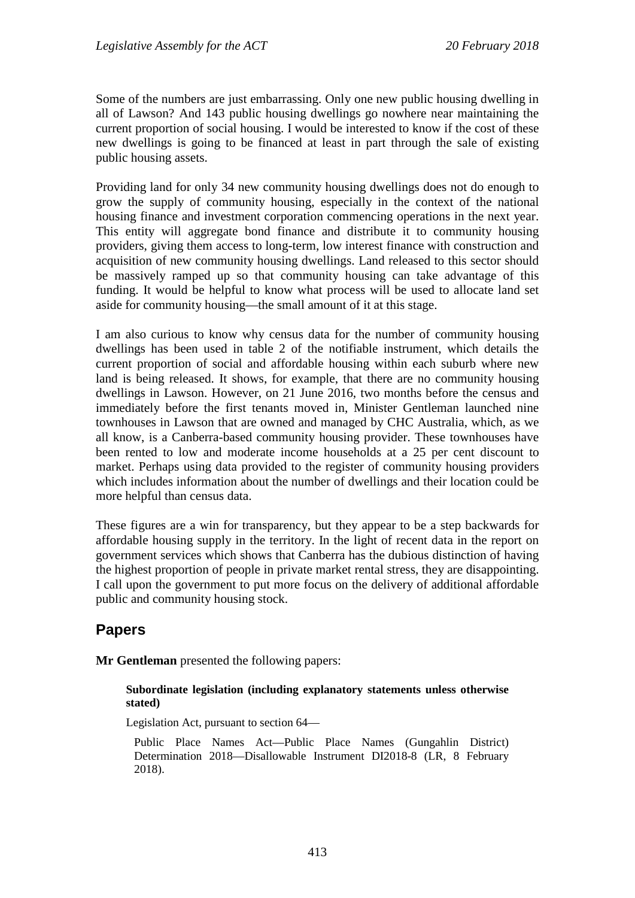Some of the numbers are just embarrassing. Only one new public housing dwelling in all of Lawson? And 143 public housing dwellings go nowhere near maintaining the current proportion of social housing. I would be interested to know if the cost of these new dwellings is going to be financed at least in part through the sale of existing public housing assets.

Providing land for only 34 new community housing dwellings does not do enough to grow the supply of community housing, especially in the context of the national housing finance and investment corporation commencing operations in the next year. This entity will aggregate bond finance and distribute it to community housing providers, giving them access to long-term, low interest finance with construction and acquisition of new community housing dwellings. Land released to this sector should be massively ramped up so that community housing can take advantage of this funding. It would be helpful to know what process will be used to allocate land set aside for community housing—the small amount of it at this stage.

I am also curious to know why census data for the number of community housing dwellings has been used in table 2 of the notifiable instrument, which details the current proportion of social and affordable housing within each suburb where new land is being released. It shows, for example, that there are no community housing dwellings in Lawson. However, on 21 June 2016, two months before the census and immediately before the first tenants moved in, Minister Gentleman launched nine townhouses in Lawson that are owned and managed by CHC Australia, which, as we all know, is a Canberra-based community housing provider. These townhouses have been rented to low and moderate income households at a 25 per cent discount to market. Perhaps using data provided to the register of community housing providers which includes information about the number of dwellings and their location could be more helpful than census data.

These figures are a win for transparency, but they appear to be a step backwards for affordable housing supply in the territory. In the light of recent data in the report on government services which shows that Canberra has the dubious distinction of having the highest proportion of people in private market rental stress, they are disappointing. I call upon the government to put more focus on the delivery of additional affordable public and community housing stock.

## Papers

**Mr Gentleman** presented the following papers:

**Subordinate legislation (including explanatory statements unless otherwise stated)**

Legislation Act, pursuant to section 64—

Public Place Names Act—Public Place Names (Gungahlin District) Determination 2018—Disallowable Instrument DI2018-8 (LR, 8 February 2018).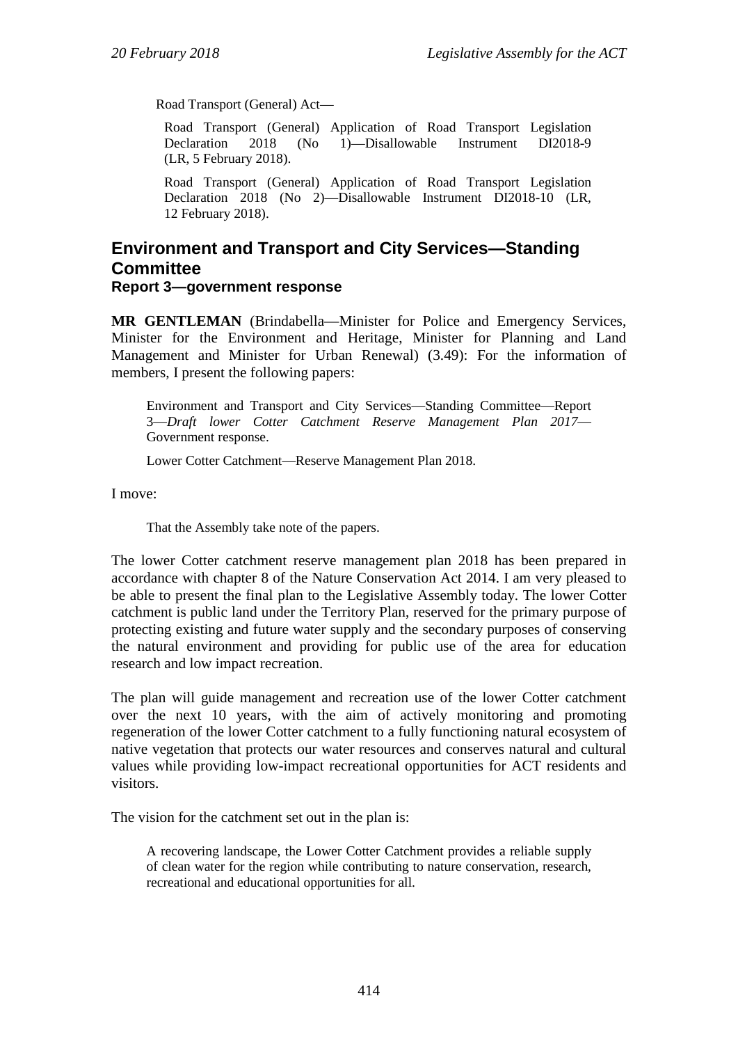Road Transport (General) Act—

> Road Transport (General) Application of Road Transport Legislation Declaration 2018 (No 1)—Disallowable Instrument DI2018-9 (LR, 5 February 2018).
>
> Road Transport (General) Application of Road Transport Legislation Declaration 2018 (No 2)—Disallowable Instrument DI2018-10 (LR, 12 February 2018).

## Environment and Transport and City Services—Standing Committee

### Report 3—government response

**MR GENTLEMAN** (Brindabella—Minister for Police and Emergency Services, Minister for the Environment and Heritage, Minister for Planning and Land Management and Minister for Urban Renewal) (3.49): For the information of members, I present the following papers:

> Environment and Transport and City Services—Standing Committee—Report 3—*Draft lower Cotter Catchment Reserve Management Plan 2017*—Government response.
>
> Lower Cotter Catchment—Reserve Management Plan 2018.

I move:

> That the Assembly take note of the papers.

The lower Cotter catchment reserve management plan 2018 has been prepared in accordance with chapter 8 of the Nature Conservation Act 2014. I am very pleased to be able to present the final plan to the Legislative Assembly today. The lower Cotter catchment is public land under the Territory Plan, reserved for the primary purpose of protecting existing and future water supply and the secondary purposes of conserving the natural environment and providing for public use of the area for education research and low impact recreation.

The plan will guide management and recreation use of the lower Cotter catchment over the next 10 years, with the aim of actively monitoring and promoting regeneration of the lower Cotter catchment to a fully functioning natural ecosystem of native vegetation that protects our water resources and conserves natural and cultural values while providing low-impact recreational opportunities for ACT residents and visitors.

The vision for the catchment set out in the plan is:

> A recovering landscape, the Lower Cotter Catchment provides a reliable supply of clean water for the region while contributing to nature conservation, research, recreational and educational opportunities for all.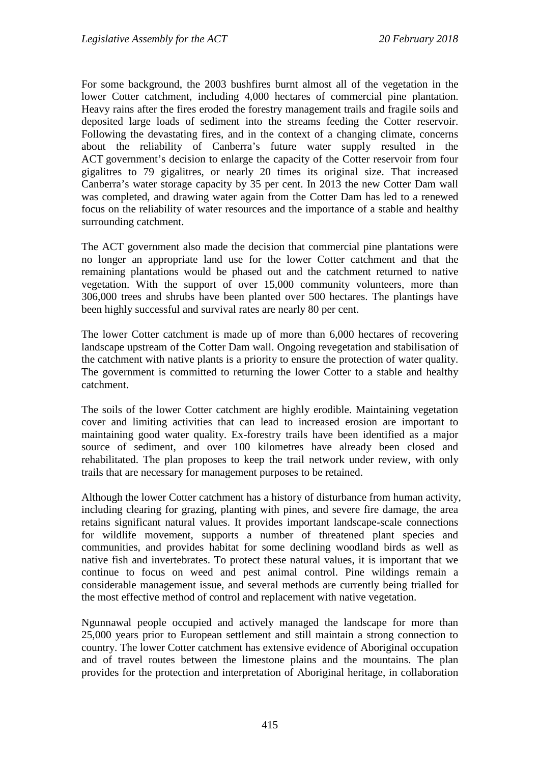For some background, the 2003 bushfires burnt almost all of the vegetation in the lower Cotter catchment, including 4,000 hectares of commercial pine plantation. Heavy rains after the fires eroded the forestry management trails and fragile soils and deposited large loads of sediment into the streams feeding the Cotter reservoir. Following the devastating fires, and in the context of a changing climate, concerns about the reliability of Canberra's future water supply resulted in the ACT government's decision to enlarge the capacity of the Cotter reservoir from four gigalitres to 79 gigalitres, or nearly 20 times its original size. That increased Canberra's water storage capacity by 35 per cent. In 2013 the new Cotter Dam wall was completed, and drawing water again from the Cotter Dam has led to a renewed focus on the reliability of water resources and the importance of a stable and healthy surrounding catchment.

The ACT government also made the decision that commercial pine plantations were no longer an appropriate land use for the lower Cotter catchment and that the remaining plantations would be phased out and the catchment returned to native vegetation. With the support of over 15,000 community volunteers, more than 306,000 trees and shrubs have been planted over 500 hectares. The plantings have been highly successful and survival rates are nearly 80 per cent.

The lower Cotter catchment is made up of more than 6,000 hectares of recovering landscape upstream of the Cotter Dam wall. Ongoing revegetation and stabilisation of the catchment with native plants is a priority to ensure the protection of water quality. The government is committed to returning the lower Cotter to a stable and healthy catchment.

The soils of the lower Cotter catchment are highly erodible. Maintaining vegetation cover and limiting activities that can lead to increased erosion are important to maintaining good water quality. Ex-forestry trails have been identified as a major source of sediment, and over 100 kilometres have already been closed and rehabilitated. The plan proposes to keep the trail network under review, with only trails that are necessary for management purposes to be retained.

Although the lower Cotter catchment has a history of disturbance from human activity, including clearing for grazing, planting with pines, and severe fire damage, the area retains significant natural values. It provides important landscape-scale connections for wildlife movement, supports a number of threatened plant species and communities, and provides habitat for some declining woodland birds as well as native fish and invertebrates. To protect these natural values, it is important that we continue to focus on weed and pest animal control. Pine wildings remain a considerable management issue, and several methods are currently being trialled for the most effective method of control and replacement with native vegetation.

Ngunnawal people occupied and actively managed the landscape for more than 25,000 years prior to European settlement and still maintain a strong connection to country. The lower Cotter catchment has extensive evidence of Aboriginal occupation and of travel routes between the limestone plains and the mountains. The plan provides for the protection and interpretation of Aboriginal heritage, in collaboration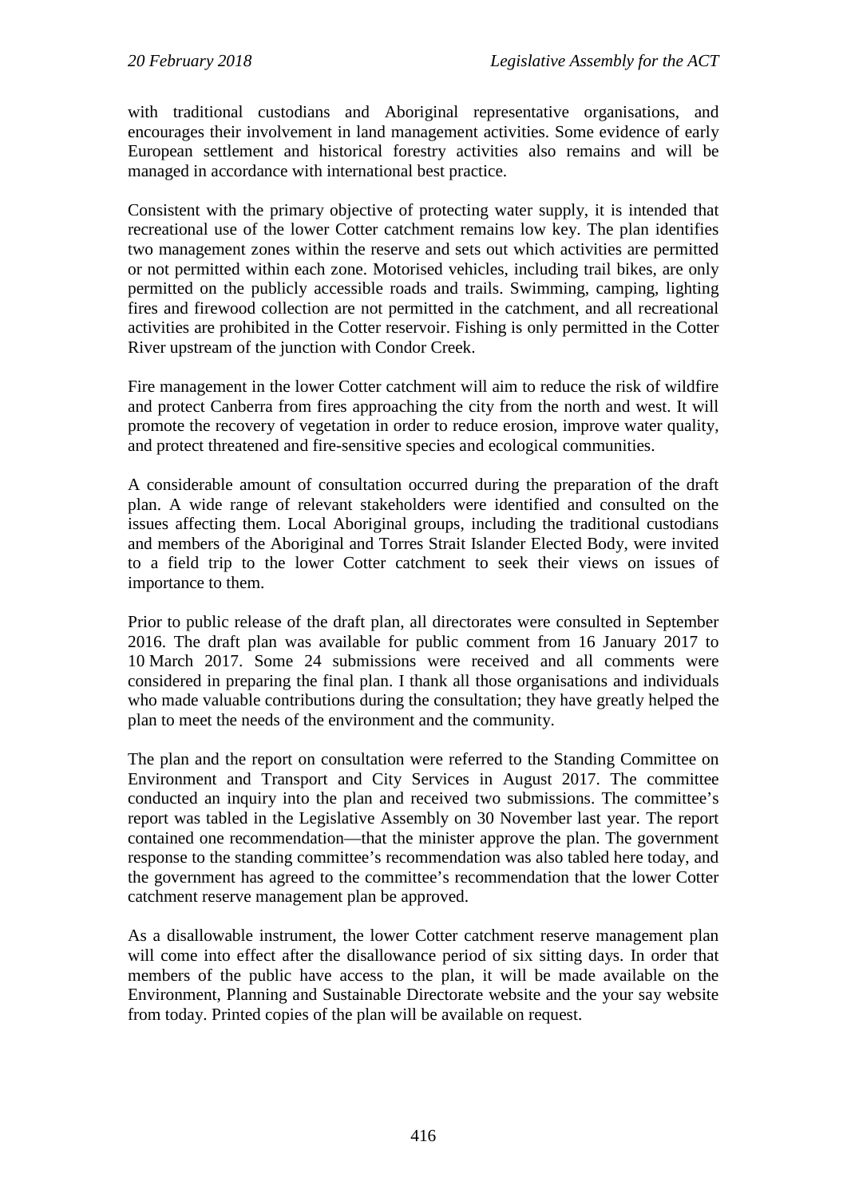with traditional custodians and Aboriginal representative organisations, and encourages their involvement in land management activities. Some evidence of early European settlement and historical forestry activities also remains and will be managed in accordance with international best practice.

Consistent with the primary objective of protecting water supply, it is intended that recreational use of the lower Cotter catchment remains low key. The plan identifies two management zones within the reserve and sets out which activities are permitted or not permitted within each zone. Motorised vehicles, including trail bikes, are only permitted on the publicly accessible roads and trails. Swimming, camping, lighting fires and firewood collection are not permitted in the catchment, and all recreational activities are prohibited in the Cotter reservoir. Fishing is only permitted in the Cotter River upstream of the junction with Condor Creek.

Fire management in the lower Cotter catchment will aim to reduce the risk of wildfire and protect Canberra from fires approaching the city from the north and west. It will promote the recovery of vegetation in order to reduce erosion, improve water quality, and protect threatened and fire-sensitive species and ecological communities.

A considerable amount of consultation occurred during the preparation of the draft plan. A wide range of relevant stakeholders were identified and consulted on the issues affecting them. Local Aboriginal groups, including the traditional custodians and members of the Aboriginal and Torres Strait Islander Elected Body, were invited to a field trip to the lower Cotter catchment to seek their views on issues of importance to them.

Prior to public release of the draft plan, all directorates were consulted in September 2016. The draft plan was available for public comment from 16 January 2017 to 10 March 2017. Some 24 submissions were received and all comments were considered in preparing the final plan. I thank all those organisations and individuals who made valuable contributions during the consultation; they have greatly helped the plan to meet the needs of the environment and the community.

The plan and the report on consultation were referred to the Standing Committee on Environment and Transport and City Services in August 2017. The committee conducted an inquiry into the plan and received two submissions. The committee's report was tabled in the Legislative Assembly on 30 November last year. The report contained one recommendation—that the minister approve the plan. The government response to the standing committee's recommendation was also tabled here today, and the government has agreed to the committee's recommendation that the lower Cotter catchment reserve management plan be approved.

As a disallowable instrument, the lower Cotter catchment reserve management plan will come into effect after the disallowance period of six sitting days. In order that members of the public have access to the plan, it will be made available on the Environment, Planning and Sustainable Directorate website and the your say website from today. Printed copies of the plan will be available on request.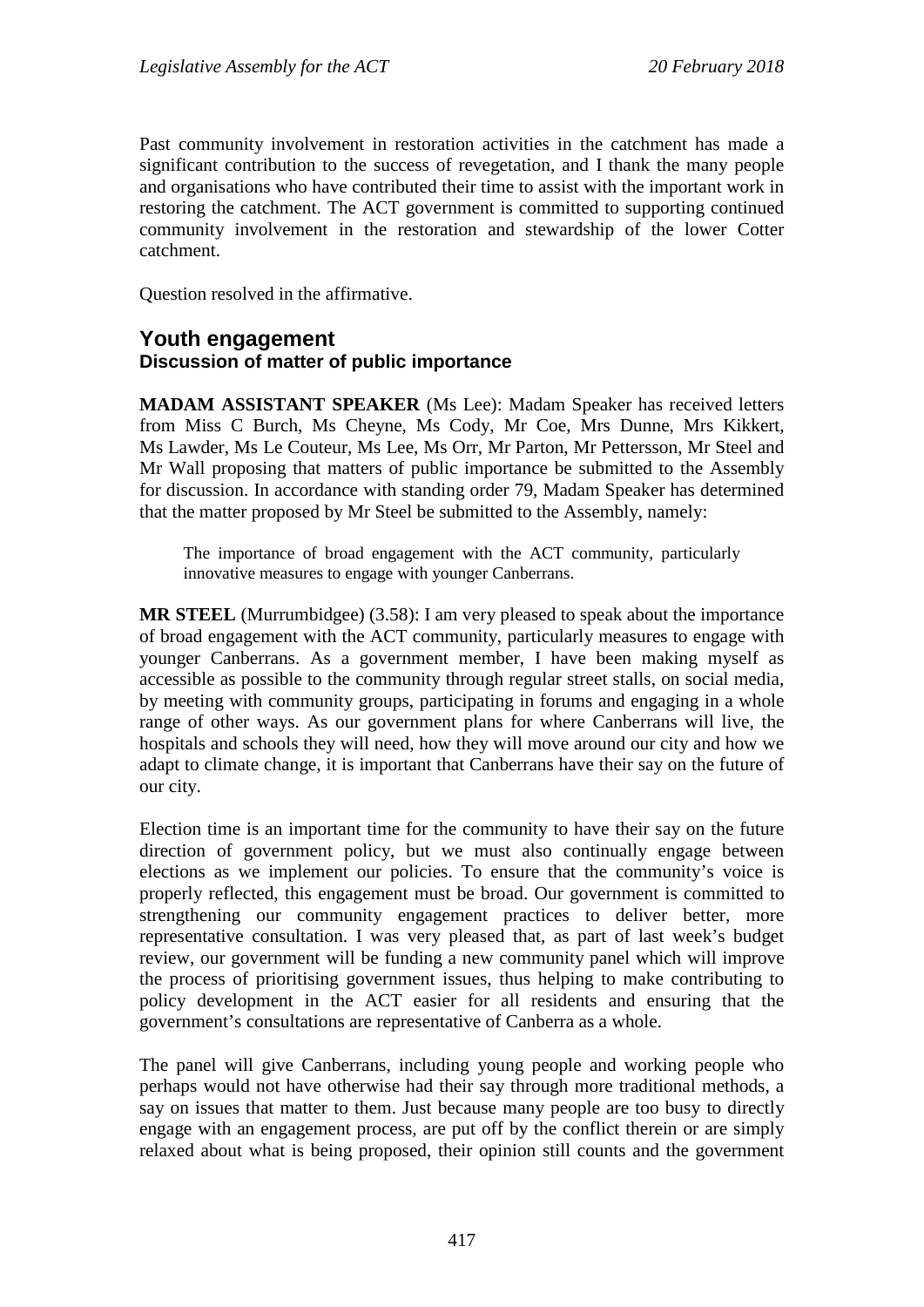Past community involvement in restoration activities in the catchment has made a significant contribution to the success of revegetation, and I thank the many people and organisations who have contributed their time to assist with the important work in restoring the catchment. The ACT government is committed to supporting continued community involvement in the restoration and stewardship of the lower Cotter catchment.

Question resolved in the affirmative.

## Youth engagement
### Discussion of matter of public importance

**MADAM ASSISTANT SPEAKER** (Ms Lee): Madam Speaker has received letters from Miss C Burch, Ms Cheyne, Ms Cody, Mr Coe, Mrs Dunne, Mrs Kikkert, Ms Lawder, Ms Le Couteur, Ms Lee, Ms Orr, Mr Parton, Mr Pettersson, Mr Steel and Mr Wall proposing that matters of public importance be submitted to the Assembly for discussion. In accordance with standing order 79, Madam Speaker has determined that the matter proposed by Mr Steel be submitted to the Assembly, namely:

> The importance of broad engagement with the ACT community, particularly innovative measures to engage with younger Canberrans.

**MR STEEL** (Murrumbidgee) (3.58): I am very pleased to speak about the importance of broad engagement with the ACT community, particularly measures to engage with younger Canberrans. As a government member, I have been making myself as accessible as possible to the community through regular street stalls, on social media, by meeting with community groups, participating in forums and engaging in a whole range of other ways. As our government plans for where Canberrans will live, the hospitals and schools they will need, how they will move around our city and how we adapt to climate change, it is important that Canberrans have their say on the future of our city.

Election time is an important time for the community to have their say on the future direction of government policy, but we must also continually engage between elections as we implement our policies. To ensure that the community's voice is properly reflected, this engagement must be broad. Our government is committed to strengthening our community engagement practices to deliver better, more representative consultation. I was very pleased that, as part of last week's budget review, our government will be funding a new community panel which will improve the process of prioritising government issues, thus helping to make contributing to policy development in the ACT easier for all residents and ensuring that the government's consultations are representative of Canberra as a whole.

The panel will give Canberrans, including young people and working people who perhaps would not have otherwise had their say through more traditional methods, a say on issues that matter to them. Just because many people are too busy to directly engage with an engagement process, are put off by the conflict therein or are simply relaxed about what is being proposed, their opinion still counts and the government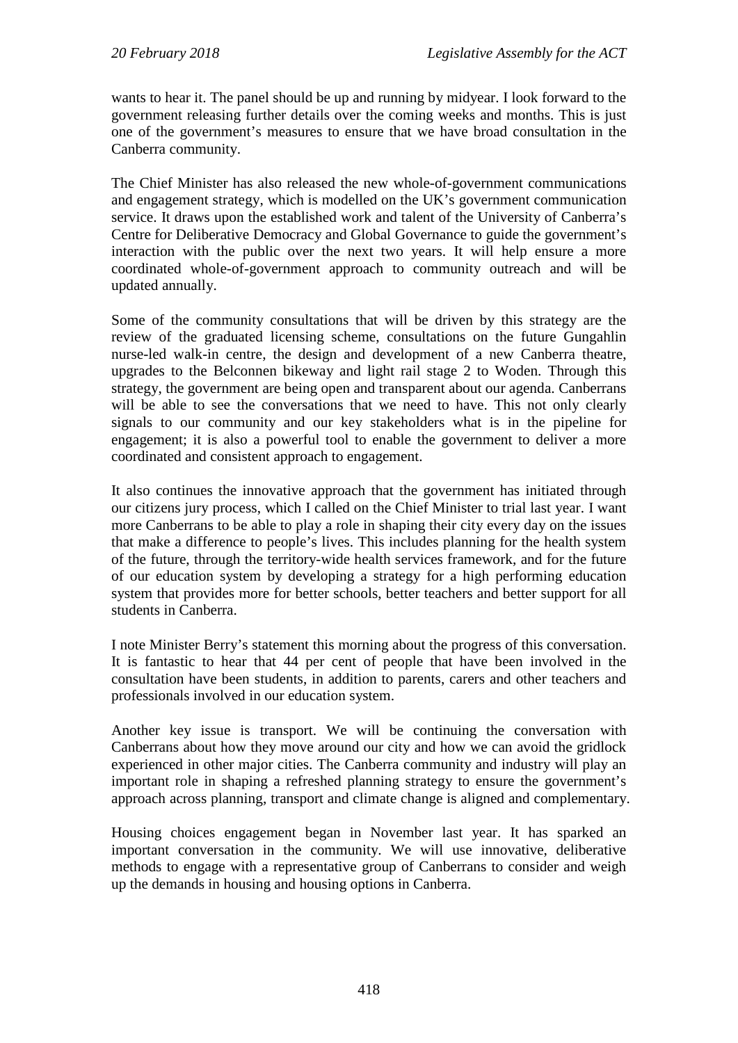wants to hear it. The panel should be up and running by midyear. I look forward to the government releasing further details over the coming weeks and months. This is just one of the government's measures to ensure that we have broad consultation in the Canberra community.

The Chief Minister has also released the new whole-of-government communications and engagement strategy, which is modelled on the UK's government communication service. It draws upon the established work and talent of the University of Canberra's Centre for Deliberative Democracy and Global Governance to guide the government's interaction with the public over the next two years. It will help ensure a more coordinated whole-of-government approach to community outreach and will be updated annually.

Some of the community consultations that will be driven by this strategy are the review of the graduated licensing scheme, consultations on the future Gungahlin nurse-led walk-in centre, the design and development of a new Canberra theatre, upgrades to the Belconnen bikeway and light rail stage 2 to Woden. Through this strategy, the government are being open and transparent about our agenda. Canberrans will be able to see the conversations that we need to have. This not only clearly signals to our community and our key stakeholders what is in the pipeline for engagement; it is also a powerful tool to enable the government to deliver a more coordinated and consistent approach to engagement.

It also continues the innovative approach that the government has initiated through our citizens jury process, which I called on the Chief Minister to trial last year. I want more Canberrans to be able to play a role in shaping their city every day on the issues that make a difference to people's lives. This includes planning for the health system of the future, through the territory-wide health services framework, and for the future of our education system by developing a strategy for a high performing education system that provides more for better schools, better teachers and better support for all students in Canberra.

I note Minister Berry's statement this morning about the progress of this conversation. It is fantastic to hear that 44 per cent of people that have been involved in the consultation have been students, in addition to parents, carers and other teachers and professionals involved in our education system.

Another key issue is transport. We will be continuing the conversation with Canberrans about how they move around our city and how we can avoid the gridlock experienced in other major cities. The Canberra community and industry will play an important role in shaping a refreshed planning strategy to ensure the government's approach across planning, transport and climate change is aligned and complementary.

Housing choices engagement began in November last year. It has sparked an important conversation in the community. We will use innovative, deliberative methods to engage with a representative group of Canberrans to consider and weigh up the demands in housing and housing options in Canberra.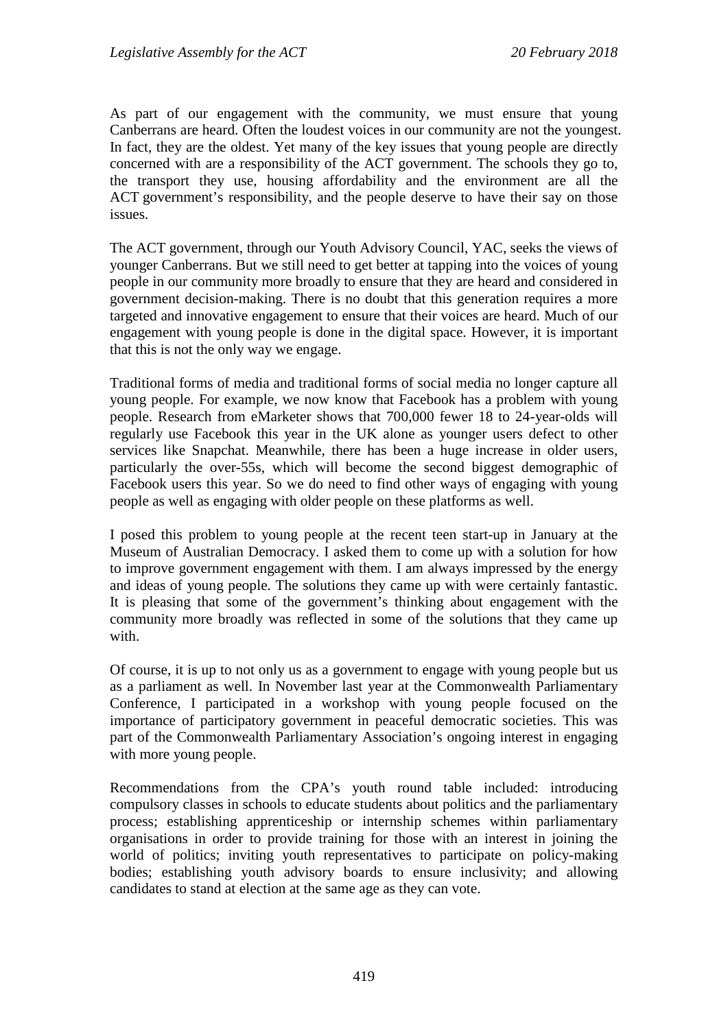As part of our engagement with the community, we must ensure that young Canberrans are heard. Often the loudest voices in our community are not the youngest. In fact, they are the oldest. Yet many of the key issues that young people are directly concerned with are a responsibility of the ACT government. The schools they go to, the transport they use, housing affordability and the environment are all the ACT government's responsibility, and the people deserve to have their say on those issues.

The ACT government, through our Youth Advisory Council, YAC, seeks the views of younger Canberrans. But we still need to get better at tapping into the voices of young people in our community more broadly to ensure that they are heard and considered in government decision-making. There is no doubt that this generation requires a more targeted and innovative engagement to ensure that their voices are heard. Much of our engagement with young people is done in the digital space. However, it is important that this is not the only way we engage.

Traditional forms of media and traditional forms of social media no longer capture all young people. For example, we now know that Facebook has a problem with young people. Research from eMarketer shows that 700,000 fewer 18 to 24-year-olds will regularly use Facebook this year in the UK alone as younger users defect to other services like Snapchat. Meanwhile, there has been a huge increase in older users, particularly the over-55s, which will become the second biggest demographic of Facebook users this year. So we do need to find other ways of engaging with young people as well as engaging with older people on these platforms as well.

I posed this problem to young people at the recent teen start-up in January at the Museum of Australian Democracy. I asked them to come up with a solution for how to improve government engagement with them. I am always impressed by the energy and ideas of young people. The solutions they came up with were certainly fantastic. It is pleasing that some of the government's thinking about engagement with the community more broadly was reflected in some of the solutions that they came up with.

Of course, it is up to not only us as a government to engage with young people but us as a parliament as well. In November last year at the Commonwealth Parliamentary Conference, I participated in a workshop with young people focused on the importance of participatory government in peaceful democratic societies. This was part of the Commonwealth Parliamentary Association's ongoing interest in engaging with more young people.

Recommendations from the CPA's youth round table included: introducing compulsory classes in schools to educate students about politics and the parliamentary process; establishing apprenticeship or internship schemes within parliamentary organisations in order to provide training for those with an interest in joining the world of politics; inviting youth representatives to participate on policy-making bodies; establishing youth advisory boards to ensure inclusivity; and allowing candidates to stand at election at the same age as they can vote.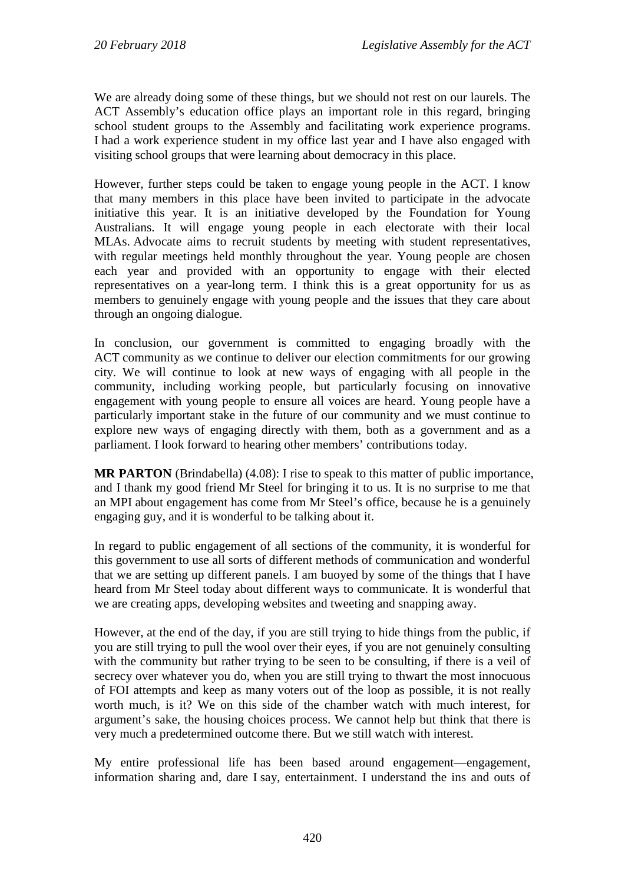We are already doing some of these things, but we should not rest on our laurels. The ACT Assembly's education office plays an important role in this regard, bringing school student groups to the Assembly and facilitating work experience programs. I had a work experience student in my office last year and I have also engaged with visiting school groups that were learning about democracy in this place.

However, further steps could be taken to engage young people in the ACT. I know that many members in this place have been invited to participate in the advocate initiative this year. It is an initiative developed by the Foundation for Young Australians. It will engage young people in each electorate with their local MLAs. Advocate aims to recruit students by meeting with student representatives, with regular meetings held monthly throughout the year. Young people are chosen each year and provided with an opportunity to engage with their elected representatives on a year-long term. I think this is a great opportunity for us as members to genuinely engage with young people and the issues that they care about through an ongoing dialogue.

In conclusion, our government is committed to engaging broadly with the ACT community as we continue to deliver our election commitments for our growing city. We will continue to look at new ways of engaging with all people in the community, including working people, but particularly focusing on innovative engagement with young people to ensure all voices are heard. Young people have a particularly important stake in the future of our community and we must continue to explore new ways of engaging directly with them, both as a government and as a parliament. I look forward to hearing other members' contributions today.

**MR PARTON** (Brindabella) (4.08): I rise to speak to this matter of public importance, and I thank my good friend Mr Steel for bringing it to us. It is no surprise to me that an MPI about engagement has come from Mr Steel's office, because he is a genuinely engaging guy, and it is wonderful to be talking about it.

In regard to public engagement of all sections of the community, it is wonderful for this government to use all sorts of different methods of communication and wonderful that we are setting up different panels. I am buoyed by some of the things that I have heard from Mr Steel today about different ways to communicate. It is wonderful that we are creating apps, developing websites and tweeting and snapping away.

However, at the end of the day, if you are still trying to hide things from the public, if you are still trying to pull the wool over their eyes, if you are not genuinely consulting with the community but rather trying to be seen to be consulting, if there is a veil of secrecy over whatever you do, when you are still trying to thwart the most innocuous of FOI attempts and keep as many voters out of the loop as possible, it is not really worth much, is it? We on this side of the chamber watch with much interest, for argument's sake, the housing choices process. We cannot help but think that there is very much a predetermined outcome there. But we still watch with interest.

My entire professional life has been based around engagement—engagement, information sharing and, dare I say, entertainment. I understand the ins and outs of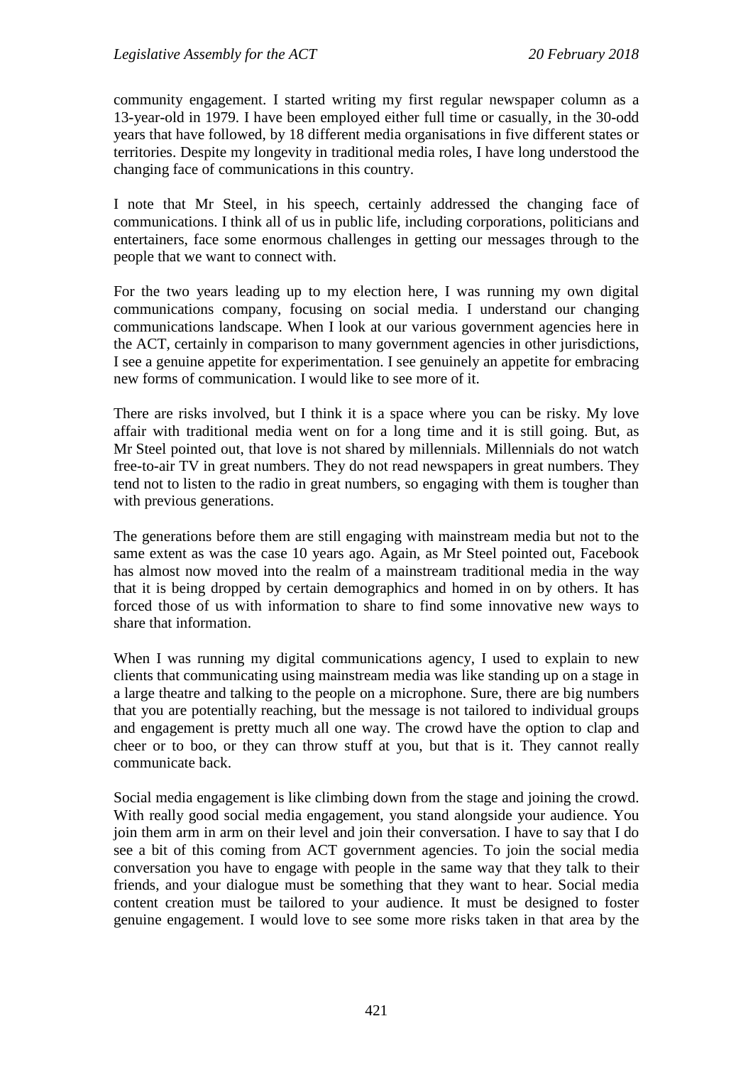community engagement. I started writing my first regular newspaper column as a 13-year-old in 1979. I have been employed either full time or casually, in the 30-odd years that have followed, by 18 different media organisations in five different states or territories. Despite my longevity in traditional media roles, I have long understood the changing face of communications in this country.

I note that Mr Steel, in his speech, certainly addressed the changing face of communications. I think all of us in public life, including corporations, politicians and entertainers, face some enormous challenges in getting our messages through to the people that we want to connect with.

For the two years leading up to my election here, I was running my own digital communications company, focusing on social media. I understand our changing communications landscape. When I look at our various government agencies here in the ACT, certainly in comparison to many government agencies in other jurisdictions, I see a genuine appetite for experimentation. I see genuinely an appetite for embracing new forms of communication. I would like to see more of it.

There are risks involved, but I think it is a space where you can be risky. My love affair with traditional media went on for a long time and it is still going. But, as Mr Steel pointed out, that love is not shared by millennials. Millennials do not watch free-to-air TV in great numbers. They do not read newspapers in great numbers. They tend not to listen to the radio in great numbers, so engaging with them is tougher than with previous generations.

The generations before them are still engaging with mainstream media but not to the same extent as was the case 10 years ago. Again, as Mr Steel pointed out, Facebook has almost now moved into the realm of a mainstream traditional media in the way that it is being dropped by certain demographics and homed in on by others. It has forced those of us with information to share to find some innovative new ways to share that information.

When I was running my digital communications agency, I used to explain to new clients that communicating using mainstream media was like standing up on a stage in a large theatre and talking to the people on a microphone. Sure, there are big numbers that you are potentially reaching, but the message is not tailored to individual groups and engagement is pretty much all one way. The crowd have the option to clap and cheer or to boo, or they can throw stuff at you, but that is it. They cannot really communicate back.

Social media engagement is like climbing down from the stage and joining the crowd. With really good social media engagement, you stand alongside your audience. You join them arm in arm on their level and join their conversation. I have to say that I do see a bit of this coming from ACT government agencies. To join the social media conversation you have to engage with people in the same way that they talk to their friends, and your dialogue must be something that they want to hear. Social media content creation must be tailored to your audience. It must be designed to foster genuine engagement. I would love to see some more risks taken in that area by the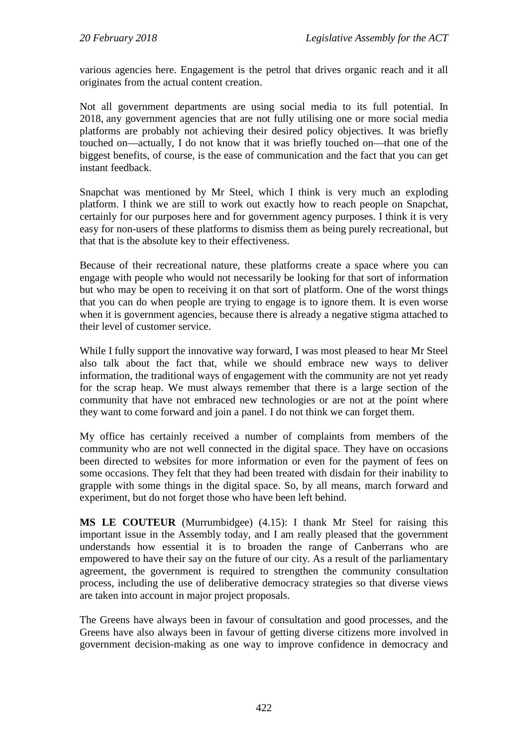various agencies here. Engagement is the petrol that drives organic reach and it all originates from the actual content creation.

Not all government departments are using social media to its full potential. In 2018, any government agencies that are not fully utilising one or more social media platforms are probably not achieving their desired policy objectives. It was briefly touched on—actually, I do not know that it was briefly touched on—that one of the biggest benefits, of course, is the ease of communication and the fact that you can get instant feedback.

Snapchat was mentioned by Mr Steel, which I think is very much an exploding platform. I think we are still to work out exactly how to reach people on Snapchat, certainly for our purposes here and for government agency purposes. I think it is very easy for non-users of these platforms to dismiss them as being purely recreational, but that that is the absolute key to their effectiveness.

Because of their recreational nature, these platforms create a space where you can engage with people who would not necessarily be looking for that sort of information but who may be open to receiving it on that sort of platform. One of the worst things that you can do when people are trying to engage is to ignore them. It is even worse when it is government agencies, because there is already a negative stigma attached to their level of customer service.

While I fully support the innovative way forward, I was most pleased to hear Mr Steel also talk about the fact that, while we should embrace new ways to deliver information, the traditional ways of engagement with the community are not yet ready for the scrap heap. We must always remember that there is a large section of the community that have not embraced new technologies or are not at the point where they want to come forward and join a panel. I do not think we can forget them.

My office has certainly received a number of complaints from members of the community who are not well connected in the digital space. They have on occasions been directed to websites for more information or even for the payment of fees on some occasions. They felt that they had been treated with disdain for their inability to grapple with some things in the digital space. So, by all means, march forward and experiment, but do not forget those who have been left behind.

**MS LE COUTEUR** (Murrumbidgee) (4.15): I thank Mr Steel for raising this important issue in the Assembly today, and I am really pleased that the government understands how essential it is to broaden the range of Canberrans who are empowered to have their say on the future of our city. As a result of the parliamentary agreement, the government is required to strengthen the community consultation process, including the use of deliberative democracy strategies so that diverse views are taken into account in major project proposals.

The Greens have always been in favour of consultation and good processes, and the Greens have also always been in favour of getting diverse citizens more involved in government decision-making as one way to improve confidence in democracy and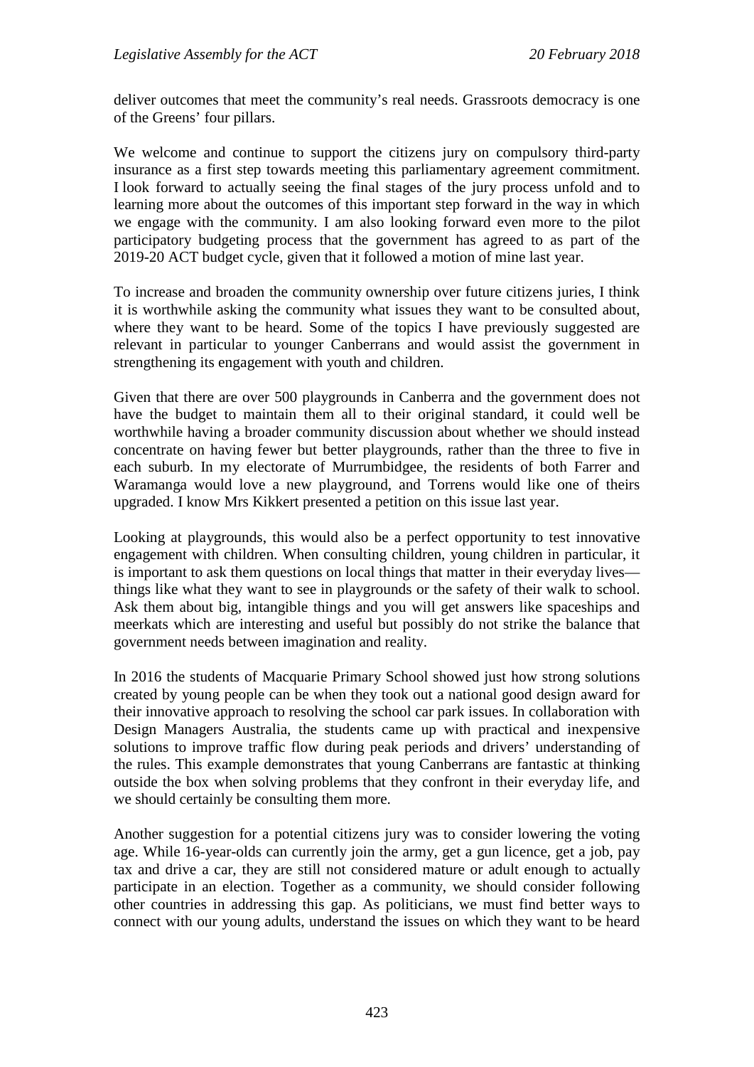deliver outcomes that meet the community's real needs. Grassroots democracy is one of the Greens' four pillars.

We welcome and continue to support the citizens jury on compulsory third-party insurance as a first step towards meeting this parliamentary agreement commitment. I look forward to actually seeing the final stages of the jury process unfold and to learning more about the outcomes of this important step forward in the way in which we engage with the community. I am also looking forward even more to the pilot participatory budgeting process that the government has agreed to as part of the 2019-20 ACT budget cycle, given that it followed a motion of mine last year.

To increase and broaden the community ownership over future citizens juries, I think it is worthwhile asking the community what issues they want to be consulted about, where they want to be heard. Some of the topics I have previously suggested are relevant in particular to younger Canberrans and would assist the government in strengthening its engagement with youth and children.

Given that there are over 500 playgrounds in Canberra and the government does not have the budget to maintain them all to their original standard, it could well be worthwhile having a broader community discussion about whether we should instead concentrate on having fewer but better playgrounds, rather than the three to five in each suburb. In my electorate of Murrumbidgee, the residents of both Farrer and Waramanga would love a new playground, and Torrens would like one of theirs upgraded. I know Mrs Kikkert presented a petition on this issue last year.

Looking at playgrounds, this would also be a perfect opportunity to test innovative engagement with children. When consulting children, young children in particular, it is important to ask them questions on local things that matter in their everyday lives—things like what they want to see in playgrounds or the safety of their walk to school. Ask them about big, intangible things and you will get answers like spaceships and meerkats which are interesting and useful but possibly do not strike the balance that government needs between imagination and reality.

In 2016 the students of Macquarie Primary School showed just how strong solutions created by young people can be when they took out a national good design award for their innovative approach to resolving the school car park issues. In collaboration with Design Managers Australia, the students came up with practical and inexpensive solutions to improve traffic flow during peak periods and drivers' understanding of the rules. This example demonstrates that young Canberrans are fantastic at thinking outside the box when solving problems that they confront in their everyday life, and we should certainly be consulting them more.

Another suggestion for a potential citizens jury was to consider lowering the voting age. While 16-year-olds can currently join the army, get a gun licence, get a job, pay tax and drive a car, they are still not considered mature or adult enough to actually participate in an election. Together as a community, we should consider following other countries in addressing this gap. As politicians, we must find better ways to connect with our young adults, understand the issues on which they want to be heard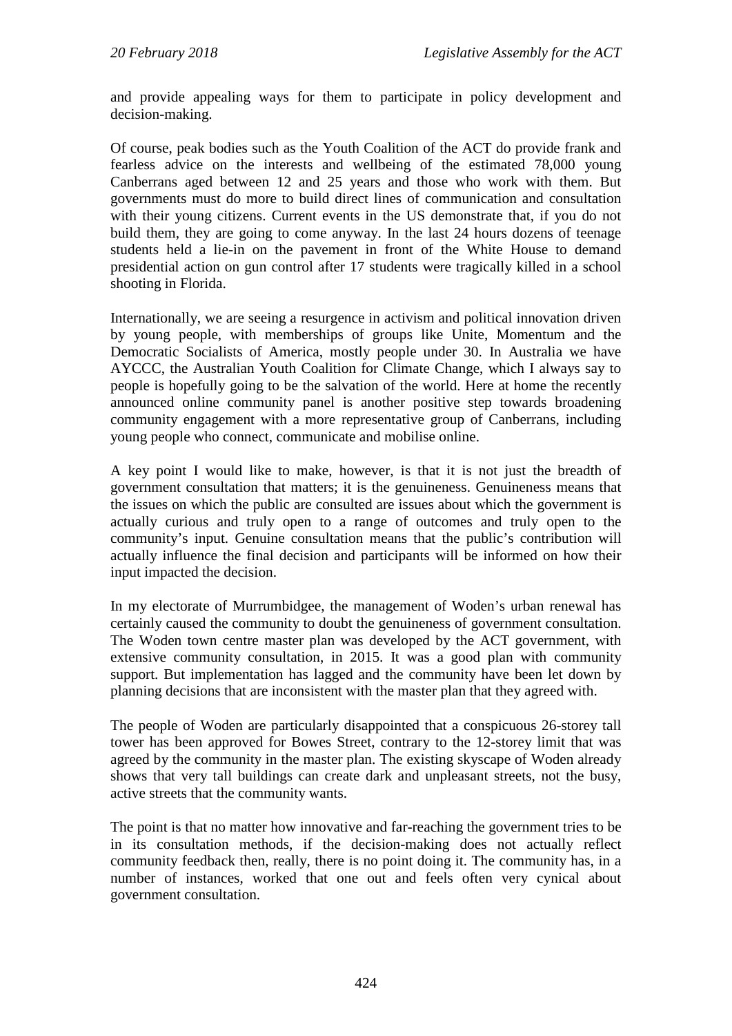and provide appealing ways for them to participate in policy development and decision-making.

Of course, peak bodies such as the Youth Coalition of the ACT do provide frank and fearless advice on the interests and wellbeing of the estimated 78,000 young Canberrans aged between 12 and 25 years and those who work with them. But governments must do more to build direct lines of communication and consultation with their young citizens. Current events in the US demonstrate that, if you do not build them, they are going to come anyway. In the last 24 hours dozens of teenage students held a lie-in on the pavement in front of the White House to demand presidential action on gun control after 17 students were tragically killed in a school shooting in Florida.

Internationally, we are seeing a resurgence in activism and political innovation driven by young people, with memberships of groups like Unite, Momentum and the Democratic Socialists of America, mostly people under 30. In Australia we have AYCCC, the Australian Youth Coalition for Climate Change, which I always say to people is hopefully going to be the salvation of the world. Here at home the recently announced online community panel is another positive step towards broadening community engagement with a more representative group of Canberrans, including young people who connect, communicate and mobilise online.

A key point I would like to make, however, is that it is not just the breadth of government consultation that matters; it is the genuineness. Genuineness means that the issues on which the public are consulted are issues about which the government is actually curious and truly open to a range of outcomes and truly open to the community's input. Genuine consultation means that the public's contribution will actually influence the final decision and participants will be informed on how their input impacted the decision.

In my electorate of Murrumbidgee, the management of Woden's urban renewal has certainly caused the community to doubt the genuineness of government consultation. The Woden town centre master plan was developed by the ACT government, with extensive community consultation, in 2015. It was a good plan with community support. But implementation has lagged and the community have been let down by planning decisions that are inconsistent with the master plan that they agreed with.

The people of Woden are particularly disappointed that a conspicuous 26-storey tall tower has been approved for Bowes Street, contrary to the 12-storey limit that was agreed by the community in the master plan. The existing skyscape of Woden already shows that very tall buildings can create dark and unpleasant streets, not the busy, active streets that the community wants.

The point is that no matter how innovative and far-reaching the government tries to be in its consultation methods, if the decision-making does not actually reflect community feedback then, really, there is no point doing it. The community has, in a number of instances, worked that one out and feels often very cynical about government consultation.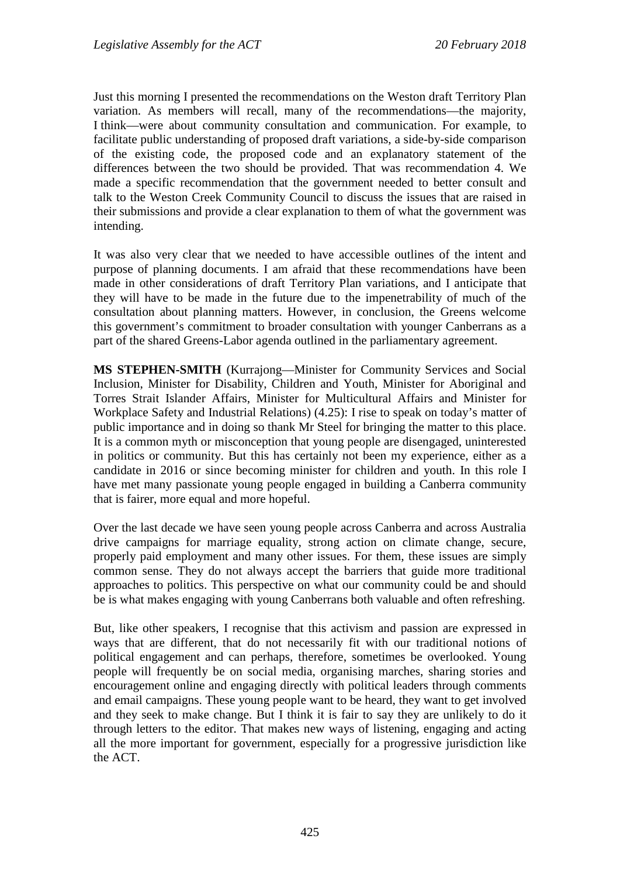Just this morning I presented the recommendations on the Weston draft Territory Plan variation. As members will recall, many of the recommendations—the majority, I think—were about community consultation and communication. For example, to facilitate public understanding of proposed draft variations, a side-by-side comparison of the existing code, the proposed code and an explanatory statement of the differences between the two should be provided. That was recommendation 4. We made a specific recommendation that the government needed to better consult and talk to the Weston Creek Community Council to discuss the issues that are raised in their submissions and provide a clear explanation to them of what the government was intending.

It was also very clear that we needed to have accessible outlines of the intent and purpose of planning documents. I am afraid that these recommendations have been made in other considerations of draft Territory Plan variations, and I anticipate that they will have to be made in the future due to the impenetrability of much of the consultation about planning matters. However, in conclusion, the Greens welcome this government's commitment to broader consultation with younger Canberrans as a part of the shared Greens-Labor agenda outlined in the parliamentary agreement.

**MS STEPHEN-SMITH** (Kurrajong—Minister for Community Services and Social Inclusion, Minister for Disability, Children and Youth, Minister for Aboriginal and Torres Strait Islander Affairs, Minister for Multicultural Affairs and Minister for Workplace Safety and Industrial Relations) (4.25): I rise to speak on today's matter of public importance and in doing so thank Mr Steel for bringing the matter to this place. It is a common myth or misconception that young people are disengaged, uninterested in politics or community. But this has certainly not been my experience, either as a candidate in 2016 or since becoming minister for children and youth. In this role I have met many passionate young people engaged in building a Canberra community that is fairer, more equal and more hopeful.

Over the last decade we have seen young people across Canberra and across Australia drive campaigns for marriage equality, strong action on climate change, secure, properly paid employment and many other issues. For them, these issues are simply common sense. They do not always accept the barriers that guide more traditional approaches to politics. This perspective on what our community could be and should be is what makes engaging with young Canberrans both valuable and often refreshing.

But, like other speakers, I recognise that this activism and passion are expressed in ways that are different, that do not necessarily fit with our traditional notions of political engagement and can perhaps, therefore, sometimes be overlooked. Young people will frequently be on social media, organising marches, sharing stories and encouragement online and engaging directly with political leaders through comments and email campaigns. These young people want to be heard, they want to get involved and they seek to make change. But I think it is fair to say they are unlikely to do it through letters to the editor. That makes new ways of listening, engaging and acting all the more important for government, especially for a progressive jurisdiction like the ACT.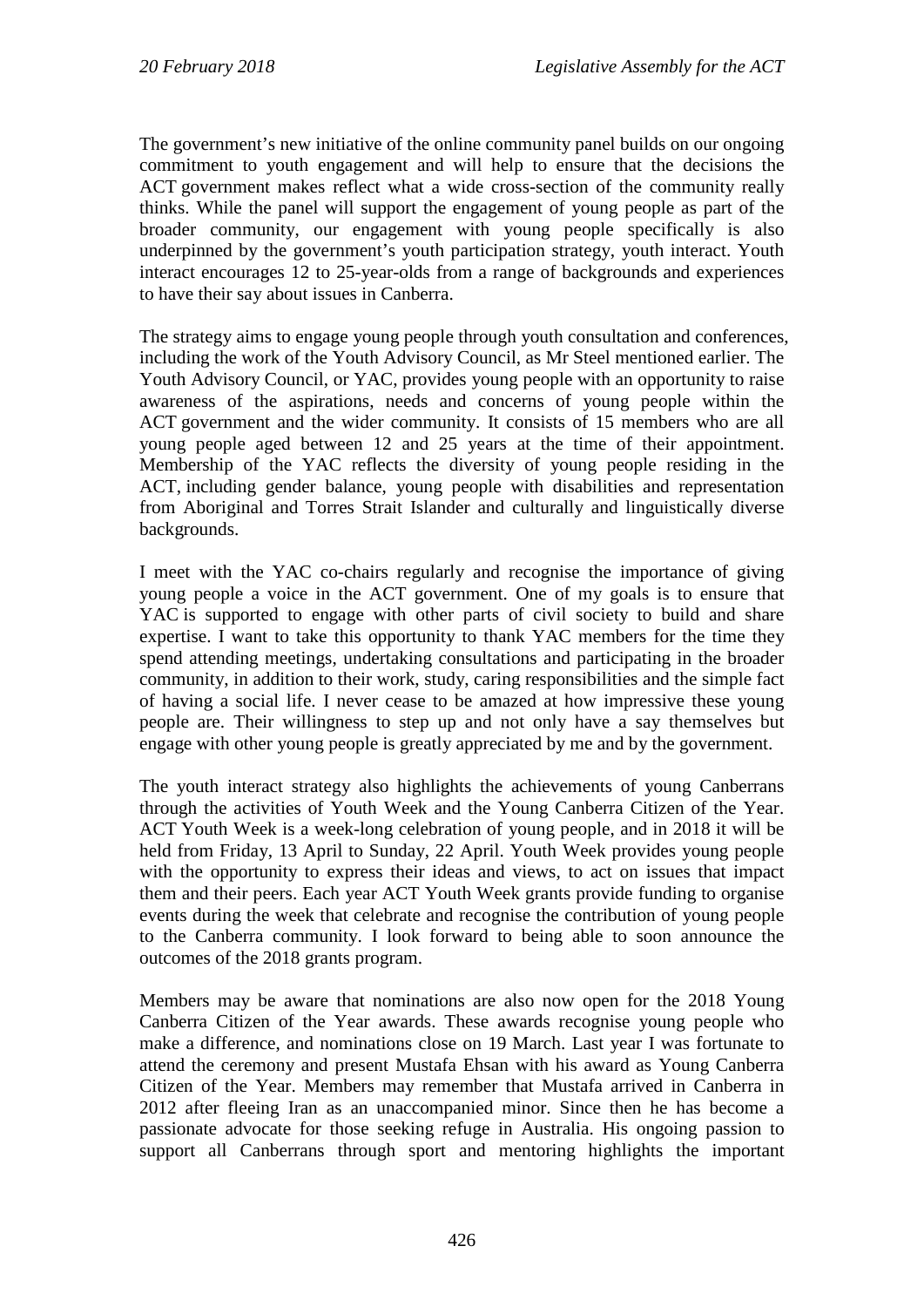The government's new initiative of the online community panel builds on our ongoing commitment to youth engagement and will help to ensure that the decisions the ACT government makes reflect what a wide cross-section of the community really thinks. While the panel will support the engagement of young people as part of the broader community, our engagement with young people specifically is also underpinned by the government's youth participation strategy, youth interact. Youth interact encourages 12 to 25-year-olds from a range of backgrounds and experiences to have their say about issues in Canberra.

The strategy aims to engage young people through youth consultation and conferences, including the work of the Youth Advisory Council, as Mr Steel mentioned earlier. The Youth Advisory Council, or YAC, provides young people with an opportunity to raise awareness of the aspirations, needs and concerns of young people within the ACT government and the wider community. It consists of 15 members who are all young people aged between 12 and 25 years at the time of their appointment. Membership of the YAC reflects the diversity of young people residing in the ACT, including gender balance, young people with disabilities and representation from Aboriginal and Torres Strait Islander and culturally and linguistically diverse backgrounds.

I meet with the YAC co-chairs regularly and recognise the importance of giving young people a voice in the ACT government. One of my goals is to ensure that YAC is supported to engage with other parts of civil society to build and share expertise. I want to take this opportunity to thank YAC members for the time they spend attending meetings, undertaking consultations and participating in the broader community, in addition to their work, study, caring responsibilities and the simple fact of having a social life. I never cease to be amazed at how impressive these young people are. Their willingness to step up and not only have a say themselves but engage with other young people is greatly appreciated by me and by the government.

The youth interact strategy also highlights the achievements of young Canberrans through the activities of Youth Week and the Young Canberra Citizen of the Year. ACT Youth Week is a week-long celebration of young people, and in 2018 it will be held from Friday, 13 April to Sunday, 22 April. Youth Week provides young people with the opportunity to express their ideas and views, to act on issues that impact them and their peers. Each year ACT Youth Week grants provide funding to organise events during the week that celebrate and recognise the contribution of young people to the Canberra community. I look forward to being able to soon announce the outcomes of the 2018 grants program.

Members may be aware that nominations are also now open for the 2018 Young Canberra Citizen of the Year awards. These awards recognise young people who make a difference, and nominations close on 19 March. Last year I was fortunate to attend the ceremony and present Mustafa Ehsan with his award as Young Canberra Citizen of the Year. Members may remember that Mustafa arrived in Canberra in 2012 after fleeing Iran as an unaccompanied minor. Since then he has become a passionate advocate for those seeking refuge in Australia. His ongoing passion to support all Canberrans through sport and mentoring highlights the important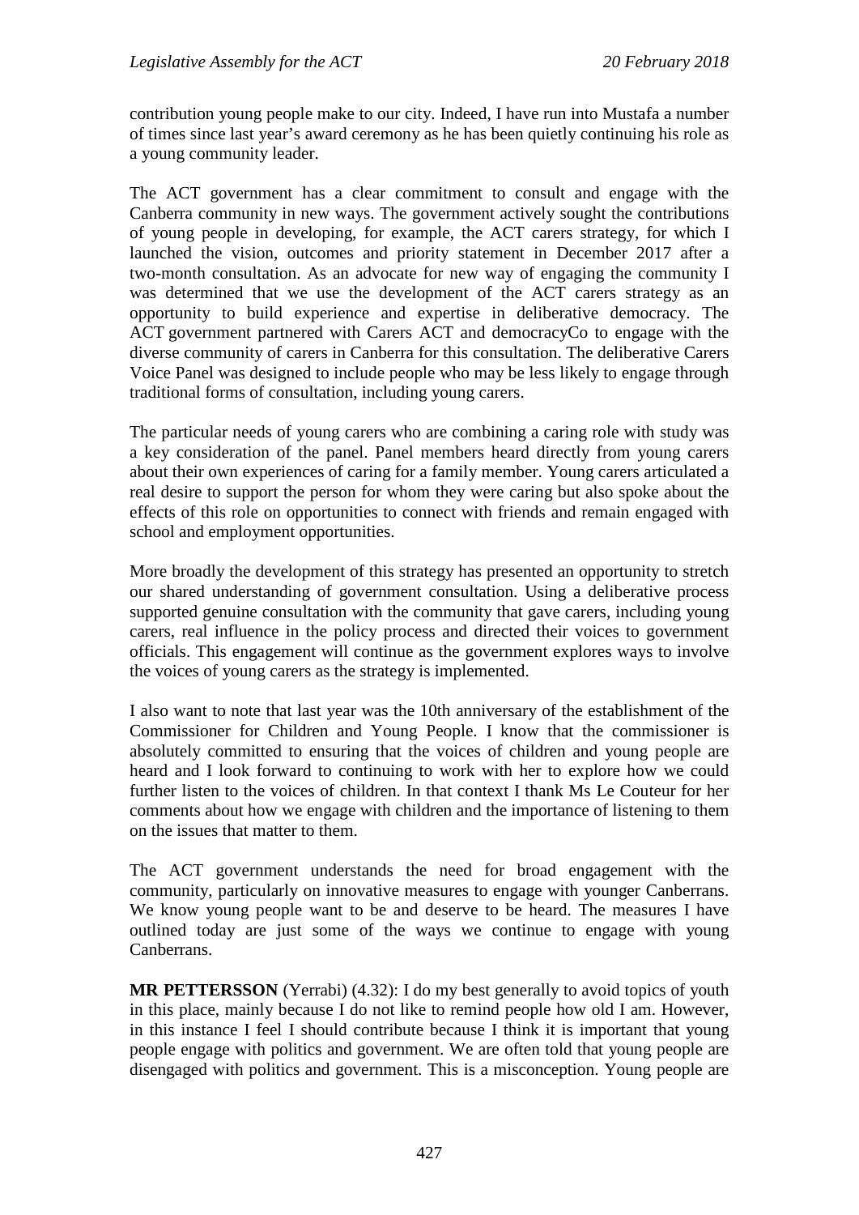contribution young people make to our city. Indeed, I have run into Mustafa a number of times since last year's award ceremony as he has been quietly continuing his role as a young community leader.

The ACT government has a clear commitment to consult and engage with the Canberra community in new ways. The government actively sought the contributions of young people in developing, for example, the ACT carers strategy, for which I launched the vision, outcomes and priority statement in December 2017 after a two-month consultation. As an advocate for new way of engaging the community I was determined that we use the development of the ACT carers strategy as an opportunity to build experience and expertise in deliberative democracy. The ACT government partnered with Carers ACT and democracyCo to engage with the diverse community of carers in Canberra for this consultation. The deliberative Carers Voice Panel was designed to include people who may be less likely to engage through traditional forms of consultation, including young carers.

The particular needs of young carers who are combining a caring role with study was a key consideration of the panel. Panel members heard directly from young carers about their own experiences of caring for a family member. Young carers articulated a real desire to support the person for whom they were caring but also spoke about the effects of this role on opportunities to connect with friends and remain engaged with school and employment opportunities.

More broadly the development of this strategy has presented an opportunity to stretch our shared understanding of government consultation. Using a deliberative process supported genuine consultation with the community that gave carers, including young carers, real influence in the policy process and directed their voices to government officials. This engagement will continue as the government explores ways to involve the voices of young carers as the strategy is implemented.

I also want to note that last year was the 10th anniversary of the establishment of the Commissioner for Children and Young People. I know that the commissioner is absolutely committed to ensuring that the voices of children and young people are heard and I look forward to continuing to work with her to explore how we could further listen to the voices of children. In that context I thank Ms Le Couteur for her comments about how we engage with children and the importance of listening to them on the issues that matter to them.

The ACT government understands the need for broad engagement with the community, particularly on innovative measures to engage with younger Canberrans. We know young people want to be and deserve to be heard. The measures I have outlined today are just some of the ways we continue to engage with young Canberrans.

**MR PETTERSSON** (Yerrabi) (4.32): I do my best generally to avoid topics of youth in this place, mainly because I do not like to remind people how old I am. However, in this instance I feel I should contribute because I think it is important that young people engage with politics and government. We are often told that young people are disengaged with politics and government. This is a misconception. Young people are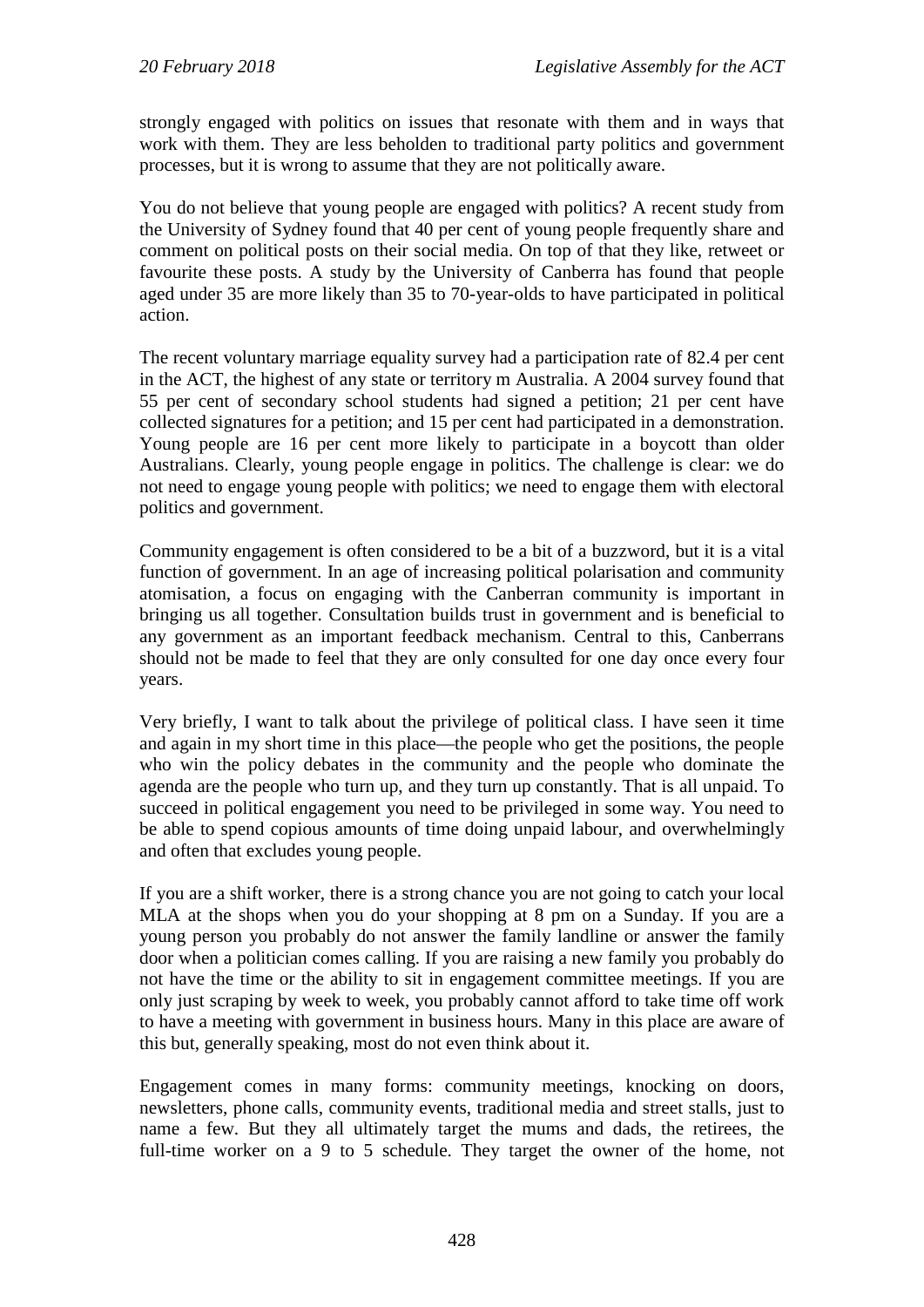strongly engaged with politics on issues that resonate with them and in ways that work with them. They are less beholden to traditional party politics and government processes, but it is wrong to assume that they are not politically aware.

You do not believe that young people are engaged with politics? A recent study from the University of Sydney found that 40 per cent of young people frequently share and comment on political posts on their social media. On top of that they like, retweet or favourite these posts. A study by the University of Canberra has found that people aged under 35 are more likely than 35 to 70-year-olds to have participated in political action.

The recent voluntary marriage equality survey had a participation rate of 82.4 per cent in the ACT, the highest of any state or territory m Australia. A 2004 survey found that 55 per cent of secondary school students had signed a petition; 21 per cent have collected signatures for a petition; and 15 per cent had participated in a demonstration. Young people are 16 per cent more likely to participate in a boycott than older Australians. Clearly, young people engage in politics. The challenge is clear: we do not need to engage young people with politics; we need to engage them with electoral politics and government.

Community engagement is often considered to be a bit of a buzzword, but it is a vital function of government. In an age of increasing political polarisation and community atomisation, a focus on engaging with the Canberran community is important in bringing us all together. Consultation builds trust in government and is beneficial to any government as an important feedback mechanism. Central to this, Canberrans should not be made to feel that they are only consulted for one day once every four years.

Very briefly, I want to talk about the privilege of political class. I have seen it time and again in my short time in this place—the people who get the positions, the people who win the policy debates in the community and the people who dominate the agenda are the people who turn up, and they turn up constantly. That is all unpaid. To succeed in political engagement you need to be privileged in some way. You need to be able to spend copious amounts of time doing unpaid labour, and overwhelmingly and often that excludes young people.

If you are a shift worker, there is a strong chance you are not going to catch your local MLA at the shops when you do your shopping at 8 pm on a Sunday. If you are a young person you probably do not answer the family landline or answer the family door when a politician comes calling. If you are raising a new family you probably do not have the time or the ability to sit in engagement committee meetings. If you are only just scraping by week to week, you probably cannot afford to take time off work to have a meeting with government in business hours. Many in this place are aware of this but, generally speaking, most do not even think about it.

Engagement comes in many forms: community meetings, knocking on doors, newsletters, phone calls, community events, traditional media and street stalls, just to name a few. But they all ultimately target the mums and dads, the retirees, the full-time worker on a 9 to 5 schedule. They target the owner of the home, not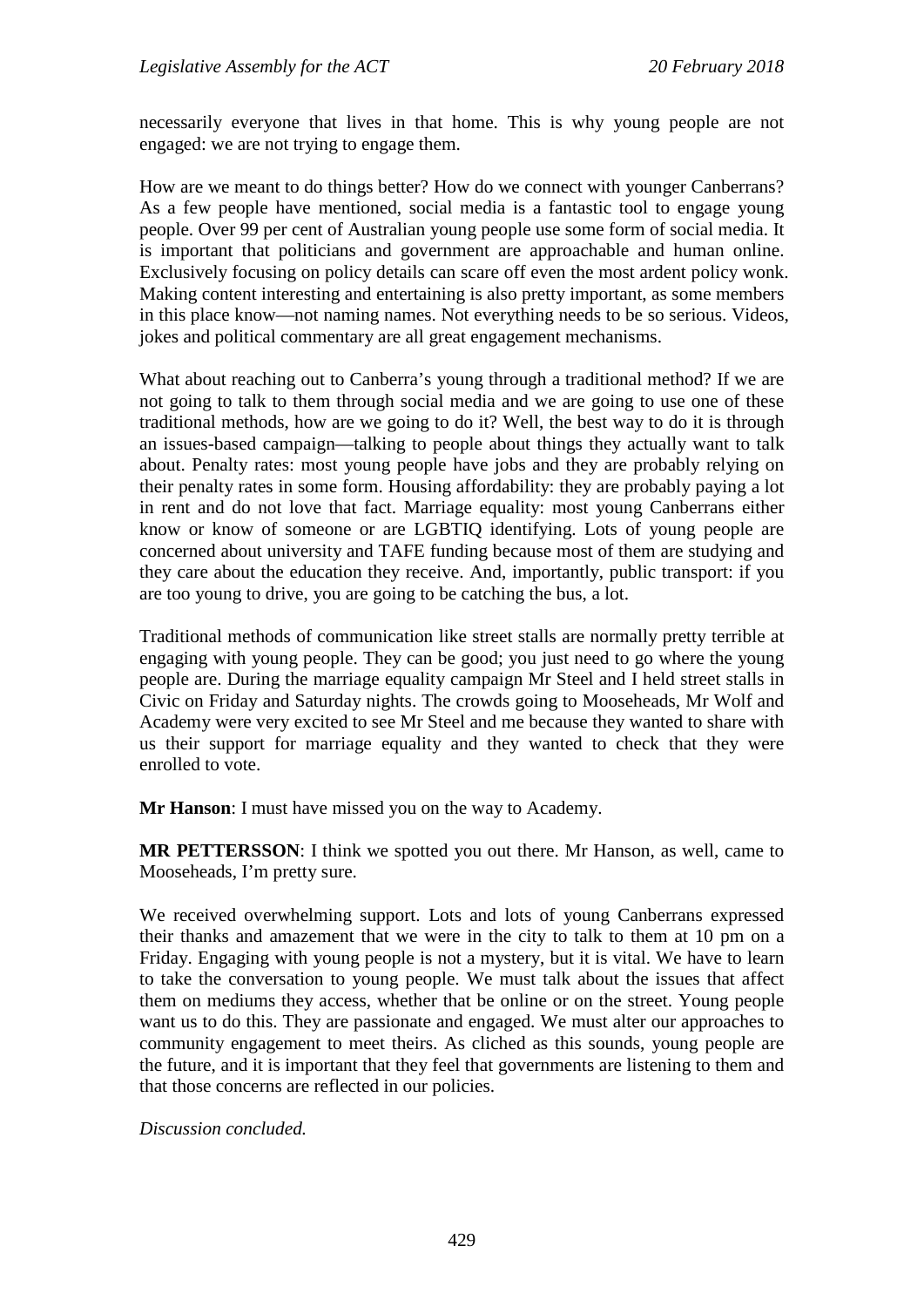necessarily everyone that lives in that home. This is why young people are not engaged: we are not trying to engage them.

How are we meant to do things better? How do we connect with younger Canberrans? As a few people have mentioned, social media is a fantastic tool to engage young people. Over 99 per cent of Australian young people use some form of social media. It is important that politicians and government are approachable and human online. Exclusively focusing on policy details can scare off even the most ardent policy wonk. Making content interesting and entertaining is also pretty important, as some members in this place know—not naming names. Not everything needs to be so serious. Videos, jokes and political commentary are all great engagement mechanisms.

What about reaching out to Canberra's young through a traditional method? If we are not going to talk to them through social media and we are going to use one of these traditional methods, how are we going to do it? Well, the best way to do it is through an issues-based campaign—talking to people about things they actually want to talk about. Penalty rates: most young people have jobs and they are probably relying on their penalty rates in some form. Housing affordability: they are probably paying a lot in rent and do not love that fact. Marriage equality: most young Canberrans either know or know of someone or are LGBTIQ identifying. Lots of young people are concerned about university and TAFE funding because most of them are studying and they care about the education they receive. And, importantly, public transport: if you are too young to drive, you are going to be catching the bus, a lot.

Traditional methods of communication like street stalls are normally pretty terrible at engaging with young people. They can be good; you just need to go where the young people are. During the marriage equality campaign Mr Steel and I held street stalls in Civic on Friday and Saturday nights. The crowds going to Mooseheads, Mr Wolf and Academy were very excited to see Mr Steel and me because they wanted to share with us their support for marriage equality and they wanted to check that they were enrolled to vote.

**Mr Hanson**: I must have missed you on the way to Academy.

**MR PETTERSSON**: I think we spotted you out there. Mr Hanson, as well, came to Mooseheads, I'm pretty sure.

We received overwhelming support. Lots and lots of young Canberrans expressed their thanks and amazement that we were in the city to talk to them at 10 pm on a Friday. Engaging with young people is not a mystery, but it is vital. We have to learn to take the conversation to young people. We must talk about the issues that affect them on mediums they access, whether that be online or on the street. Young people want us to do this. They are passionate and engaged. We must alter our approaches to community engagement to meet theirs. As cliched as this sounds, young people are the future, and it is important that they feel that governments are listening to them and that those concerns are reflected in our policies.

*Discussion concluded.*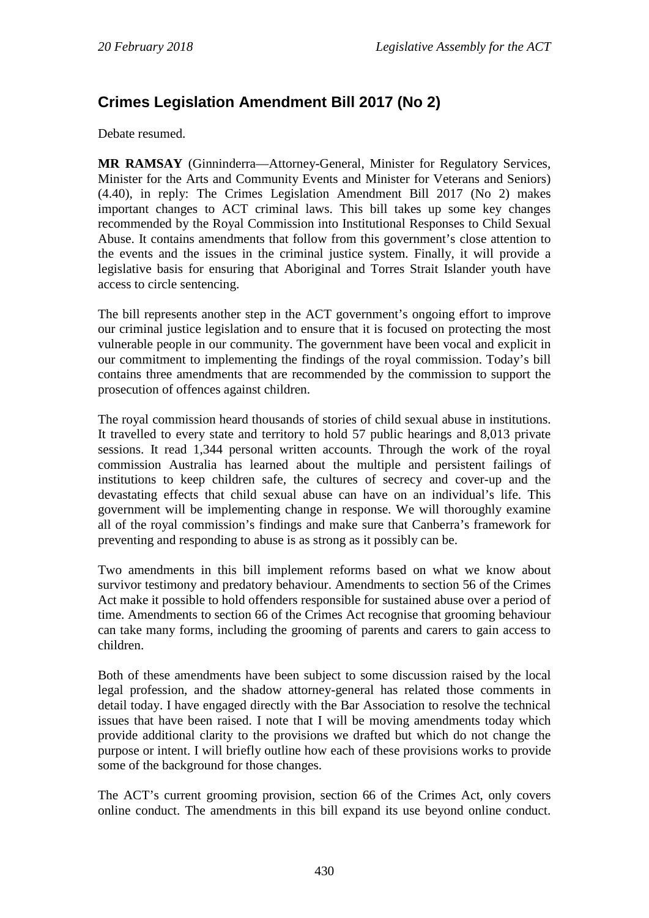## Crimes Legislation Amendment Bill 2017 (No 2)

Debate resumed.

**MR RAMSAY** (Ginninderra—Attorney-General, Minister for Regulatory Services, Minister for the Arts and Community Events and Minister for Veterans and Seniors) (4.40), in reply: The Crimes Legislation Amendment Bill 2017 (No 2) makes important changes to ACT criminal laws. This bill takes up some key changes recommended by the Royal Commission into Institutional Responses to Child Sexual Abuse. It contains amendments that follow from this government's close attention to the events and the issues in the criminal justice system. Finally, it will provide a legislative basis for ensuring that Aboriginal and Torres Strait Islander youth have access to circle sentencing.

The bill represents another step in the ACT government's ongoing effort to improve our criminal justice legislation and to ensure that it is focused on protecting the most vulnerable people in our community. The government have been vocal and explicit in our commitment to implementing the findings of the royal commission. Today's bill contains three amendments that are recommended by the commission to support the prosecution of offences against children.

The royal commission heard thousands of stories of child sexual abuse in institutions. It travelled to every state and territory to hold 57 public hearings and 8,013 private sessions. It read 1,344 personal written accounts. Through the work of the royal commission Australia has learned about the multiple and persistent failings of institutions to keep children safe, the cultures of secrecy and cover-up and the devastating effects that child sexual abuse can have on an individual's life. This government will be implementing change in response. We will thoroughly examine all of the royal commission's findings and make sure that Canberra's framework for preventing and responding to abuse is as strong as it possibly can be.

Two amendments in this bill implement reforms based on what we know about survivor testimony and predatory behaviour. Amendments to section 56 of the Crimes Act make it possible to hold offenders responsible for sustained abuse over a period of time. Amendments to section 66 of the Crimes Act recognise that grooming behaviour can take many forms, including the grooming of parents and carers to gain access to children.

Both of these amendments have been subject to some discussion raised by the local legal profession, and the shadow attorney-general has related those comments in detail today. I have engaged directly with the Bar Association to resolve the technical issues that have been raised. I note that I will be moving amendments today which provide additional clarity to the provisions we drafted but which do not change the purpose or intent. I will briefly outline how each of these provisions works to provide some of the background for those changes.

The ACT's current grooming provision, section 66 of the Crimes Act, only covers online conduct. The amendments in this bill expand its use beyond online conduct.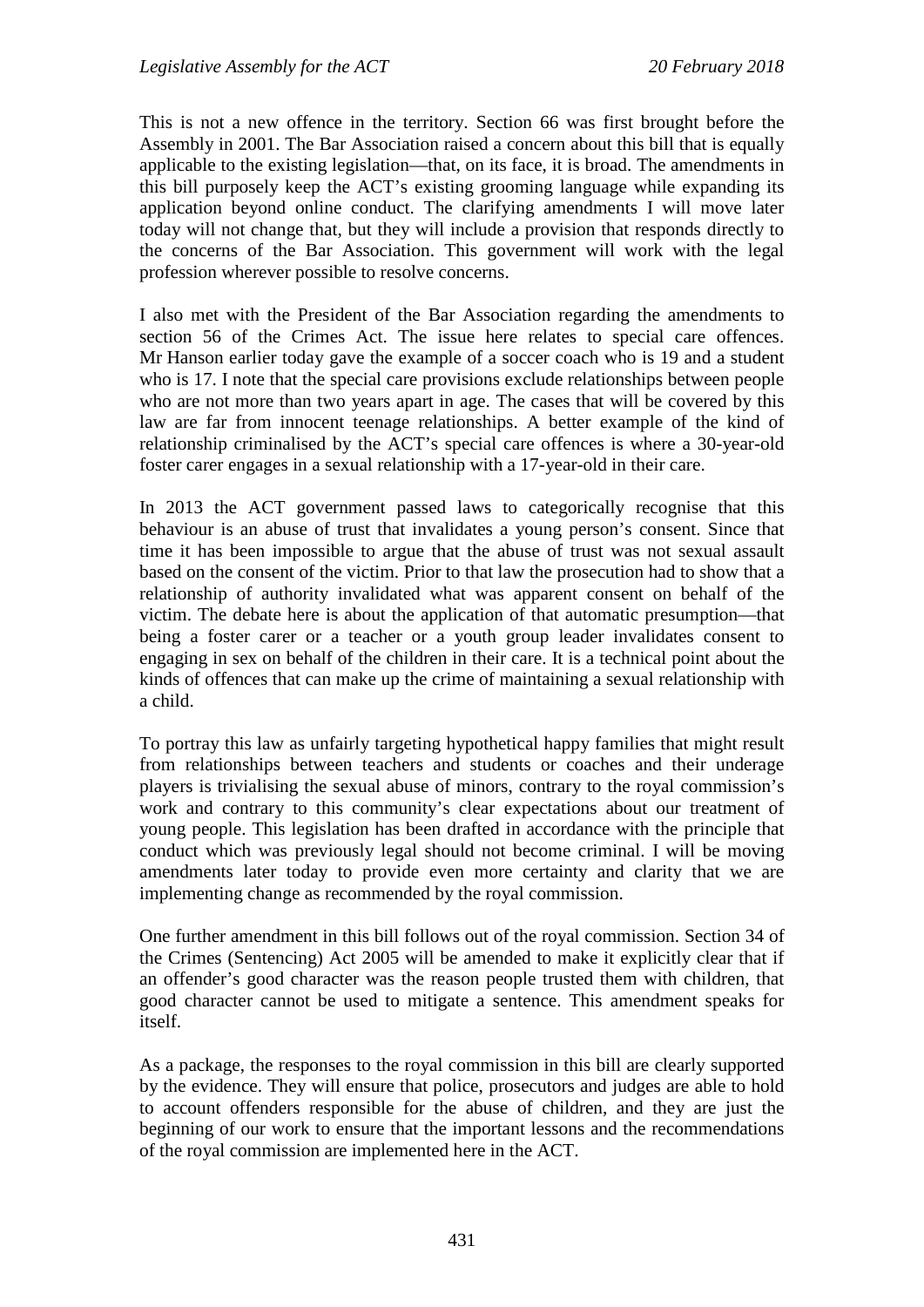This is not a new offence in the territory. Section 66 was first brought before the Assembly in 2001. The Bar Association raised a concern about this bill that is equally applicable to the existing legislation—that, on its face, it is broad. The amendments in this bill purposely keep the ACT's existing grooming language while expanding its application beyond online conduct. The clarifying amendments I will move later today will not change that, but they will include a provision that responds directly to the concerns of the Bar Association. This government will work with the legal profession wherever possible to resolve concerns.

I also met with the President of the Bar Association regarding the amendments to section 56 of the Crimes Act. The issue here relates to special care offences. Mr Hanson earlier today gave the example of a soccer coach who is 19 and a student who is 17. I note that the special care provisions exclude relationships between people who are not more than two years apart in age. The cases that will be covered by this law are far from innocent teenage relationships. A better example of the kind of relationship criminalised by the ACT's special care offences is where a 30-year-old foster carer engages in a sexual relationship with a 17-year-old in their care.

In 2013 the ACT government passed laws to categorically recognise that this behaviour is an abuse of trust that invalidates a young person's consent. Since that time it has been impossible to argue that the abuse of trust was not sexual assault based on the consent of the victim. Prior to that law the prosecution had to show that a relationship of authority invalidated what was apparent consent on behalf of the victim. The debate here is about the application of that automatic presumption—that being a foster carer or a teacher or a youth group leader invalidates consent to engaging in sex on behalf of the children in their care. It is a technical point about the kinds of offences that can make up the crime of maintaining a sexual relationship with a child.

To portray this law as unfairly targeting hypothetical happy families that might result from relationships between teachers and students or coaches and their underage players is trivialising the sexual abuse of minors, contrary to the royal commission's work and contrary to this community's clear expectations about our treatment of young people. This legislation has been drafted in accordance with the principle that conduct which was previously legal should not become criminal. I will be moving amendments later today to provide even more certainty and clarity that we are implementing change as recommended by the royal commission.

One further amendment in this bill follows out of the royal commission. Section 34 of the Crimes (Sentencing) Act 2005 will be amended to make it explicitly clear that if an offender's good character was the reason people trusted them with children, that good character cannot be used to mitigate a sentence. This amendment speaks for itself.

As a package, the responses to the royal commission in this bill are clearly supported by the evidence. They will ensure that police, prosecutors and judges are able to hold to account offenders responsible for the abuse of children, and they are just the beginning of our work to ensure that the important lessons and the recommendations of the royal commission are implemented here in the ACT.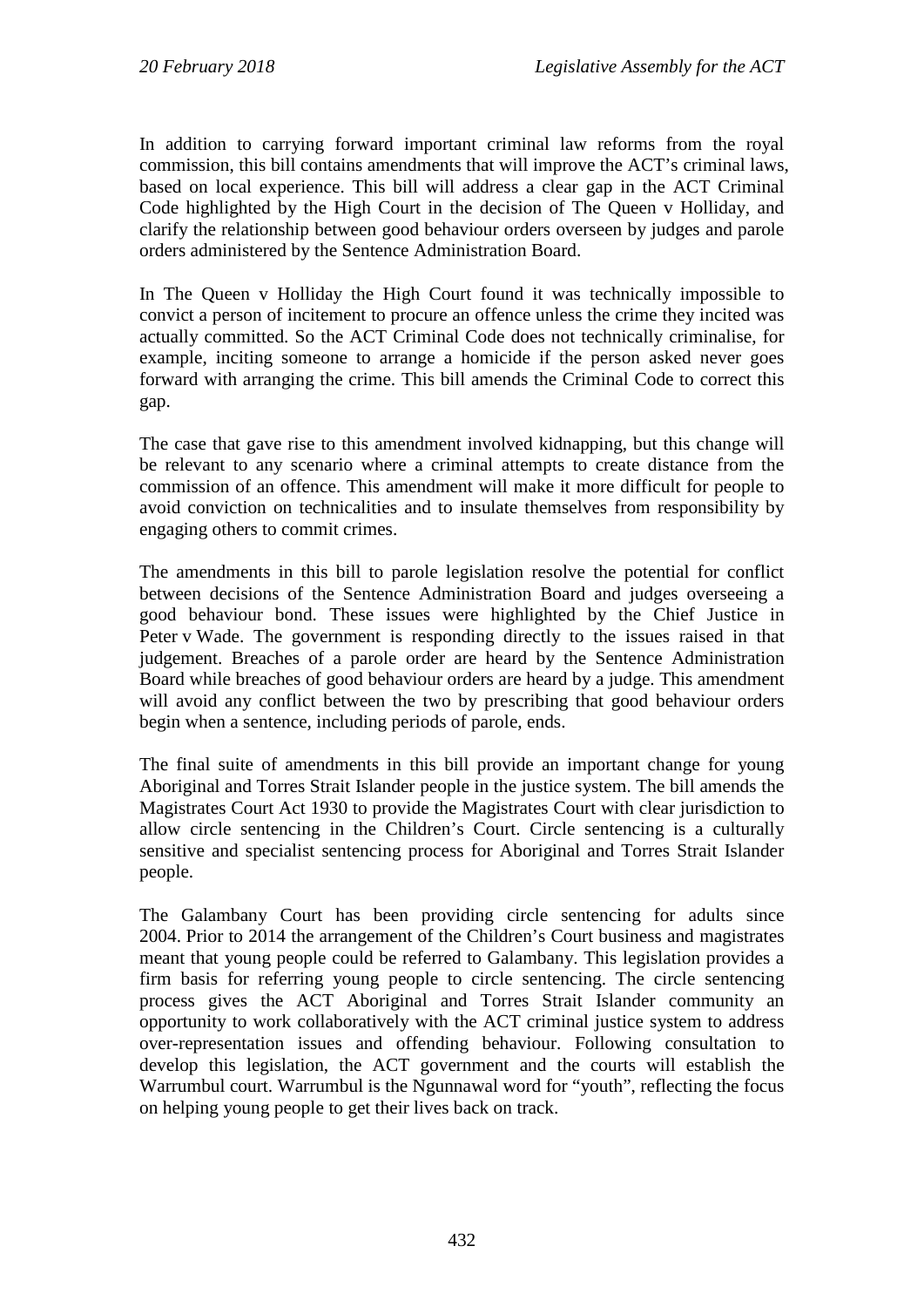In addition to carrying forward important criminal law reforms from the royal commission, this bill contains amendments that will improve the ACT's criminal laws, based on local experience. This bill will address a clear gap in the ACT Criminal Code highlighted by the High Court in the decision of The Queen v Holliday, and clarify the relationship between good behaviour orders overseen by judges and parole orders administered by the Sentence Administration Board.

In The Queen v Holliday the High Court found it was technically impossible to convict a person of incitement to procure an offence unless the crime they incited was actually committed. So the ACT Criminal Code does not technically criminalise, for example, inciting someone to arrange a homicide if the person asked never goes forward with arranging the crime. This bill amends the Criminal Code to correct this gap.

The case that gave rise to this amendment involved kidnapping, but this change will be relevant to any scenario where a criminal attempts to create distance from the commission of an offence. This amendment will make it more difficult for people to avoid conviction on technicalities and to insulate themselves from responsibility by engaging others to commit crimes.

The amendments in this bill to parole legislation resolve the potential for conflict between decisions of the Sentence Administration Board and judges overseeing a good behaviour bond. These issues were highlighted by the Chief Justice in Peter v Wade. The government is responding directly to the issues raised in that judgement. Breaches of a parole order are heard by the Sentence Administration Board while breaches of good behaviour orders are heard by a judge. This amendment will avoid any conflict between the two by prescribing that good behaviour orders begin when a sentence, including periods of parole, ends.

The final suite of amendments in this bill provide an important change for young Aboriginal and Torres Strait Islander people in the justice system. The bill amends the Magistrates Court Act 1930 to provide the Magistrates Court with clear jurisdiction to allow circle sentencing in the Children's Court. Circle sentencing is a culturally sensitive and specialist sentencing process for Aboriginal and Torres Strait Islander people.

The Galambany Court has been providing circle sentencing for adults since 2004. Prior to 2014 the arrangement of the Children's Court business and magistrates meant that young people could be referred to Galambany. This legislation provides a firm basis for referring young people to circle sentencing. The circle sentencing process gives the ACT Aboriginal and Torres Strait Islander community an opportunity to work collaboratively with the ACT criminal justice system to address over-representation issues and offending behaviour. Following consultation to develop this legislation, the ACT government and the courts will establish the Warrumbul court. Warrumbul is the Ngunnawal word for "youth", reflecting the focus on helping young people to get their lives back on track.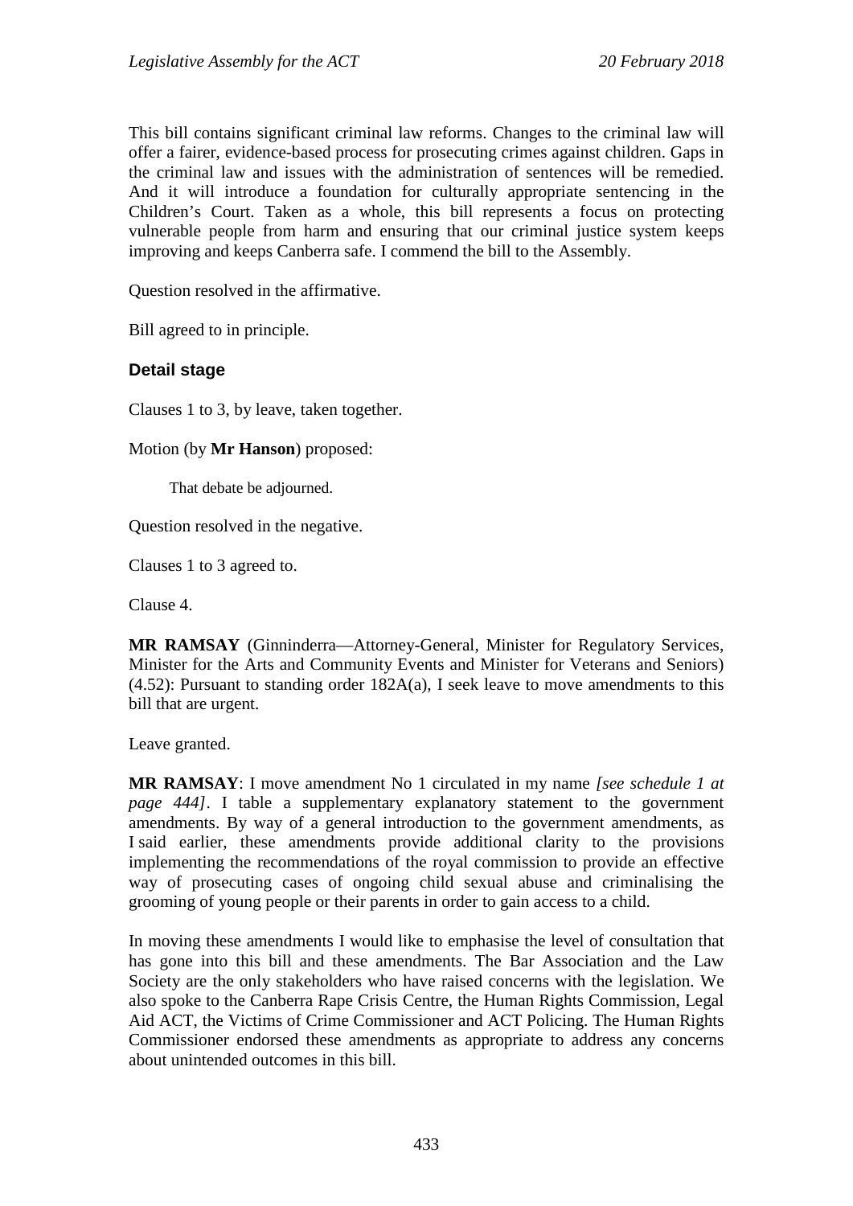This bill contains significant criminal law reforms. Changes to the criminal law will offer a fairer, evidence-based process for prosecuting crimes against children. Gaps in the criminal law and issues with the administration of sentences will be remedied. And it will introduce a foundation for culturally appropriate sentencing in the Children's Court. Taken as a whole, this bill represents a focus on protecting vulnerable people from harm and ensuring that our criminal justice system keeps improving and keeps Canberra safe. I commend the bill to the Assembly.

Question resolved in the affirmative.

Bill agreed to in principle.

### Detail stage

Clauses 1 to 3, by leave, taken together.

Motion (by **Mr Hanson**) proposed:

> That debate be adjourned.

Question resolved in the negative.

Clauses 1 to 3 agreed to.

Clause 4.

**MR RAMSAY** (Ginninderra—Attorney-General, Minister for Regulatory Services, Minister for the Arts and Community Events and Minister for Veterans and Seniors) (4.52): Pursuant to standing order 182A(a), I seek leave to move amendments to this bill that are urgent.

Leave granted.

**MR RAMSAY**: I move amendment No 1 circulated in my name *[see schedule 1 at page 444]*. I table a supplementary explanatory statement to the government amendments. By way of a general introduction to the government amendments, as I said earlier, these amendments provide additional clarity to the provisions implementing the recommendations of the royal commission to provide an effective way of prosecuting cases of ongoing child sexual abuse and criminalising the grooming of young people or their parents in order to gain access to a child.

In moving these amendments I would like to emphasise the level of consultation that has gone into this bill and these amendments. The Bar Association and the Law Society are the only stakeholders who have raised concerns with the legislation. We also spoke to the Canberra Rape Crisis Centre, the Human Rights Commission, Legal Aid ACT, the Victims of Crime Commissioner and ACT Policing. The Human Rights Commissioner endorsed these amendments as appropriate to address any concerns about unintended outcomes in this bill.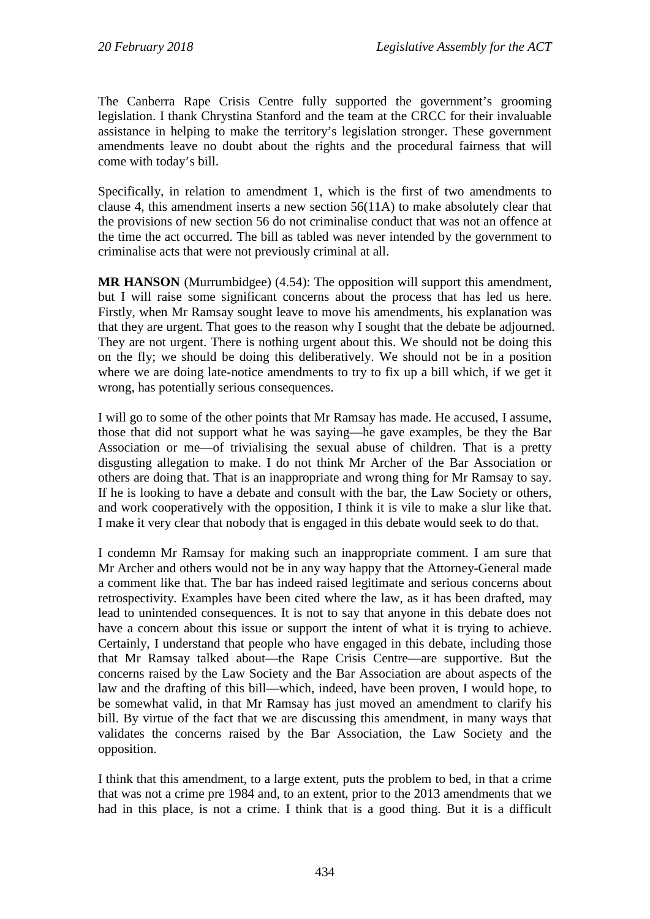The Canberra Rape Crisis Centre fully supported the government's grooming legislation. I thank Chrystina Stanford and the team at the CRCC for their invaluable assistance in helping to make the territory's legislation stronger. These government amendments leave no doubt about the rights and the procedural fairness that will come with today's bill.

Specifically, in relation to amendment 1, which is the first of two amendments to clause 4, this amendment inserts a new section 56(11A) to make absolutely clear that the provisions of new section 56 do not criminalise conduct that was not an offence at the time the act occurred. The bill as tabled was never intended by the government to criminalise acts that were not previously criminal at all.

**MR HANSON** (Murrumbidgee) (4.54): The opposition will support this amendment, but I will raise some significant concerns about the process that has led us here. Firstly, when Mr Ramsay sought leave to move his amendments, his explanation was that they are urgent. That goes to the reason why I sought that the debate be adjourned. They are not urgent. There is nothing urgent about this. We should not be doing this on the fly; we should be doing this deliberatively. We should not be in a position where we are doing late-notice amendments to try to fix up a bill which, if we get it wrong, has potentially serious consequences.

I will go to some of the other points that Mr Ramsay has made. He accused, I assume, those that did not support what he was saying—he gave examples, be they the Bar Association or me—of trivialising the sexual abuse of children. That is a pretty disgusting allegation to make. I do not think Mr Archer of the Bar Association or others are doing that. That is an inappropriate and wrong thing for Mr Ramsay to say. If he is looking to have a debate and consult with the bar, the Law Society or others, and work cooperatively with the opposition, I think it is vile to make a slur like that. I make it very clear that nobody that is engaged in this debate would seek to do that.

I condemn Mr Ramsay for making such an inappropriate comment. I am sure that Mr Archer and others would not be in any way happy that the Attorney-General made a comment like that. The bar has indeed raised legitimate and serious concerns about retrospectivity. Examples have been cited where the law, as it has been drafted, may lead to unintended consequences. It is not to say that anyone in this debate does not have a concern about this issue or support the intent of what it is trying to achieve. Certainly, I understand that people who have engaged in this debate, including those that Mr Ramsay talked about—the Rape Crisis Centre—are supportive. But the concerns raised by the Law Society and the Bar Association are about aspects of the law and the drafting of this bill—which, indeed, have been proven, I would hope, to be somewhat valid, in that Mr Ramsay has just moved an amendment to clarify his bill. By virtue of the fact that we are discussing this amendment, in many ways that validates the concerns raised by the Bar Association, the Law Society and the opposition.

I think that this amendment, to a large extent, puts the problem to bed, in that a crime that was not a crime pre 1984 and, to an extent, prior to the 2013 amendments that we had in this place, is not a crime. I think that is a good thing. But it is a difficult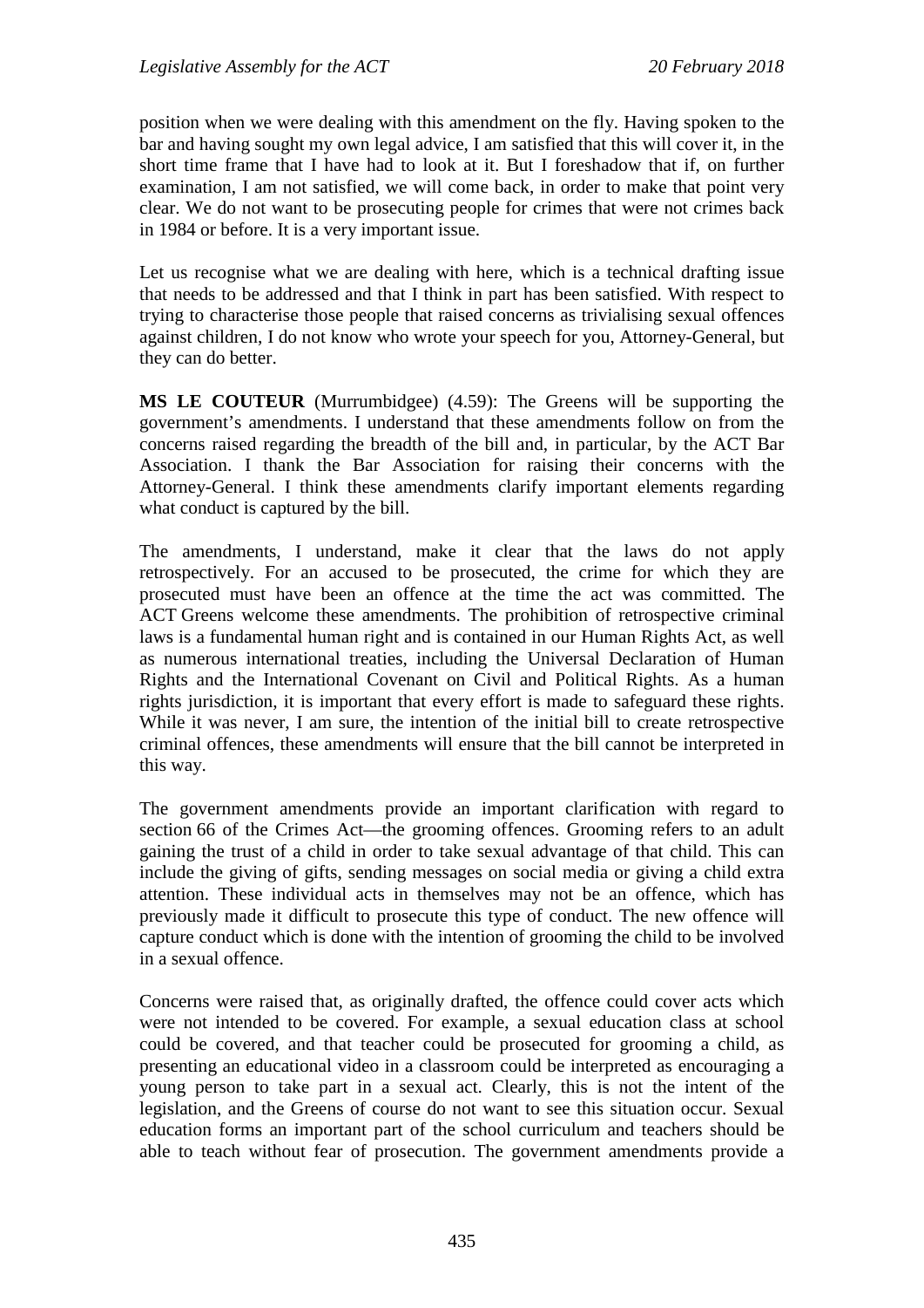position when we were dealing with this amendment on the fly. Having spoken to the bar and having sought my own legal advice, I am satisfied that this will cover it, in the short time frame that I have had to look at it. But I foreshadow that if, on further examination, I am not satisfied, we will come back, in order to make that point very clear. We do not want to be prosecuting people for crimes that were not crimes back in 1984 or before. It is a very important issue.

Let us recognise what we are dealing with here, which is a technical drafting issue that needs to be addressed and that I think in part has been satisfied. With respect to trying to characterise those people that raised concerns as trivialising sexual offences against children, I do not know who wrote your speech for you, Attorney-General, but they can do better.

**MS LE COUTEUR** (Murrumbidgee) (4.59): The Greens will be supporting the government's amendments. I understand that these amendments follow on from the concerns raised regarding the breadth of the bill and, in particular, by the ACT Bar Association. I thank the Bar Association for raising their concerns with the Attorney-General. I think these amendments clarify important elements regarding what conduct is captured by the bill.

The amendments, I understand, make it clear that the laws do not apply retrospectively. For an accused to be prosecuted, the crime for which they are prosecuted must have been an offence at the time the act was committed. The ACT Greens welcome these amendments. The prohibition of retrospective criminal laws is a fundamental human right and is contained in our Human Rights Act, as well as numerous international treaties, including the Universal Declaration of Human Rights and the International Covenant on Civil and Political Rights. As a human rights jurisdiction, it is important that every effort is made to safeguard these rights. While it was never, I am sure, the intention of the initial bill to create retrospective criminal offences, these amendments will ensure that the bill cannot be interpreted in this way.

The government amendments provide an important clarification with regard to section 66 of the Crimes Act—the grooming offences. Grooming refers to an adult gaining the trust of a child in order to take sexual advantage of that child. This can include the giving of gifts, sending messages on social media or giving a child extra attention. These individual acts in themselves may not be an offence, which has previously made it difficult to prosecute this type of conduct. The new offence will capture conduct which is done with the intention of grooming the child to be involved in a sexual offence.

Concerns were raised that, as originally drafted, the offence could cover acts which were not intended to be covered. For example, a sexual education class at school could be covered, and that teacher could be prosecuted for grooming a child, as presenting an educational video in a classroom could be interpreted as encouraging a young person to take part in a sexual act. Clearly, this is not the intent of the legislation, and the Greens of course do not want to see this situation occur. Sexual education forms an important part of the school curriculum and teachers should be able to teach without fear of prosecution. The government amendments provide a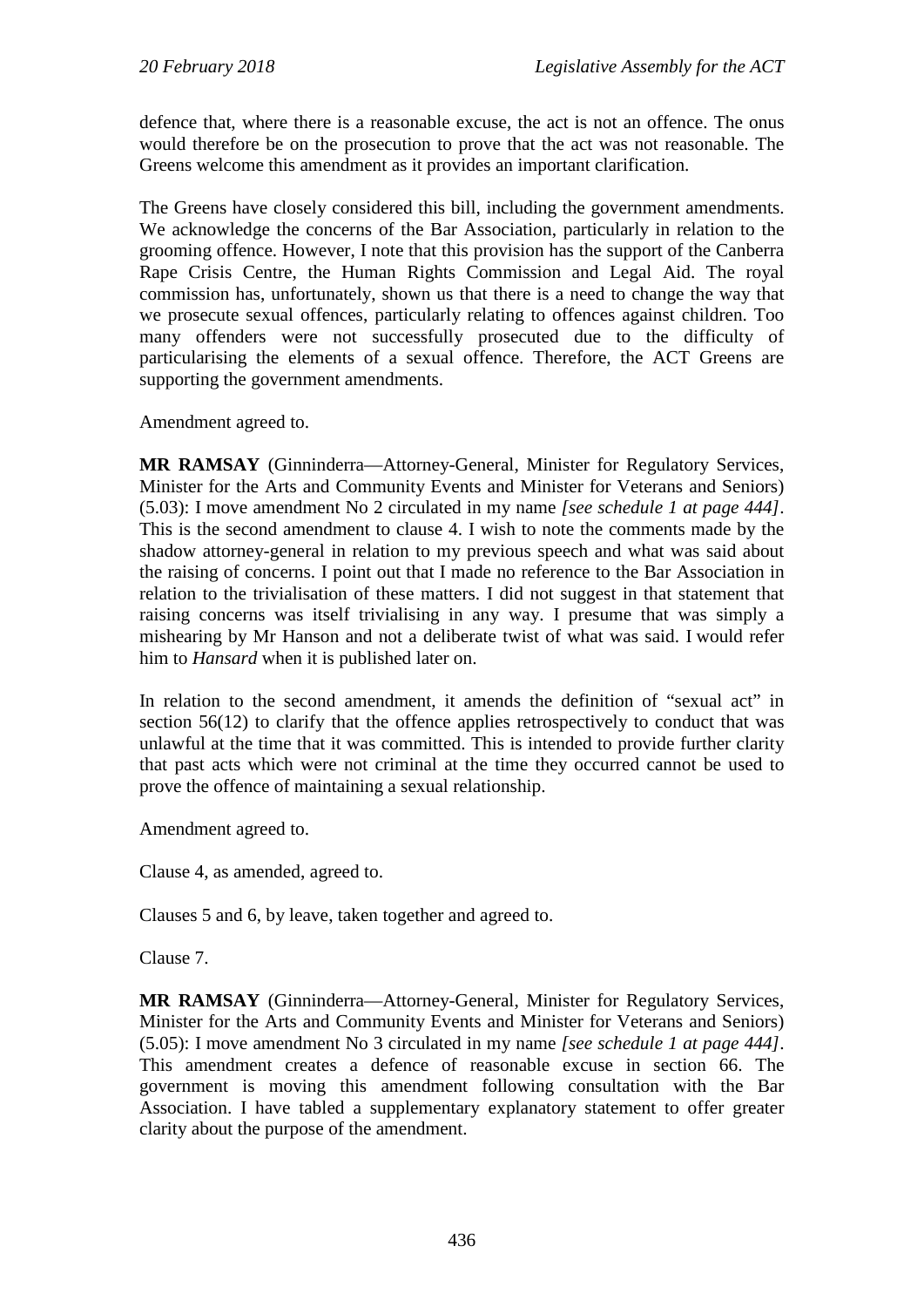defence that, where there is a reasonable excuse, the act is not an offence. The onus would therefore be on the prosecution to prove that the act was not reasonable. The Greens welcome this amendment as it provides an important clarification.

The Greens have closely considered this bill, including the government amendments. We acknowledge the concerns of the Bar Association, particularly in relation to the grooming offence. However, I note that this provision has the support of the Canberra Rape Crisis Centre, the Human Rights Commission and Legal Aid. The royal commission has, unfortunately, shown us that there is a need to change the way that we prosecute sexual offences, particularly relating to offences against children. Too many offenders were not successfully prosecuted due to the difficulty of particularising the elements of a sexual offence. Therefore, the ACT Greens are supporting the government amendments.

Amendment agreed to.

**MR RAMSAY** (Ginninderra—Attorney-General, Minister for Regulatory Services, Minister for the Arts and Community Events and Minister for Veterans and Seniors) (5.03): I move amendment No 2 circulated in my name *[see schedule 1 at page 444]*. This is the second amendment to clause 4. I wish to note the comments made by the shadow attorney-general in relation to my previous speech and what was said about the raising of concerns. I point out that I made no reference to the Bar Association in relation to the trivialisation of these matters. I did not suggest in that statement that raising concerns was itself trivialising in any way. I presume that was simply a mishearing by Mr Hanson and not a deliberate twist of what was said. I would refer him to *Hansard* when it is published later on.

In relation to the second amendment, it amends the definition of "sexual act" in section 56(12) to clarify that the offence applies retrospectively to conduct that was unlawful at the time that it was committed. This is intended to provide further clarity that past acts which were not criminal at the time they occurred cannot be used to prove the offence of maintaining a sexual relationship.

Amendment agreed to.

Clause 4, as amended, agreed to.

Clauses 5 and 6, by leave, taken together and agreed to.

Clause 7.

**MR RAMSAY** (Ginninderra—Attorney-General, Minister for Regulatory Services, Minister for the Arts and Community Events and Minister for Veterans and Seniors) (5.05): I move amendment No 3 circulated in my name *[see schedule 1 at page 444]*. This amendment creates a defence of reasonable excuse in section 66. The government is moving this amendment following consultation with the Bar Association. I have tabled a supplementary explanatory statement to offer greater clarity about the purpose of the amendment.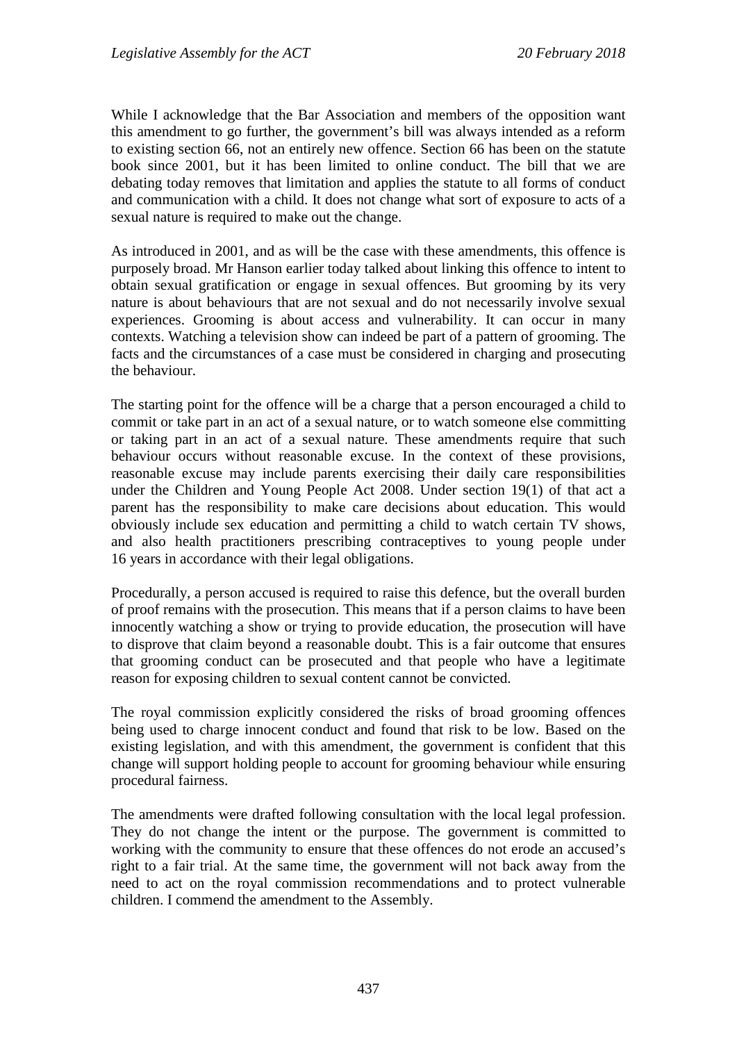While I acknowledge that the Bar Association and members of the opposition want this amendment to go further, the government's bill was always intended as a reform to existing section 66, not an entirely new offence. Section 66 has been on the statute book since 2001, but it has been limited to online conduct. The bill that we are debating today removes that limitation and applies the statute to all forms of conduct and communication with a child. It does not change what sort of exposure to acts of a sexual nature is required to make out the change.

As introduced in 2001, and as will be the case with these amendments, this offence is purposely broad. Mr Hanson earlier today talked about linking this offence to intent to obtain sexual gratification or engage in sexual offences. But grooming by its very nature is about behaviours that are not sexual and do not necessarily involve sexual experiences. Grooming is about access and vulnerability. It can occur in many contexts. Watching a television show can indeed be part of a pattern of grooming. The facts and the circumstances of a case must be considered in charging and prosecuting the behaviour.

The starting point for the offence will be a charge that a person encouraged a child to commit or take part in an act of a sexual nature, or to watch someone else committing or taking part in an act of a sexual nature. These amendments require that such behaviour occurs without reasonable excuse. In the context of these provisions, reasonable excuse may include parents exercising their daily care responsibilities under the Children and Young People Act 2008. Under section 19(1) of that act a parent has the responsibility to make care decisions about education. This would obviously include sex education and permitting a child to watch certain TV shows, and also health practitioners prescribing contraceptives to young people under 16 years in accordance with their legal obligations.

Procedurally, a person accused is required to raise this defence, but the overall burden of proof remains with the prosecution. This means that if a person claims to have been innocently watching a show or trying to provide education, the prosecution will have to disprove that claim beyond a reasonable doubt. This is a fair outcome that ensures that grooming conduct can be prosecuted and that people who have a legitimate reason for exposing children to sexual content cannot be convicted.

The royal commission explicitly considered the risks of broad grooming offences being used to charge innocent conduct and found that risk to be low. Based on the existing legislation, and with this amendment, the government is confident that this change will support holding people to account for grooming behaviour while ensuring procedural fairness.

The amendments were drafted following consultation with the local legal profession. They do not change the intent or the purpose. The government is committed to working with the community to ensure that these offences do not erode an accused's right to a fair trial. At the same time, the government will not back away from the need to act on the royal commission recommendations and to protect vulnerable children. I commend the amendment to the Assembly.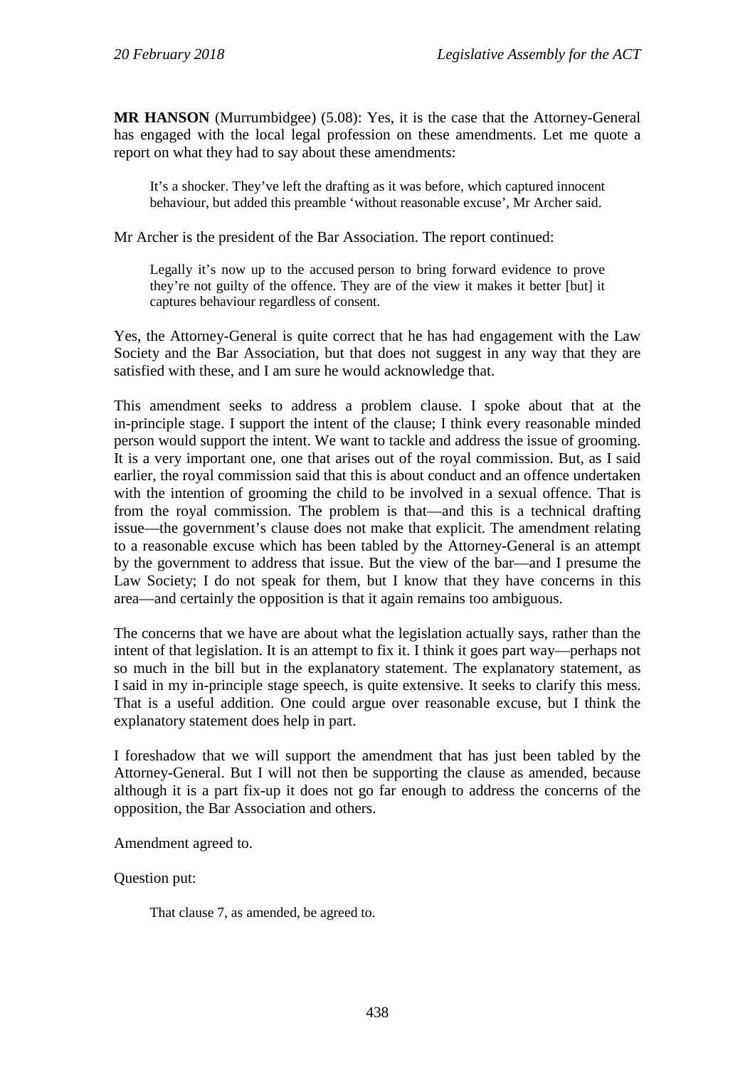**MR HANSON** (Murrumbidgee) (5.08): Yes, it is the case that the Attorney-General has engaged with the local legal profession on these amendments. Let me quote a report on what they had to say about these amendments:

> It's a shocker. They've left the drafting as it was before, which captured innocent behaviour, but added this preamble 'without reasonable excuse', Mr Archer said.

Mr Archer is the president of the Bar Association. The report continued:

> Legally it's now up to the accused person to bring forward evidence to prove they're not guilty of the offence. They are of the view it makes it better [but] it captures behaviour regardless of consent.

Yes, the Attorney-General is quite correct that he has had engagement with the Law Society and the Bar Association, but that does not suggest in any way that they are satisfied with these, and I am sure he would acknowledge that.

This amendment seeks to address a problem clause. I spoke about that at the in-principle stage. I support the intent of the clause; I think every reasonable minded person would support the intent. We want to tackle and address the issue of grooming. It is a very important one, one that arises out of the royal commission. But, as I said earlier, the royal commission said that this is about conduct and an offence undertaken with the intention of grooming the child to be involved in a sexual offence. That is from the royal commission. The problem is that—and this is a technical drafting issue—the government's clause does not make that explicit. The amendment relating to a reasonable excuse which has been tabled by the Attorney-General is an attempt by the government to address that issue. But the view of the bar—and I presume the Law Society; I do not speak for them, but I know that they have concerns in this area—and certainly the opposition is that it again remains too ambiguous.

The concerns that we have are about what the legislation actually says, rather than the intent of that legislation. It is an attempt to fix it. I think it goes part way—perhaps not so much in the bill but in the explanatory statement. The explanatory statement, as I said in my in-principle stage speech, is quite extensive. It seeks to clarify this mess. That is a useful addition. One could argue over reasonable excuse, but I think the explanatory statement does help in part.

I foreshadow that we will support the amendment that has just been tabled by the Attorney-General. But I will not then be supporting the clause as amended, because although it is a part fix-up it does not go far enough to address the concerns of the opposition, the Bar Association and others.

Amendment agreed to.

Question put:

> That clause 7, as amended, be agreed to.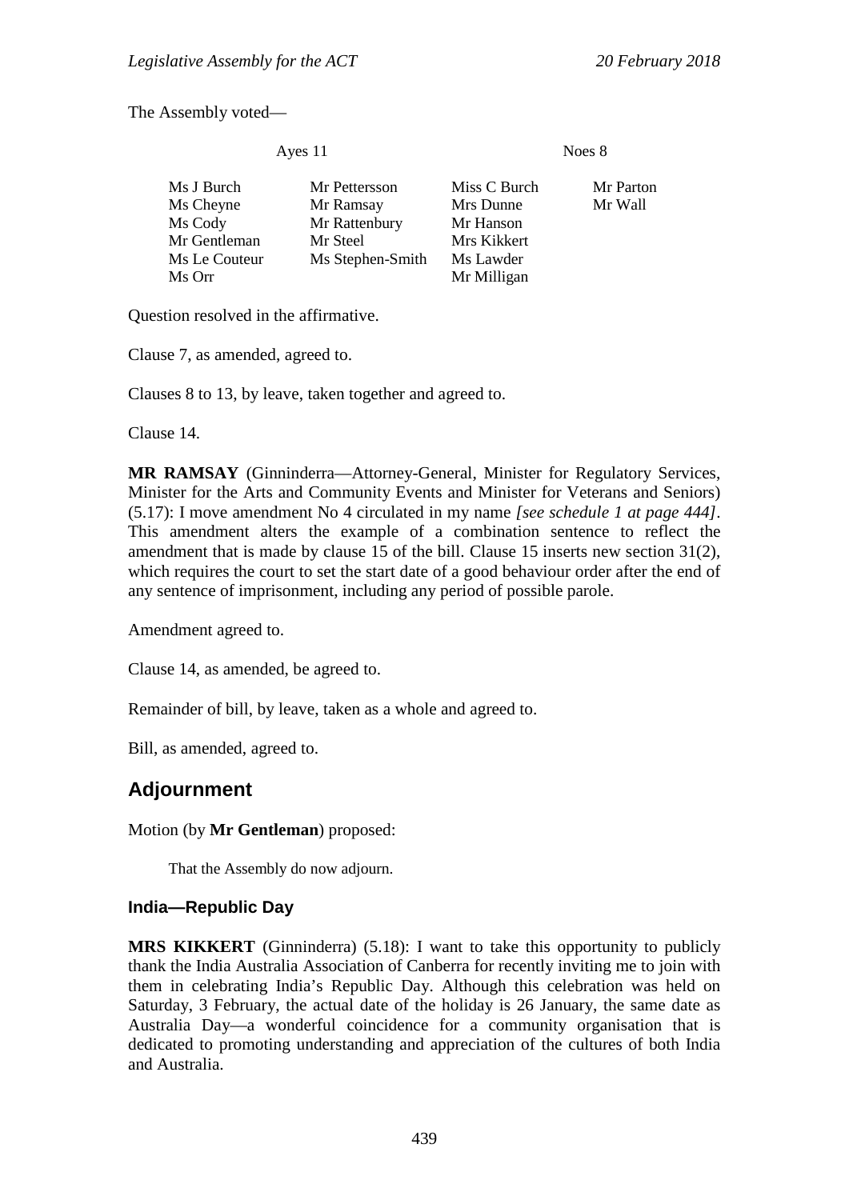The Assembly voted—

| Ayes 11 | | Noes 8 | |
|---|---|---|---|
| Ms J Burch | Mr Pettersson | Miss C Burch | Mr Parton |
| Ms Cheyne | Mr Ramsay | Mrs Dunne | Mr Wall |
| Ms Cody | Mr Rattenbury | Mr Hanson | |
| Mr Gentleman | Mr Steel | Mrs Kikkert | |
| Ms Le Couteur | Ms Stephen-Smith | Ms Lawder | |
| Ms Orr | | Mr Milligan | |

Question resolved in the affirmative.

Clause 7, as amended, agreed to.

Clauses 8 to 13, by leave, taken together and agreed to.

Clause 14.

**MR RAMSAY** (Ginninderra—Attorney-General, Minister for Regulatory Services, Minister for the Arts and Community Events and Minister for Veterans and Seniors) (5.17): I move amendment No 4 circulated in my name *[see schedule 1 at page 444]*. This amendment alters the example of a combination sentence to reflect the amendment that is made by clause 15 of the bill. Clause 15 inserts new section 31(2), which requires the court to set the start date of a good behaviour order after the end of any sentence of imprisonment, including any period of possible parole.

Amendment agreed to.

Clause 14, as amended, be agreed to.

Remainder of bill, by leave, taken as a whole and agreed to.

Bill, as amended, agreed to.

## Adjournment

Motion (by **Mr Gentleman**) proposed:

> That the Assembly do now adjourn.

### India—Republic Day

**MRS KIKKERT** (Ginninderra) (5.18): I want to take this opportunity to publicly thank the India Australia Association of Canberra for recently inviting me to join with them in celebrating India's Republic Day. Although this celebration was held on Saturday, 3 February, the actual date of the holiday is 26 January, the same date as Australia Day—a wonderful coincidence for a community organisation that is dedicated to promoting understanding and appreciation of the cultures of both India and Australia.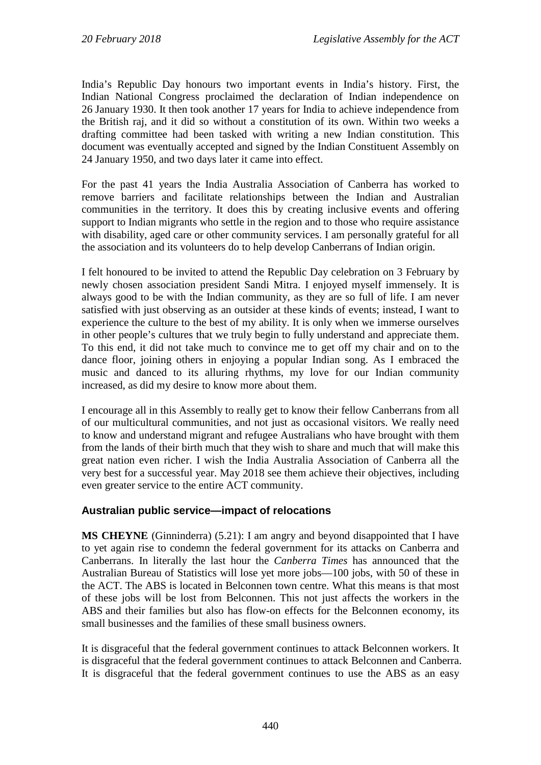India's Republic Day honours two important events in India's history. First, the Indian National Congress proclaimed the declaration of Indian independence on 26 January 1930. It then took another 17 years for India to achieve independence from the British raj, and it did so without a constitution of its own. Within two weeks a drafting committee had been tasked with writing a new Indian constitution. This document was eventually accepted and signed by the Indian Constituent Assembly on 24 January 1950, and two days later it came into effect.

For the past 41 years the India Australia Association of Canberra has worked to remove barriers and facilitate relationships between the Indian and Australian communities in the territory. It does this by creating inclusive events and offering support to Indian migrants who settle in the region and to those who require assistance with disability, aged care or other community services. I am personally grateful for all the association and its volunteers do to help develop Canberrans of Indian origin.

I felt honoured to be invited to attend the Republic Day celebration on 3 February by newly chosen association president Sandi Mitra. I enjoyed myself immensely. It is always good to be with the Indian community, as they are so full of life. I am never satisfied with just observing as an outsider at these kinds of events; instead, I want to experience the culture to the best of my ability. It is only when we immerse ourselves in other people's cultures that we truly begin to fully understand and appreciate them. To this end, it did not take much to convince me to get off my chair and on to the dance floor, joining others in enjoying a popular Indian song. As I embraced the music and danced to its alluring rhythms, my love for our Indian community increased, as did my desire to know more about them.

I encourage all in this Assembly to really get to know their fellow Canberrans from all of our multicultural communities, and not just as occasional visitors. We really need to know and understand migrant and refugee Australians who have brought with them from the lands of their birth much that they wish to share and much that will make this great nation even richer. I wish the India Australia Association of Canberra all the very best for a successful year. May 2018 see them achieve their objectives, including even greater service to the entire ACT community.

### Australian public service—impact of relocations

**MS CHEYNE** (Ginninderra) (5.21): I am angry and beyond disappointed that I have to yet again rise to condemn the federal government for its attacks on Canberra and Canberrans. In literally the last hour the *Canberra Times* has announced that the Australian Bureau of Statistics will lose yet more jobs—100 jobs, with 50 of these in the ACT. The ABS is located in Belconnen town centre. What this means is that most of these jobs will be lost from Belconnen. This not just affects the workers in the ABS and their families but also has flow-on effects for the Belconnen economy, its small businesses and the families of these small business owners.

It is disgraceful that the federal government continues to attack Belconnen workers. It is disgraceful that the federal government continues to attack Belconnen and Canberra. It is disgraceful that the federal government continues to use the ABS as an easy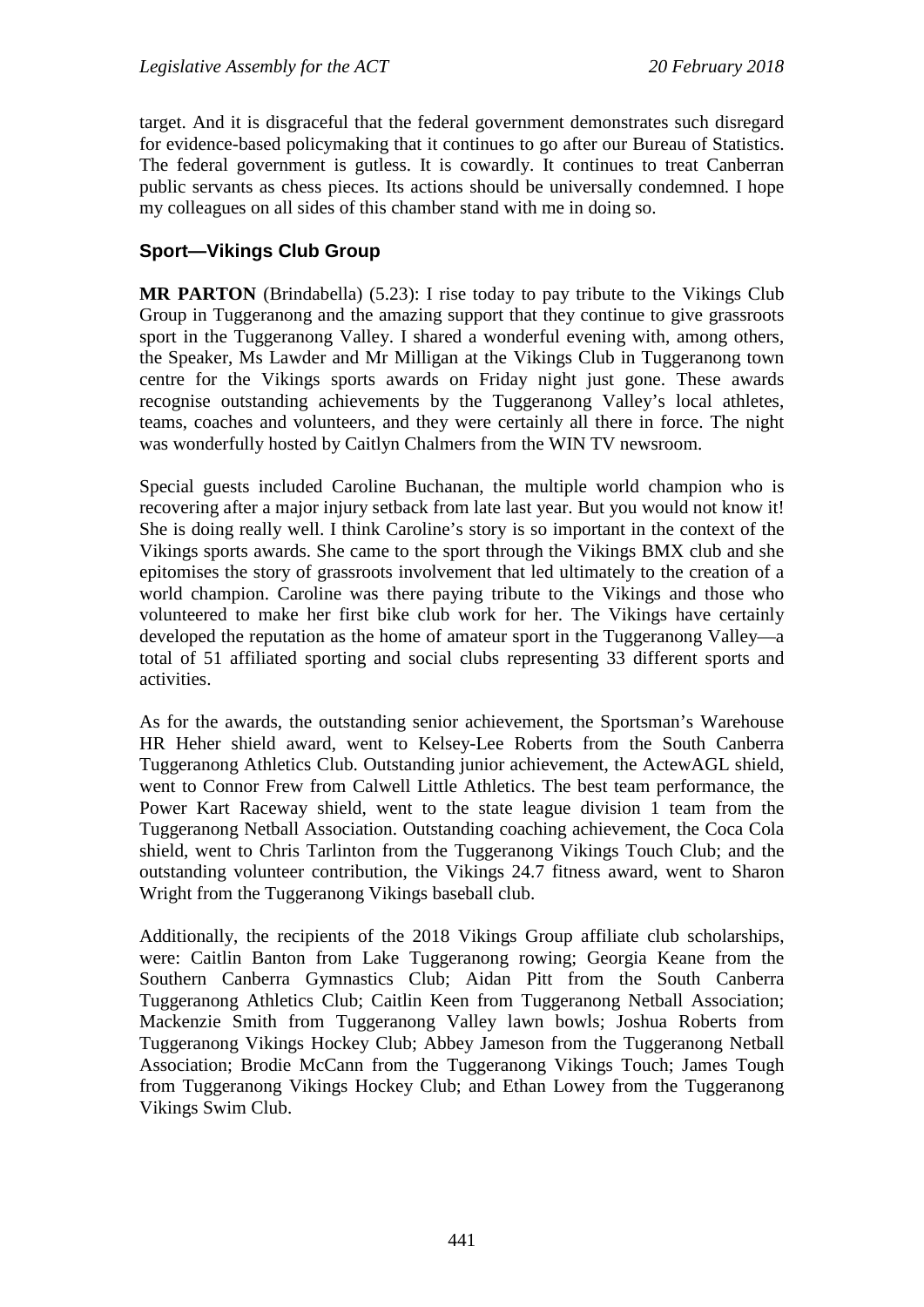target. And it is disgraceful that the federal government demonstrates such disregard for evidence-based policymaking that it continues to go after our Bureau of Statistics. The federal government is gutless. It is cowardly. It continues to treat Canberran public servants as chess pieces. Its actions should be universally condemned. I hope my colleagues on all sides of this chamber stand with me in doing so.

## Sport—Vikings Club Group

**MR PARTON** (Brindabella) (5.23): I rise today to pay tribute to the Vikings Club Group in Tuggeranong and the amazing support that they continue to give grassroots sport in the Tuggeranong Valley. I shared a wonderful evening with, among others, the Speaker, Ms Lawder and Mr Milligan at the Vikings Club in Tuggeranong town centre for the Vikings sports awards on Friday night just gone. These awards recognise outstanding achievements by the Tuggeranong Valley's local athletes, teams, coaches and volunteers, and they were certainly all there in force. The night was wonderfully hosted by Caitlyn Chalmers from the WIN TV newsroom.

Special guests included Caroline Buchanan, the multiple world champion who is recovering after a major injury setback from late last year. But you would not know it! She is doing really well. I think Caroline's story is so important in the context of the Vikings sports awards. She came to the sport through the Vikings BMX club and she epitomises the story of grassroots involvement that led ultimately to the creation of a world champion. Caroline was there paying tribute to the Vikings and those who volunteered to make her first bike club work for her. The Vikings have certainly developed the reputation as the home of amateur sport in the Tuggeranong Valley—a total of 51 affiliated sporting and social clubs representing 33 different sports and activities.

As for the awards, the outstanding senior achievement, the Sportsman's Warehouse HR Heher shield award, went to Kelsey-Lee Roberts from the South Canberra Tuggeranong Athletics Club. Outstanding junior achievement, the ActewAGL shield, went to Connor Frew from Calwell Little Athletics. The best team performance, the Power Kart Raceway shield, went to the state league division 1 team from the Tuggeranong Netball Association. Outstanding coaching achievement, the Coca Cola shield, went to Chris Tarlinton from the Tuggeranong Vikings Touch Club; and the outstanding volunteer contribution, the Vikings 24.7 fitness award, went to Sharon Wright from the Tuggeranong Vikings baseball club.

Additionally, the recipients of the 2018 Vikings Group affiliate club scholarships, were: Caitlin Banton from Lake Tuggeranong rowing; Georgia Keane from the Southern Canberra Gymnastics Club; Aidan Pitt from the South Canberra Tuggeranong Athletics Club; Caitlin Keen from Tuggeranong Netball Association; Mackenzie Smith from Tuggeranong Valley lawn bowls; Joshua Roberts from Tuggeranong Vikings Hockey Club; Abbey Jameson from the Tuggeranong Netball Association; Brodie McCann from the Tuggeranong Vikings Touch; James Tough from Tuggeranong Vikings Hockey Club; and Ethan Lowey from the Tuggeranong Vikings Swim Club.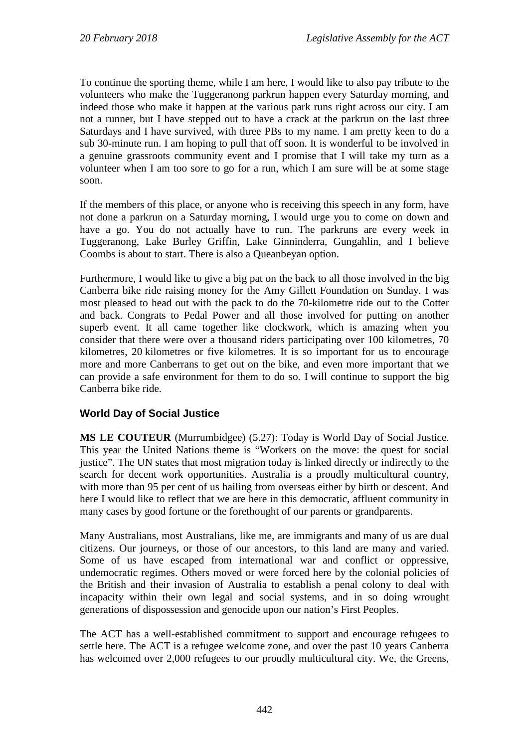To continue the sporting theme, while I am here, I would like to also pay tribute to the volunteers who make the Tuggeranong parkrun happen every Saturday morning, and indeed those who make it happen at the various park runs right across our city. I am not a runner, but I have stepped out to have a crack at the parkrun on the last three Saturdays and I have survived, with three PBs to my name. I am pretty keen to do a sub 30-minute run. I am hoping to pull that off soon. It is wonderful to be involved in a genuine grassroots community event and I promise that I will take my turn as a volunteer when I am too sore to go for a run, which I am sure will be at some stage soon.

If the members of this place, or anyone who is receiving this speech in any form, have not done a parkrun on a Saturday morning, I would urge you to come on down and have a go. You do not actually have to run. The parkruns are every week in Tuggeranong, Lake Burley Griffin, Lake Ginninderra, Gungahlin, and I believe Coombs is about to start. There is also a Queanbeyan option.

Furthermore, I would like to give a big pat on the back to all those involved in the big Canberra bike ride raising money for the Amy Gillett Foundation on Sunday. I was most pleased to head out with the pack to do the 70-kilometre ride out to the Cotter and back. Congrats to Pedal Power and all those involved for putting on another superb event. It all came together like clockwork, which is amazing when you consider that there were over a thousand riders participating over 100 kilometres, 70 kilometres, 20 kilometres or five kilometres. It is so important for us to encourage more and more Canberrans to get out on the bike, and even more important that we can provide a safe environment for them to do so. I will continue to support the big Canberra bike ride.

## World Day of Social Justice

**MS LE COUTEUR** (Murrumbidgee) (5.27): Today is World Day of Social Justice. This year the United Nations theme is "Workers on the move: the quest for social justice". The UN states that most migration today is linked directly or indirectly to the search for decent work opportunities. Australia is a proudly multicultural country, with more than 95 per cent of us hailing from overseas either by birth or descent. And here I would like to reflect that we are here in this democratic, affluent community in many cases by good fortune or the forethought of our parents or grandparents.

Many Australians, most Australians, like me, are immigrants and many of us are dual citizens. Our journeys, or those of our ancestors, to this land are many and varied. Some of us have escaped from international war and conflict or oppressive, undemocratic regimes. Others moved or were forced here by the colonial policies of the British and their invasion of Australia to establish a penal colony to deal with incapacity within their own legal and social systems, and in so doing wrought generations of dispossession and genocide upon our nation's First Peoples.

The ACT has a well-established commitment to support and encourage refugees to settle here. The ACT is a refugee welcome zone, and over the past 10 years Canberra has welcomed over 2,000 refugees to our proudly multicultural city. We, the Greens,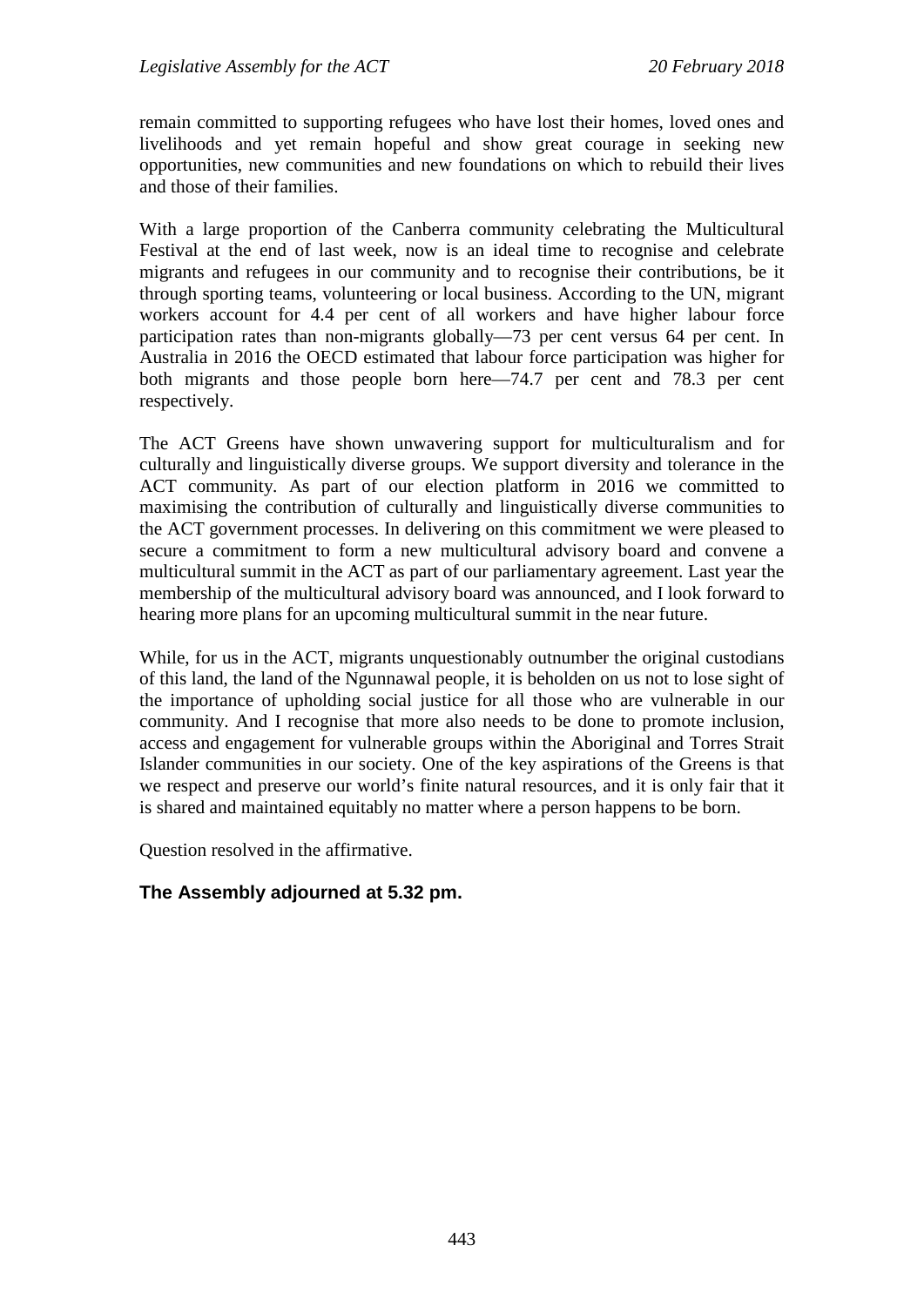remain committed to supporting refugees who have lost their homes, loved ones and livelihoods and yet remain hopeful and show great courage in seeking new opportunities, new communities and new foundations on which to rebuild their lives and those of their families.

With a large proportion of the Canberra community celebrating the Multicultural Festival at the end of last week, now is an ideal time to recognise and celebrate migrants and refugees in our community and to recognise their contributions, be it through sporting teams, volunteering or local business. According to the UN, migrant workers account for 4.4 per cent of all workers and have higher labour force participation rates than non-migrants globally—73 per cent versus 64 per cent. In Australia in 2016 the OECD estimated that labour force participation was higher for both migrants and those people born here—74.7 per cent and 78.3 per cent respectively.

The ACT Greens have shown unwavering support for multiculturalism and for culturally and linguistically diverse groups. We support diversity and tolerance in the ACT community. As part of our election platform in 2016 we committed to maximising the contribution of culturally and linguistically diverse communities to the ACT government processes. In delivering on this commitment we were pleased to secure a commitment to form a new multicultural advisory board and convene a multicultural summit in the ACT as part of our parliamentary agreement. Last year the membership of the multicultural advisory board was announced, and I look forward to hearing more plans for an upcoming multicultural summit in the near future.

While, for us in the ACT, migrants unquestionably outnumber the original custodians of this land, the land of the Ngunnawal people, it is beholden on us not to lose sight of the importance of upholding social justice for all those who are vulnerable in our community. And I recognise that more also needs to be done to promote inclusion, access and engagement for vulnerable groups within the Aboriginal and Torres Strait Islander communities in our society. One of the key aspirations of the Greens is that we respect and preserve our world's finite natural resources, and it is only fair that it is shared and maintained equitably no matter where a person happens to be born.

Question resolved in the affirmative.

**The Assembly adjourned at 5.32 pm.**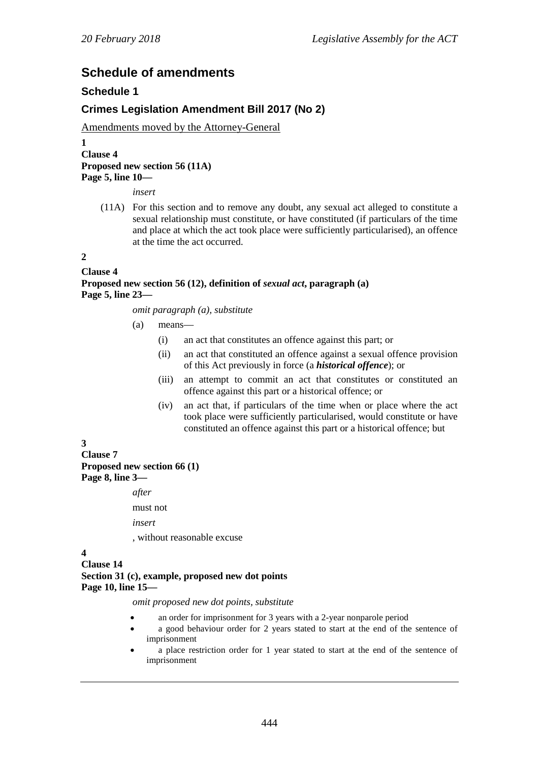# Schedule of amendments

## Schedule 1

## Crimes Legislation Amendment Bill 2017 (No 2)

Amendments moved by the Attorney-General

**1**
**Clause 4**
**Proposed new section 56 (11A)**
**Page 5, line 10—**

*insert*

(11A) For this section and to remove any doubt, any sexual act alleged to constitute a sexual relationship must constitute, or have constituted (if particulars of the time and place at which the act took place were sufficiently particularised), an offence at the time the act occurred.

**2**
**Clause 4**
**Proposed new section 56 (12), definition of *sexual act*, paragraph (a)**
**Page 5, line 23—**

*omit paragraph (a), substitute*

(a) means—

(i) an act that constitutes an offence against this part; or

(ii) an act that constituted an offence against a sexual offence provision of this Act previously in force (a ***historical offence***); or

(iii) an attempt to commit an act that constitutes or constituted an offence against this part or a historical offence; or

(iv) an act that, if particulars of the time when or place where the act took place were sufficiently particularised, would constitute or have constituted an offence against this part or a historical offence; but

**3**
**Clause 7**
**Proposed new section 66 (1)**
**Page 8, line 3—**

*after*

must not

*insert*

, without reasonable excuse

**4**
**Clause 14**
**Section 31 (c), example, proposed new dot points**
**Page 10, line 15—**

*omit proposed new dot points, substitute*

- an order for imprisonment for 3 years with a 2-year nonparole period
- a good behaviour order for 2 years stated to start at the end of the sentence of imprisonment
- a place restriction order for 1 year stated to start at the end of the sentence of imprisonment